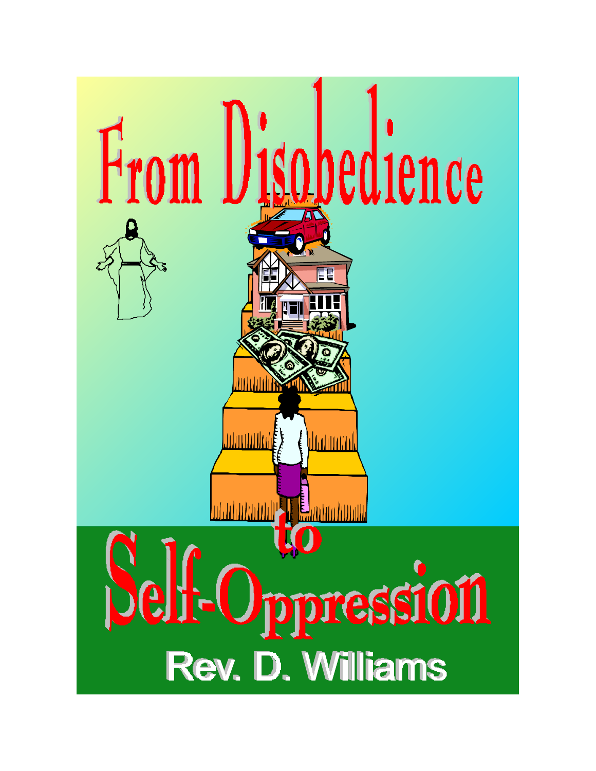# From Disobedience to Self-Oppression

Rev. D. Williams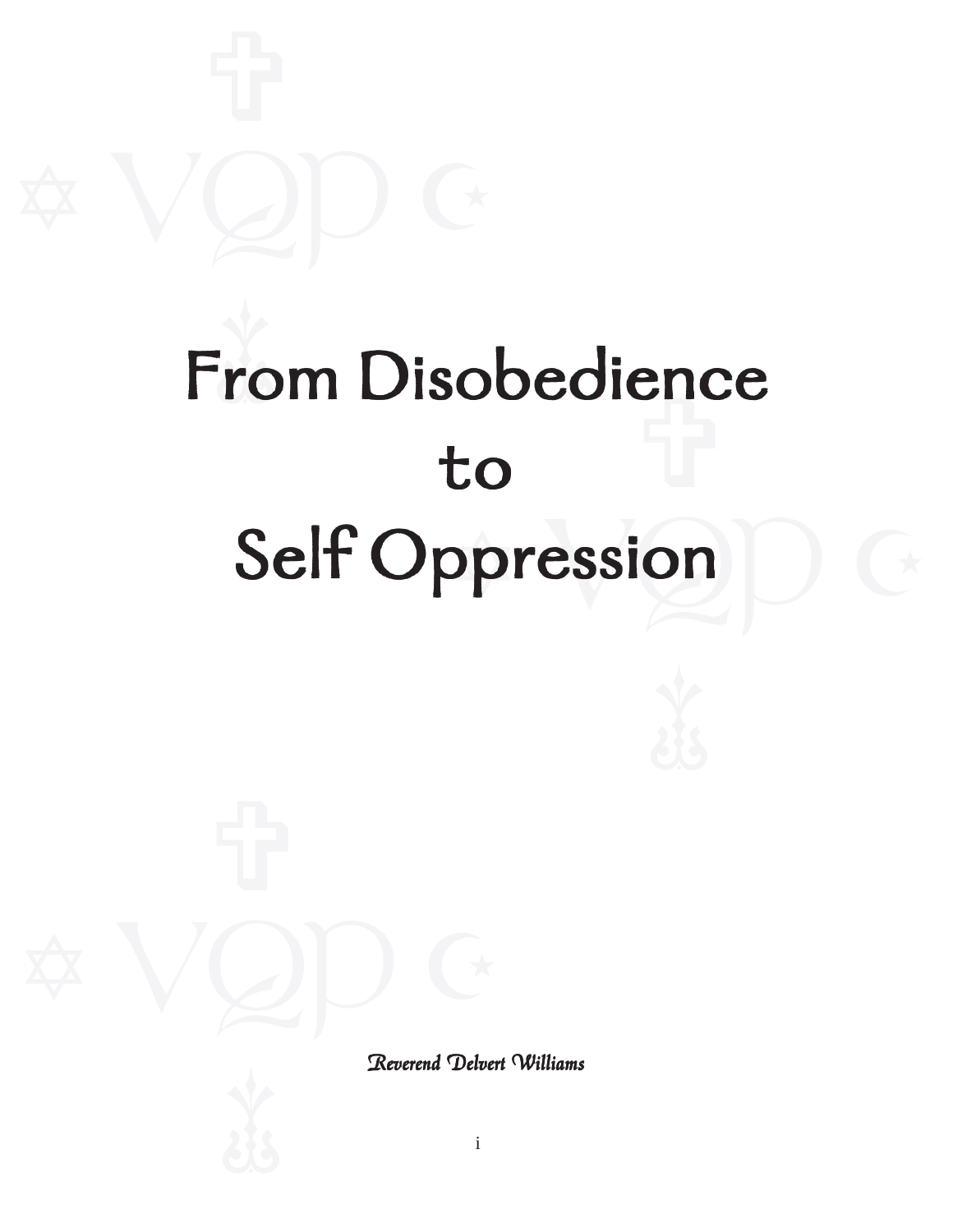# From Disobedience to Self Oppression

*Reverend Delvert Williams*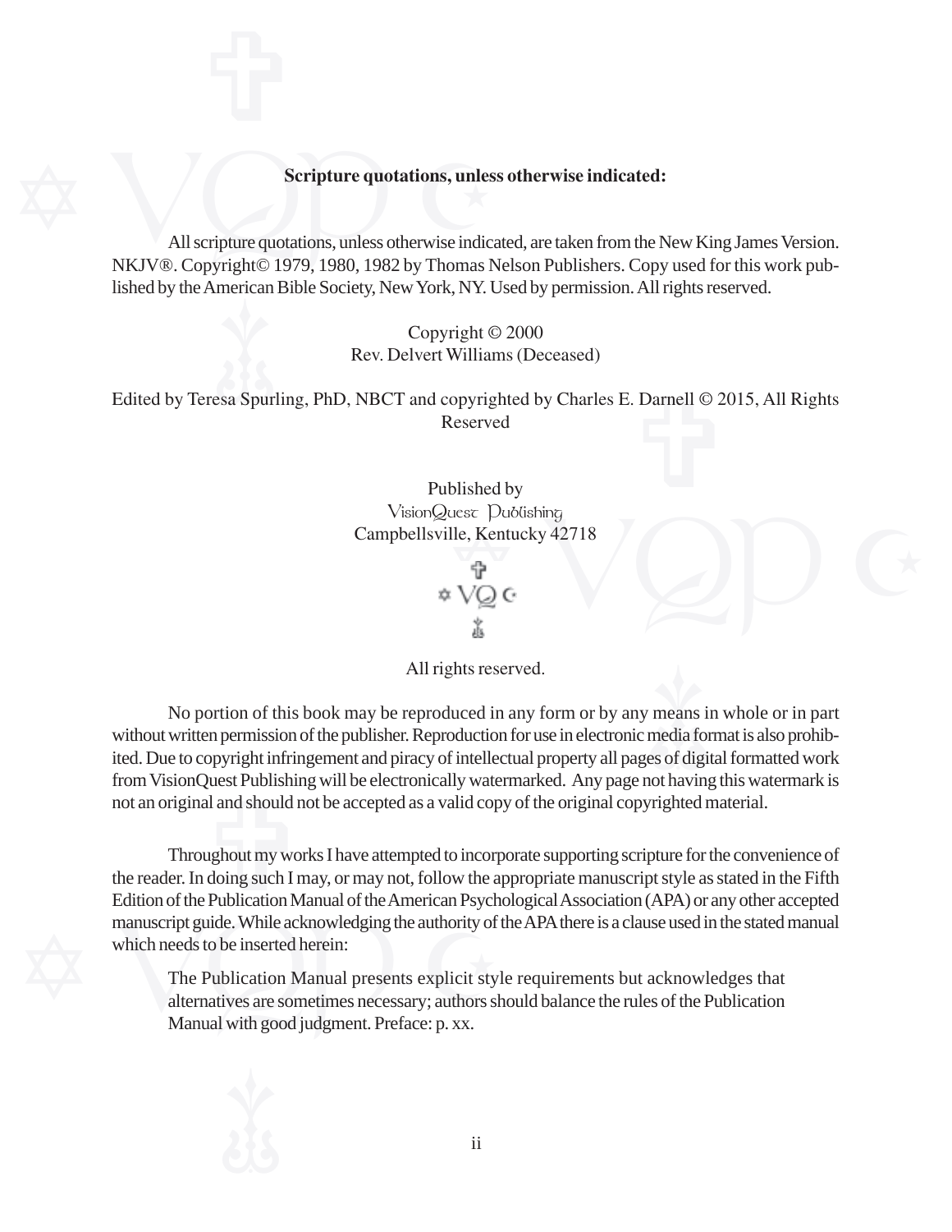**Scripture quotations, unless otherwise indicated:**

All scripture quotations, unless otherwise indicated, are taken from the New King James Version. NKJV®. Copyright© 1979, 1980, 1982 by Thomas Nelson Publishers. Copy used for this work published by the American Bible Society, New York, NY. Used by permission. All rights reserved.

Copyright © 2000
Rev. Delvert Williams (Deceased)

Edited by Teresa Spurling, PhD, NBCT and copyrighted by Charles E. Darnell © 2015, All Rights Reserved

Published by
VisionQuest Publishing
Campbellsville, Kentucky 42718

All rights reserved.

No portion of this book may be reproduced in any form or by any means in whole or in part without written permission of the publisher. Reproduction for use in electronic media format is also prohibited. Due to copyright infringement and piracy of intellectual property all pages of digital formatted work from VisionQuest Publishing will be electronically watermarked. Any page not having this watermark is not an original and should not be accepted as a valid copy of the original copyrighted material.

Throughout my works I have attempted to incorporate supporting scripture for the convenience of the reader. In doing such I may, or may not, follow the appropriate manuscript style as stated in the Fifth Edition of the Publication Manual of the American Psychological Association (APA) or any other accepted manuscript guide. While acknowledging the authority of the APA there is a clause used in the stated manual which needs to be inserted herein:

> The Publication Manual presents explicit style requirements but acknowledges that alternatives are sometimes necessary; authors should balance the rules of the Publication Manual with good judgment. Preface: p. xx.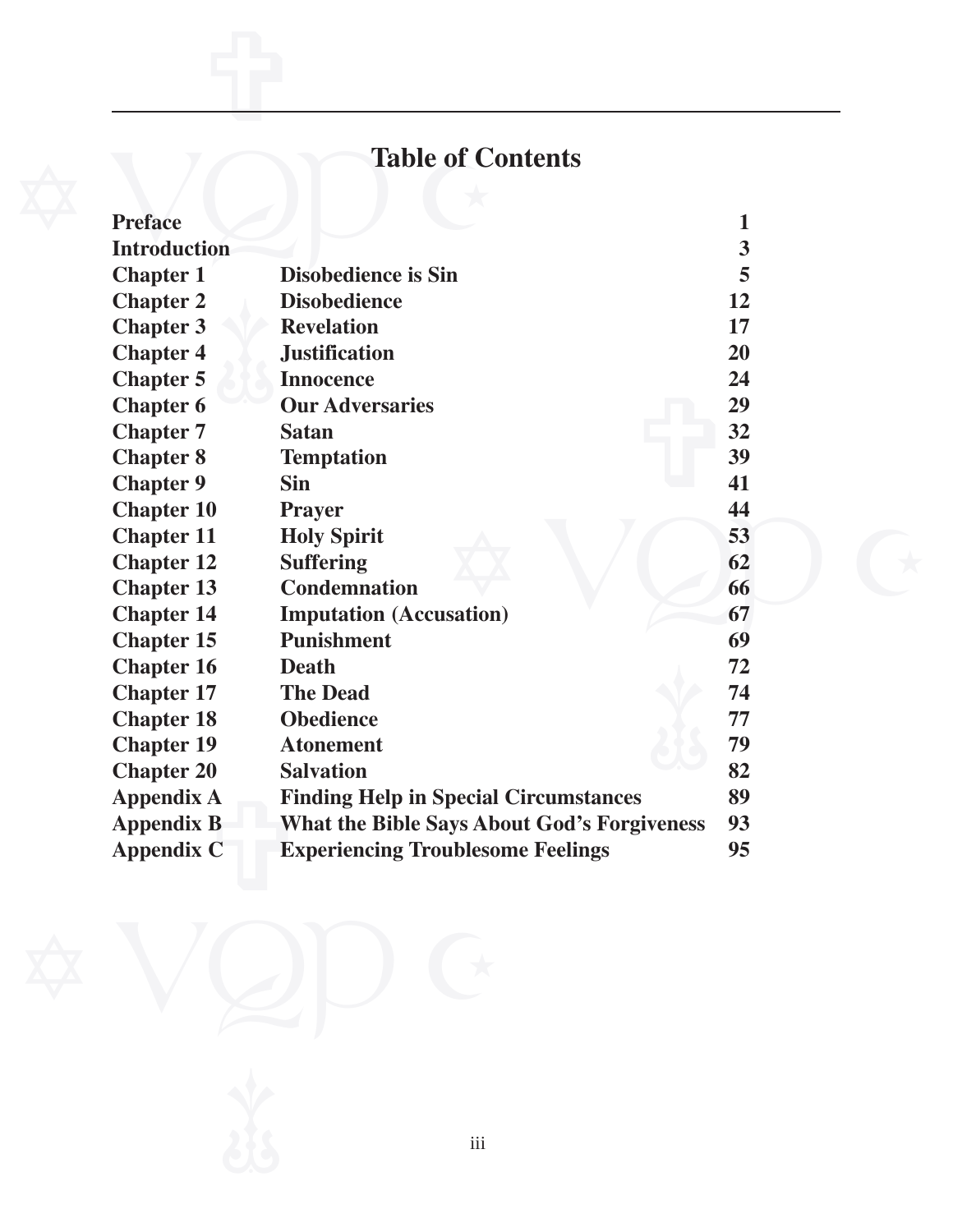# Table of Contents

| | | |
|---|---|---|
| **Preface** | | **1** |
| **Introduction** | | **3** |
| **Chapter 1** | **Disobedience is Sin** | **5** |
| **Chapter 2** | **Disobedience** | **12** |
| **Chapter 3** | **Revelation** | **17** |
| **Chapter 4** | **Justification** | **20** |
| **Chapter 5** | **Innocence** | **24** |
| **Chapter 6** | **Our Adversaries** | **29** |
| **Chapter 7** | **Satan** | **32** |
| **Chapter 8** | **Temptation** | **39** |
| **Chapter 9** | **Sin** | **41** |
| **Chapter 10** | **Prayer** | **44** |
| **Chapter 11** | **Holy Spirit** | **53** |
| **Chapter 12** | **Suffering** | **62** |
| **Chapter 13** | **Condemnation** | **66** |
| **Chapter 14** | **Imputation (Accusation)** | **67** |
| **Chapter 15** | **Punishment** | **69** |
| **Chapter 16** | **Death** | **72** |
| **Chapter 17** | **The Dead** | **74** |
| **Chapter 18** | **Obedience** | **77** |
| **Chapter 19** | **Atonement** | **79** |
| **Chapter 20** | **Salvation** | **82** |
| **Appendix A** | **Finding Help in Special Circumstances** | **89** |
| **Appendix B** | **What the Bible Says About God's Forgiveness** | **93** |
| **Appendix C** | **Experiencing Troublesome Feelings** | **95** |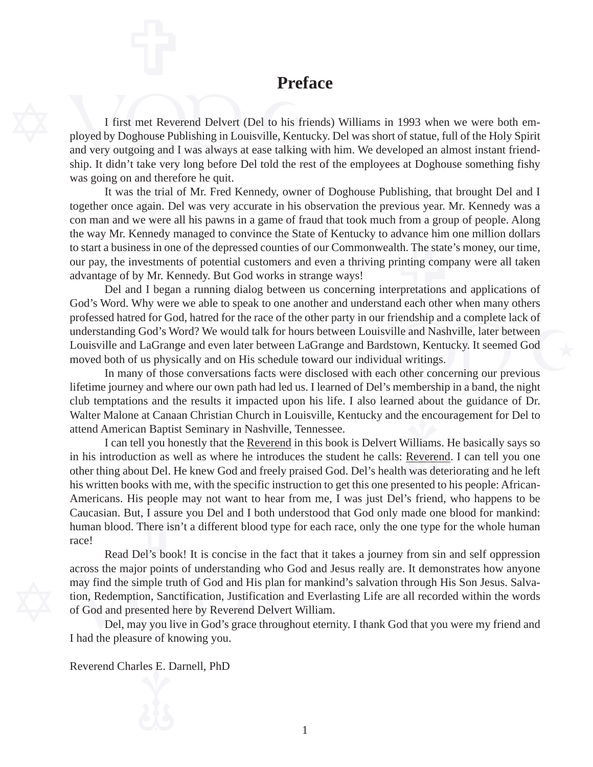# Preface

I first met Reverend Delvert (Del to his friends) Williams in 1993 when we were both employed by Doghouse Publishing in Louisville, Kentucky. Del was short of statue, full of the Holy Spirit and very outgoing and I was always at ease talking with him. We developed an almost instant friendship. It didn't take very long before Del told the rest of the employees at Doghouse something fishy was going on and therefore he quit.

It was the trial of Mr. Fred Kennedy, owner of Doghouse Publishing, that brought Del and I together once again. Del was very accurate in his observation the previous year. Mr. Kennedy was a con man and we were all his pawns in a game of fraud that took much from a group of people. Along the way Mr. Kennedy managed to convince the State of Kentucky to advance him one million dollars to start a business in one of the depressed counties of our Commonwealth. The state's money, our time, our pay, the investments of potential customers and even a thriving printing company were all taken advantage of by Mr. Kennedy. But God works in strange ways!

Del and I began a running dialog between us concerning interpretations and applications of God's Word. Why were we able to speak to one another and understand each other when many others professed hatred for God, hatred for the race of the other party in our friendship and a complete lack of understanding God's Word? We would talk for hours between Louisville and Nashville, later between Louisville and LaGrange and even later between LaGrange and Bardstown, Kentucky. It seemed God moved both of us physically and on His schedule toward our individual writings.

In many of those conversations facts were disclosed with each other concerning our previous lifetime journey and where our own path had led us. I learned of Del's membership in a band, the night club temptations and the results it impacted upon his life. I also learned about the guidance of Dr. Walter Malone at Canaan Christian Church in Louisville, Kentucky and the encouragement for Del to attend American Baptist Seminary in Nashville, Tennessee.

I can tell you honestly that the <u>Reverend</u> in this book is Delvert Williams. He basically says so in his introduction as well as where he introduces the student he calls: <u>Reverend</u>. I can tell you one other thing about Del. He knew God and freely praised God. Del's health was deteriorating and he left his written books with me, with the specific instruction to get this one presented to his people: African-Americans. His people may not want to hear from me, I was just Del's friend, who happens to be Caucasian. But, I assure you Del and I both understood that God only made one blood for mankind: human blood. There isn't a different blood type for each race, only the one type for the whole human race!

Read Del's book! It is concise in the fact that it takes a journey from sin and self oppression across the major points of understanding who God and Jesus really are. It demonstrates how anyone may find the simple truth of God and His plan for mankind's salvation through His Son Jesus. Salvation, Redemption, Sanctification, Justification and Everlasting Life are all recorded within the words of God and presented here by Reverend Delvert William.

Del, may you live in God's grace throughout eternity. I thank God that you were my friend and I had the pleasure of knowing you.

Reverend Charles E. Darnell, PhD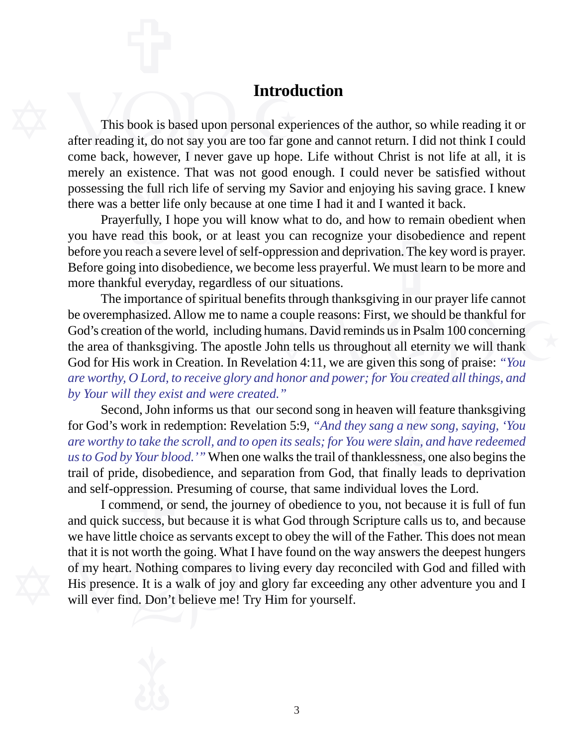# Introduction

This book is based upon personal experiences of the author, so while reading it or after reading it, do not say you are too far gone and cannot return. I did not think I could come back, however, I never gave up hope. Life without Christ is not life at all, it is merely an existence. That was not good enough. I could never be satisfied without possessing the full rich life of serving my Savior and enjoying his saving grace. I knew there was a better life only because at one time I had it and I wanted it back.

Prayerfully, I hope you will know what to do, and how to remain obedient when you have read this book, or at least you can recognize your disobedience and repent before you reach a severe level of self-oppression and deprivation. The key word is prayer. Before going into disobedience, we become less prayerful. We must learn to be more and more thankful everyday, regardless of our situations.

The importance of spiritual benefits through thanksgiving in our prayer life cannot be overemphasized. Allow me to name a couple reasons: First, we should be thankful for God's creation of the world, including humans. David reminds us in Psalm 100 concerning the area of thanksgiving. The apostle John tells us throughout all eternity we will thank God for His work in Creation. In Revelation 4:11, we are given this song of praise: *"You are worthy, O Lord, to receive glory and honor and power; for You created all things, and by Your will they exist and were created."*

Second, John informs us that our second song in heaven will feature thanksgiving for God's work in redemption: Revelation 5:9, *"And they sang a new song, saying, 'You are worthy to take the scroll, and to open its seals; for You were slain, and have redeemed us to God by Your blood.'"* When one walks the trail of thanklessness, one also begins the trail of pride, disobedience, and separation from God, that finally leads to deprivation and self-oppression. Presuming of course, that same individual loves the Lord.

I commend, or send, the journey of obedience to you, not because it is full of fun and quick success, but because it is what God through Scripture calls us to, and because we have little choice as servants except to obey the will of the Father. This does not mean that it is not worth the going. What I have found on the way answers the deepest hungers of my heart. Nothing compares to living every day reconciled with God and filled with His presence. It is a walk of joy and glory far exceeding any other adventure you and I will ever find. Don't believe me! Try Him for yourself.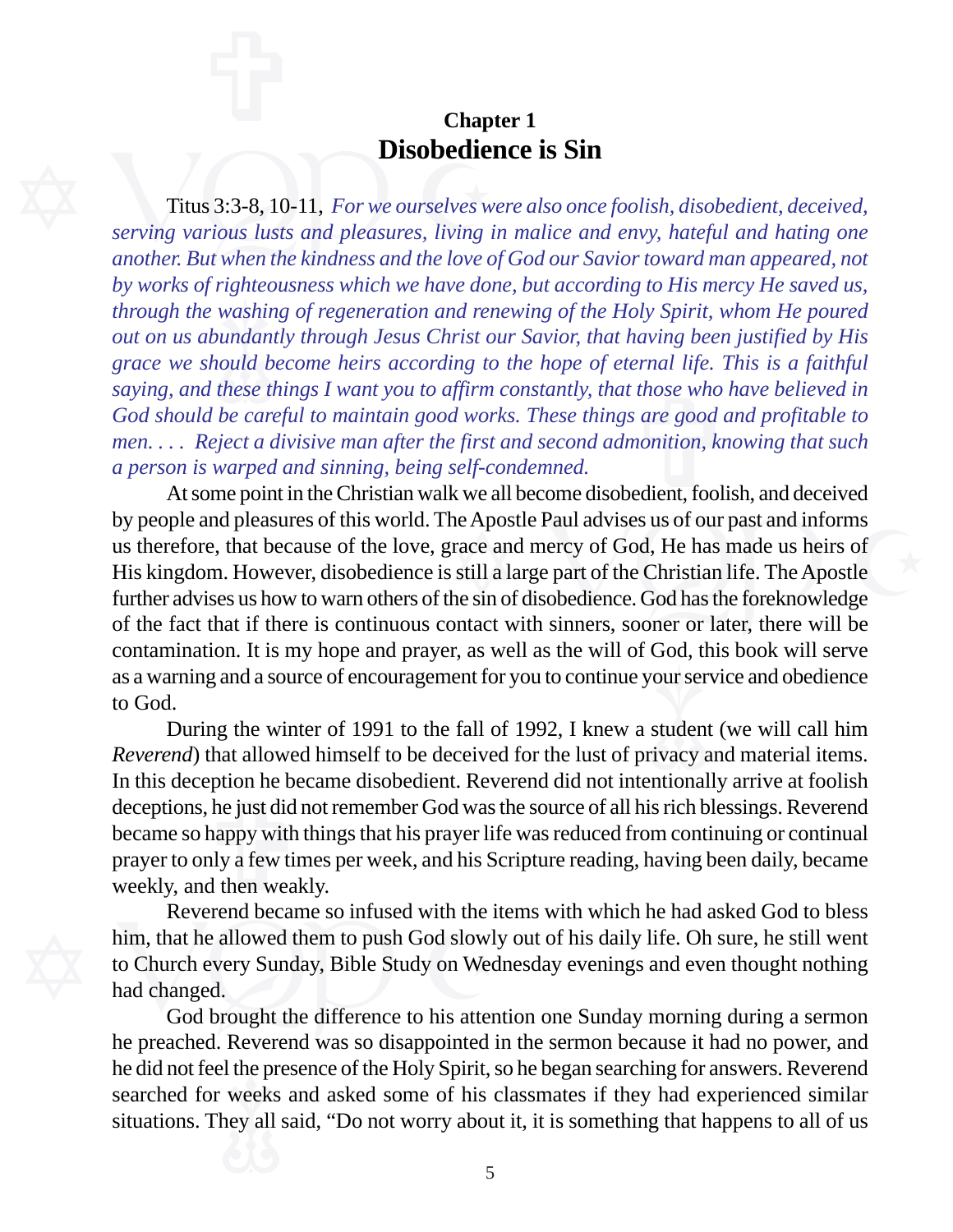# Chapter 1
# Disobedience is Sin

Titus 3:3-8, 10-11, *For we ourselves were also once foolish, disobedient, deceived, serving various lusts and pleasures, living in malice and envy, hateful and hating one another. But when the kindness and the love of God our Savior toward man appeared, not by works of righteousness which we have done, but according to His mercy He saved us, through the washing of regeneration and renewing of the Holy Spirit, whom He poured out on us abundantly through Jesus Christ our Savior, that having been justified by His grace we should become heirs according to the hope of eternal life. This is a faithful saying, and these things I want you to affirm constantly, that those who have believed in God should be careful to maintain good works. These things are good and profitable to men. . . . Reject a divisive man after the first and second admonition, knowing that such a person is warped and sinning, being self-condemned.*

At some point in the Christian walk we all become disobedient, foolish, and deceived by people and pleasures of this world. The Apostle Paul advises us of our past and informs us therefore, that because of the love, grace and mercy of God, He has made us heirs of His kingdom. However, disobedience is still a large part of the Christian life. The Apostle further advises us how to warn others of the sin of disobedience. God has the foreknowledge of the fact that if there is continuous contact with sinners, sooner or later, there will be contamination. It is my hope and prayer, as well as the will of God, this book will serve as a warning and a source of encouragement for you to continue your service and obedience to God.

During the winter of 1991 to the fall of 1992, I knew a student (we will call him *Reverend*) that allowed himself to be deceived for the lust of privacy and material items. In this deception he became disobedient. Reverend did not intentionally arrive at foolish deceptions, he just did not remember God was the source of all his rich blessings. Reverend became so happy with things that his prayer life was reduced from continuing or continual prayer to only a few times per week, and his Scripture reading, having been daily, became weekly, and then weakly.

Reverend became so infused with the items with which he had asked God to bless him, that he allowed them to push God slowly out of his daily life. Oh sure, he still went to Church every Sunday, Bible Study on Wednesday evenings and even thought nothing had changed.

God brought the difference to his attention one Sunday morning during a sermon he preached. Reverend was so disappointed in the sermon because it had no power, and he did not feel the presence of the Holy Spirit, so he began searching for answers. Reverend searched for weeks and asked some of his classmates if they had experienced similar situations. They all said, "Do not worry about it, it is something that happens to all of us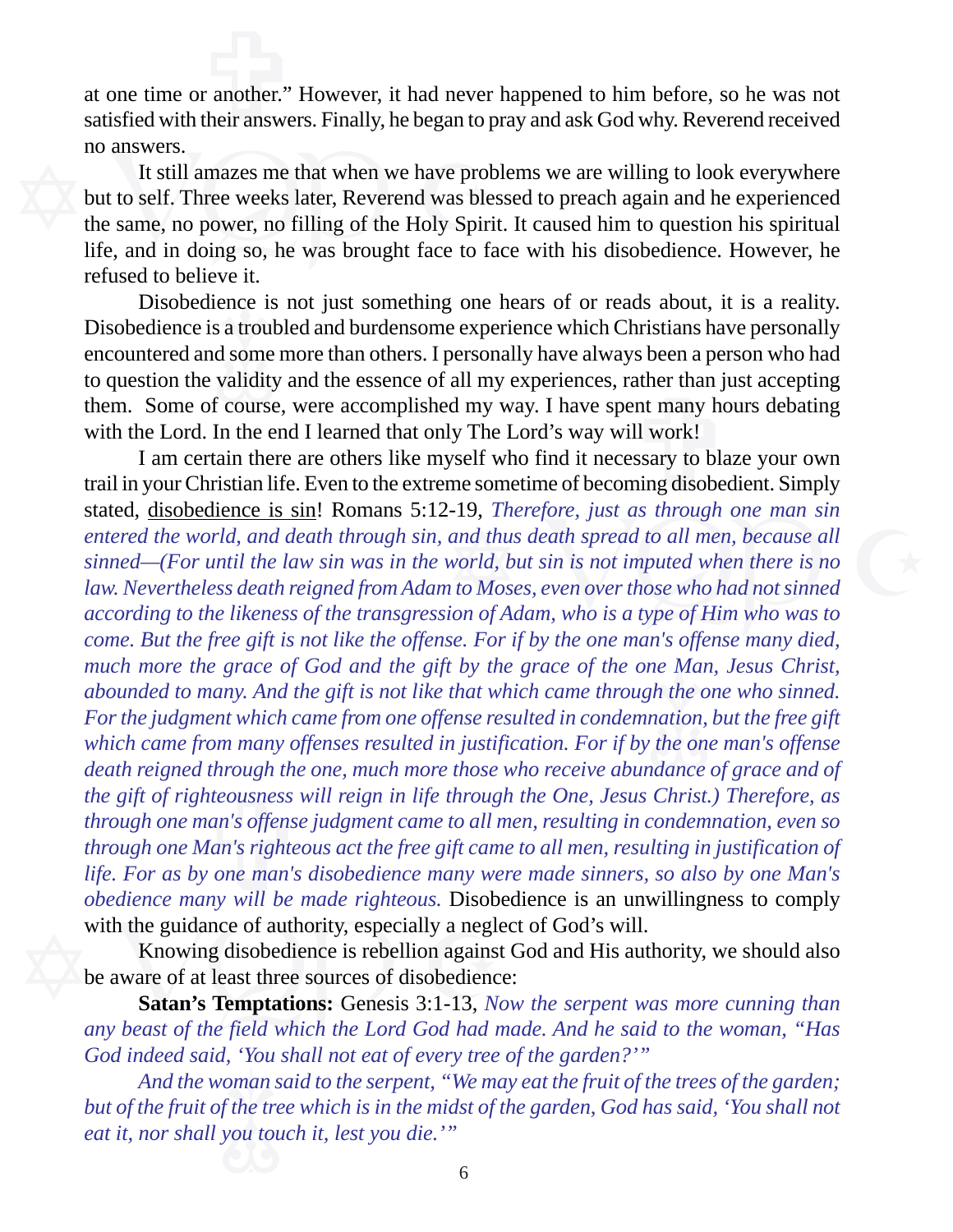at one time or another." However, it had never happened to him before, so he was not satisfied with their answers. Finally, he began to pray and ask God why. Reverend received no answers.

It still amazes me that when we have problems we are willing to look everywhere but to self. Three weeks later, Reverend was blessed to preach again and he experienced the same, no power, no filling of the Holy Spirit. It caused him to question his spiritual life, and in doing so, he was brought face to face with his disobedience. However, he refused to believe it.

Disobedience is not just something one hears of or reads about, it is a reality. Disobedience is a troubled and burdensome experience which Christians have personally encountered and some more than others. I personally have always been a person who had to question the validity and the essence of all my experiences, rather than just accepting them. Some of course, were accomplished my way. I have spent many hours debating with the Lord. In the end I learned that only The Lord's way will work!

I am certain there are others like myself who find it necessary to blaze your own trail in your Christian life. Even to the extreme sometime of becoming disobedient. Simply stated, <u>disobedience is sin</u>! Romans 5:12-19, *Therefore, just as through one man sin entered the world, and death through sin, and thus death spread to all men, because all sinned—(For until the law sin was in the world, but sin is not imputed when there is no law. Nevertheless death reigned from Adam to Moses, even over those who had not sinned according to the likeness of the transgression of Adam, who is a type of Him who was to come. But the free gift is not like the offense. For if by the one man's offense many died, much more the grace of God and the gift by the grace of the one Man, Jesus Christ, abounded to many. And the gift is not like that which came through the one who sinned. For the judgment which came from one offense resulted in condemnation, but the free gift which came from many offenses resulted in justification. For if by the one man's offense death reigned through the one, much more those who receive abundance of grace and of the gift of righteousness will reign in life through the One, Jesus Christ.) Therefore, as through one man's offense judgment came to all men, resulting in condemnation, even so through one Man's righteous act the free gift came to all men, resulting in justification of life. For as by one man's disobedience many were made sinners, so also by one Man's obedience many will be made righteous.* Disobedience is an unwillingness to comply with the guidance of authority, especially a neglect of God's will.

Knowing disobedience is rebellion against God and His authority, we should also be aware of at least three sources of disobedience:

**Satan's Temptations:** Genesis 3:1-13, *Now the serpent was more cunning than any beast of the field which the Lord God had made. And he said to the woman, "Has God indeed said, 'You shall not eat of every tree of the garden?'"*

*And the woman said to the serpent, "We may eat the fruit of the trees of the garden; but of the fruit of the tree which is in the midst of the garden, God has said, 'You shall not eat it, nor shall you touch it, lest you die.'"*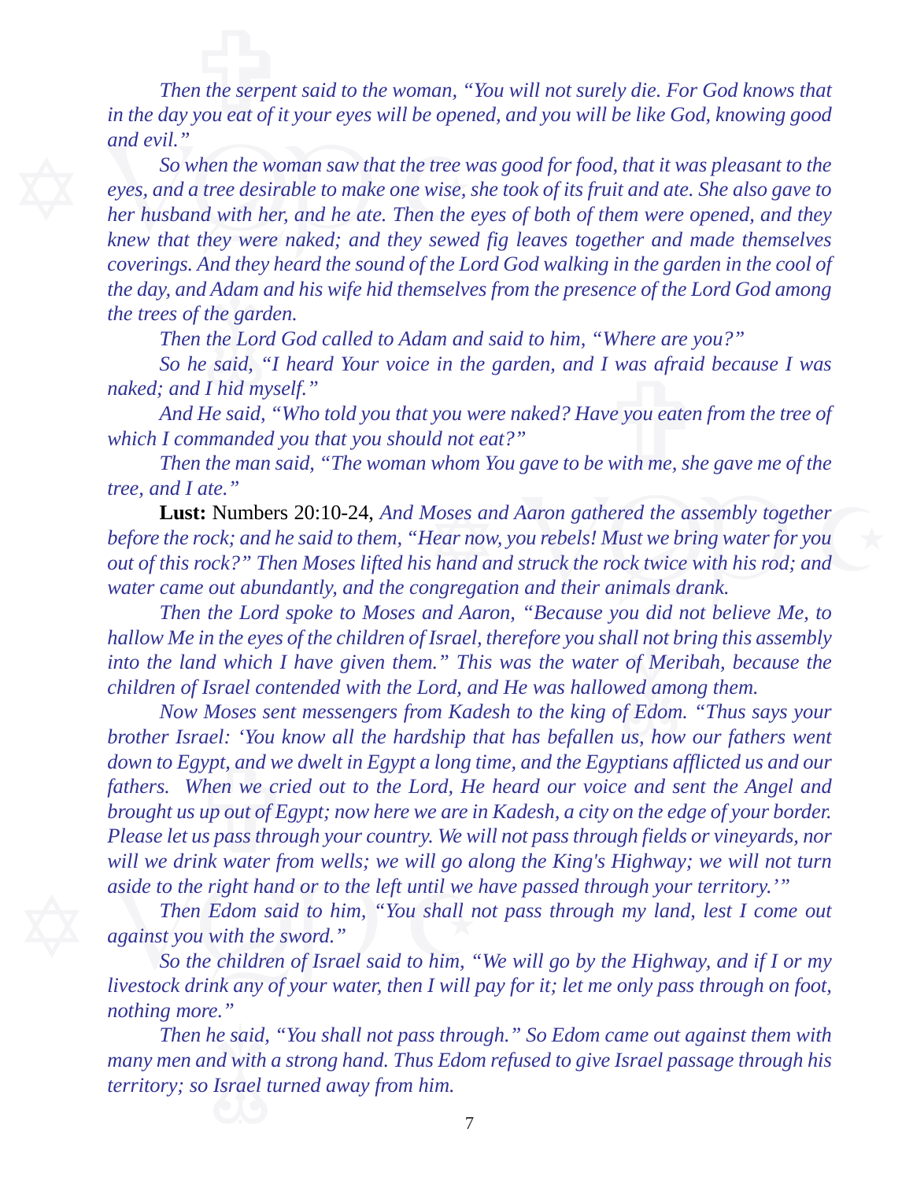*Then the serpent said to the woman, "You will not surely die. For God knows that in the day you eat of it your eyes will be opened, and you will be like God, knowing good and evil."*

*So when the woman saw that the tree was good for food, that it was pleasant to the eyes, and a tree desirable to make one wise, she took of its fruit and ate. She also gave to her husband with her, and he ate. Then the eyes of both of them were opened, and they knew that they were naked; and they sewed fig leaves together and made themselves coverings. And they heard the sound of the Lord God walking in the garden in the cool of the day, and Adam and his wife hid themselves from the presence of the Lord God among the trees of the garden.*

*Then the Lord God called to Adam and said to him, "Where are you?"*

*So he said, "I heard Your voice in the garden, and I was afraid because I was naked; and I hid myself."*

*And He said, "Who told you that you were naked? Have you eaten from the tree of which I commanded you that you should not eat?"*

*Then the man said, "The woman whom You gave to be with me, she gave me of the tree, and I ate."*

**Lust:** Numbers 20:10-24, *And Moses and Aaron gathered the assembly together before the rock; and he said to them, "Hear now, you rebels! Must we bring water for you out of this rock?" Then Moses lifted his hand and struck the rock twice with his rod; and water came out abundantly, and the congregation and their animals drank.*

*Then the Lord spoke to Moses and Aaron, "Because you did not believe Me, to hallow Me in the eyes of the children of Israel, therefore you shall not bring this assembly into the land which I have given them." This was the water of Meribah, because the children of Israel contended with the Lord, and He was hallowed among them.*

*Now Moses sent messengers from Kadesh to the king of Edom. "Thus says your brother Israel: 'You know all the hardship that has befallen us, how our fathers went down to Egypt, and we dwelt in Egypt a long time, and the Egyptians afflicted us and our fathers. When we cried out to the Lord, He heard our voice and sent the Angel and brought us up out of Egypt; now here we are in Kadesh, a city on the edge of your border. Please let us pass through your country. We will not pass through fields or vineyards, nor will we drink water from wells; we will go along the King's Highway; we will not turn aside to the right hand or to the left until we have passed through your territory.'"*

*Then Edom said to him, "You shall not pass through my land, lest I come out against you with the sword."*

*So the children of Israel said to him, "We will go by the Highway, and if I or my livestock drink any of your water, then I will pay for it; let me only pass through on foot, nothing more."*

*Then he said, "You shall not pass through." So Edom came out against them with many men and with a strong hand. Thus Edom refused to give Israel passage through his territory; so Israel turned away from him.*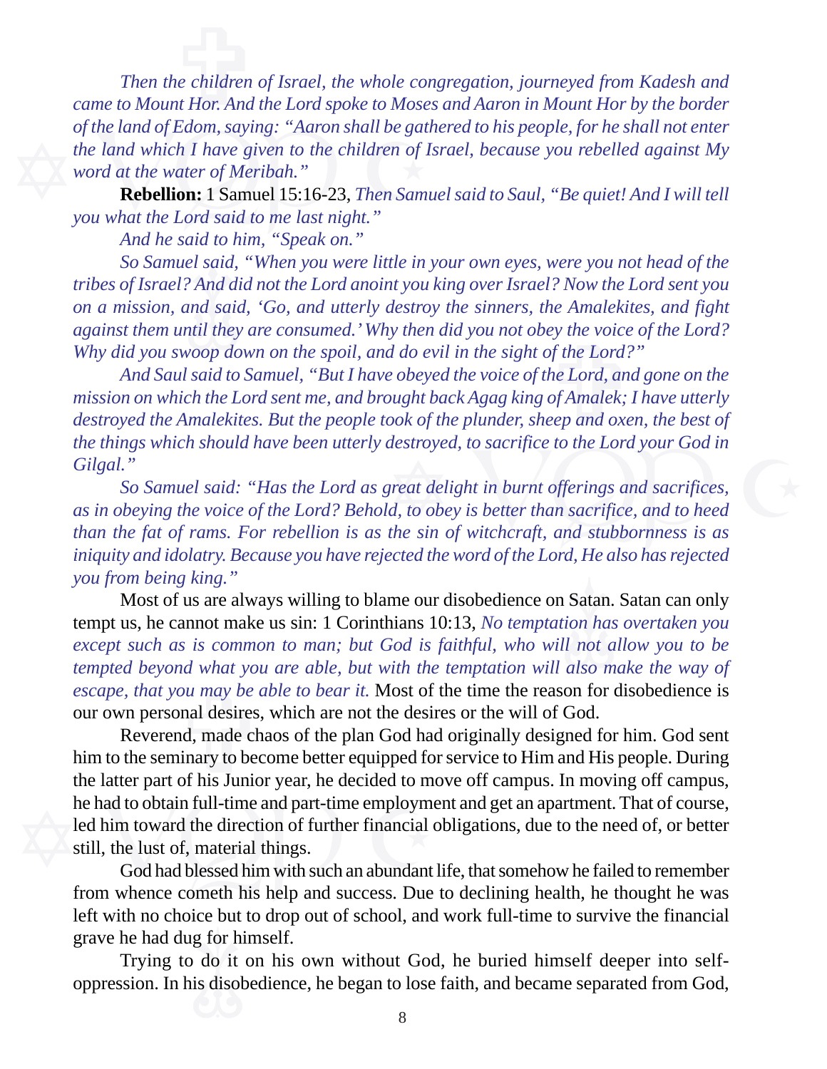*Then the children of Israel, the whole congregation, journeyed from Kadesh and came to Mount Hor. And the Lord spoke to Moses and Aaron in Mount Hor by the border of the land of Edom, saying: "Aaron shall be gathered to his people, for he shall not enter the land which I have given to the children of Israel, because you rebelled against My word at the water of Meribah."*

**Rebellion:** 1 Samuel 15:16-23, *Then Samuel said to Saul, "Be quiet! And I will tell you what the Lord said to me last night."*

*And he said to him, "Speak on."*

*So Samuel said, "When you were little in your own eyes, were you not head of the tribes of Israel? And did not the Lord anoint you king over Israel? Now the Lord sent you on a mission, and said, 'Go, and utterly destroy the sinners, the Amalekites, and fight against them until they are consumed.' Why then did you not obey the voice of the Lord? Why did you swoop down on the spoil, and do evil in the sight of the Lord?"*

*And Saul said to Samuel, "But I have obeyed the voice of the Lord, and gone on the mission on which the Lord sent me, and brought back Agag king of Amalek; I have utterly destroyed the Amalekites. But the people took of the plunder, sheep and oxen, the best of the things which should have been utterly destroyed, to sacrifice to the Lord your God in Gilgal."*

*So Samuel said: "Has the Lord as great delight in burnt offerings and sacrifices, as in obeying the voice of the Lord? Behold, to obey is better than sacrifice, and to heed than the fat of rams. For rebellion is as the sin of witchcraft, and stubbornness is as iniquity and idolatry. Because you have rejected the word of the Lord, He also has rejected you from being king."*

Most of us are always willing to blame our disobedience on Satan. Satan can only tempt us, he cannot make us sin: 1 Corinthians 10:13, *No temptation has overtaken you except such as is common to man; but God is faithful, who will not allow you to be tempted beyond what you are able, but with the temptation will also make the way of escape, that you may be able to bear it.* Most of the time the reason for disobedience is our own personal desires, which are not the desires or the will of God.

Reverend, made chaos of the plan God had originally designed for him. God sent him to the seminary to become better equipped for service to Him and His people. During the latter part of his Junior year, he decided to move off campus. In moving off campus, he had to obtain full-time and part-time employment and get an apartment. That of course, led him toward the direction of further financial obligations, due to the need of, or better still, the lust of, material things.

God had blessed him with such an abundant life, that somehow he failed to remember from whence cometh his help and success. Due to declining health, he thought he was left with no choice but to drop out of school, and work full-time to survive the financial grave he had dug for himself.

Trying to do it on his own without God, he buried himself deeper into self-oppression. In his disobedience, he began to lose faith, and became separated from God,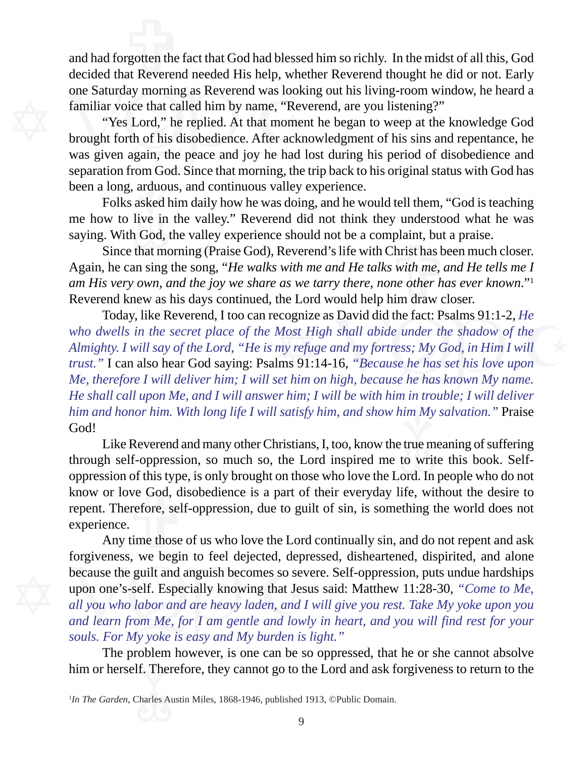and had forgotten the fact that God had blessed him so richly. In the midst of all this, God decided that Reverend needed His help, whether Reverend thought he did or not. Early one Saturday morning as Reverend was looking out his living-room window, he heard a familiar voice that called him by name, "Reverend, are you listening?"

"Yes Lord," he replied. At that moment he began to weep at the knowledge God brought forth of his disobedience. After acknowledgment of his sins and repentance, he was given again, the peace and joy he had lost during his period of disobedience and separation from God. Since that morning, the trip back to his original status with God has been a long, arduous, and continuous valley experience.

Folks asked him daily how he was doing, and he would tell them, "God is teaching me how to live in the valley." Reverend did not think they understood what he was saying. With God, the valley experience should not be a complaint, but a praise.

Since that morning (Praise God), Reverend's life with Christ has been much closer. Again, he can sing the song, "*He walks with me and He talks with me, and He tells me I am His very own, and the joy we share as we tarry there, none other has ever known*."[1] Reverend knew as his days continued, the Lord would help him draw closer.

Today, like Reverend, I too can recognize as David did the fact: Psalms 91:1-2, *He who dwells in the secret place of the Most High shall abide under the shadow of the Almighty. I will say of the Lord, "He is my refuge and my fortress; My God, in Him I will trust."* I can also hear God saying: Psalms 91:14-16, *"Because he has set his love upon Me, therefore I will deliver him; I will set him on high, because he has known My name. He shall call upon Me, and I will answer him; I will be with him in trouble; I will deliver him and honor him. With long life I will satisfy him, and show him My salvation."* Praise God!

Like Reverend and many other Christians, I, too, know the true meaning of suffering through self-oppression, so much so, the Lord inspired me to write this book. Self-oppression of this type, is only brought on those who love the Lord. In people who do not know or love God, disobedience is a part of their everyday life, without the desire to repent. Therefore, self-oppression, due to guilt of sin, is something the world does not experience.

Any time those of us who love the Lord continually sin, and do not repent and ask forgiveness, we begin to feel dejected, depressed, disheartened, dispirited, and alone because the guilt and anguish becomes so severe. Self-oppression, puts undue hardships upon one's-self. Especially knowing that Jesus said: Matthew 11:28-30, *"Come to Me, all you who labor and are heavy laden, and I will give you rest. Take My yoke upon you and learn from Me, for I am gentle and lowly in heart, and you will find rest for your souls. For My yoke is easy and My burden is light."*

The problem however, is one can be so oppressed, that he or she cannot absolve him or herself. Therefore, they cannot go to the Lord and ask forgiveness to return to the

[1] *In The Garden*, Charles Austin Miles, 1868-1946, published 1913, ©Public Domain.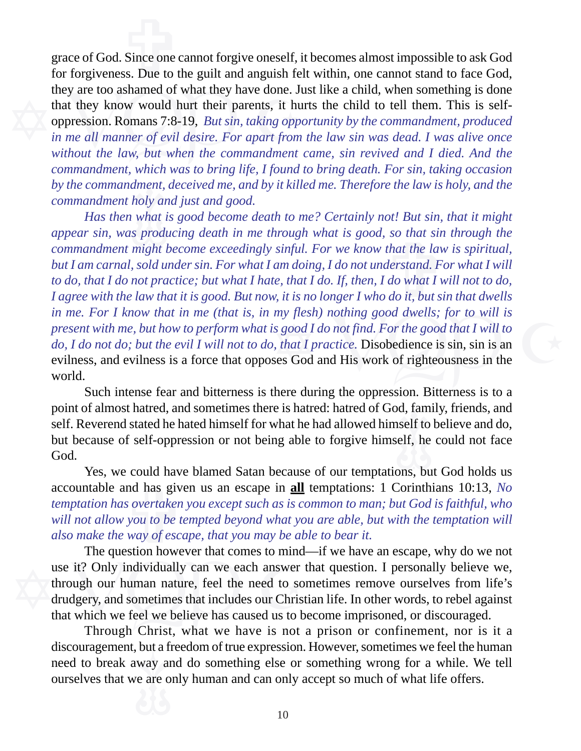grace of God. Since one cannot forgive oneself, it becomes almost impossible to ask God for forgiveness. Due to the guilt and anguish felt within, one cannot stand to face God, they are too ashamed of what they have done. Just like a child, when something is done that they know would hurt their parents, it hurts the child to tell them. This is self-oppression. Romans 7:8-19, *But sin, taking opportunity by the commandment, produced in me all manner of evil desire. For apart from the law sin was dead. I was alive once without the law, but when the commandment came, sin revived and I died. And the commandment, which was to bring life, I found to bring death. For sin, taking occasion by the commandment, deceived me, and by it killed me. Therefore the law is holy, and the commandment holy and just and good.*

*Has then what is good become death to me? Certainly not! But sin, that it might appear sin, was producing death in me through what is good, so that sin through the commandment might become exceedingly sinful. For we know that the law is spiritual, but I am carnal, sold under sin. For what I am doing, I do not understand. For what I will to do, that I do not practice; but what I hate, that I do. If, then, I do what I will not to do, I agree with the law that it is good. But now, it is no longer I who do it, but sin that dwells in me. For I know that in me (that is, in my flesh) nothing good dwells; for to will is present with me, but how to perform what is good I do not find. For the good that I will to do, I do not do; but the evil I will not to do, that I practice.* Disobedience is sin, sin is an evilness, and evilness is a force that opposes God and His work of righteousness in the world.

Such intense fear and bitterness is there during the oppression. Bitterness is to a point of almost hatred, and sometimes there is hatred: hatred of God, family, friends, and self. Reverend stated he hated himself for what he had allowed himself to believe and do, but because of self-oppression or not being able to forgive himself, he could not face God.

Yes, we could have blamed Satan because of our temptations, but God holds us accountable and has given us an escape in **all** temptations: 1 Corinthians 10:13, *No temptation has overtaken you except such as is common to man; but God is faithful, who will not allow you to be tempted beyond what you are able, but with the temptation will also make the way of escape, that you may be able to bear it.*

The question however that comes to mind—if we have an escape, why do we not use it? Only individually can we each answer that question. I personally believe we, through our human nature, feel the need to sometimes remove ourselves from life's drudgery, and sometimes that includes our Christian life. In other words, to rebel against that which we feel we believe has caused us to become imprisoned, or discouraged.

Through Christ, what we have is not a prison or confinement, nor is it a discouragement, but a freedom of true expression. However, sometimes we feel the human need to break away and do something else or something wrong for a while. We tell ourselves that we are only human and can only accept so much of what life offers.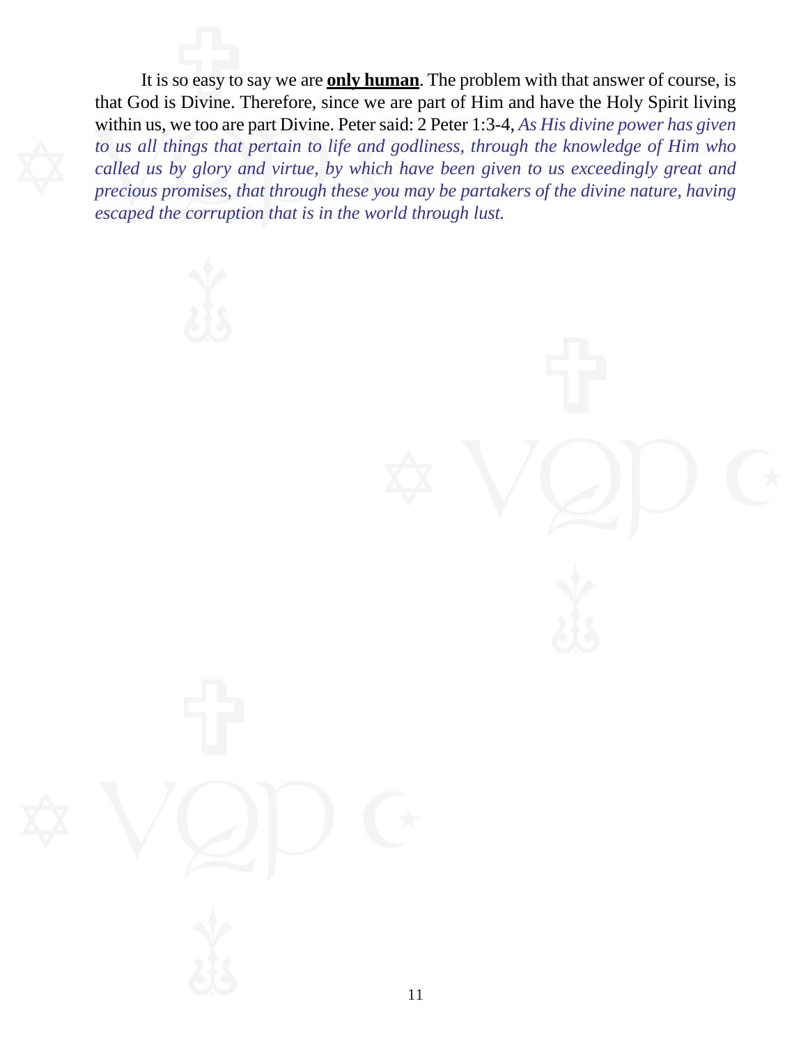It is so easy to say we are **only human**. The problem with that answer of course, is that God is Divine. Therefore, since we are part of Him and have the Holy Spirit living within us, we too are part Divine. Peter said: 2 Peter 1:3-4, *As His divine power has given to us all things that pertain to life and godliness, through the knowledge of Him who called us by glory and virtue, by which have been given to us exceedingly great and precious promises, that through these you may be partakers of the divine nature, having escaped the corruption that is in the world through lust.*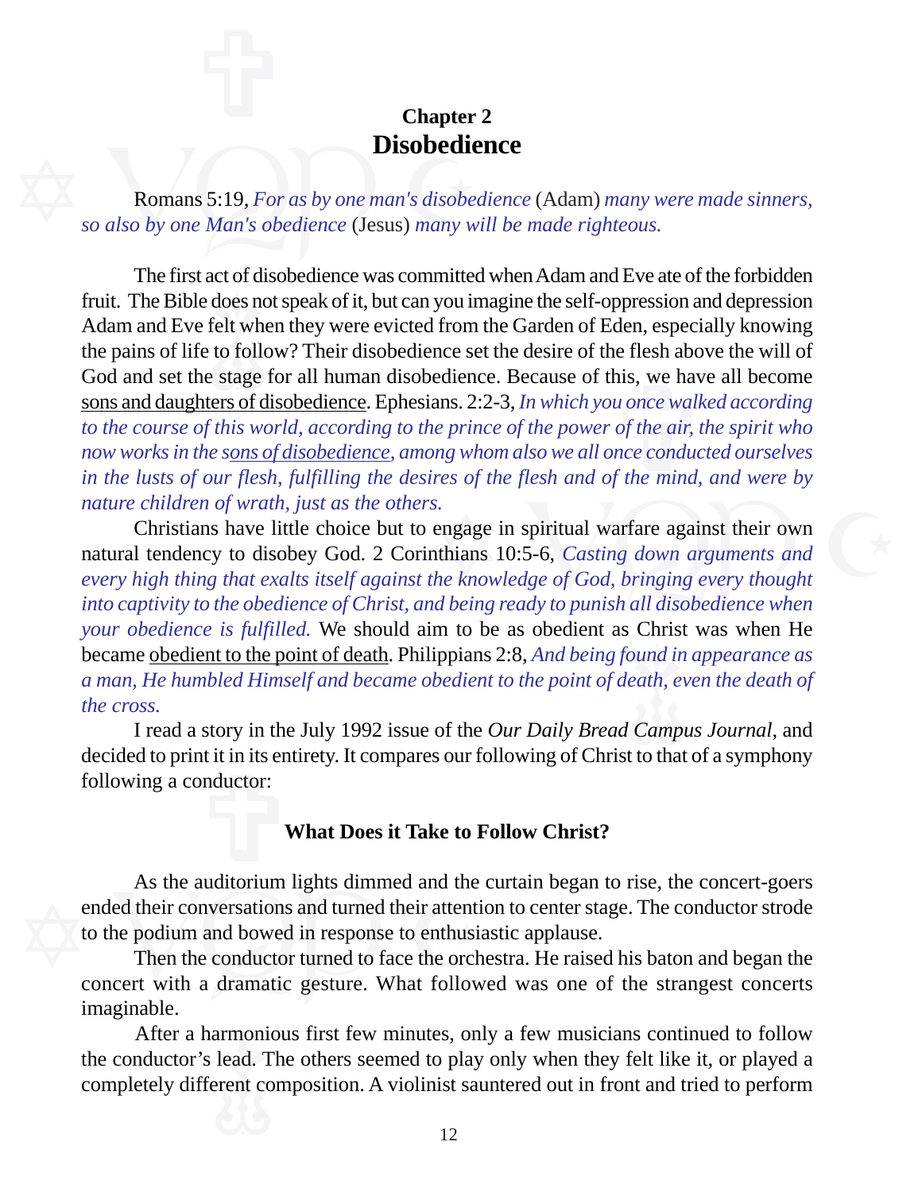## Chapter 2
# Disobedience

Romans 5:19, *For as by one man's disobedience* (Adam) *many were made sinners, so also by one Man's obedience* (Jesus) *many will be made righteous.*

The first act of disobedience was committed when Adam and Eve ate of the forbidden fruit. The Bible does not speak of it, but can you imagine the self-oppression and depression Adam and Eve felt when they were evicted from the Garden of Eden, especially knowing the pains of life to follow? Their disobedience set the desire of the flesh above the will of God and set the stage for all human disobedience. Because of this, we have all become <u>sons and daughters of disobedience</u>. Ephesians. 2:2-3, *In which you once walked according to the course of this world, according to the prince of the power of the air, the spirit who now works in the <u>sons of disobedience</u>, among whom also we all once conducted ourselves in the lusts of our flesh, fulfilling the desires of the flesh and of the mind, and were by nature children of wrath, just as the others.*

Christians have little choice but to engage in spiritual warfare against their own natural tendency to disobey God. 2 Corinthians 10:5-6, *Casting down arguments and every high thing that exalts itself against the knowledge of God, bringing every thought into captivity to the obedience of Christ, and being ready to punish all disobedience when your obedience is fulfilled.* We should aim to be as obedient as Christ was when He became <u>obedient to the point of death</u>. Philippians 2:8, *And being found in appearance as a man, He humbled Himself and became obedient to the point of death, even the death of the cross.*

I read a story in the July 1992 issue of the *Our Daily Bread Campus Journal*, and decided to print it in its entirety. It compares our following of Christ to that of a symphony following a conductor:

**What Does it Take to Follow Christ?**

As the auditorium lights dimmed and the curtain began to rise, the concert-goers ended their conversations and turned their attention to center stage. The conductor strode to the podium and bowed in response to enthusiastic applause.

Then the conductor turned to face the orchestra. He raised his baton and began the concert with a dramatic gesture. What followed was one of the strangest concerts imaginable.

After a harmonious first few minutes, only a few musicians continued to follow the conductor's lead. The others seemed to play only when they felt like it, or played a completely different composition. A violinist sauntered out in front and tried to perform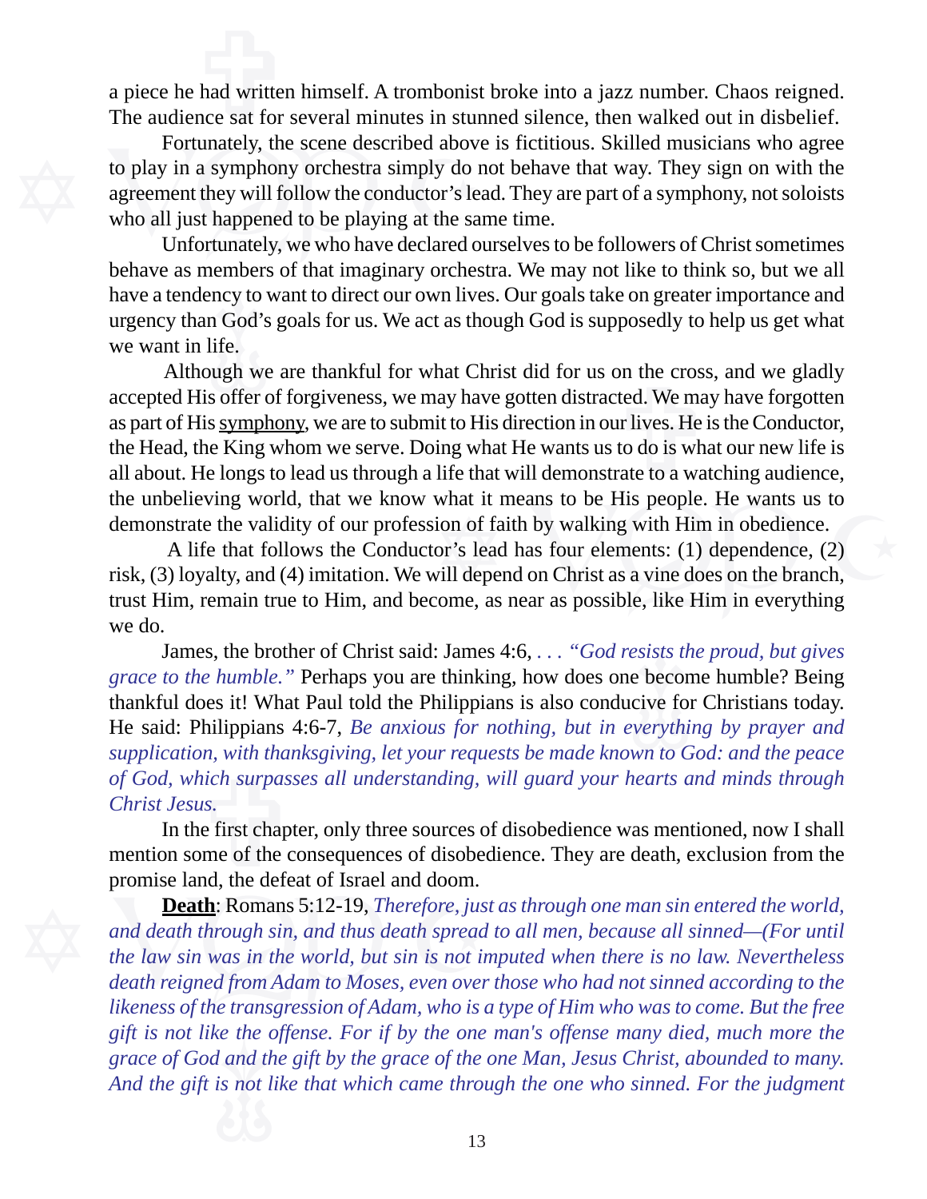a piece he had written himself. A trombonist broke into a jazz number. Chaos reigned. The audience sat for several minutes in stunned silence, then walked out in disbelief.

Fortunately, the scene described above is fictitious. Skilled musicians who agree to play in a symphony orchestra simply do not behave that way. They sign on with the agreement they will follow the conductor's lead. They are part of a symphony, not soloists who all just happened to be playing at the same time.

Unfortunately, we who have declared ourselves to be followers of Christ sometimes behave as members of that imaginary orchestra. We may not like to think so, but we all have a tendency to want to direct our own lives. Our goals take on greater importance and urgency than God's goals for us. We act as though God is supposedly to help us get what we want in life.

Although we are thankful for what Christ did for us on the cross, and we gladly accepted His offer of forgiveness, we may have gotten distracted. We may have forgotten as part of His <u>symphony</u>, we are to submit to His direction in our lives. He is the Conductor, the Head, the King whom we serve. Doing what He wants us to do is what our new life is all about. He longs to lead us through a life that will demonstrate to a watching audience, the unbelieving world, that we know what it means to be His people. He wants us to demonstrate the validity of our profession of faith by walking with Him in obedience.

A life that follows the Conductor's lead has four elements: (1) dependence, (2) risk, (3) loyalty, and (4) imitation. We will depend on Christ as a vine does on the branch, trust Him, remain true to Him, and become, as near as possible, like Him in everything we do.

James, the brother of Christ said: James 4:6, *. . . "God resists the proud, but gives grace to the humble."* Perhaps you are thinking, how does one become humble? Being thankful does it! What Paul told the Philippians is also conducive for Christians today. He said: Philippians 4:6-7, *Be anxious for nothing, but in everything by prayer and supplication, with thanksgiving, let your requests be made known to God: and the peace of God, which surpasses all understanding, will guard your hearts and minds through Christ Jesus.*

In the first chapter, only three sources of disobedience was mentioned, now I shall mention some of the consequences of disobedience. They are death, exclusion from the promise land, the defeat of Israel and doom.

**<u>Death</u>**: Romans 5:12-19, *Therefore, just as through one man sin entered the world, and death through sin, and thus death spread to all men, because all sinned—(For until the law sin was in the world, but sin is not imputed when there is no law. Nevertheless death reigned from Adam to Moses, even over those who had not sinned according to the likeness of the transgression of Adam, who is a type of Him who was to come. But the free gift is not like the offense. For if by the one man's offense many died, much more the grace of God and the gift by the grace of the one Man, Jesus Christ, abounded to many. And the gift is not like that which came through the one who sinned. For the judgment*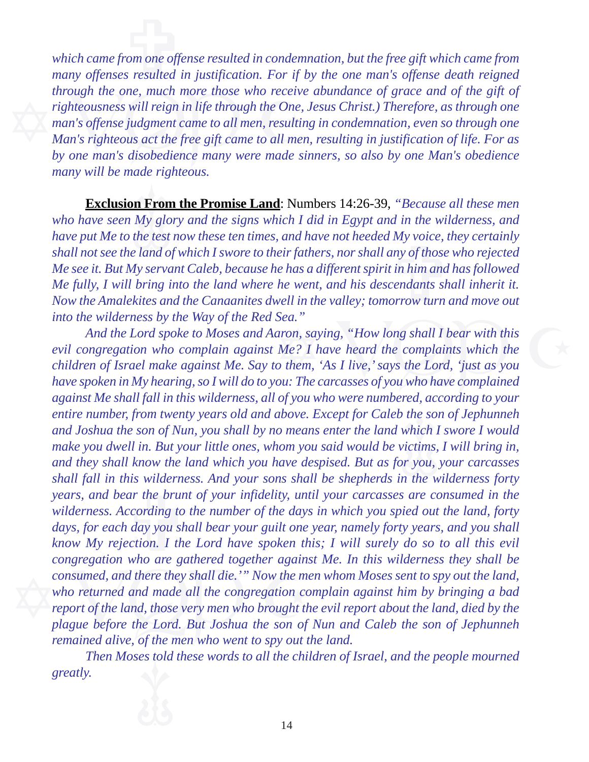*which came from one offense resulted in condemnation, but the free gift which came from many offenses resulted in justification. For if by the one man's offense death reigned through the one, much more those who receive abundance of grace and of the gift of righteousness will reign in life through the One, Jesus Christ.) Therefore, as through one man's offense judgment came to all men, resulting in condemnation, even so through one Man's righteous act the free gift came to all men, resulting in justification of life. For as by one man's disobedience many were made sinners, so also by one Man's obedience many will be made righteous.*

**<u>Exclusion From the Promise Land</u>**: Numbers 14:26-39, *"Because all these men who have seen My glory and the signs which I did in Egypt and in the wilderness, and have put Me to the test now these ten times, and have not heeded My voice, they certainly shall not see the land of which I swore to their fathers, nor shall any of those who rejected Me see it. But My servant Caleb, because he has a different spirit in him and has followed Me fully, I will bring into the land where he went, and his descendants shall inherit it. Now the Amalekites and the Canaanites dwell in the valley; tomorrow turn and move out into the wilderness by the Way of the Red Sea."*

*And the Lord spoke to Moses and Aaron, saying, "How long shall I bear with this evil congregation who complain against Me? I have heard the complaints which the children of Israel make against Me. Say to them, 'As I live,' says the Lord, 'just as you have spoken in My hearing, so I will do to you: The carcasses of you who have complained against Me shall fall in this wilderness, all of you who were numbered, according to your entire number, from twenty years old and above. Except for Caleb the son of Jephunneh and Joshua the son of Nun, you shall by no means enter the land which I swore I would make you dwell in. But your little ones, whom you said would be victims, I will bring in, and they shall know the land which you have despised. But as for you, your carcasses shall fall in this wilderness. And your sons shall be shepherds in the wilderness forty years, and bear the brunt of your infidelity, until your carcasses are consumed in the wilderness. According to the number of the days in which you spied out the land, forty days, for each day you shall bear your guilt one year, namely forty years, and you shall know My rejection. I the Lord have spoken this; I will surely do so to all this evil congregation who are gathered together against Me. In this wilderness they shall be consumed, and there they shall die.'" Now the men whom Moses sent to spy out the land, who returned and made all the congregation complain against him by bringing a bad report of the land, those very men who brought the evil report about the land, died by the plague before the Lord. But Joshua the son of Nun and Caleb the son of Jephunneh remained alive, of the men who went to spy out the land.*

*Then Moses told these words to all the children of Israel, and the people mourned greatly.*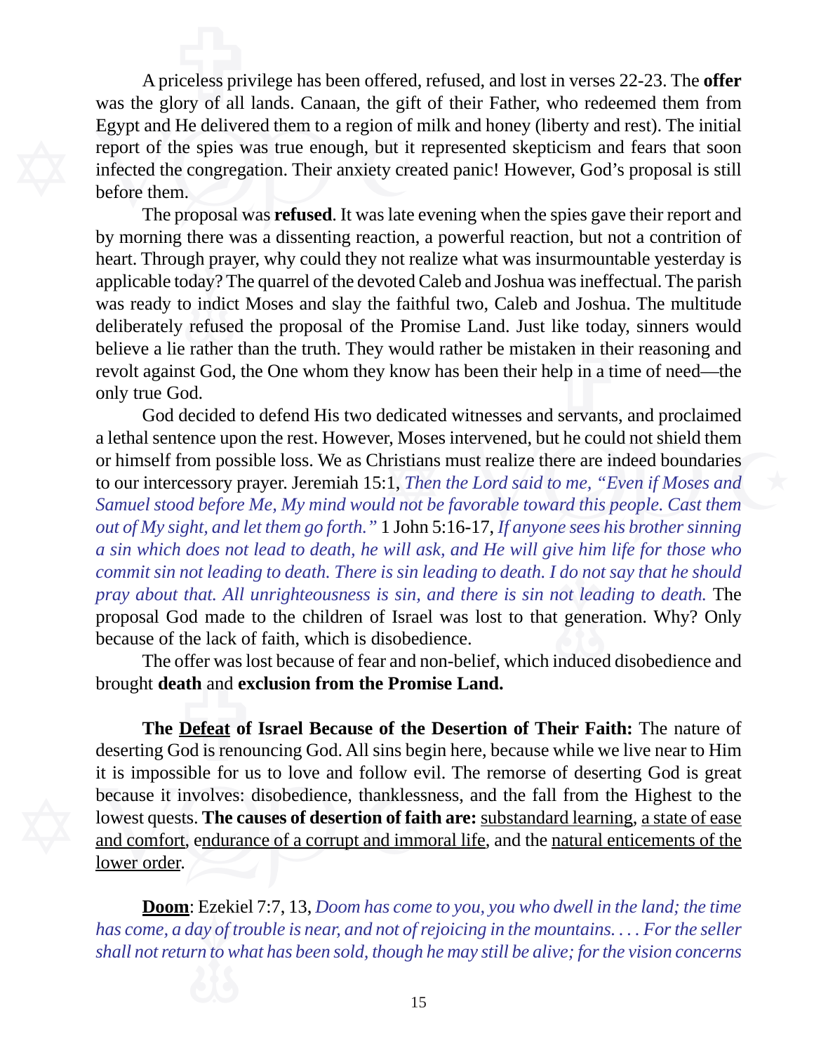A priceless privilege has been offered, refused, and lost in verses 22-23. The **offer** was the glory of all lands. Canaan, the gift of their Father, who redeemed them from Egypt and He delivered them to a region of milk and honey (liberty and rest). The initial report of the spies was true enough, but it represented skepticism and fears that soon infected the congregation. Their anxiety created panic! However, God's proposal is still before them.

The proposal was **refused**. It was late evening when the spies gave their report and by morning there was a dissenting reaction, a powerful reaction, but not a contrition of heart. Through prayer, why could they not realize what was insurmountable yesterday is applicable today? The quarrel of the devoted Caleb and Joshua was ineffectual. The parish was ready to indict Moses and slay the faithful two, Caleb and Joshua. The multitude deliberately refused the proposal of the Promise Land. Just like today, sinners would believe a lie rather than the truth. They would rather be mistaken in their reasoning and revolt against God, the One whom they know has been their help in a time of need—the only true God.

God decided to defend His two dedicated witnesses and servants, and proclaimed a lethal sentence upon the rest. However, Moses intervened, but he could not shield them or himself from possible loss. We as Christians must realize there are indeed boundaries to our intercessory prayer. Jeremiah 15:1, *Then the Lord said to me, "Even if Moses and Samuel stood before Me, My mind would not be favorable toward this people. Cast them out of My sight, and let them go forth."* 1 John 5:16-17, *If anyone sees his brother sinning a sin which does not lead to death, he will ask, and He will give him life for those who commit sin not leading to death. There is sin leading to death. I do not say that he should pray about that. All unrighteousness is sin, and there is sin not leading to death.* The proposal God made to the children of Israel was lost to that generation. Why? Only because of the lack of faith, which is disobedience.

The offer was lost because of fear and non-belief, which induced disobedience and brought **death** and **exclusion from the Promise Land.**

**The <u>Defeat</u> of Israel Because of the Desertion of Their Faith:** The nature of deserting God is renouncing God. All sins begin here, because while we live near to Him it is impossible for us to love and follow evil. The remorse of deserting God is great because it involves: disobedience, thanklessness, and the fall from the Highest to the lowest quests. **The causes of desertion of faith are:** <u>substandard learning</u>, <u>a state of ease and comfort</u>, <u>endurance of a corrupt and immoral life</u>, and the <u>natural enticements of the lower order</u>.

**<u>Doom</u>**: Ezekiel 7:7, 13, *Doom has come to you, you who dwell in the land; the time has come, a day of trouble is near, and not of rejoicing in the mountains. . . . For the seller shall not return to what has been sold, though he may still be alive; for the vision concerns*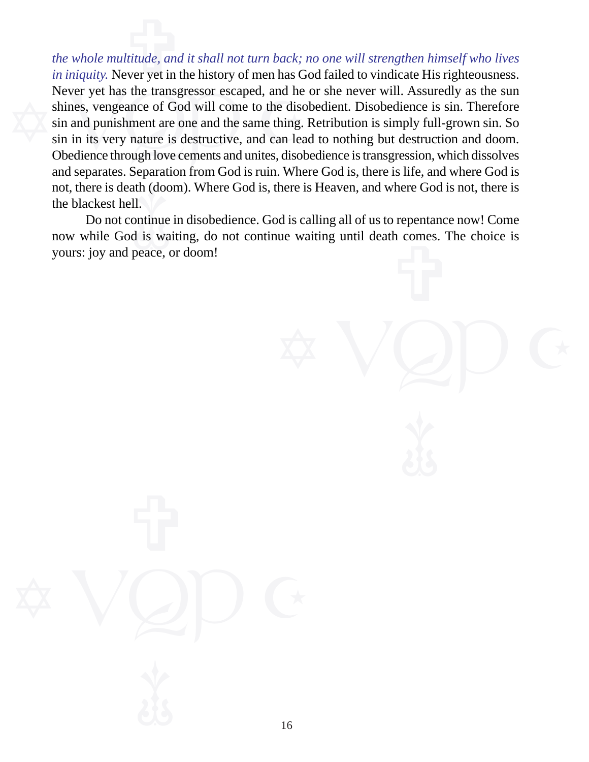*the whole multitude, and it shall not turn back; no one will strengthen himself who lives in iniquity.* Never yet in the history of men has God failed to vindicate His righteousness. Never yet has the transgressor escaped, and he or she never will. Assuredly as the sun shines, vengeance of God will come to the disobedient. Disobedience is sin. Therefore sin and punishment are one and the same thing. Retribution is simply full-grown sin. So sin in its very nature is destructive, and can lead to nothing but destruction and doom. Obedience through love cements and unites, disobedience is transgression, which dissolves and separates. Separation from God is ruin. Where God is, there is life, and where God is not, there is death (doom). Where God is, there is Heaven, and where God is not, there is the blackest hell.

Do not continue in disobedience. God is calling all of us to repentance now! Come now while God is waiting, do not continue waiting until death comes. The choice is yours: joy and peace, or doom!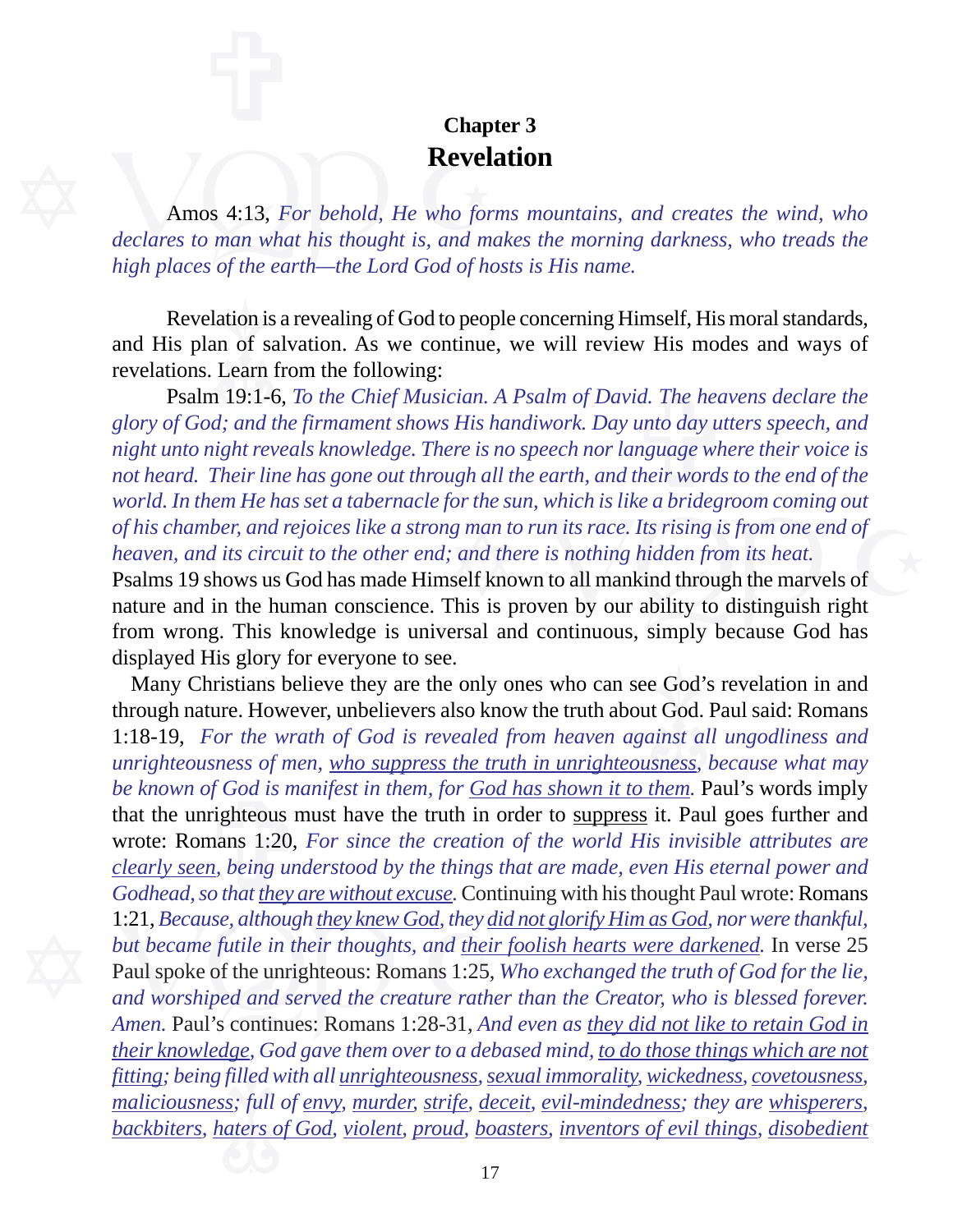**Chapter 3**

# Revelation

Amos 4:13, *For behold, He who forms mountains, and creates the wind, who declares to man what his thought is, and makes the morning darkness, who treads the high places of the earth—the Lord God of hosts is His name.*

Revelation is a revealing of God to people concerning Himself, His moral standards, and His plan of salvation. As we continue, we will review His modes and ways of revelations. Learn from the following:

Psalm 19:1-6, *To the Chief Musician. A Psalm of David. The heavens declare the glory of God; and the firmament shows His handiwork. Day unto day utters speech, and night unto night reveals knowledge. There is no speech nor language where their voice is not heard. Their line has gone out through all the earth, and their words to the end of the world. In them He has set a tabernacle for the sun, which is like a bridegroom coming out of his chamber, and rejoices like a strong man to run its race. Its rising is from one end of heaven, and its circuit to the other end; and there is nothing hidden from its heat.*
Psalms 19 shows us God has made Himself known to all mankind through the marvels of nature and in the human conscience. This is proven by our ability to distinguish right from wrong. This knowledge is universal and continuous, simply because God has displayed His glory for everyone to see.

Many Christians believe they are the only ones who can see God's revelation in and through nature. However, unbelievers also know the truth about God. Paul said: Romans 1:18-19, *For the wrath of God is revealed from heaven against all ungodliness and unrighteousness of men, <u>who suppress the truth in unrighteousness</u>, because what may be known of God is manifest in them, for <u>God has shown it to them</u>.* Paul's words imply that the unrighteous must have the truth in order to <u>suppress</u> it. Paul goes further and wrote: Romans 1:20, *For since the creation of the world His invisible attributes are <u>clearly seen</u>, being understood by the things that are made, even His eternal power and Godhead, so that <u>they are without excuse</u>.* Continuing with his thought Paul wrote: Romans 1:21, *Because, although <u>they knew God</u>, they <u>did not glorify Him as God</u>, nor were thankful, but became futile in their thoughts, and <u>their foolish hearts were darkened</u>.* In verse 25 Paul spoke of the unrighteous: Romans 1:25, *Who exchanged the truth of God for the lie, and worshiped and served the creature rather than the Creator, who is blessed forever. Amen.* Paul's continues: Romans 1:28-31, *And even as <u>they did not like to retain God in their knowledge</u>, God gave them over to a debased mind, <u>to do those things which are not fitting</u>; being filled with all <u>unrighteousness</u>, <u>sexual immorality</u>, <u>wickedness</u>, <u>covetousness</u>, <u>maliciousness</u>; full of <u>envy</u>, <u>murder</u>, <u>strife</u>, <u>deceit</u>, <u>evil-mindedness</u>; they are <u>whisperers</u>, <u>backbiters</u>, <u>haters of God</u>, <u>violent</u>, <u>proud</u>, <u>boasters</u>, <u>inventors of evil things</u>, <u>disobedient</u>*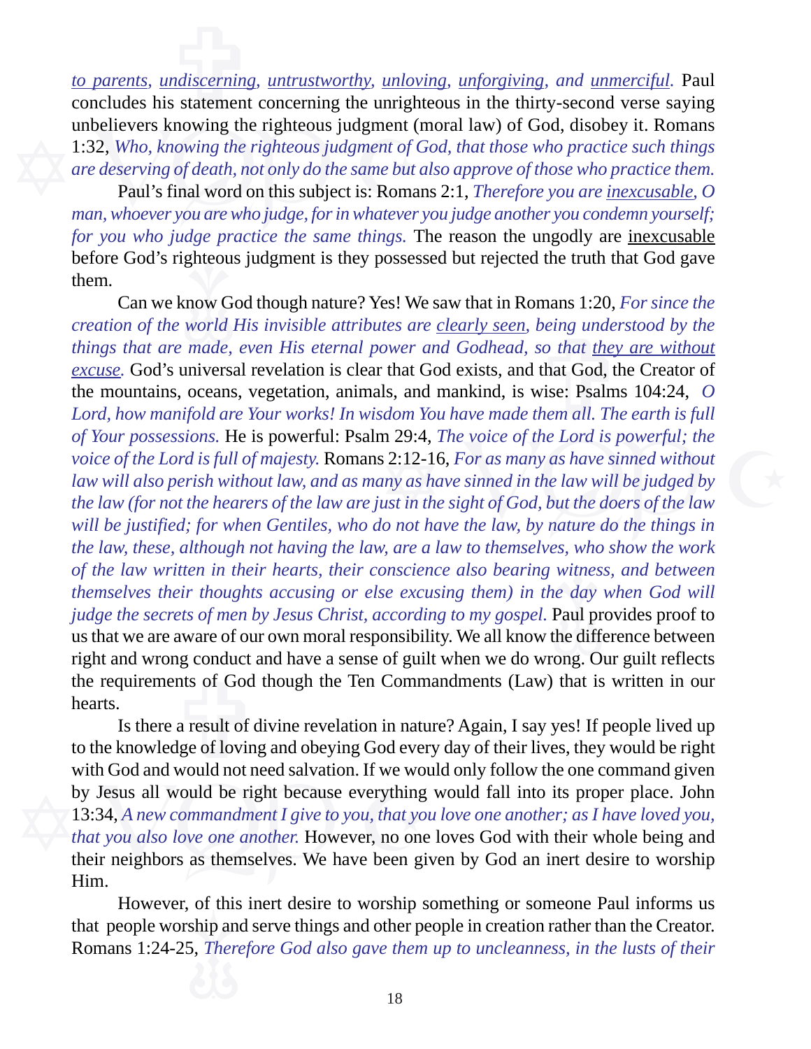*to parents, undiscerning, untrustworthy, unloving, unforgiving, and unmerciful.* Paul concludes his statement concerning the unrighteous in the thirty-second verse saying unbelievers knowing the righteous judgment (moral law) of God, disobey it. Romans 1:32, *Who, knowing the righteous judgment of God, that those who practice such things are deserving of death, not only do the same but also approve of those who practice them.*

Paul's final word on this subject is: Romans 2:1, *Therefore you are inexcusable, O man, whoever you are who judge, for in whatever you judge another you condemn yourself; for you who judge practice the same things.* The reason the ungodly are inexcusable before God's righteous judgment is they possessed but rejected the truth that God gave them.

Can we know God though nature? Yes! We saw that in Romans 1:20, *For since the creation of the world His invisible attributes are clearly seen, being understood by the things that are made, even His eternal power and Godhead, so that they are without excuse.* God's universal revelation is clear that God exists, and that God, the Creator of the mountains, oceans, vegetation, animals, and mankind, is wise: Psalms 104:24, *O Lord, how manifold are Your works! In wisdom You have made them all. The earth is full of Your possessions.* He is powerful: Psalm 29:4, *The voice of the Lord is powerful; the voice of the Lord is full of majesty.* Romans 2:12-16, *For as many as have sinned without law will also perish without law, and as many as have sinned in the law will be judged by the law (for not the hearers of the law are just in the sight of God, but the doers of the law will be justified; for when Gentiles, who do not have the law, by nature do the things in the law, these, although not having the law, are a law to themselves, who show the work of the law written in their hearts, their conscience also bearing witness, and between themselves their thoughts accusing or else excusing them) in the day when God will judge the secrets of men by Jesus Christ, according to my gospel.* Paul provides proof to us that we are aware of our own moral responsibility. We all know the difference between right and wrong conduct and have a sense of guilt when we do wrong. Our guilt reflects the requirements of God though the Ten Commandments (Law) that is written in our hearts.

Is there a result of divine revelation in nature? Again, I say yes! If people lived up to the knowledge of loving and obeying God every day of their lives, they would be right with God and would not need salvation. If we would only follow the one command given by Jesus all would be right because everything would fall into its proper place. John 13:34, *A new commandment I give to you, that you love one another; as I have loved you, that you also love one another.* However, no one loves God with their whole being and their neighbors as themselves. We have been given by God an inert desire to worship Him.

However, of this inert desire to worship something or someone Paul informs us that people worship and serve things and other people in creation rather than the Creator. Romans 1:24-25, *Therefore God also gave them up to uncleanness, in the lusts of their*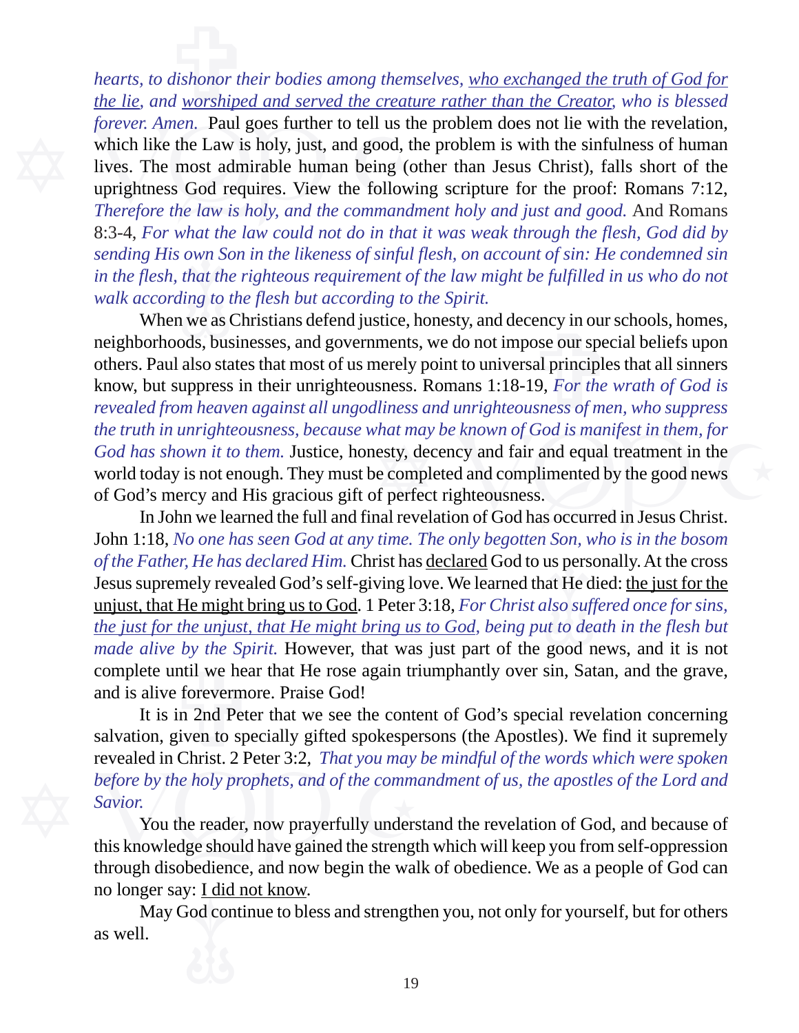*hearts, to dishonor their bodies among themselves, <u>who exchanged the truth of God for the lie</u>, and <u>worshiped and served the creature rather than the Creator</u>, who is blessed forever. Amen.* Paul goes further to tell us the problem does not lie with the revelation, which like the Law is holy, just, and good, the problem is with the sinfulness of human lives. The most admirable human being (other than Jesus Christ), falls short of the uprightness God requires. View the following scripture for the proof: Romans 7:12, *Therefore the law is holy, and the commandment holy and just and good.* And Romans 8:3-4, *For what the law could not do in that it was weak through the flesh, God did by sending His own Son in the likeness of sinful flesh, on account of sin: He condemned sin in the flesh, that the righteous requirement of the law might be fulfilled in us who do not walk according to the flesh but according to the Spirit.*

When we as Christians defend justice, honesty, and decency in our schools, homes, neighborhoods, businesses, and governments, we do not impose our special beliefs upon others. Paul also states that most of us merely point to universal principles that all sinners know, but suppress in their unrighteousness. Romans 1:18-19, *For the wrath of God is revealed from heaven against all ungodliness and unrighteousness of men, who suppress the truth in unrighteousness, because what may be known of God is manifest in them, for God has shown it to them.* Justice, honesty, decency and fair and equal treatment in the world today is not enough. They must be completed and complimented by the good news of God's mercy and His gracious gift of perfect righteousness.

In John we learned the full and final revelation of God has occurred in Jesus Christ. John 1:18, *No one has seen God at any time. The only begotten Son, who is in the bosom of the Father, He has declared Him.* Christ has <u>declared</u> God to us personally. At the cross Jesus supremely revealed God's self-giving love. We learned that He died: <u>the just for the unjust, that He might bring us to God</u>. 1 Peter 3:18, *For Christ also suffered once for sins, <u>the just for the unjust, that He might bring us to God</u>, being put to death in the flesh but made alive by the Spirit.* However, that was just part of the good news, and it is not complete until we hear that He rose again triumphantly over sin, Satan, and the grave, and is alive forevermore. Praise God!

It is in 2nd Peter that we see the content of God's special revelation concerning salvation, given to specially gifted spokespersons (the Apostles). We find it supremely revealed in Christ. 2 Peter 3:2, *That you may be mindful of the words which were spoken before by the holy prophets, and of the commandment of us, the apostles of the Lord and Savior.*

You the reader, now prayerfully understand the revelation of God, and because of this knowledge should have gained the strength which will keep you from self-oppression through disobedience, and now begin the walk of obedience. We as a people of God can no longer say: <u>I did not know</u>.

May God continue to bless and strengthen you, not only for yourself, but for others as well.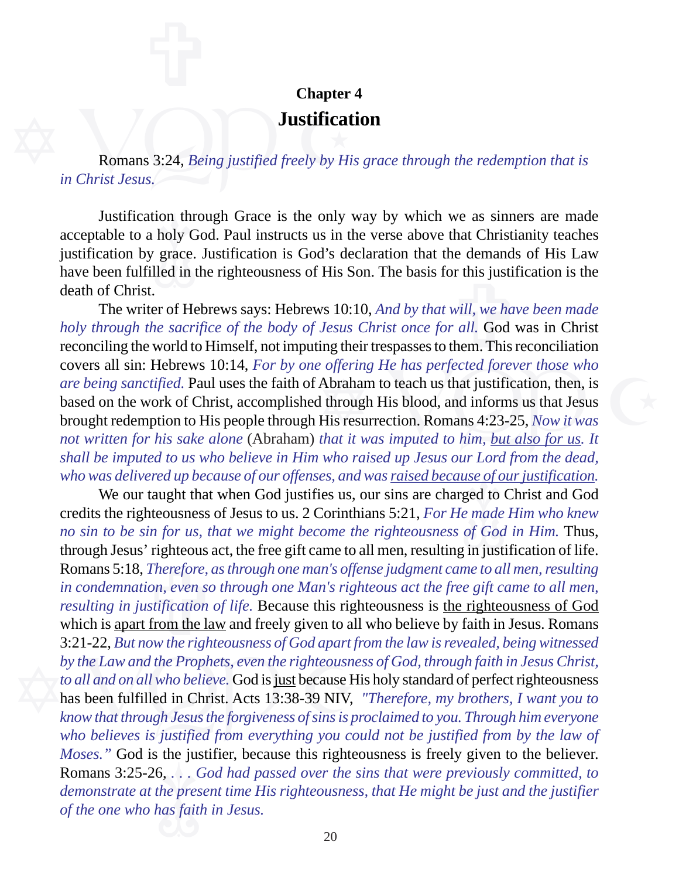## Chapter 4

# Justification

Romans 3:24, *Being justified freely by His grace through the redemption that is in Christ Jesus.*

Justification through Grace is the only way by which we as sinners are made acceptable to a holy God. Paul instructs us in the verse above that Christianity teaches justification by grace. Justification is God's declaration that the demands of His Law have been fulfilled in the righteousness of His Son. The basis for this justification is the death of Christ.

The writer of Hebrews says: Hebrews 10:10, *And by that will, we have been made holy through the sacrifice of the body of Jesus Christ once for all.* God was in Christ reconciling the world to Himself, not imputing their trespasses to them. This reconciliation covers all sin: Hebrews 10:14, *For by one offering He has perfected forever those who are being sanctified.* Paul uses the faith of Abraham to teach us that justification, then, is based on the work of Christ, accomplished through His blood, and informs us that Jesus brought redemption to His people through His resurrection. Romans 4:23-25, *Now it was not written for his sake alone* (Abraham) *that it was imputed to him, <u>but also for us</u>. It shall be imputed to us who believe in Him who raised up Jesus our Lord from the dead, who was delivered up because of our offenses, and was <u>raised because of our justification</u>.*

We our taught that when God justifies us, our sins are charged to Christ and God credits the righteousness of Jesus to us. 2 Corinthians 5:21, *For He made Him who knew no sin to be sin for us, that we might become the righteousness of God in Him.* Thus, through Jesus' righteous act, the free gift came to all men, resulting in justification of life. Romans 5:18, *Therefore, as through one man's offense judgment came to all men, resulting in condemnation, even so through one Man's righteous act the free gift came to all men, resulting in justification of life.* Because this righteousness is <u>the righteousness of God</u> which is <u>apart from the law</u> and freely given to all who believe by faith in Jesus. Romans 3:21-22, *But now the righteousness of God apart from the law is revealed, being witnessed by the Law and the Prophets, even the righteousness of God, through faith in Jesus Christ, to all and on all who believe.* God is <u>just</u> because His holy standard of perfect righteousness has been fulfilled in Christ. Acts 13:38-39 NIV, *"Therefore, my brothers, I want you to know that through Jesus the forgiveness of sins is proclaimed to you. Through him everyone who believes is justified from everything you could not be justified from by the law of Moses."* God is the justifier, because this righteousness is freely given to the believer. Romans 3:25-26, *. . . God had passed over the sins that were previously committed, to demonstrate at the present time His righteousness, that He might be just and the justifier of the one who has faith in Jesus.*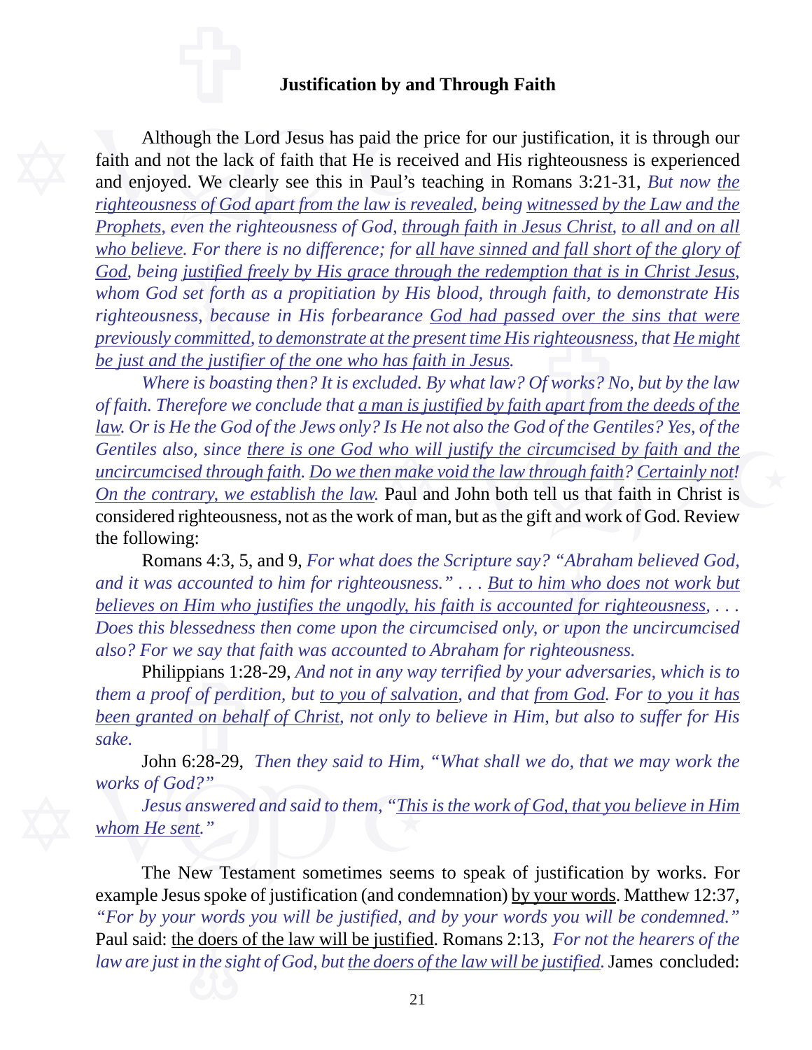### Justification by and Through Faith

Although the Lord Jesus has paid the price for our justification, it is through our faith and not the lack of faith that He is received and His righteousness is experienced and enjoyed. We clearly see this in Paul's teaching in Romans 3:21-31, *But now <u>the righteousness of God apart from the law is revealed</u>, being <u>witnessed by the Law and the Prophets</u>, even the righteousness of God, <u>through faith in Jesus Christ</u>, <u>to all and on all who believe</u>. For there is no difference; for <u>all have sinned and fall short of the glory of God</u>, being <u>justified freely by His grace through the redemption that is in Christ Jesus</u>, whom God set forth as a propitiation by His blood, through faith, to demonstrate His righteousness, because in His forbearance <u>God had passed over the sins that were previously committed</u>, <u>to demonstrate at the present time His righteousness</u>, that <u>He might be just and the justifier of the one who has faith in Jesus</u>.*

*Where is boasting then? It is excluded. By what law? Of works? No, but by the law of faith. Therefore we conclude that <u>a man is justified by faith apart from the deeds of the law</u>. Or is He the God of the Jews only? Is He not also the God of the Gentiles? Yes, of the Gentiles also, since <u>there is one God who will justify the circumcised by faith and the uncircumcised through faith</u>. <u>Do we then make void the law through faith</u>? <u>Certainly not</u>! <u>On the contrary, we establish the law</u>.* Paul and John both tell us that faith in Christ is considered righteousness, not as the work of man, but as the gift and work of God. Review the following:

Romans 4:3, 5, and 9, *For what does the Scripture say? "Abraham believed God, and it was accounted to him for righteousness." . . . <u>But to him who does not work but believes on Him who justifies the ungodly, his faith is accounted for righteousness</u>, . . . Does this blessedness then come upon the circumcised only, or upon the uncircumcised also? For we say that faith was accounted to Abraham for righteousness.*

Philippians 1:28-29, *And not in any way terrified by your adversaries, which is to them a proof of perdition, but <u>to you of salvation</u>, and that <u>from God</u>. For <u>to you it has been granted on behalf of Christ</u>, not only to believe in Him, but also to suffer for His sake.*

John 6:28-29, *Then they said to Him, "What shall we do, that we may work the works of God?"*

*Jesus answered and said to them, "<u>This is the work of God, that you believe in Him whom He sent</u>."*

The New Testament sometimes seems to speak of justification by works. For example Jesus spoke of justification (and condemnation) <u>by your words</u>. Matthew 12:37, *"For by your words you will be justified, and by your words you will be condemned."* Paul said: <u>the doers of the law will be justified</u>. Romans 2:13, *For not the hearers of the law are just in the sight of God, but <u>the doers of the law will be justified</u>.* James concluded: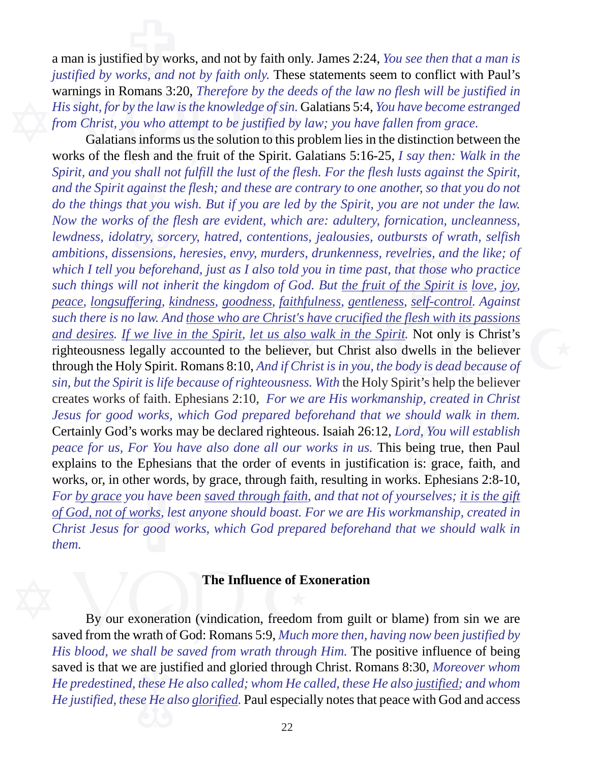a man is justified by works, and not by faith only. James 2:24, *You see then that a man is justified by works, and not by faith only.* These statements seem to conflict with Paul's warnings in Romans 3:20, *Therefore by the deeds of the law no flesh will be justified in His sight, for by the law is the knowledge of sin.* Galatians 5:4, *You have become estranged from Christ, you who attempt to be justified by law; you have fallen from grace.*

Galatians informs us the solution to this problem lies in the distinction between the works of the flesh and the fruit of the Spirit. Galatians 5:16-25, *I say then: Walk in the Spirit, and you shall not fulfill the lust of the flesh. For the flesh lusts against the Spirit, and the Spirit against the flesh; and these are contrary to one another, so that you do not do the things that you wish. But if you are led by the Spirit, you are not under the law. Now the works of the flesh are evident, which are: adultery, fornication, uncleanness, lewdness, idolatry, sorcery, hatred, contentions, jealousies, outbursts of wrath, selfish ambitions, dissensions, heresies, envy, murders, drunkenness, revelries, and the like; of which I tell you beforehand, just as I also told you in time past, that those who practice such things will not inherit the kingdom of God. But <u>the fruit of the Spirit is</u> <u>love</u>, <u>joy</u>, <u>peace</u>, <u>longsuffering</u>, <u>kindness</u>, <u>goodness</u>, <u>faithfulness</u>, <u>gentleness</u>, <u>self-control</u>. Against such there is no law. And <u>those who are Christ's have crucified the flesh with its passions and desires</u>. <u>If we live in the Spirit</u>, <u>let us also walk in the Spirit</u>.* Not only is Christ's righteousness legally accounted to the believer, but Christ also dwells in the believer through the Holy Spirit. Romans 8:10, *And if Christ is in you, the body is dead because of sin, but the Spirit is life because of righteousness. With* the Holy Spirit's help the believer creates works of faith. Ephesians 2:10, *For we are His workmanship, created in Christ Jesus for good works, which God prepared beforehand that we should walk in them.* Certainly God's works may be declared righteous. Isaiah 26:12, *Lord, You will establish peace for us, For You have also done all our works in us.* This being true, then Paul explains to the Ephesians that the order of events in justification is: grace, faith, and works, or, in other words, by grace, through faith, resulting in works. Ephesians 2:8-10, *For <u>by grace</u> you have been <u>saved through faith</u>, and that not of yourselves; <u>it is the gift of God, not of works</u>, lest anyone should boast. For we are His workmanship, created in Christ Jesus for good works, which God prepared beforehand that we should walk in them.*

**The Influence of Exoneration**

By our exoneration (vindication, freedom from guilt or blame) from sin we are saved from the wrath of God: Romans 5:9, *Much more then, having now been justified by His blood, we shall be saved from wrath through Him.* The positive influence of being saved is that we are justified and gloried through Christ. Romans 8:30, *Moreover whom He predestined, these He also called; whom He called, these He also <u>justified</u>; and whom He justified, these He also <u>glorified</u>.* Paul especially notes that peace with God and access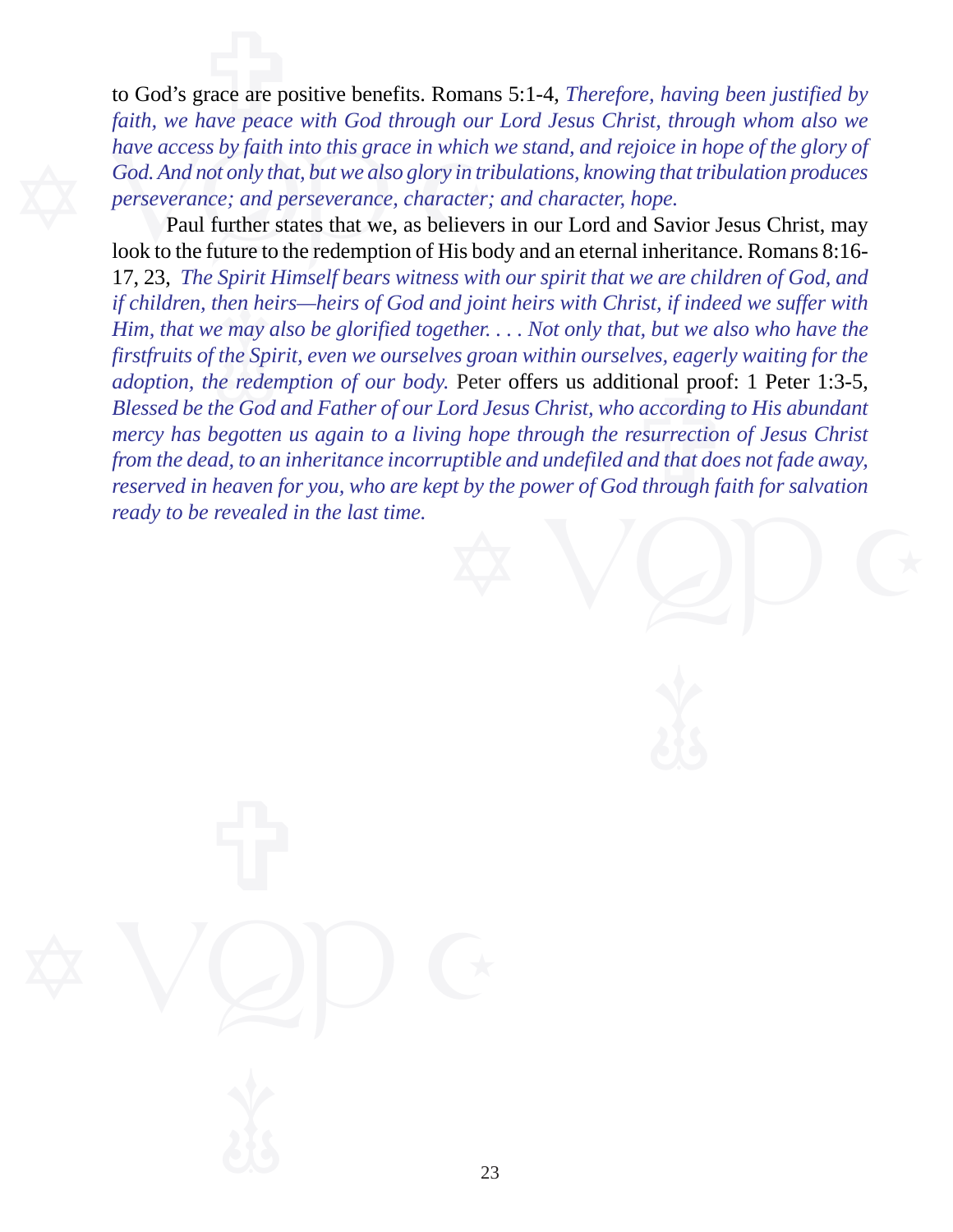to God's grace are positive benefits. Romans 5:1-4, *Therefore, having been justified by faith, we have peace with God through our Lord Jesus Christ, through whom also we have access by faith into this grace in which we stand, and rejoice in hope of the glory of God. And not only that, but we also glory in tribulations, knowing that tribulation produces perseverance; and perseverance, character; and character, hope.*

Paul further states that we, as believers in our Lord and Savior Jesus Christ, may look to the future to the redemption of His body and an eternal inheritance. Romans 8:16-17, 23, *The Spirit Himself bears witness with our spirit that we are children of God, and if children, then heirs—heirs of God and joint heirs with Christ, if indeed we suffer with Him, that we may also be glorified together. . . . Not only that, but we also who have the firstfruits of the Spirit, even we ourselves groan within ourselves, eagerly waiting for the adoption, the redemption of our body.* Peter offers us additional proof: 1 Peter 1:3-5, *Blessed be the God and Father of our Lord Jesus Christ, who according to His abundant mercy has begotten us again to a living hope through the resurrection of Jesus Christ from the dead, to an inheritance incorruptible and undefiled and that does not fade away, reserved in heaven for you, who are kept by the power of God through faith for salvation ready to be revealed in the last time.*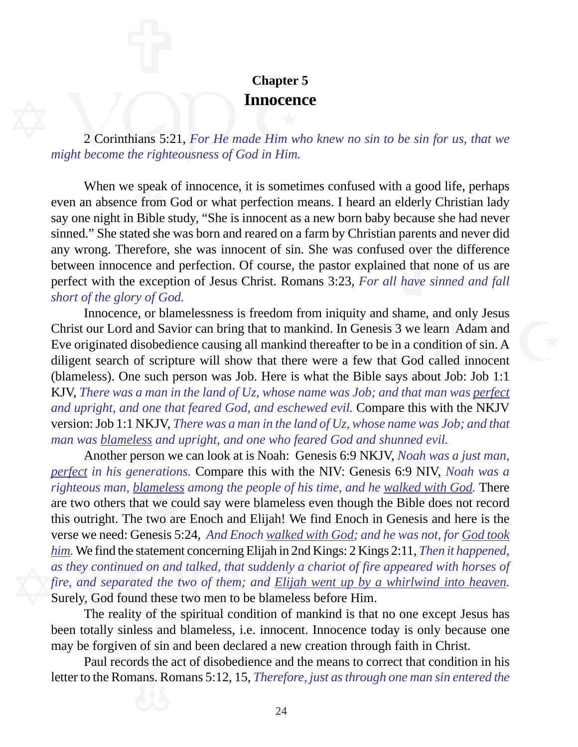# Chapter 5
## Innocence

2 Corinthians 5:21, *For He made Him who knew no sin to be sin for us, that we might become the righteousness of God in Him.*

When we speak of innocence, it is sometimes confused with a good life, perhaps even an absence from God or what perfection means. I heard an elderly Christian lady say one night in Bible study, "She is innocent as a new born baby because she had never sinned." She stated she was born and reared on a farm by Christian parents and never did any wrong. Therefore, she was innocent of sin. She was confused over the difference between innocence and perfection. Of course, the pastor explained that none of us are perfect with the exception of Jesus Christ. Romans 3:23, *For all have sinned and fall short of the glory of God.*

Innocence, or blamelessness is freedom from iniquity and shame, and only Jesus Christ our Lord and Savior can bring that to mankind. In Genesis 3 we learn Adam and Eve originated disobedience causing all mankind thereafter to be in a condition of sin. A diligent search of scripture will show that there were a few that God called innocent (blameless). One such person was Job. Here is what the Bible says about Job: Job 1:1 KJV, *There was a man in the land of Uz, whose name was Job; and that man was <u>perfect</u> and upright, and one that feared God, and eschewed evil.* Compare this with the NKJV version: Job 1:1 NKJV, *There was a man in the land of Uz, whose name was Job; and that man was <u>blameless</u> and upright, and one who feared God and shunned evil.*

Another person we can look at is Noah: Genesis 6:9 NKJV, *Noah was a just man, <u>perfect</u> in his generations.* Compare this with the NIV: Genesis 6:9 NIV, *Noah was a righteous man, <u>blameless</u> among the people of his time, and he <u>walked with God</u>.* There are two others that we could say were blameless even though the Bible does not record this outright. The two are Enoch and Elijah! We find Enoch in Genesis and here is the verse we need: Genesis 5:24, *And Enoch <u>walked with God</u>; and he was not, for <u>God took him</u>.* We find the statement concerning Elijah in 2nd Kings: 2 Kings 2:11, *Then it happened, as they continued on and talked, that suddenly a chariot of fire appeared with horses of fire, and separated the two of them; and <u>Elijah went up by a whirlwind into heaven</u>.* Surely, God found these two men to be blameless before Him.

The reality of the spiritual condition of mankind is that no one except Jesus has been totally sinless and blameless, i.e. innocent. Innocence today is only because one may be forgiven of sin and been declared a new creation through faith in Christ.

Paul records the act of disobedience and the means to correct that condition in his letter to the Romans. Romans 5:12, 15, *Therefore, just as through one man sin entered the*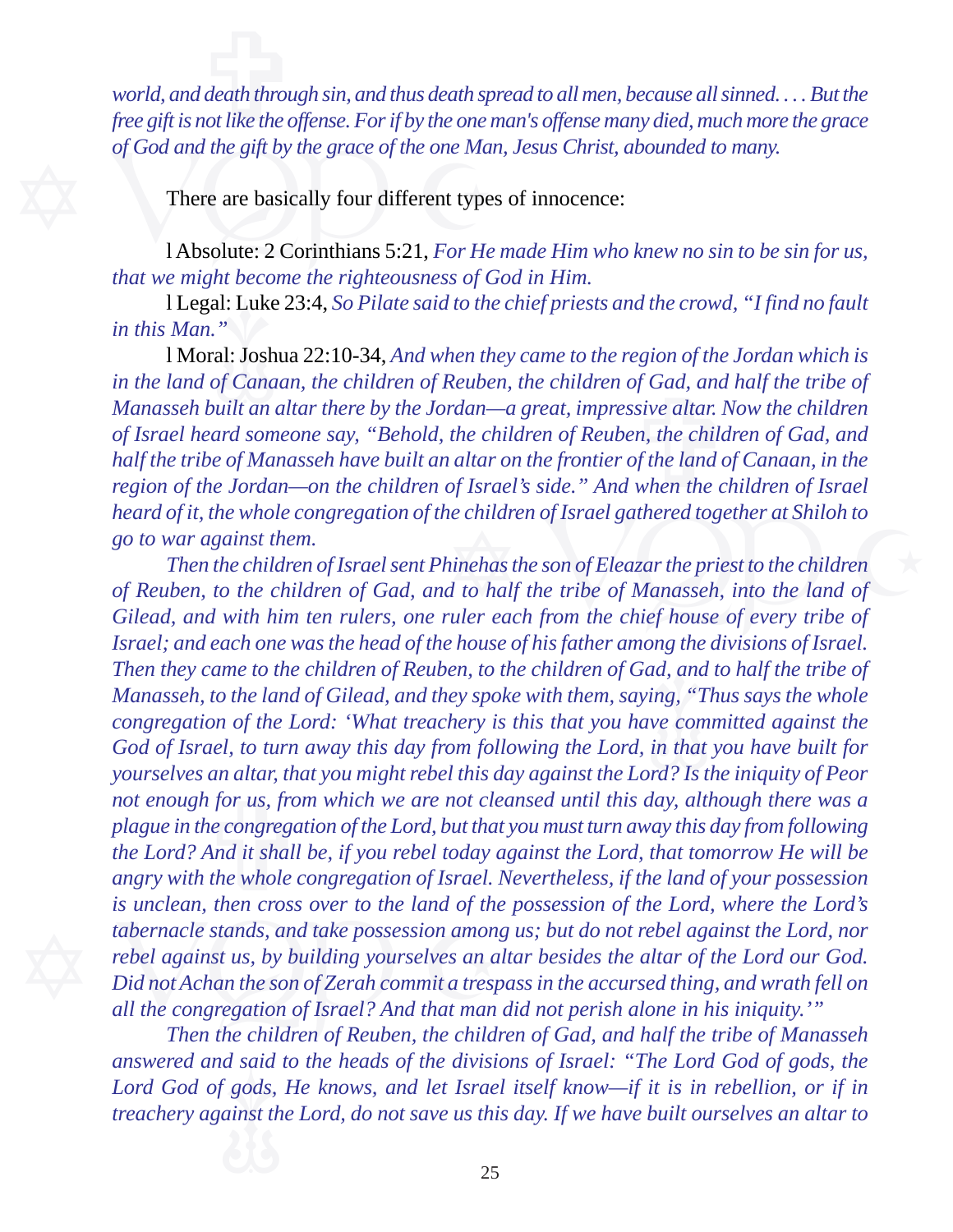*world, and death through sin, and thus death spread to all men, because all sinned. . . . But the free gift is not like the offense. For if by the one man's offense many died, much more the grace of God and the gift by the grace of the one Man, Jesus Christ, abounded to many.*

There are basically four different types of innocence:

- Absolute: 2 Corinthians 5:21, *For He made Him who knew no sin to be sin for us, that we might become the righteousness of God in Him.*
- Legal: Luke 23:4, *So Pilate said to the chief priests and the crowd, "I find no fault in this Man."*
- Moral: Joshua 22:10-34, *And when they came to the region of the Jordan which is in the land of Canaan, the children of Reuben, the children of Gad, and half the tribe of Manasseh built an altar there by the Jordan—a great, impressive altar. Now the children of Israel heard someone say, "Behold, the children of Reuben, the children of Gad, and half the tribe of Manasseh have built an altar on the frontier of the land of Canaan, in the region of the Jordan—on the children of Israel's side." And when the children of Israel heard of it, the whole congregation of the children of Israel gathered together at Shiloh to go to war against them.*

*Then the children of Israel sent Phinehas the son of Eleazar the priest to the children of Reuben, to the children of Gad, and to half the tribe of Manasseh, into the land of Gilead, and with him ten rulers, one ruler each from the chief house of every tribe of Israel; and each one was the head of the house of his father among the divisions of Israel. Then they came to the children of Reuben, to the children of Gad, and to half the tribe of Manasseh, to the land of Gilead, and they spoke with them, saying, "Thus says the whole congregation of the Lord: 'What treachery is this that you have committed against the God of Israel, to turn away this day from following the Lord, in that you have built for yourselves an altar, that you might rebel this day against the Lord? Is the iniquity of Peor not enough for us, from which we are not cleansed until this day, although there was a plague in the congregation of the Lord, but that you must turn away this day from following the Lord? And it shall be, if you rebel today against the Lord, that tomorrow He will be angry with the whole congregation of Israel. Nevertheless, if the land of your possession is unclean, then cross over to the land of the possession of the Lord, where the Lord's tabernacle stands, and take possession among us; but do not rebel against the Lord, nor rebel against us, by building yourselves an altar besides the altar of the Lord our God. Did not Achan the son of Zerah commit a trespass in the accursed thing, and wrath fell on all the congregation of Israel? And that man did not perish alone in his iniquity.'"*

*Then the children of Reuben, the children of Gad, and half the tribe of Manasseh answered and said to the heads of the divisions of Israel: "The Lord God of gods, the Lord God of gods, He knows, and let Israel itself know—if it is in rebellion, or if in treachery against the Lord, do not save us this day. If we have built ourselves an altar to*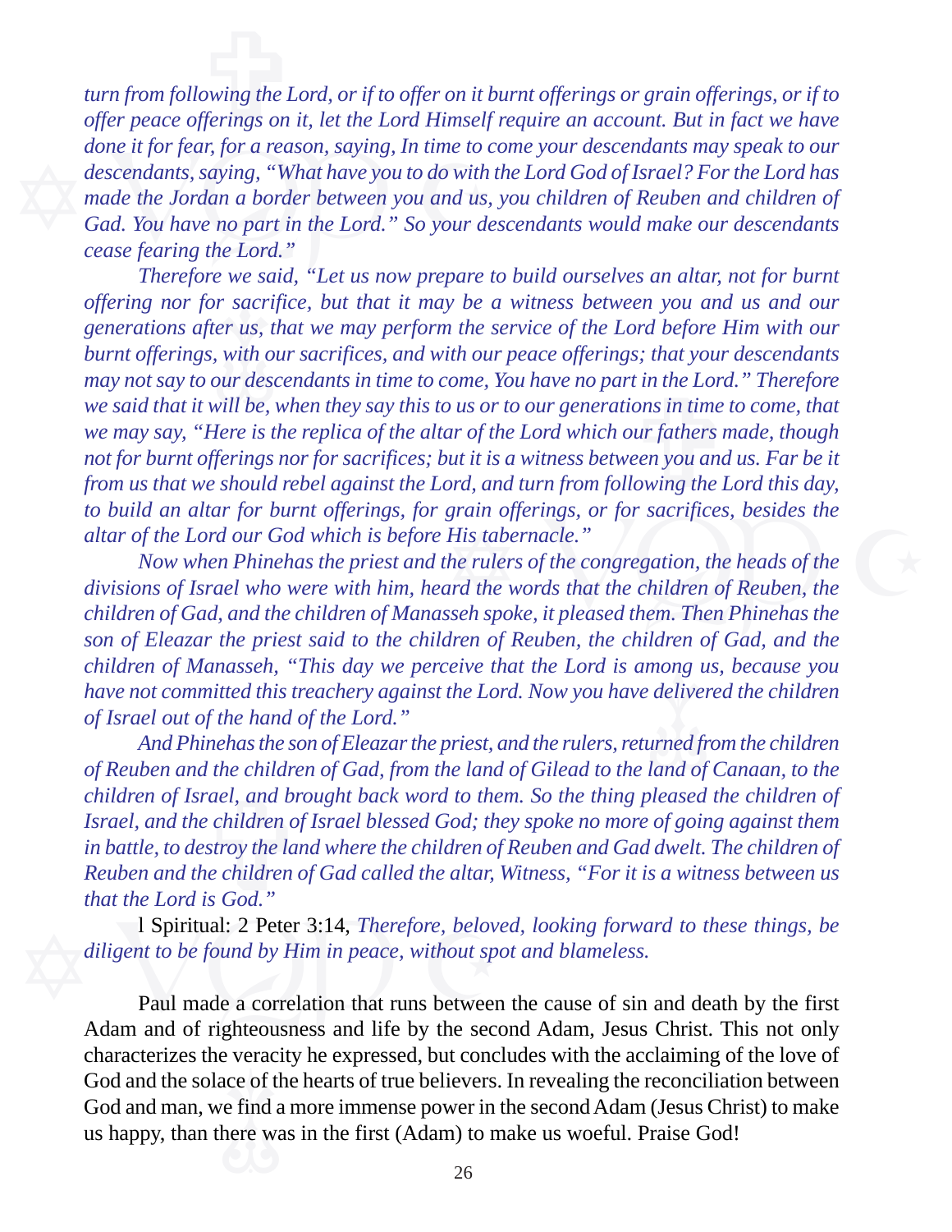*turn from following the Lord, or if to offer on it burnt offerings or grain offerings, or if to offer peace offerings on it, let the Lord Himself require an account. But in fact we have done it for fear, for a reason, saying, In time to come your descendants may speak to our descendants, saying, "What have you to do with the Lord God of Israel? For the Lord has made the Jordan a border between you and us, you children of Reuben and children of Gad. You have no part in the Lord." So your descendants would make our descendants cease fearing the Lord."*

*Therefore we said, "Let us now prepare to build ourselves an altar, not for burnt offering nor for sacrifice, but that it may be a witness between you and us and our generations after us, that we may perform the service of the Lord before Him with our burnt offerings, with our sacrifices, and with our peace offerings; that your descendants may not say to our descendants in time to come, You have no part in the Lord." Therefore we said that it will be, when they say this to us or to our generations in time to come, that we may say, "Here is the replica of the altar of the Lord which our fathers made, though not for burnt offerings nor for sacrifices; but it is a witness between you and us. Far be it from us that we should rebel against the Lord, and turn from following the Lord this day, to build an altar for burnt offerings, for grain offerings, or for sacrifices, besides the altar of the Lord our God which is before His tabernacle."*

*Now when Phinehas the priest and the rulers of the congregation, the heads of the divisions of Israel who were with him, heard the words that the children of Reuben, the children of Gad, and the children of Manasseh spoke, it pleased them. Then Phinehas the son of Eleazar the priest said to the children of Reuben, the children of Gad, and the children of Manasseh, "This day we perceive that the Lord is among us, because you have not committed this treachery against the Lord. Now you have delivered the children of Israel out of the hand of the Lord."*

*And Phinehas the son of Eleazar the priest, and the rulers, returned from the children of Reuben and the children of Gad, from the land of Gilead to the land of Canaan, to the children of Israel, and brought back word to them. So the thing pleased the children of Israel, and the children of Israel blessed God; they spoke no more of going against them in battle, to destroy the land where the children of Reuben and Gad dwelt. The children of Reuben and the children of Gad called the altar, Witness, "For it is a witness between us that the Lord is God."*

l Spiritual: 2 Peter 3:14, *Therefore, beloved, looking forward to these things, be diligent to be found by Him in peace, without spot and blameless.*

Paul made a correlation that runs between the cause of sin and death by the first Adam and of righteousness and life by the second Adam, Jesus Christ. This not only characterizes the veracity he expressed, but concludes with the acclaiming of the love of God and the solace of the hearts of true believers. In revealing the reconciliation between God and man, we find a more immense power in the second Adam (Jesus Christ) to make us happy, than there was in the first (Adam) to make us woeful. Praise God!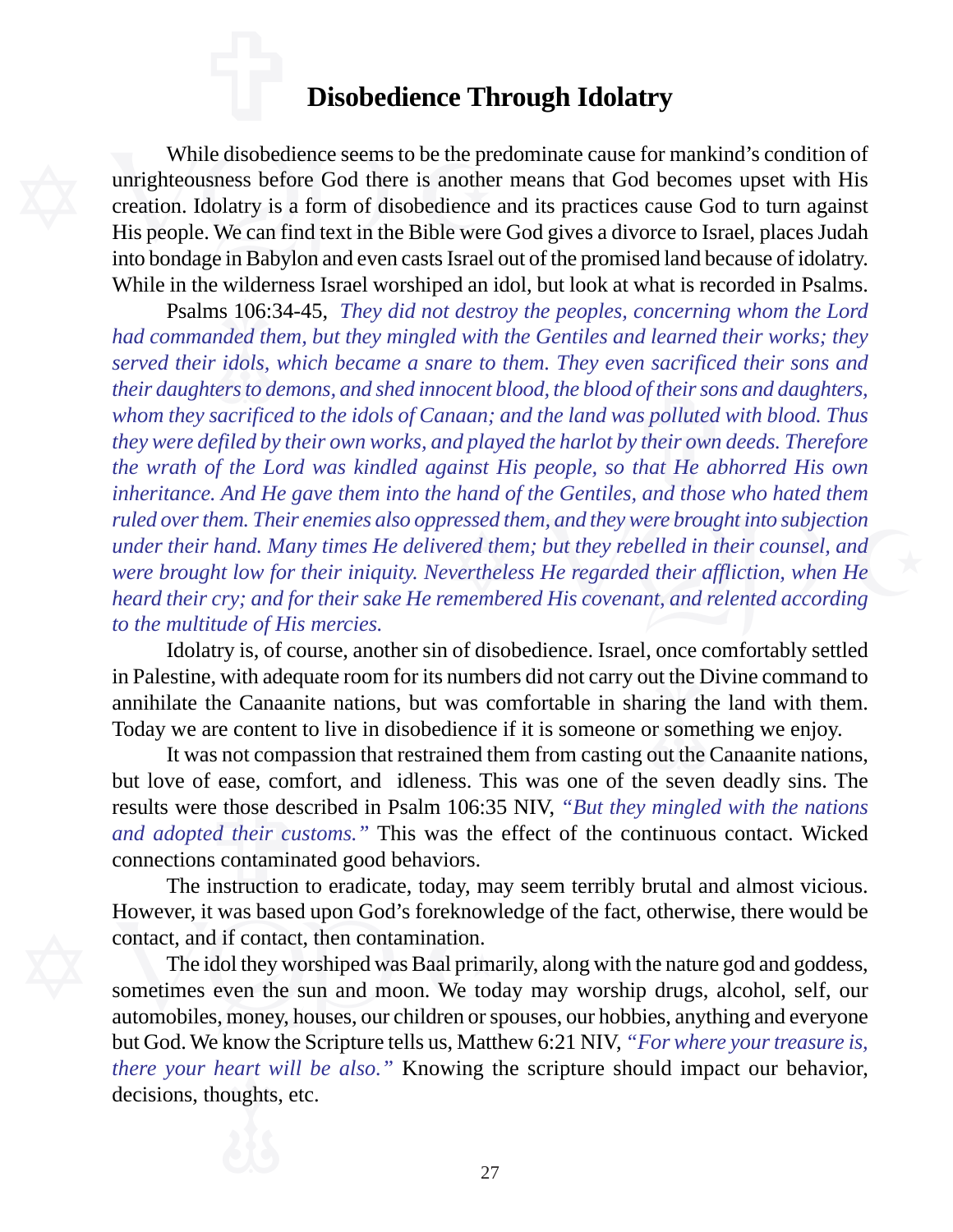# Disobedience Through Idolatry

While disobedience seems to be the predominate cause for mankind's condition of unrighteousness before God there is another means that God becomes upset with His creation. Idolatry is a form of disobedience and its practices cause God to turn against His people. We can find text in the Bible were God gives a divorce to Israel, places Judah into bondage in Babylon and even casts Israel out of the promised land because of idolatry. While in the wilderness Israel worshiped an idol, but look at what is recorded in Psalms.

Psalms 106:34-45, *They did not destroy the peoples, concerning whom the Lord had commanded them, but they mingled with the Gentiles and learned their works; they served their idols, which became a snare to them. They even sacrificed their sons and their daughters to demons, and shed innocent blood, the blood of their sons and daughters, whom they sacrificed to the idols of Canaan; and the land was polluted with blood. Thus they were defiled by their own works, and played the harlot by their own deeds. Therefore the wrath of the Lord was kindled against His people, so that He abhorred His own inheritance. And He gave them into the hand of the Gentiles, and those who hated them ruled over them. Their enemies also oppressed them, and they were brought into subjection under their hand. Many times He delivered them; but they rebelled in their counsel, and were brought low for their iniquity. Nevertheless He regarded their affliction, when He heard their cry; and for their sake He remembered His covenant, and relented according to the multitude of His mercies.*

Idolatry is, of course, another sin of disobedience. Israel, once comfortably settled in Palestine, with adequate room for its numbers did not carry out the Divine command to annihilate the Canaanite nations, but was comfortable in sharing the land with them. Today we are content to live in disobedience if it is someone or something we enjoy.

It was not compassion that restrained them from casting out the Canaanite nations, but love of ease, comfort, and idleness. This was one of the seven deadly sins. The results were those described in Psalm 106:35 NIV, *"But they mingled with the nations and adopted their customs."* This was the effect of the continuous contact. Wicked connections contaminated good behaviors.

The instruction to eradicate, today, may seem terribly brutal and almost vicious. However, it was based upon God's foreknowledge of the fact, otherwise, there would be contact, and if contact, then contamination.

The idol they worshiped was Baal primarily, along with the nature god and goddess, sometimes even the sun and moon. We today may worship drugs, alcohol, self, our automobiles, money, houses, our children or spouses, our hobbies, anything and everyone but God. We know the Scripture tells us, Matthew 6:21 NIV, *"For where your treasure is, there your heart will be also."* Knowing the scripture should impact our behavior, decisions, thoughts, etc.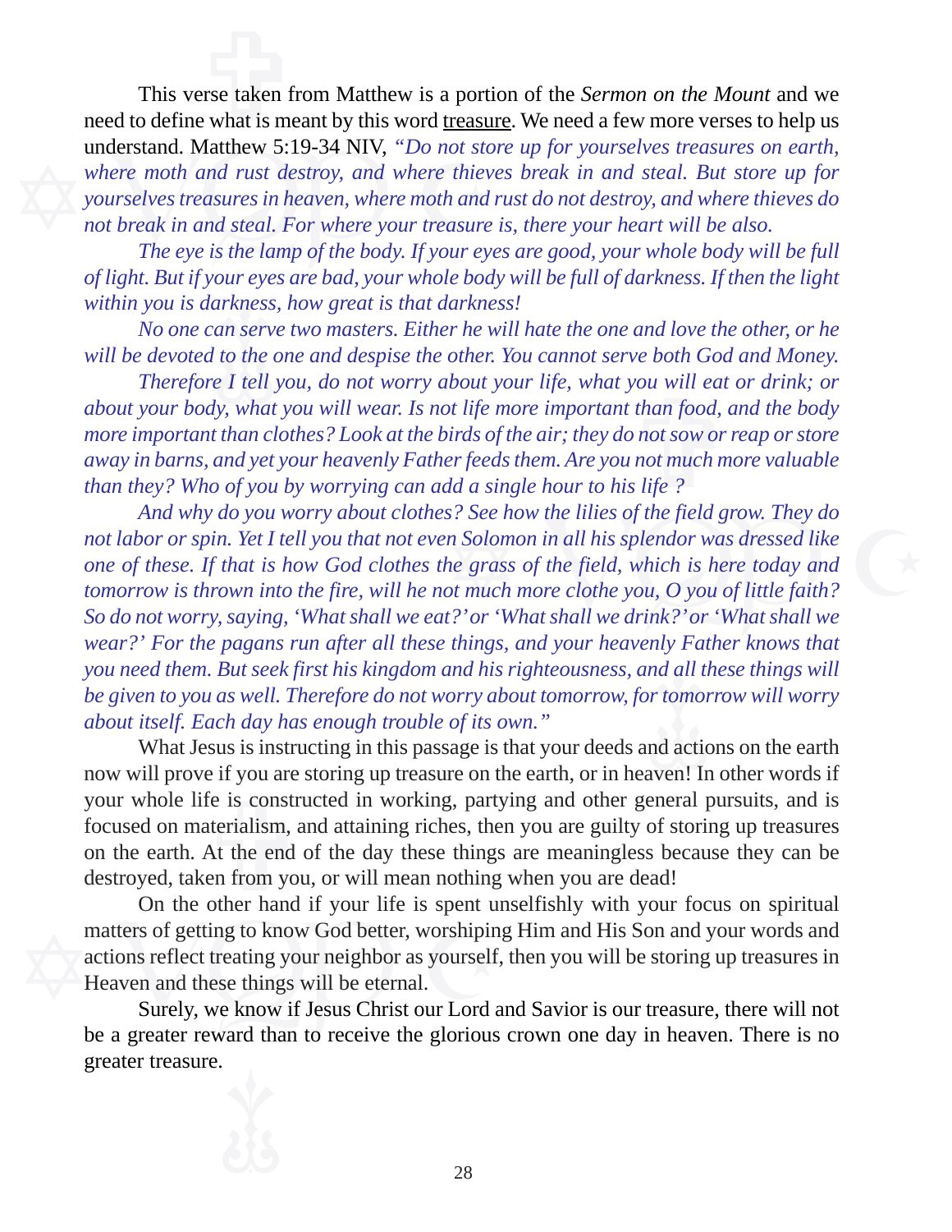This verse taken from Matthew is a portion of the *Sermon on the Mount* and we need to define what is meant by this word <u>treasure</u>. We need a few more verses to help us understand. Matthew 5:19-34 NIV, *"Do not store up for yourselves treasures on earth, where moth and rust destroy, and where thieves break in and steal. But store up for yourselves treasures in heaven, where moth and rust do not destroy, and where thieves do not break in and steal. For where your treasure is, there your heart will be also.*

*The eye is the lamp of the body. If your eyes are good, your whole body will be full of light. But if your eyes are bad, your whole body will be full of darkness. If then the light within you is darkness, how great is that darkness!*

*No one can serve two masters. Either he will hate the one and love the other, or he will be devoted to the one and despise the other. You cannot serve both God and Money.*

*Therefore I tell you, do not worry about your life, what you will eat or drink; or about your body, what you will wear. Is not life more important than food, and the body more important than clothes? Look at the birds of the air; they do not sow or reap or store away in barns, and yet your heavenly Father feeds them. Are you not much more valuable than they? Who of you by worrying can add a single hour to his life ?*

*And why do you worry about clothes? See how the lilies of the field grow. They do not labor or spin. Yet I tell you that not even Solomon in all his splendor was dressed like one of these. If that is how God clothes the grass of the field, which is here today and tomorrow is thrown into the fire, will he not much more clothe you, O you of little faith? So do not worry, saying, 'What shall we eat?' or 'What shall we drink?' or 'What shall we wear?' For the pagans run after all these things, and your heavenly Father knows that you need them. But seek first his kingdom and his righteousness, and all these things will be given to you as well. Therefore do not worry about tomorrow, for tomorrow will worry about itself. Each day has enough trouble of its own."*

What Jesus is instructing in this passage is that your deeds and actions on the earth now will prove if you are storing up treasure on the earth, or in heaven! In other words if your whole life is constructed in working, partying and other general pursuits, and is focused on materialism, and attaining riches, then you are guilty of storing up treasures on the earth. At the end of the day these things are meaningless because they can be destroyed, taken from you, or will mean nothing when you are dead!

On the other hand if your life is spent unselfishly with your focus on spiritual matters of getting to know God better, worshiping Him and His Son and your words and actions reflect treating your neighbor as yourself, then you will be storing up treasures in Heaven and these things will be eternal.

Surely, we know if Jesus Christ our Lord and Savior is our treasure, there will not be a greater reward than to receive the glorious crown one day in heaven. There is no greater treasure.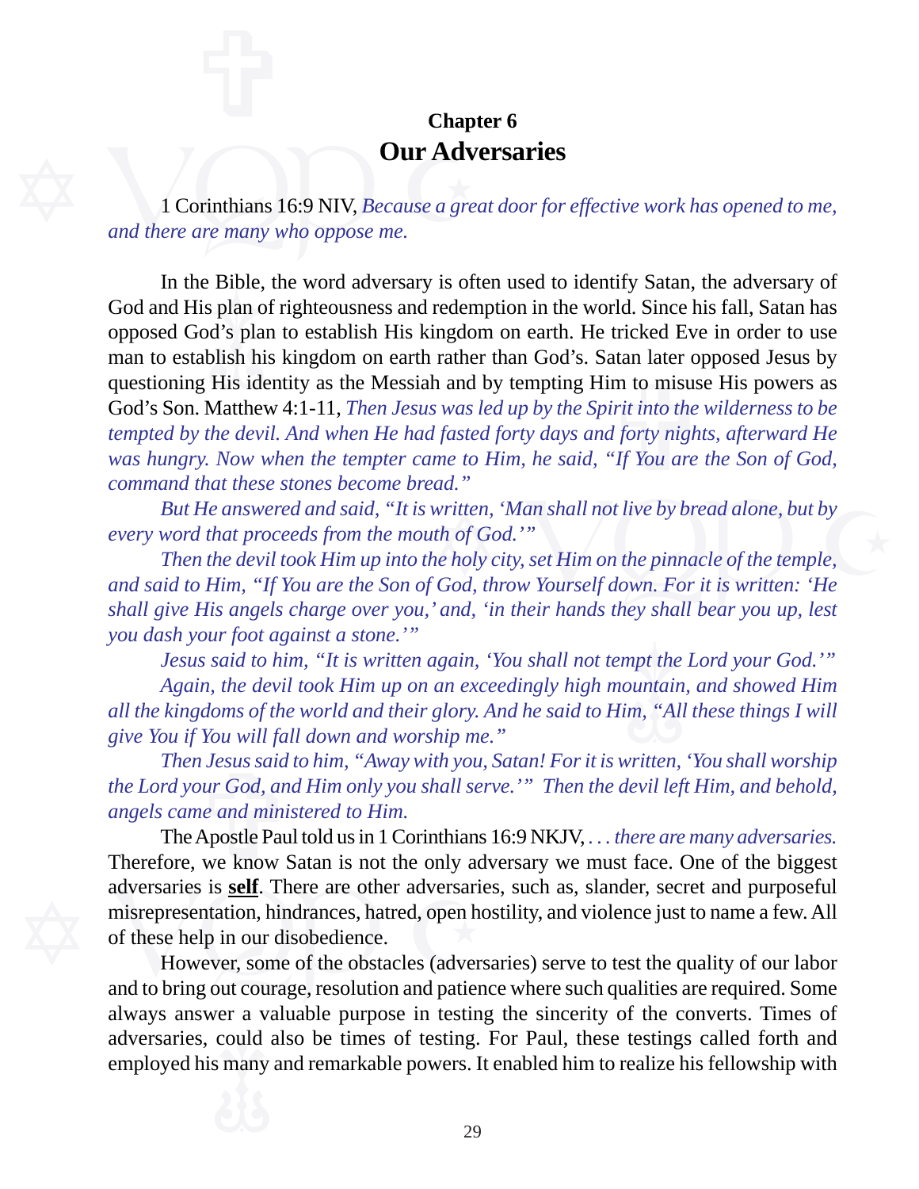# Chapter 6
# Our Adversaries

1 Corinthians 16:9 NIV, *Because a great door for effective work has opened to me, and there are many who oppose me.*

In the Bible, the word adversary is often used to identify Satan, the adversary of God and His plan of righteousness and redemption in the world. Since his fall, Satan has opposed God's plan to establish His kingdom on earth. He tricked Eve in order to use man to establish his kingdom on earth rather than God's. Satan later opposed Jesus by questioning His identity as the Messiah and by tempting Him to misuse His powers as God's Son. Matthew 4:1-11, *Then Jesus was led up by the Spirit into the wilderness to be tempted by the devil. And when He had fasted forty days and forty nights, afterward He was hungry. Now when the tempter came to Him, he said, "If You are the Son of God, command that these stones become bread."*

*But He answered and said, "It is written, 'Man shall not live by bread alone, but by every word that proceeds from the mouth of God.'"*

*Then the devil took Him up into the holy city, set Him on the pinnacle of the temple, and said to Him, "If You are the Son of God, throw Yourself down. For it is written: 'He shall give His angels charge over you,' and, 'in their hands they shall bear you up, lest you dash your foot against a stone.'"*

*Jesus said to him, "It is written again, 'You shall not tempt the Lord your God.'"*

*Again, the devil took Him up on an exceedingly high mountain, and showed Him all the kingdoms of the world and their glory. And he said to Him, "All these things I will give You if You will fall down and worship me."*

*Then Jesus said to him, "Away with you, Satan! For it is written, 'You shall worship the Lord your God, and Him only you shall serve.'" Then the devil left Him, and behold, angels came and ministered to Him.*

The Apostle Paul told us in 1 Corinthians 16:9 NKJV, *. . . there are many adversaries.* Therefore, we know Satan is not the only adversary we must face. One of the biggest adversaries is **self**. There are other adversaries, such as, slander, secret and purposeful misrepresentation, hindrances, hatred, open hostility, and violence just to name a few. All of these help in our disobedience.

However, some of the obstacles (adversaries) serve to test the quality of our labor and to bring out courage, resolution and patience where such qualities are required. Some always answer a valuable purpose in testing the sincerity of the converts. Times of adversaries, could also be times of testing. For Paul, these testings called forth and employed his many and remarkable powers. It enabled him to realize his fellowship with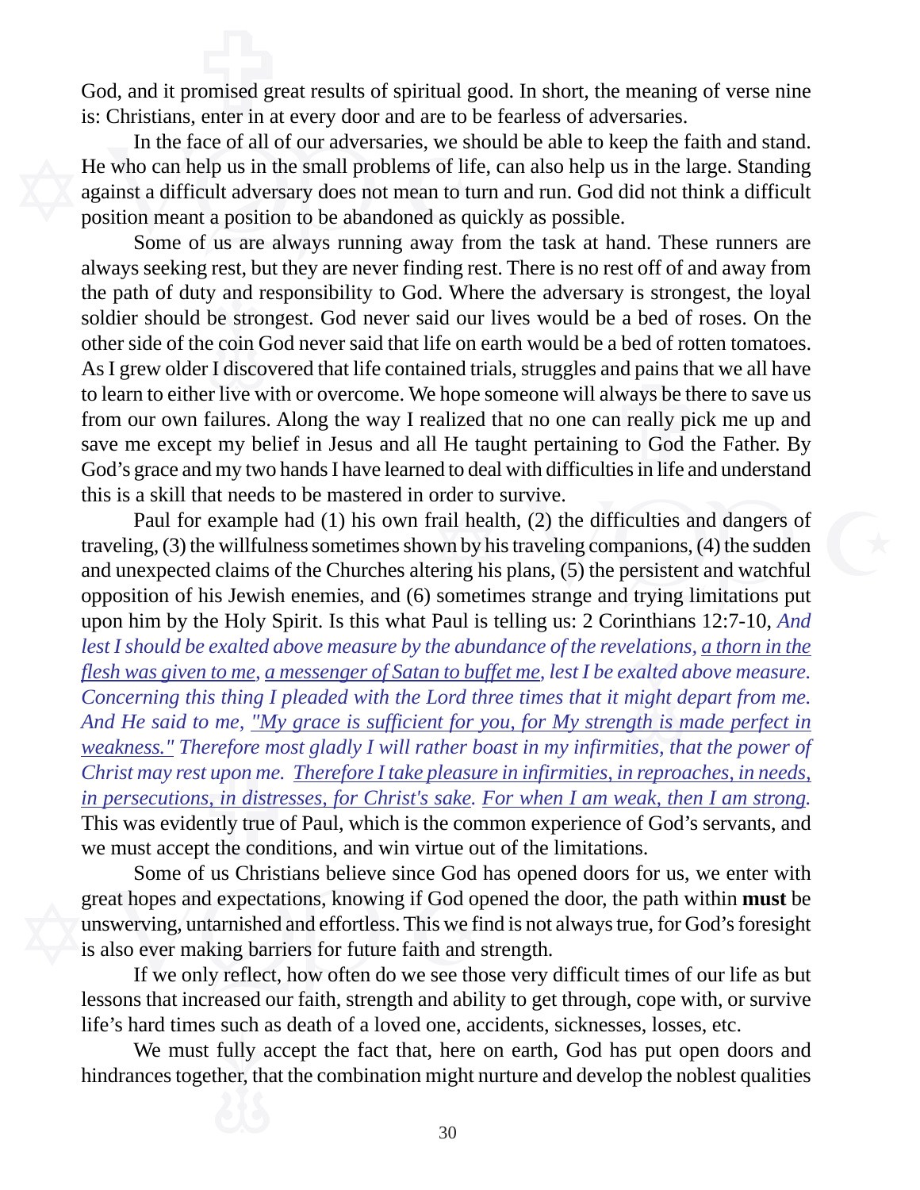God, and it promised great results of spiritual good. In short, the meaning of verse nine is: Christians, enter in at every door and are to be fearless of adversaries.

In the face of all of our adversaries, we should be able to keep the faith and stand. He who can help us in the small problems of life, can also help us in the large. Standing against a difficult adversary does not mean to turn and run. God did not think a difficult position meant a position to be abandoned as quickly as possible.

Some of us are always running away from the task at hand. These runners are always seeking rest, but they are never finding rest. There is no rest off of and away from the path of duty and responsibility to God. Where the adversary is strongest, the loyal soldier should be strongest. God never said our lives would be a bed of roses. On the other side of the coin God never said that life on earth would be a bed of rotten tomatoes. As I grew older I discovered that life contained trials, struggles and pains that we all have to learn to either live with or overcome. We hope someone will always be there to save us from our own failures. Along the way I realized that no one can really pick me up and save me except my belief in Jesus and all He taught pertaining to God the Father. By God's grace and my two hands I have learned to deal with difficulties in life and understand this is a skill that needs to be mastered in order to survive.

Paul for example had (1) his own frail health, (2) the difficulties and dangers of traveling, (3) the willfulness sometimes shown by his traveling companions, (4) the sudden and unexpected claims of the Churches altering his plans, (5) the persistent and watchful opposition of his Jewish enemies, and (6) sometimes strange and trying limitations put upon him by the Holy Spirit. Is this what Paul is telling us: 2 Corinthians 12:7-10, *And lest I should be exalted above measure by the abundance of the revelations, <u>a thorn in the flesh was given to me</u>, <u>a messenger of Satan to buffet me</u>, lest I be exalted above measure. Concerning this thing I pleaded with the Lord three times that it might depart from me. And He said to me, <u>"My grace is sufficient for you, for My strength is made perfect in weakness."</u> Therefore most gladly I will rather boast in my infirmities, that the power of Christ may rest upon me. <u>Therefore I take pleasure in infirmities, in reproaches, in needs, in persecutions, in distresses, for Christ's sake</u>. <u>For when I am weak, then I am strong</u>.* This was evidently true of Paul, which is the common experience of God's servants, and we must accept the conditions, and win virtue out of the limitations.

Some of us Christians believe since God has opened doors for us, we enter with great hopes and expectations, knowing if God opened the door, the path within **must** be unswerving, untarnished and effortless. This we find is not always true, for God's foresight is also ever making barriers for future faith and strength.

If we only reflect, how often do we see those very difficult times of our life as but lessons that increased our faith, strength and ability to get through, cope with, or survive life's hard times such as death of a loved one, accidents, sicknesses, losses, etc.

We must fully accept the fact that, here on earth, God has put open doors and hindrances together, that the combination might nurture and develop the noblest qualities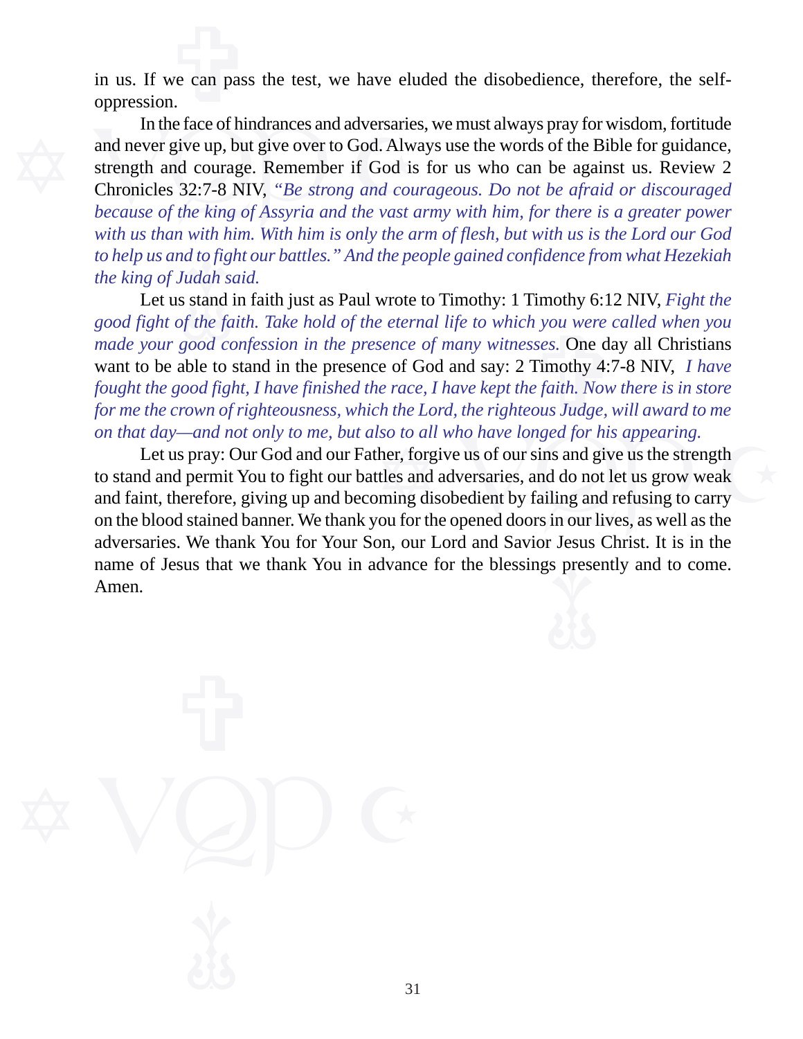in us. If we can pass the test, we have eluded the disobedience, therefore, the self-oppression.

In the face of hindrances and adversaries, we must always pray for wisdom, fortitude and never give up, but give over to God. Always use the words of the Bible for guidance, strength and courage. Remember if God is for us who can be against us. Review 2 Chronicles 32:7-8 NIV, *"Be strong and courageous. Do not be afraid or discouraged because of the king of Assyria and the vast army with him, for there is a greater power with us than with him. With him is only the arm of flesh, but with us is the Lord our God to help us and to fight our battles." And the people gained confidence from what Hezekiah the king of Judah said.*

Let us stand in faith just as Paul wrote to Timothy: 1 Timothy 6:12 NIV, *Fight the good fight of the faith. Take hold of the eternal life to which you were called when you made your good confession in the presence of many witnesses.* One day all Christians want to be able to stand in the presence of God and say: 2 Timothy 4:7-8 NIV, *I have fought the good fight, I have finished the race, I have kept the faith. Now there is in store for me the crown of righteousness, which the Lord, the righteous Judge, will award to me on that day—and not only to me, but also to all who have longed for his appearing.*

Let us pray: Our God and our Father, forgive us of our sins and give us the strength to stand and permit You to fight our battles and adversaries, and do not let us grow weak and faint, therefore, giving up and becoming disobedient by failing and refusing to carry on the blood stained banner. We thank you for the opened doors in our lives, as well as the adversaries. We thank You for Your Son, our Lord and Savior Jesus Christ. It is in the name of Jesus that we thank You in advance for the blessings presently and to come. Amen.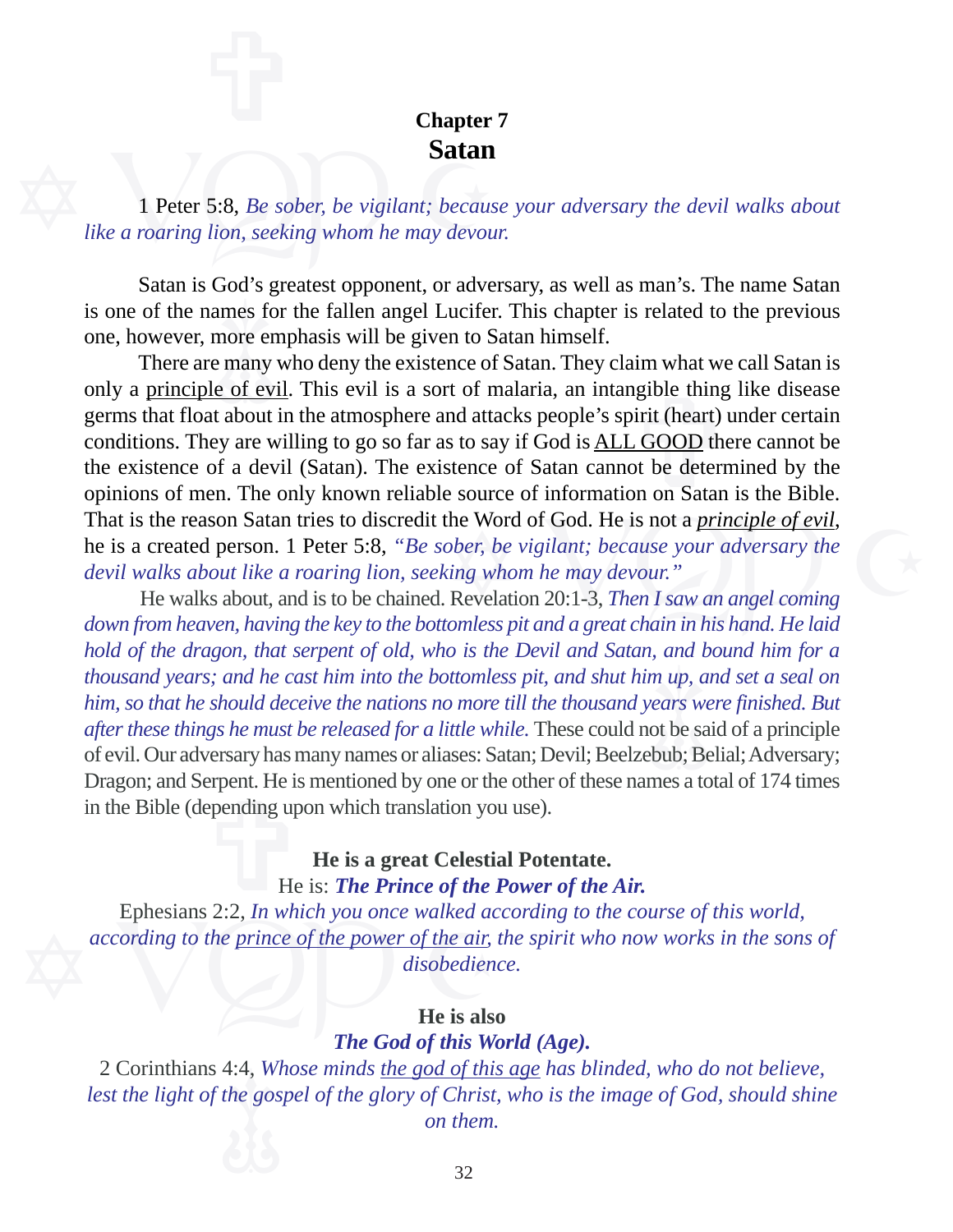# Chapter 7
# Satan

1 Peter 5:8, *Be sober, be vigilant; because your adversary the devil walks about like a roaring lion, seeking whom he may devour.*

Satan is God's greatest opponent, or adversary, as well as man's. The name Satan is one of the names for the fallen angel Lucifer. This chapter is related to the previous one, however, more emphasis will be given to Satan himself.

There are many who deny the existence of Satan. They claim what we call Satan is only a <u>principle of evil</u>. This evil is a sort of malaria, an intangible thing like disease germs that float about in the atmosphere and attacks people's spirit (heart) under certain conditions. They are willing to go so far as to say if God is <u>ALL GOOD</u> there cannot be the existence of a devil (Satan). The existence of Satan cannot be determined by the opinions of men. The only known reliable source of information on Satan is the Bible. That is the reason Satan tries to discredit the Word of God. He is not a <u>*principle of evil*</u>, he is a created person. 1 Peter 5:8, *"Be sober, be vigilant; because your adversary the devil walks about like a roaring lion, seeking whom he may devour."*

He walks about, and is to be chained. Revelation 20:1-3, *Then I saw an angel coming down from heaven, having the key to the bottomless pit and a great chain in his hand. He laid hold of the dragon, that serpent of old, who is the Devil and Satan, and bound him for a thousand years; and he cast him into the bottomless pit, and shut him up, and set a seal on him, so that he should deceive the nations no more till the thousand years were finished. But after these things he must be released for a little while.* These could not be said of a principle of evil. Our adversary has many names or aliases: Satan; Devil; Beelzebub; Belial; Adversary; Dragon; and Serpent. He is mentioned by one or the other of these names a total of 174 times in the Bible (depending upon which translation you use).

**He is a great Celestial Potentate.**

He is: ***The Prince of the Power of the Air.***

Ephesians 2:2, *In which you once walked according to the course of this world, according to the <u>prince of the power of the air</u>, the spirit who now works in the sons of disobedience.*

**He is also**

***The God of this World (Age).***

2 Corinthians 4:4, *Whose minds <u>the god of this age</u> has blinded, who do not believe, lest the light of the gospel of the glory of Christ, who is the image of God, should shine on them.*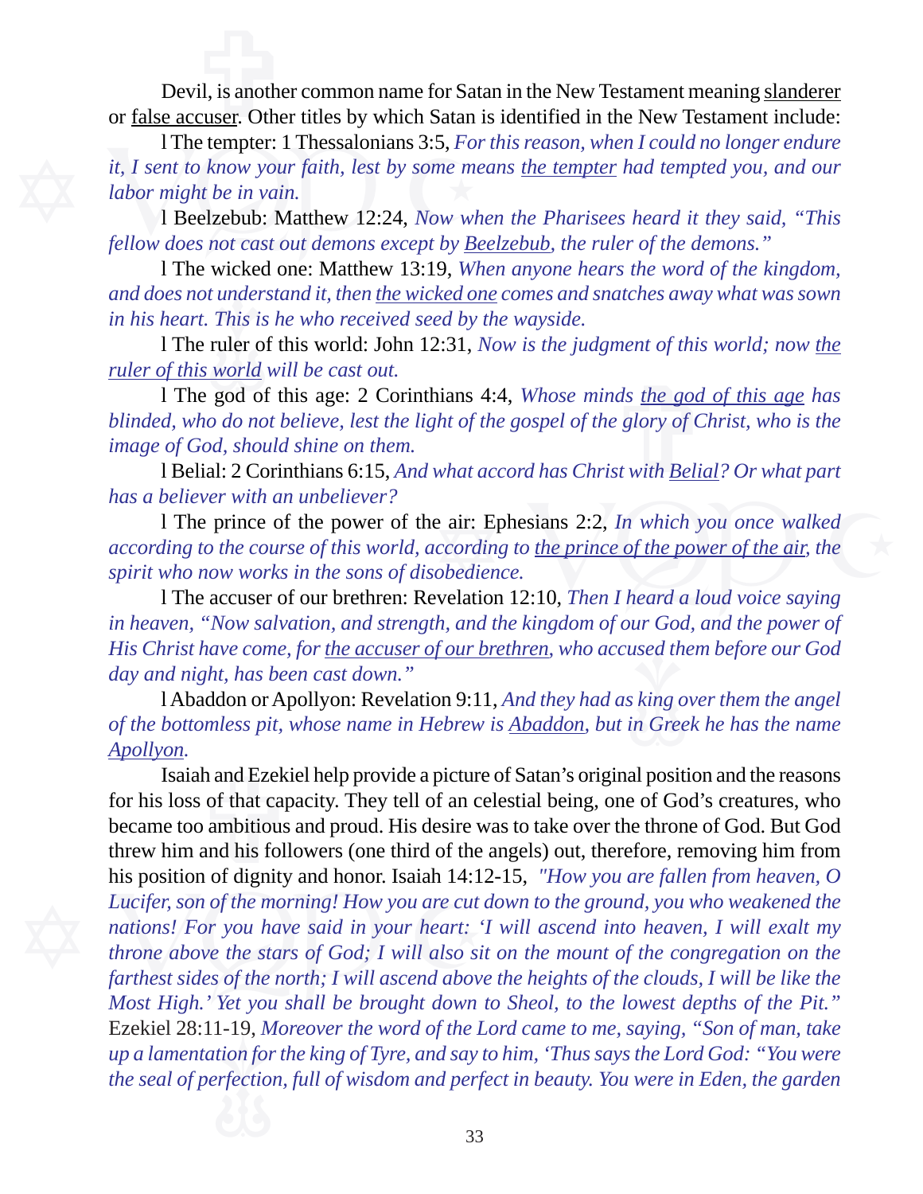Devil, is another common name for Satan in the New Testament meaning <u>slanderer</u> or <u>false accuser</u>. Other titles by which Satan is identified in the New Testament include:

- The tempter: 1 Thessalonians 3:5, *For this reason, when I could no longer endure it, I sent to know your faith, lest by some means <u>the tempter</u> had tempted you, and our labor might be in vain.*

- Beelzebub: Matthew 12:24, *Now when the Pharisees heard it they said, "This fellow does not cast out demons except by <u>Beelzebub</u>, the ruler of the demons."*

- The wicked one: Matthew 13:19, *When anyone hears the word of the kingdom, and does not understand it, then <u>the wicked one</u> comes and snatches away what was sown in his heart. This is he who received seed by the wayside.*

- The ruler of this world: John 12:31, *Now is the judgment of this world; now <u>the ruler of this world</u> will be cast out.*

- The god of this age: 2 Corinthians 4:4, *Whose minds <u>the god of this age</u> has blinded, who do not believe, lest the light of the gospel of the glory of Christ, who is the image of God, should shine on them.*

- Belial: 2 Corinthians 6:15, *And what accord has Christ with <u>Belial</u>? Or what part has a believer with an unbeliever?*

- The prince of the power of the air: Ephesians 2:2, *In which you once walked according to the course of this world, according to <u>the prince of the power of the air</u>, the spirit who now works in the sons of disobedience.*

- The accuser of our brethren: Revelation 12:10, *Then I heard a loud voice saying in heaven, "Now salvation, and strength, and the kingdom of our God, and the power of His Christ have come, for <u>the accuser of our brethren</u>, who accused them before our God day and night, has been cast down."*

- Abaddon or Apollyon: Revelation 9:11, *And they had as king over them the angel of the bottomless pit, whose name in Hebrew is <u>Abaddon</u>, but in Greek he has the name <u>Apollyon</u>.*

Isaiah and Ezekiel help provide a picture of Satan's original position and the reasons for his loss of that capacity. They tell of an celestial being, one of God's creatures, who became too ambitious and proud. His desire was to take over the throne of God. But God threw him and his followers (one third of the angels) out, therefore, removing him from his position of dignity and honor. Isaiah 14:12-15, *"How you are fallen from heaven, O Lucifer, son of the morning! How you are cut down to the ground, you who weakened the nations! For you have said in your heart: 'I will ascend into heaven, I will exalt my throne above the stars of God; I will also sit on the mount of the congregation on the farthest sides of the north; I will ascend above the heights of the clouds, I will be like the Most High.' Yet you shall be brought down to Sheol, to the lowest depths of the Pit."* Ezekiel 28:11-19, *Moreover the word of the Lord came to me, saying, "Son of man, take up a lamentation for the king of Tyre, and say to him, 'Thus says the Lord God: "You were the seal of perfection, full of wisdom and perfect in beauty. You were in Eden, the garden*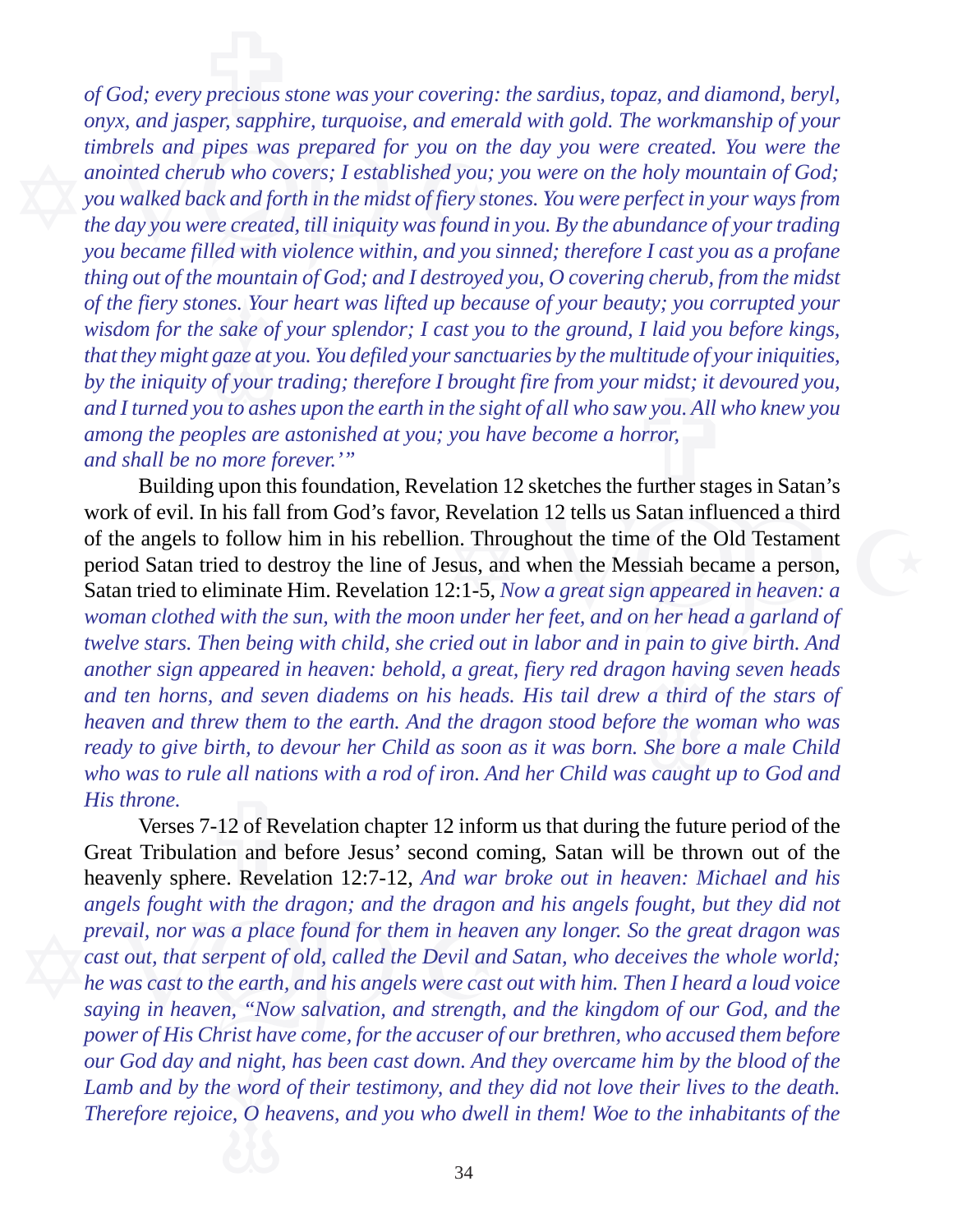*of God; every precious stone was your covering: the sardius, topaz, and diamond, beryl, onyx, and jasper, sapphire, turquoise, and emerald with gold. The workmanship of your timbrels and pipes was prepared for you on the day you were created. You were the anointed cherub who covers; I established you; you were on the holy mountain of God; you walked back and forth in the midst of fiery stones. You were perfect in your ways from the day you were created, till iniquity was found in you. By the abundance of your trading you became filled with violence within, and you sinned; therefore I cast you as a profane thing out of the mountain of God; and I destroyed you, O covering cherub, from the midst of the fiery stones. Your heart was lifted up because of your beauty; you corrupted your wisdom for the sake of your splendor; I cast you to the ground, I laid you before kings, that they might gaze at you. You defiled your sanctuaries by the multitude of your iniquities, by the iniquity of your trading; therefore I brought fire from your midst; it devoured you, and I turned you to ashes upon the earth in the sight of all who saw you. All who knew you among the peoples are astonished at you; you have become a horror, and shall be no more forever.'"*

Building upon this foundation, Revelation 12 sketches the further stages in Satan's work of evil. In his fall from God's favor, Revelation 12 tells us Satan influenced a third of the angels to follow him in his rebellion. Throughout the time of the Old Testament period Satan tried to destroy the line of Jesus, and when the Messiah became a person, Satan tried to eliminate Him. Revelation 12:1-5, *Now a great sign appeared in heaven: a woman clothed with the sun, with the moon under her feet, and on her head a garland of twelve stars. Then being with child, she cried out in labor and in pain to give birth. And another sign appeared in heaven: behold, a great, fiery red dragon having seven heads and ten horns, and seven diadems on his heads. His tail drew a third of the stars of heaven and threw them to the earth. And the dragon stood before the woman who was ready to give birth, to devour her Child as soon as it was born. She bore a male Child who was to rule all nations with a rod of iron. And her Child was caught up to God and His throne.*

Verses 7-12 of Revelation chapter 12 inform us that during the future period of the Great Tribulation and before Jesus' second coming, Satan will be thrown out of the heavenly sphere. Revelation 12:7-12, *And war broke out in heaven: Michael and his angels fought with the dragon; and the dragon and his angels fought, but they did not prevail, nor was a place found for them in heaven any longer. So the great dragon was cast out, that serpent of old, called the Devil and Satan, who deceives the whole world; he was cast to the earth, and his angels were cast out with him. Then I heard a loud voice saying in heaven, "Now salvation, and strength, and the kingdom of our God, and the power of His Christ have come, for the accuser of our brethren, who accused them before our God day and night, has been cast down. And they overcame him by the blood of the Lamb and by the word of their testimony, and they did not love their lives to the death. Therefore rejoice, O heavens, and you who dwell in them! Woe to the inhabitants of the*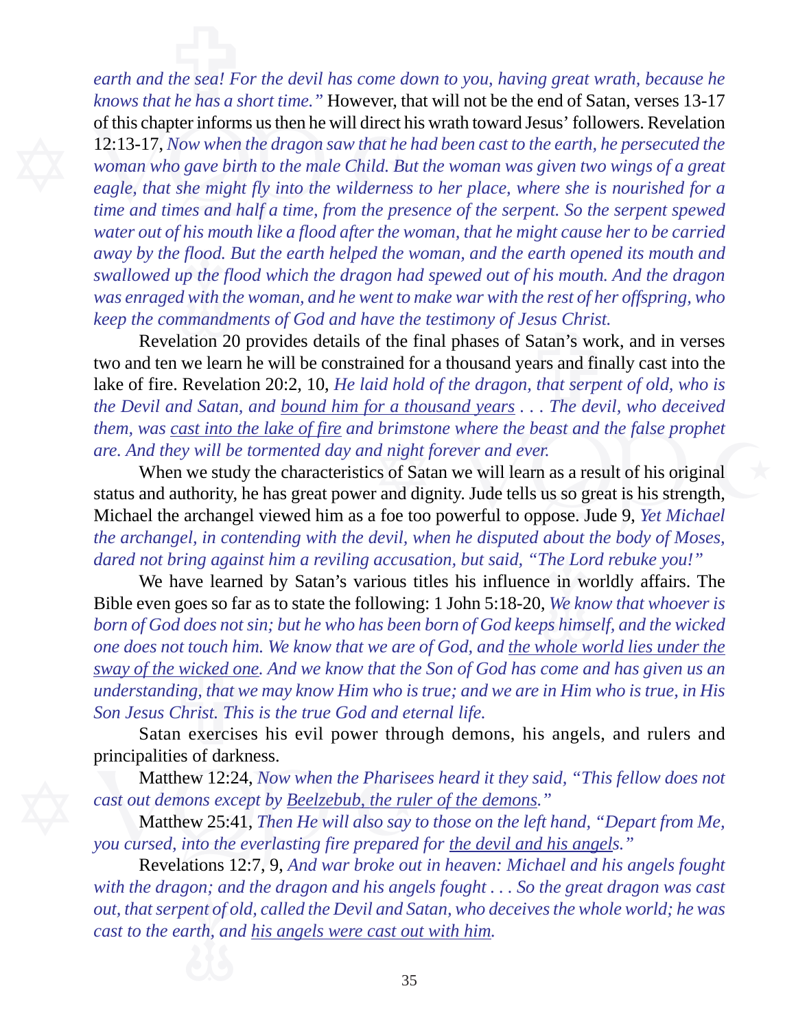*earth and the sea! For the devil has come down to you, having great wrath, because he knows that he has a short time."* However, that will not be the end of Satan, verses 13-17 of this chapter informs us then he will direct his wrath toward Jesus' followers. Revelation 12:13-17, *Now when the dragon saw that he had been cast to the earth, he persecuted the woman who gave birth to the male Child. But the woman was given two wings of a great eagle, that she might fly into the wilderness to her place, where she is nourished for a time and times and half a time, from the presence of the serpent. So the serpent spewed water out of his mouth like a flood after the woman, that he might cause her to be carried away by the flood. But the earth helped the woman, and the earth opened its mouth and swallowed up the flood which the dragon had spewed out of his mouth. And the dragon was enraged with the woman, and he went to make war with the rest of her offspring, who keep the commandments of God and have the testimony of Jesus Christ.*

Revelation 20 provides details of the final phases of Satan's work, and in verses two and ten we learn he will be constrained for a thousand years and finally cast into the lake of fire. Revelation 20:2, 10, *He laid hold of the dragon, that serpent of old, who is the Devil and Satan, and <u>bound him for a thousand years</u> . . . The devil, who deceived them, was <u>cast into the lake of fire</u> and brimstone where the beast and the false prophet are. And they will be tormented day and night forever and ever.*

When we study the characteristics of Satan we will learn as a result of his original status and authority, he has great power and dignity. Jude tells us so great is his strength, Michael the archangel viewed him as a foe too powerful to oppose. Jude 9, *Yet Michael the archangel, in contending with the devil, when he disputed about the body of Moses, dared not bring against him a reviling accusation, but said, "The Lord rebuke you!"*

We have learned by Satan's various titles his influence in worldly affairs. The Bible even goes so far as to state the following: 1 John 5:18-20, *We know that whoever is born of God does not sin; but he who has been born of God keeps himself, and the wicked one does not touch him. We know that we are of God, and <u>the whole world lies under the sway of the wicked one</u>. And we know that the Son of God has come and has given us an understanding, that we may know Him who is true; and we are in Him who is true, in His Son Jesus Christ. This is the true God and eternal life.*

Satan exercises his evil power through demons, his angels, and rulers and principalities of darkness.

Matthew 12:24, *Now when the Pharisees heard it they said, "This fellow does not cast out demons except by <u>Beelzebub, the ruler of the demons</u>."*

Matthew 25:41, *Then He will also say to those on the left hand, "Depart from Me, you cursed, into the everlasting fire prepared for <u>the devil and his angels</u>."*

Revelations 12:7, 9, *And war broke out in heaven: Michael and his angels fought with the dragon; and the dragon and his angels fought . . . So the great dragon was cast out, that serpent of old, called the Devil and Satan, who deceives the whole world; he was cast to the earth, and <u>his angels were cast out with him</u>.*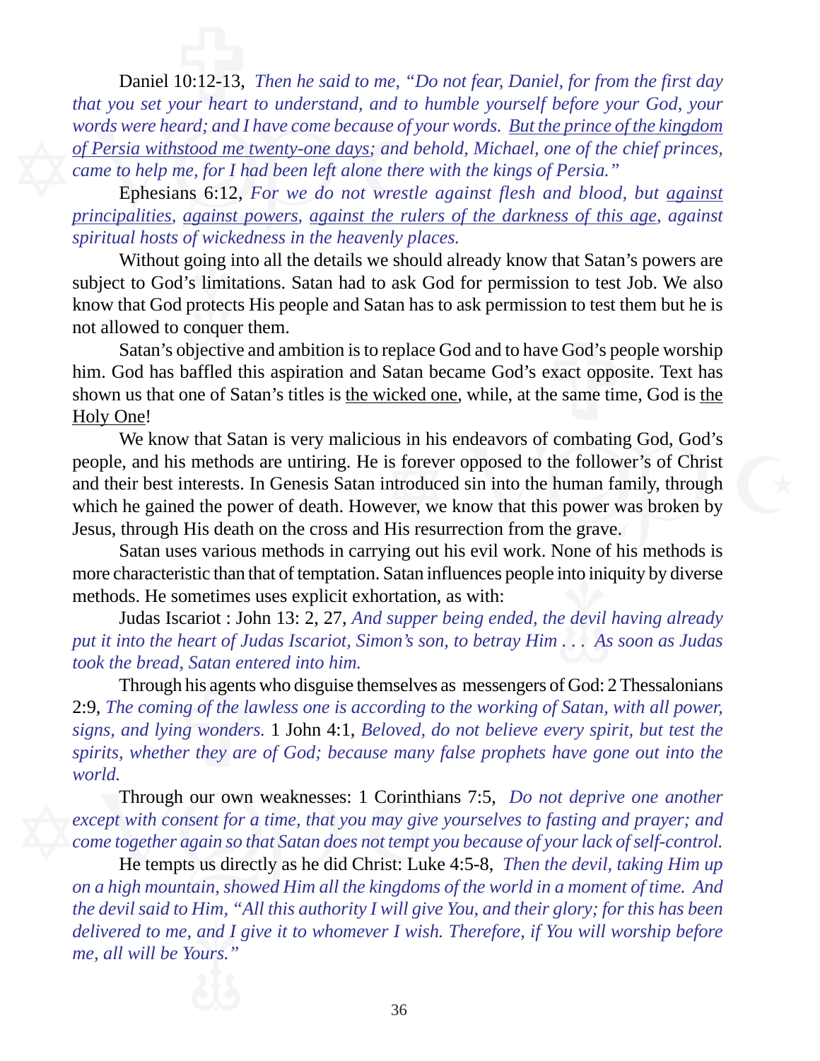Daniel 10:12-13, *Then he said to me, "Do not fear, Daniel, for from the first day that you set your heart to understand, and to humble yourself before your God, your words were heard; and I have come because of your words. <u>But the prince of the kingdom of Persia withstood me twenty-one days</u>; and behold, Michael, one of the chief princes, came to help me, for I had been left alone there with the kings of Persia."*

Ephesians 6:12, *For we do not wrestle against flesh and blood, but <u>against principalities</u>, <u>against powers</u>, <u>against the rulers of the darkness of this age</u>, against spiritual hosts of wickedness in the heavenly places.*

Without going into all the details we should already know that Satan's powers are subject to God's limitations. Satan had to ask God for permission to test Job. We also know that God protects His people and Satan has to ask permission to test them but he is not allowed to conquer them.

Satan's objective and ambition is to replace God and to have God's people worship him. God has baffled this aspiration and Satan became God's exact opposite. Text has shown us that one of Satan's titles is <u>the wicked one</u>, while, at the same time, God is <u>the Holy One</u>!

We know that Satan is very malicious in his endeavors of combating God, God's people, and his methods are untiring. He is forever opposed to the follower's of Christ and their best interests. In Genesis Satan introduced sin into the human family, through which he gained the power of death. However, we know that this power was broken by Jesus, through His death on the cross and His resurrection from the grave.

Satan uses various methods in carrying out his evil work. None of his methods is more characteristic than that of temptation. Satan influences people into iniquity by diverse methods. He sometimes uses explicit exhortation, as with:

Judas Iscariot : John 13: 2, 27, *And supper being ended, the devil having already put it into the heart of Judas Iscariot, Simon's son, to betray Him . . . As soon as Judas took the bread, Satan entered into him.*

Through his agents who disguise themselves as messengers of God: 2 Thessalonians 2:9, *The coming of the lawless one is according to the working of Satan, with all power, signs, and lying wonders.* 1 John 4:1, *Beloved, do not believe every spirit, but test the spirits, whether they are of God; because many false prophets have gone out into the world.*

Through our own weaknesses: 1 Corinthians 7:5, *Do not deprive one another except with consent for a time, that you may give yourselves to fasting and prayer; and come together again so that Satan does not tempt you because of your lack of self-control.*

He tempts us directly as he did Christ: Luke 4:5-8, *Then the devil, taking Him up on a high mountain, showed Him all the kingdoms of the world in a moment of time. And the devil said to Him, "All this authority I will give You, and their glory; for this has been delivered to me, and I give it to whomever I wish. Therefore, if You will worship before me, all will be Yours."*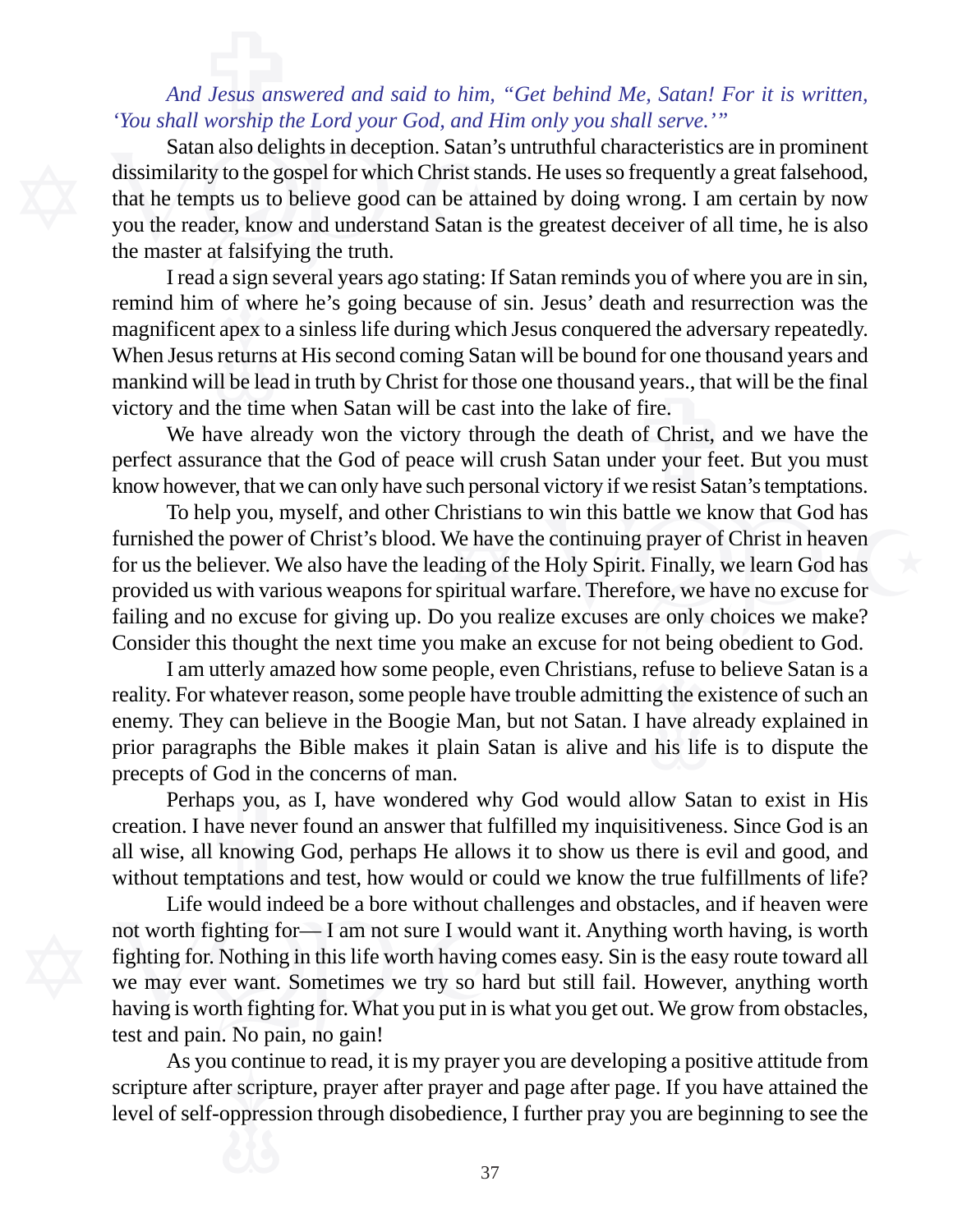*And Jesus answered and said to him, "Get behind Me, Satan! For it is written, 'You shall worship the Lord your God, and Him only you shall serve.'"*

Satan also delights in deception. Satan's untruthful characteristics are in prominent dissimilarity to the gospel for which Christ stands. He uses so frequently a great falsehood, that he tempts us to believe good can be attained by doing wrong. I am certain by now you the reader, know and understand Satan is the greatest deceiver of all time, he is also the master at falsifying the truth.

I read a sign several years ago stating: If Satan reminds you of where you are in sin, remind him of where he's going because of sin. Jesus' death and resurrection was the magnificent apex to a sinless life during which Jesus conquered the adversary repeatedly. When Jesus returns at His second coming Satan will be bound for one thousand years and mankind will be lead in truth by Christ for those one thousand years., that will be the final victory and the time when Satan will be cast into the lake of fire.

We have already won the victory through the death of Christ, and we have the perfect assurance that the God of peace will crush Satan under your feet. But you must know however, that we can only have such personal victory if we resist Satan's temptations.

To help you, myself, and other Christians to win this battle we know that God has furnished the power of Christ's blood. We have the continuing prayer of Christ in heaven for us the believer. We also have the leading of the Holy Spirit. Finally, we learn God has provided us with various weapons for spiritual warfare. Therefore, we have no excuse for failing and no excuse for giving up. Do you realize excuses are only choices we make? Consider this thought the next time you make an excuse for not being obedient to God.

I am utterly amazed how some people, even Christians, refuse to believe Satan is a reality. For whatever reason, some people have trouble admitting the existence of such an enemy. They can believe in the Boogie Man, but not Satan. I have already explained in prior paragraphs the Bible makes it plain Satan is alive and his life is to dispute the precepts of God in the concerns of man.

Perhaps you, as I, have wondered why God would allow Satan to exist in His creation. I have never found an answer that fulfilled my inquisitiveness. Since God is an all wise, all knowing God, perhaps He allows it to show us there is evil and good, and without temptations and test, how would or could we know the true fulfillments of life?

Life would indeed be a bore without challenges and obstacles, and if heaven were not worth fighting for— I am not sure I would want it. Anything worth having, is worth fighting for. Nothing in this life worth having comes easy. Sin is the easy route toward all we may ever want. Sometimes we try so hard but still fail. However, anything worth having is worth fighting for. What you put in is what you get out. We grow from obstacles, test and pain. No pain, no gain!

As you continue to read, it is my prayer you are developing a positive attitude from scripture after scripture, prayer after prayer and page after page. If you have attained the level of self-oppression through disobedience, I further pray you are beginning to see the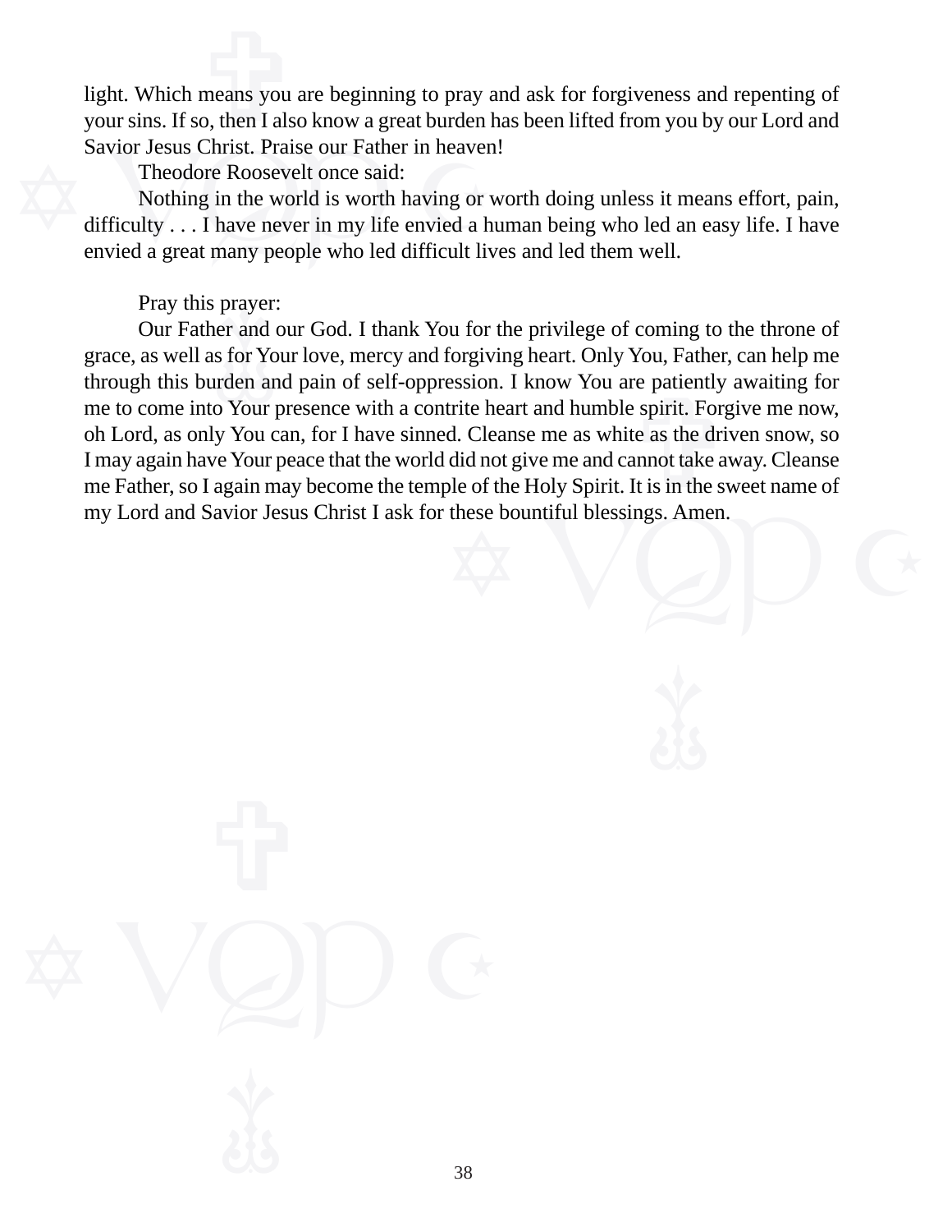light. Which means you are beginning to pray and ask for forgiveness and repenting of your sins. If so, then I also know a great burden has been lifted from you by our Lord and Savior Jesus Christ. Praise our Father in heaven!

Theodore Roosevelt once said:

Nothing in the world is worth having or worth doing unless it means effort, pain, difficulty . . . I have never in my life envied a human being who led an easy life. I have envied a great many people who led difficult lives and led them well.

Pray this prayer:

Our Father and our God. I thank You for the privilege of coming to the throne of grace, as well as for Your love, mercy and forgiving heart. Only You, Father, can help me through this burden and pain of self-oppression. I know You are patiently awaiting for me to come into Your presence with a contrite heart and humble spirit. Forgive me now, oh Lord, as only You can, for I have sinned. Cleanse me as white as the driven snow, so I may again have Your peace that the world did not give me and cannot take away. Cleanse me Father, so I again may become the temple of the Holy Spirit. It is in the sweet name of my Lord and Savior Jesus Christ I ask for these bountiful blessings. Amen.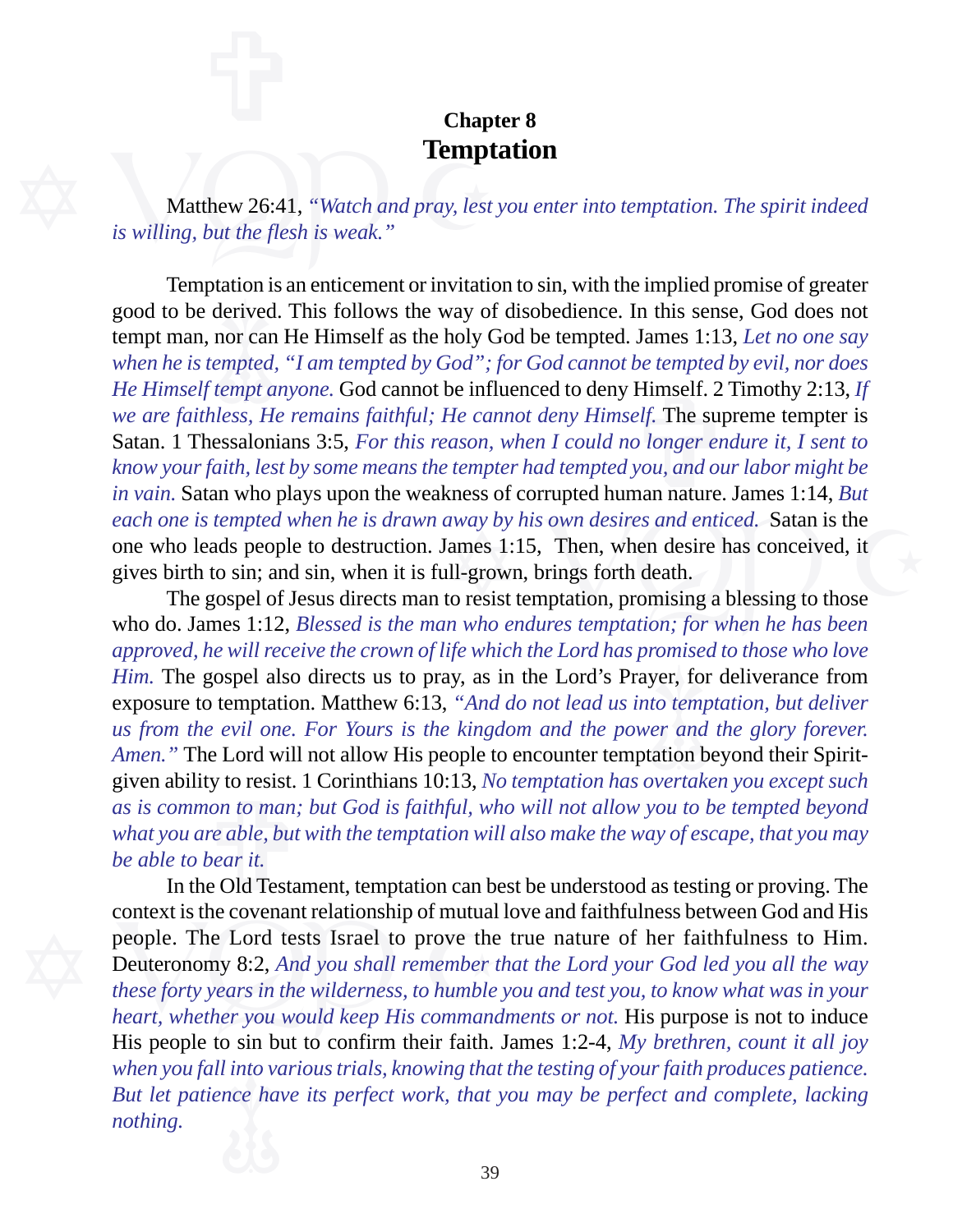**Chapter 8**

# Temptation

Matthew 26:41, *"Watch and pray, lest you enter into temptation. The spirit indeed is willing, but the flesh is weak."*

Temptation is an enticement or invitation to sin, with the implied promise of greater good to be derived. This follows the way of disobedience. In this sense, God does not tempt man, nor can He Himself as the holy God be tempted. James 1:13, *Let no one say when he is tempted, "I am tempted by God"; for God cannot be tempted by evil, nor does He Himself tempt anyone.* God cannot be influenced to deny Himself. 2 Timothy 2:13, *If we are faithless, He remains faithful; He cannot deny Himself.* The supreme tempter is Satan. 1 Thessalonians 3:5, *For this reason, when I could no longer endure it, I sent to know your faith, lest by some means the tempter had tempted you, and our labor might be in vain.* Satan who plays upon the weakness of corrupted human nature. James 1:14, *But each one is tempted when he is drawn away by his own desires and enticed.* Satan is the one who leads people to destruction. James 1:15, Then, when desire has conceived, it gives birth to sin; and sin, when it is full-grown, brings forth death.

The gospel of Jesus directs man to resist temptation, promising a blessing to those who do. James 1:12, *Blessed is the man who endures temptation; for when he has been approved, he will receive the crown of life which the Lord has promised to those who love Him.* The gospel also directs us to pray, as in the Lord's Prayer, for deliverance from exposure to temptation. Matthew 6:13, *"And do not lead us into temptation, but deliver us from the evil one. For Yours is the kingdom and the power and the glory forever. Amen."* The Lord will not allow His people to encounter temptation beyond their Spirit-given ability to resist. 1 Corinthians 10:13, *No temptation has overtaken you except such as is common to man; but God is faithful, who will not allow you to be tempted beyond what you are able, but with the temptation will also make the way of escape, that you may be able to bear it.*

In the Old Testament, temptation can best be understood as testing or proving. The context is the covenant relationship of mutual love and faithfulness between God and His people. The Lord tests Israel to prove the true nature of her faithfulness to Him. Deuteronomy 8:2, *And you shall remember that the Lord your God led you all the way these forty years in the wilderness, to humble you and test you, to know what was in your heart, whether you would keep His commandments or not.* His purpose is not to induce His people to sin but to confirm their faith. James 1:2-4, *My brethren, count it all joy when you fall into various trials, knowing that the testing of your faith produces patience. But let patience have its perfect work, that you may be perfect and complete, lacking nothing.*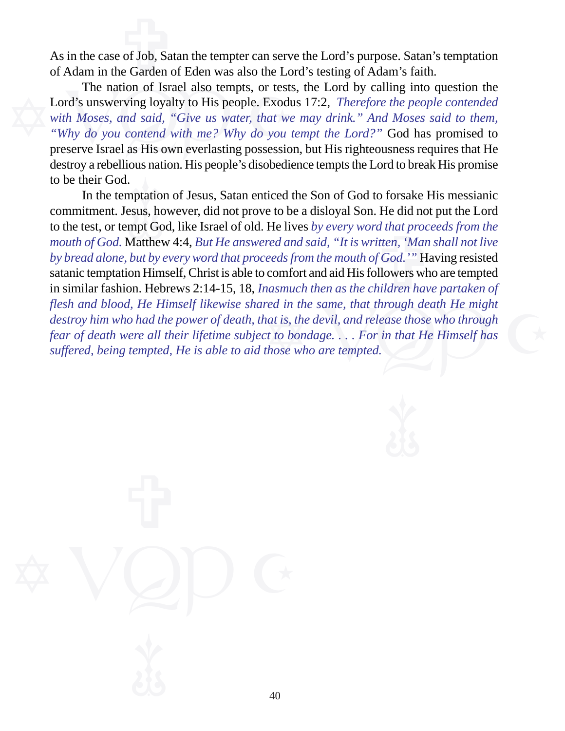As in the case of Job, Satan the tempter can serve the Lord's purpose. Satan's temptation of Adam in the Garden of Eden was also the Lord's testing of Adam's faith.

The nation of Israel also tempts, or tests, the Lord by calling into question the Lord's unswerving loyalty to His people. Exodus 17:2, *Therefore the people contended with Moses, and said, "Give us water, that we may drink." And Moses said to them, "Why do you contend with me? Why do you tempt the Lord?"* God has promised to preserve Israel as His own everlasting possession, but His righteousness requires that He destroy a rebellious nation. His people's disobedience tempts the Lord to break His promise to be their God.

In the temptation of Jesus, Satan enticed the Son of God to forsake His messianic commitment. Jesus, however, did not prove to be a disloyal Son. He did not put the Lord to the test, or tempt God, like Israel of old. He lives *by every word that proceeds from the mouth of God.* Matthew 4:4, *But He answered and said, "It is written, 'Man shall not live by bread alone, but by every word that proceeds from the mouth of God.'"* Having resisted satanic temptation Himself, Christ is able to comfort and aid His followers who are tempted in similar fashion. Hebrews 2:14-15, 18, *Inasmuch then as the children have partaken of flesh and blood, He Himself likewise shared in the same, that through death He might destroy him who had the power of death, that is, the devil, and release those who through fear of death were all their lifetime subject to bondage. . . . For in that He Himself has suffered, being tempted, He is able to aid those who are tempted.*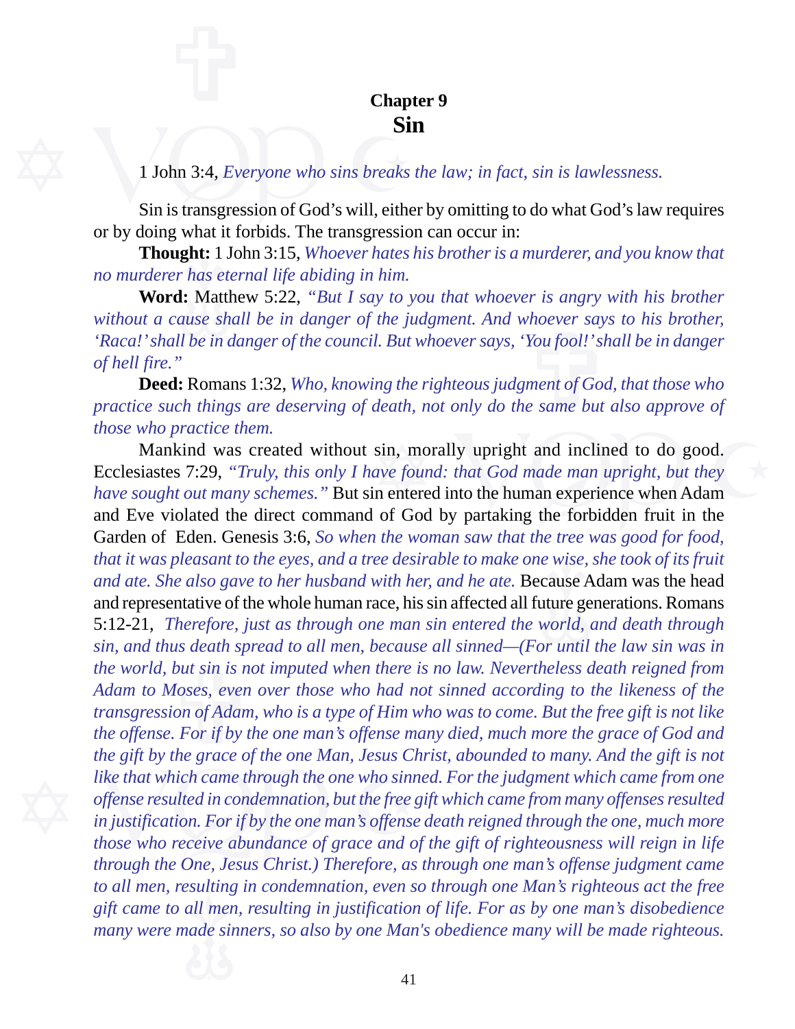## Chapter 9
# Sin

1 John 3:4, *Everyone who sins breaks the law; in fact, sin is lawlessness.*

Sin is transgression of God's will, either by omitting to do what God's law requires or by doing what it forbids. The transgression can occur in:

**Thought:** 1 John 3:15, *Whoever hates his brother is a murderer, and you know that no murderer has eternal life abiding in him.*

**Word:** Matthew 5:22, *"But I say to you that whoever is angry with his brother without a cause shall be in danger of the judgment. And whoever says to his brother, 'Raca!' shall be in danger of the council. But whoever says, 'You fool!' shall be in danger of hell fire."*

**Deed:** Romans 1:32, *Who, knowing the righteous judgment of God, that those who practice such things are deserving of death, not only do the same but also approve of those who practice them.*

Mankind was created without sin, morally upright and inclined to do good. Ecclesiastes 7:29, *"Truly, this only I have found: that God made man upright, but they have sought out many schemes."* But sin entered into the human experience when Adam and Eve violated the direct command of God by partaking the forbidden fruit in the Garden of Eden. Genesis 3:6, *So when the woman saw that the tree was good for food, that it was pleasant to the eyes, and a tree desirable to make one wise, she took of its fruit and ate. She also gave to her husband with her, and he ate.* Because Adam was the head and representative of the whole human race, his sin affected all future generations. Romans 5:12-21, *Therefore, just as through one man sin entered the world, and death through sin, and thus death spread to all men, because all sinned—(For until the law sin was in the world, but sin is not imputed when there is no law. Nevertheless death reigned from Adam to Moses, even over those who had not sinned according to the likeness of the transgression of Adam, who is a type of Him who was to come. But the free gift is not like the offense. For if by the one man's offense many died, much more the grace of God and the gift by the grace of the one Man, Jesus Christ, abounded to many. And the gift is not like that which came through the one who sinned. For the judgment which came from one offense resulted in condemnation, but the free gift which came from many offenses resulted in justification. For if by the one man's offense death reigned through the one, much more those who receive abundance of grace and of the gift of righteousness will reign in life through the One, Jesus Christ.) Therefore, as through one man's offense judgment came to all men, resulting in condemnation, even so through one Man's righteous act the free gift came to all men, resulting in justification of life. For as by one man's disobedience many were made sinners, so also by one Man's obedience many will be made righteous.*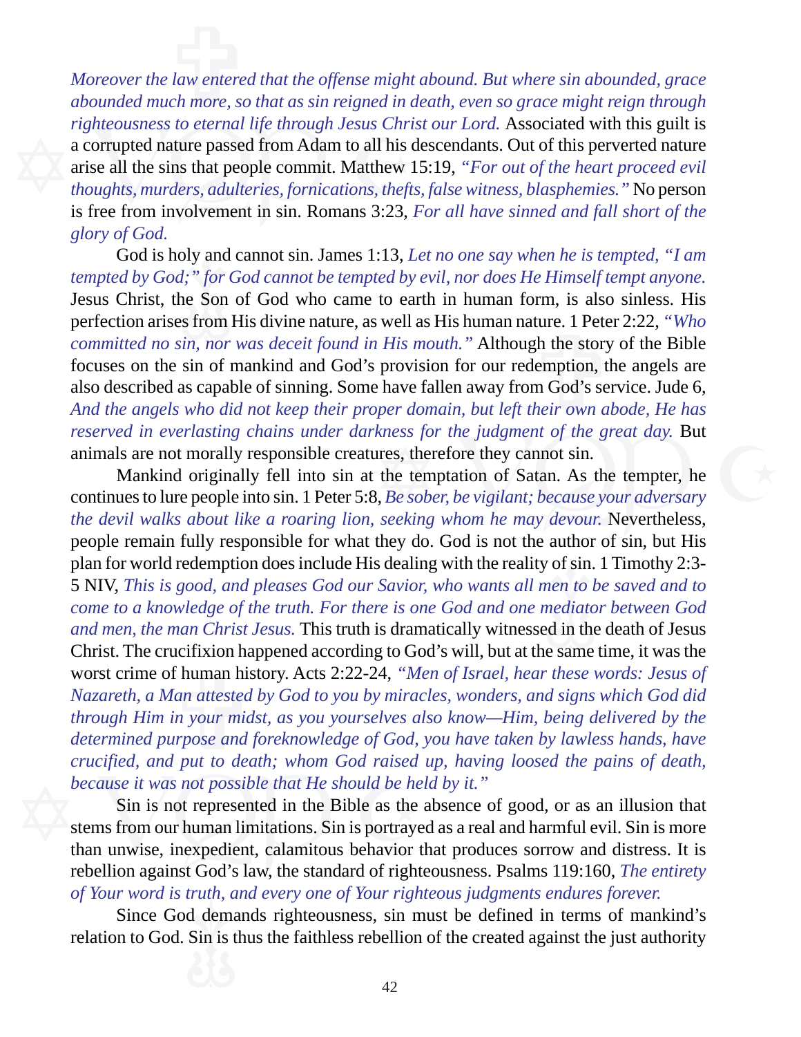*Moreover the law entered that the offense might abound. But where sin abounded, grace abounded much more, so that as sin reigned in death, even so grace might reign through righteousness to eternal life through Jesus Christ our Lord.* Associated with this guilt is a corrupted nature passed from Adam to all his descendants. Out of this perverted nature arise all the sins that people commit. Matthew 15:19, *"For out of the heart proceed evil thoughts, murders, adulteries, fornications, thefts, false witness, blasphemies."* No person is free from involvement in sin. Romans 3:23, *For all have sinned and fall short of the glory of God.*

God is holy and cannot sin. James 1:13, *Let no one say when he is tempted, "I am tempted by God;" for God cannot be tempted by evil, nor does He Himself tempt anyone.* Jesus Christ, the Son of God who came to earth in human form, is also sinless. His perfection arises from His divine nature, as well as His human nature. 1 Peter 2:22, *"Who committed no sin, nor was deceit found in His mouth."* Although the story of the Bible focuses on the sin of mankind and God's provision for our redemption, the angels are also described as capable of sinning. Some have fallen away from God's service. Jude 6, *And the angels who did not keep their proper domain, but left their own abode, He has reserved in everlasting chains under darkness for the judgment of the great day.* But animals are not morally responsible creatures, therefore they cannot sin.

Mankind originally fell into sin at the temptation of Satan. As the tempter, he continues to lure people into sin. 1 Peter 5:8, *Be sober, be vigilant; because your adversary the devil walks about like a roaring lion, seeking whom he may devour.* Nevertheless, people remain fully responsible for what they do. God is not the author of sin, but His plan for world redemption does include His dealing with the reality of sin. 1 Timothy 2:3-5 NIV, *This is good, and pleases God our Savior, who wants all men to be saved and to come to a knowledge of the truth. For there is one God and one mediator between God and men, the man Christ Jesus.* This truth is dramatically witnessed in the death of Jesus Christ. The crucifixion happened according to God's will, but at the same time, it was the worst crime of human history. Acts 2:22-24, *"Men of Israel, hear these words: Jesus of Nazareth, a Man attested by God to you by miracles, wonders, and signs which God did through Him in your midst, as you yourselves also know—Him, being delivered by the determined purpose and foreknowledge of God, you have taken by lawless hands, have crucified, and put to death; whom God raised up, having loosed the pains of death, because it was not possible that He should be held by it."*

Sin is not represented in the Bible as the absence of good, or as an illusion that stems from our human limitations. Sin is portrayed as a real and harmful evil. Sin is more than unwise, inexpedient, calamitous behavior that produces sorrow and distress. It is rebellion against God's law, the standard of righteousness. Psalms 119:160, *The entirety of Your word is truth, and every one of Your righteous judgments endures forever.*

Since God demands righteousness, sin must be defined in terms of mankind's relation to God. Sin is thus the faithless rebellion of the created against the just authority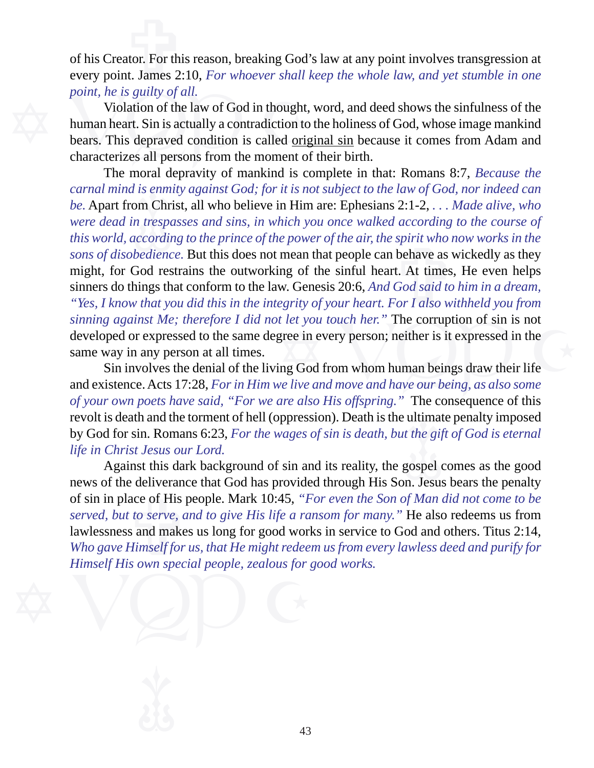of his Creator. For this reason, breaking God's law at any point involves transgression at every point. James 2:10, *For whoever shall keep the whole law, and yet stumble in one point, he is guilty of all.*

Violation of the law of God in thought, word, and deed shows the sinfulness of the human heart. Sin is actually a contradiction to the holiness of God, whose image mankind bears. This depraved condition is called <u>original sin</u> because it comes from Adam and characterizes all persons from the moment of their birth.

The moral depravity of mankind is complete in that: Romans 8:7, *Because the carnal mind is enmity against God; for it is not subject to the law of God, nor indeed can be.* Apart from Christ, all who believe in Him are: Ephesians 2:1-2, *. . . Made alive, who were dead in trespasses and sins, in which you once walked according to the course of this world, according to the prince of the power of the air, the spirit who now works in the sons of disobedience.* But this does not mean that people can behave as wickedly as they might, for God restrains the outworking of the sinful heart. At times, He even helps sinners do things that conform to the law. Genesis 20:6, *And God said to him in a dream, "Yes, I know that you did this in the integrity of your heart. For I also withheld you from sinning against Me; therefore I did not let you touch her."* The corruption of sin is not developed or expressed to the same degree in every person; neither is it expressed in the same way in any person at all times.

Sin involves the denial of the living God from whom human beings draw their life and existence. Acts 17:28, *For in Him we live and move and have our being, as also some of your own poets have said, "For we are also His offspring."* The consequence of this revolt is death and the torment of hell (oppression). Death is the ultimate penalty imposed by God for sin. Romans 6:23, *For the wages of sin is death, but the gift of God is eternal life in Christ Jesus our Lord.*

Against this dark background of sin and its reality, the gospel comes as the good news of the deliverance that God has provided through His Son. Jesus bears the penalty of sin in place of His people. Mark 10:45, *"For even the Son of Man did not come to be served, but to serve, and to give His life a ransom for many."* He also redeems us from lawlessness and makes us long for good works in service to God and others. Titus 2:14, *Who gave Himself for us, that He might redeem us from every lawless deed and purify for Himself His own special people, zealous for good works.*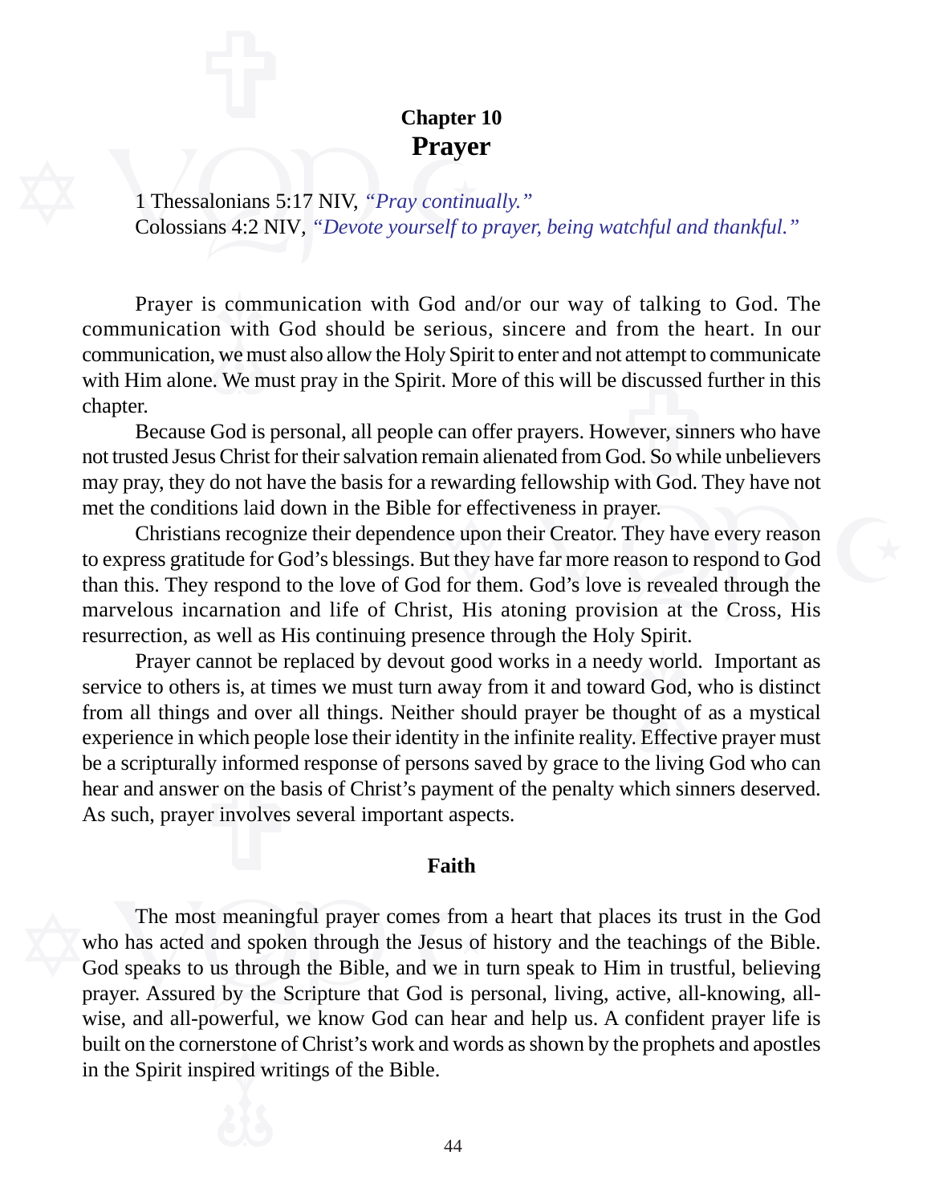## Chapter 10
# Prayer

1 Thessalonians 5:17 NIV, *"Pray continually."*
Colossians 4:2 NIV, *"Devote yourself to prayer, being watchful and thankful."*

Prayer is communication with God and/or our way of talking to God. The communication with God should be serious, sincere and from the heart. In our communication, we must also allow the Holy Spirit to enter and not attempt to communicate with Him alone. We must pray in the Spirit. More of this will be discussed further in this chapter.

Because God is personal, all people can offer prayers. However, sinners who have not trusted Jesus Christ for their salvation remain alienated from God. So while unbelievers may pray, they do not have the basis for a rewarding fellowship with God. They have not met the conditions laid down in the Bible for effectiveness in prayer.

Christians recognize their dependence upon their Creator. They have every reason to express gratitude for God's blessings. But they have far more reason to respond to God than this. They respond to the love of God for them. God's love is revealed through the marvelous incarnation and life of Christ, His atoning provision at the Cross, His resurrection, as well as His continuing presence through the Holy Spirit.

Prayer cannot be replaced by devout good works in a needy world. Important as service to others is, at times we must turn away from it and toward God, who is distinct from all things and over all things. Neither should prayer be thought of as a mystical experience in which people lose their identity in the infinite reality. Effective prayer must be a scripturally informed response of persons saved by grace to the living God who can hear and answer on the basis of Christ's payment of the penalty which sinners deserved. As such, prayer involves several important aspects.

### Faith

The most meaningful prayer comes from a heart that places its trust in the God who has acted and spoken through the Jesus of history and the teachings of the Bible. God speaks to us through the Bible, and we in turn speak to Him in trustful, believing prayer. Assured by the Scripture that God is personal, living, active, all-knowing, all-wise, and all-powerful, we know God can hear and help us. A confident prayer life is built on the cornerstone of Christ's work and words as shown by the prophets and apostles in the Spirit inspired writings of the Bible.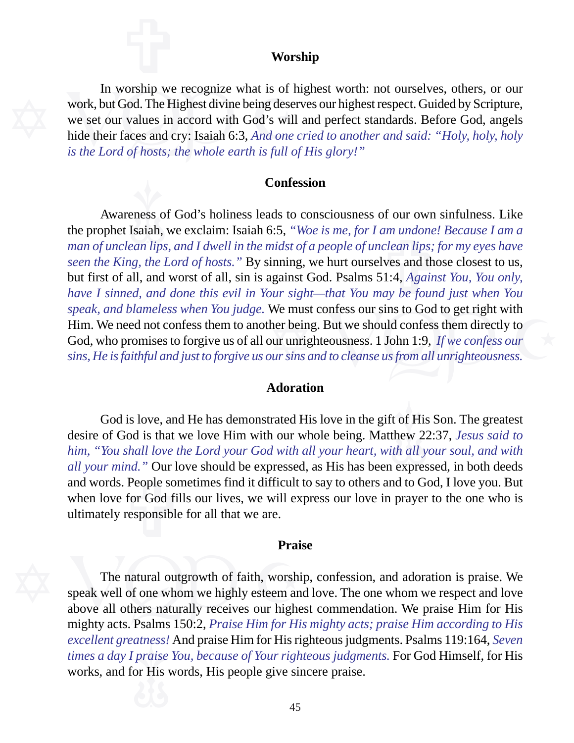## Worship

In worship we recognize what is of highest worth: not ourselves, others, or our work, but God. The Highest divine being deserves our highest respect. Guided by Scripture, we set our values in accord with God's will and perfect standards. Before God, angels hide their faces and cry: Isaiah 6:3, *And one cried to another and said: "Holy, holy, holy is the Lord of hosts; the whole earth is full of His glory!"*

## Confession

Awareness of God's holiness leads to consciousness of our own sinfulness. Like the prophet Isaiah, we exclaim: Isaiah 6:5, *"Woe is me, for I am undone! Because I am a man of unclean lips, and I dwell in the midst of a people of unclean lips; for my eyes have seen the King, the Lord of hosts."* By sinning, we hurt ourselves and those closest to us, but first of all, and worst of all, sin is against God. Psalms 51:4, *Against You, You only, have I sinned, and done this evil in Your sight—that You may be found just when You speak, and blameless when You judge.* We must confess our sins to God to get right with Him. We need not confess them to another being. But we should confess them directly to God, who promises to forgive us of all our unrighteousness. 1 John 1:9, *If we confess our sins, He is faithful and just to forgive us our sins and to cleanse us from all unrighteousness.*

## Adoration

God is love, and He has demonstrated His love in the gift of His Son. The greatest desire of God is that we love Him with our whole being. Matthew 22:37, *Jesus said to him, "You shall love the Lord your God with all your heart, with all your soul, and with all your mind."* Our love should be expressed, as His has been expressed, in both deeds and words. People sometimes find it difficult to say to others and to God, I love you. But when love for God fills our lives, we will express our love in prayer to the one who is ultimately responsible for all that we are.

## Praise

The natural outgrowth of faith, worship, confession, and adoration is praise. We speak well of one whom we highly esteem and love. The one whom we respect and love above all others naturally receives our highest commendation. We praise Him for His mighty acts. Psalms 150:2, *Praise Him for His mighty acts; praise Him according to His excellent greatness!* And praise Him for His righteous judgments. Psalms 119:164, *Seven times a day I praise You, because of Your righteous judgments.* For God Himself, for His works, and for His words, His people give sincere praise.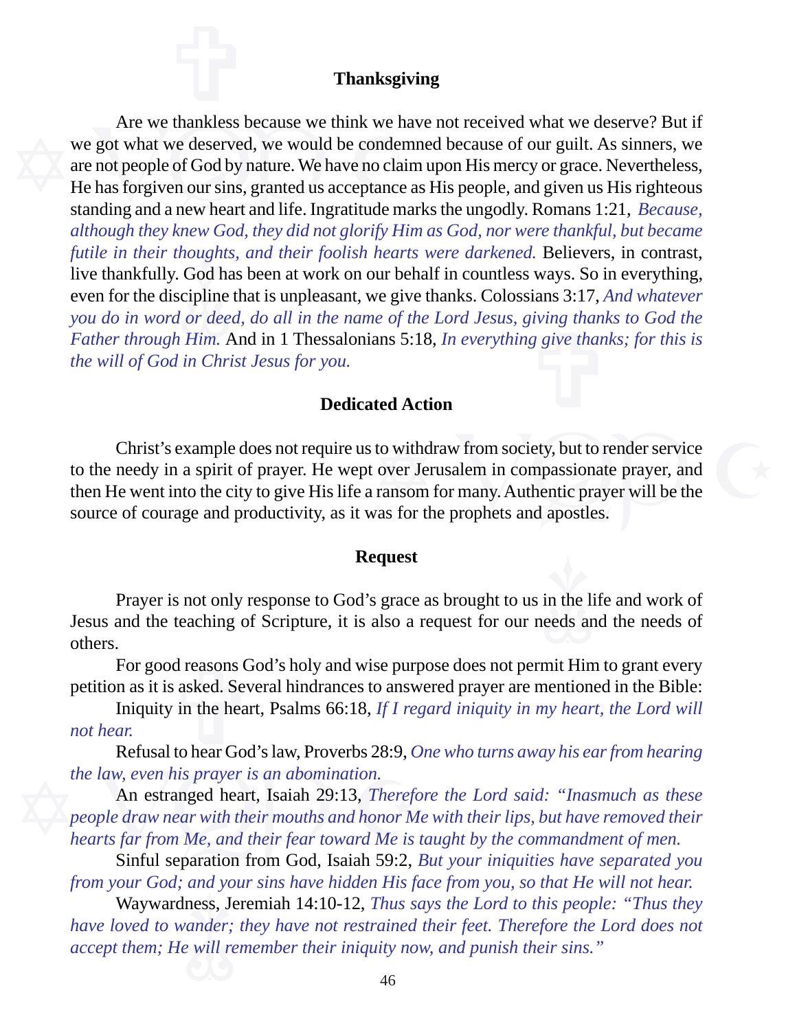## Thanksgiving

Are we thankless because we think we have not received what we deserve? But if we got what we deserved, we would be condemned because of our guilt. As sinners, we are not people of God by nature. We have no claim upon His mercy or grace. Nevertheless, He has forgiven our sins, granted us acceptance as His people, and given us His righteous standing and a new heart and life. Ingratitude marks the ungodly. Romans 1:21, *Because, although they knew God, they did not glorify Him as God, nor were thankful, but became futile in their thoughts, and their foolish hearts were darkened.* Believers, in contrast, live thankfully. God has been at work on our behalf in countless ways. So in everything, even for the discipline that is unpleasant, we give thanks. Colossians 3:17, *And whatever you do in word or deed, do all in the name of the Lord Jesus, giving thanks to God the Father through Him.* And in 1 Thessalonians 5:18, *In everything give thanks; for this is the will of God in Christ Jesus for you.*

## Dedicated Action

Christ's example does not require us to withdraw from society, but to render service to the needy in a spirit of prayer. He wept over Jerusalem in compassionate prayer, and then He went into the city to give His life a ransom for many. Authentic prayer will be the source of courage and productivity, as it was for the prophets and apostles.

## Request

Prayer is not only response to God's grace as brought to us in the life and work of Jesus and the teaching of Scripture, it is also a request for our needs and the needs of others.

For good reasons God's holy and wise purpose does not permit Him to grant every petition as it is asked. Several hindrances to answered prayer are mentioned in the Bible:

Iniquity in the heart, Psalms 66:18, *If I regard iniquity in my heart, the Lord will not hear.*

Refusal to hear God's law, Proverbs 28:9, *One who turns away his ear from hearing the law, even his prayer is an abomination.*

An estranged heart, Isaiah 29:13, *Therefore the Lord said: "Inasmuch as these people draw near with their mouths and honor Me with their lips, but have removed their hearts far from Me, and their fear toward Me is taught by the commandment of men.*

Sinful separation from God, Isaiah 59:2, *But your iniquities have separated you from your God; and your sins have hidden His face from you, so that He will not hear.*

Waywardness, Jeremiah 14:10-12, *Thus says the Lord to this people: "Thus they have loved to wander; they have not restrained their feet. Therefore the Lord does not accept them; He will remember their iniquity now, and punish their sins."*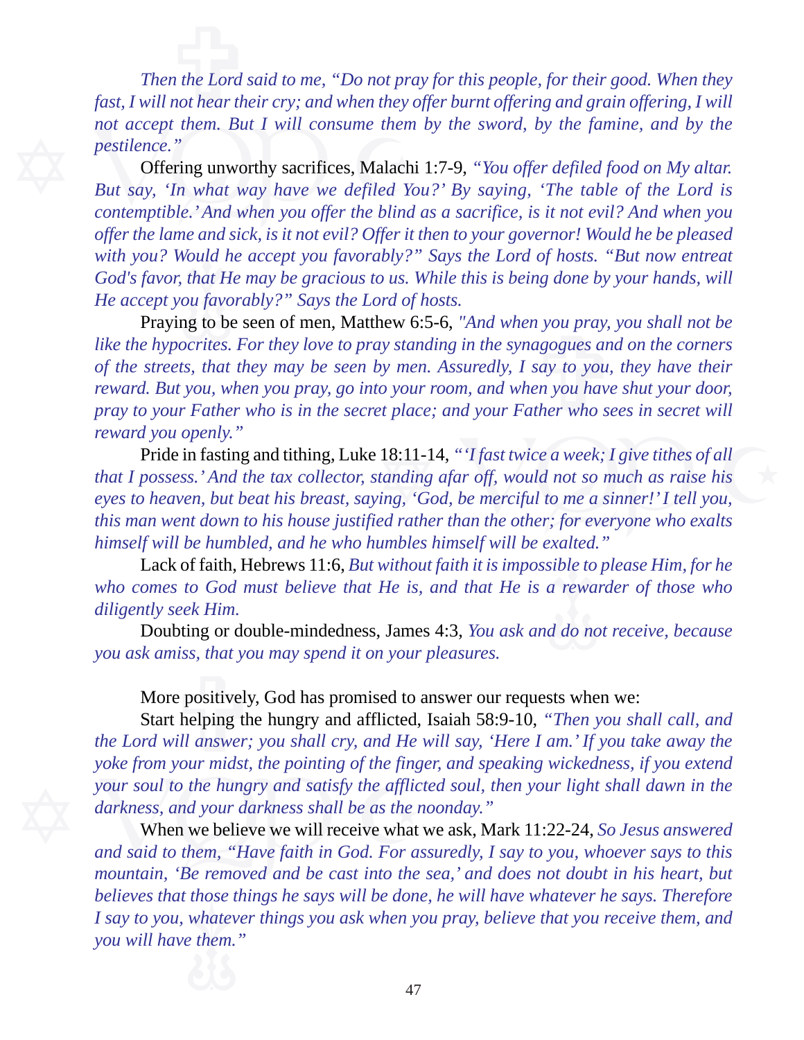*Then the Lord said to me, "Do not pray for this people, for their good. When they fast, I will not hear their cry; and when they offer burnt offering and grain offering, I will not accept them. But I will consume them by the sword, by the famine, and by the pestilence."*

Offering unworthy sacrifices, Malachi 1:7-9, *"You offer defiled food on My altar. But say, 'In what way have we defiled You?' By saying, 'The table of the Lord is contemptible.' And when you offer the blind as a sacrifice, is it not evil? And when you offer the lame and sick, is it not evil? Offer it then to your governor! Would he be pleased with you? Would he accept you favorably?" Says the Lord of hosts. "But now entreat God's favor, that He may be gracious to us. While this is being done by your hands, will He accept you favorably?" Says the Lord of hosts.*

Praying to be seen of men, Matthew 6:5-6, *"And when you pray, you shall not be like the hypocrites. For they love to pray standing in the synagogues and on the corners of the streets, that they may be seen by men. Assuredly, I say to you, they have their reward. But you, when you pray, go into your room, and when you have shut your door, pray to your Father who is in the secret place; and your Father who sees in secret will reward you openly."*

Pride in fasting and tithing, Luke 18:11-14, *"'I fast twice a week; I give tithes of all that I possess.' And the tax collector, standing afar off, would not so much as raise his eyes to heaven, but beat his breast, saying, 'God, be merciful to me a sinner!' I tell you, this man went down to his house justified rather than the other; for everyone who exalts himself will be humbled, and he who humbles himself will be exalted."*

Lack of faith, Hebrews 11:6, *But without faith it is impossible to please Him, for he who comes to God must believe that He is, and that He is a rewarder of those who diligently seek Him.*

Doubting or double-mindedness, James 4:3, *You ask and do not receive, because you ask amiss, that you may spend it on your pleasures.*

More positively, God has promised to answer our requests when we:

Start helping the hungry and afflicted, Isaiah 58:9-10, *"Then you shall call, and the Lord will answer; you shall cry, and He will say, 'Here I am.' If you take away the yoke from your midst, the pointing of the finger, and speaking wickedness, if you extend your soul to the hungry and satisfy the afflicted soul, then your light shall dawn in the darkness, and your darkness shall be as the noonday."*

When we believe we will receive what we ask, Mark 11:22-24, *So Jesus answered and said to them, "Have faith in God. For assuredly, I say to you, whoever says to this mountain, 'Be removed and be cast into the sea,' and does not doubt in his heart, but believes that those things he says will be done, he will have whatever he says. Therefore I say to you, whatever things you ask when you pray, believe that you receive them, and you will have them."*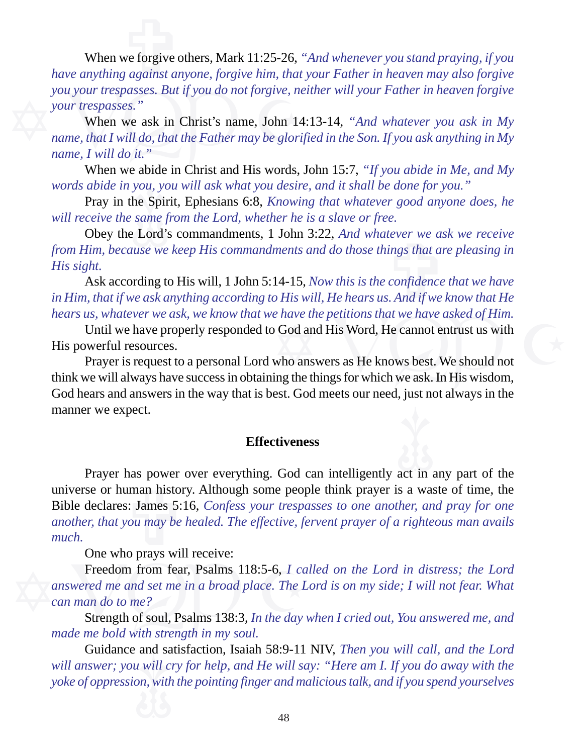When we forgive others, Mark 11:25-26, *"And whenever you stand praying, if you have anything against anyone, forgive him, that your Father in heaven may also forgive you your trespasses. But if you do not forgive, neither will your Father in heaven forgive your trespasses."*

When we ask in Christ's name, John 14:13-14, *"And whatever you ask in My name, that I will do, that the Father may be glorified in the Son. If you ask anything in My name, I will do it."*

When we abide in Christ and His words, John 15:7, *"If you abide in Me, and My words abide in you, you will ask what you desire, and it shall be done for you."*

Pray in the Spirit, Ephesians 6:8, *Knowing that whatever good anyone does, he will receive the same from the Lord, whether he is a slave or free.*

Obey the Lord's commandments, 1 John 3:22, *And whatever we ask we receive from Him, because we keep His commandments and do those things that are pleasing in His sight.*

Ask according to His will, 1 John 5:14-15, *Now this is the confidence that we have in Him, that if we ask anything according to His will, He hears us. And if we know that He hears us, whatever we ask, we know that we have the petitions that we have asked of Him.*

Until we have properly responded to God and His Word, He cannot entrust us with His powerful resources.

Prayer is request to a personal Lord who answers as He knows best. We should not think we will always have success in obtaining the things for which we ask. In His wisdom, God hears and answers in the way that is best. God meets our need, just not always in the manner we expect.

## Effectiveness

Prayer has power over everything. God can intelligently act in any part of the universe or human history. Although some people think prayer is a waste of time, the Bible declares: James 5:16, *Confess your trespasses to one another, and pray for one another, that you may be healed. The effective, fervent prayer of a righteous man avails much.*

One who prays will receive:

Freedom from fear, Psalms 118:5-6, *I called on the Lord in distress; the Lord answered me and set me in a broad place. The Lord is on my side; I will not fear. What can man do to me?*

Strength of soul, Psalms 138:3, *In the day when I cried out, You answered me, and made me bold with strength in my soul.*

Guidance and satisfaction, Isaiah 58:9-11 NIV, *Then you will call, and the Lord will answer; you will cry for help, and He will say: "Here am I. If you do away with the yoke of oppression, with the pointing finger and malicious talk, and if you spend yourselves*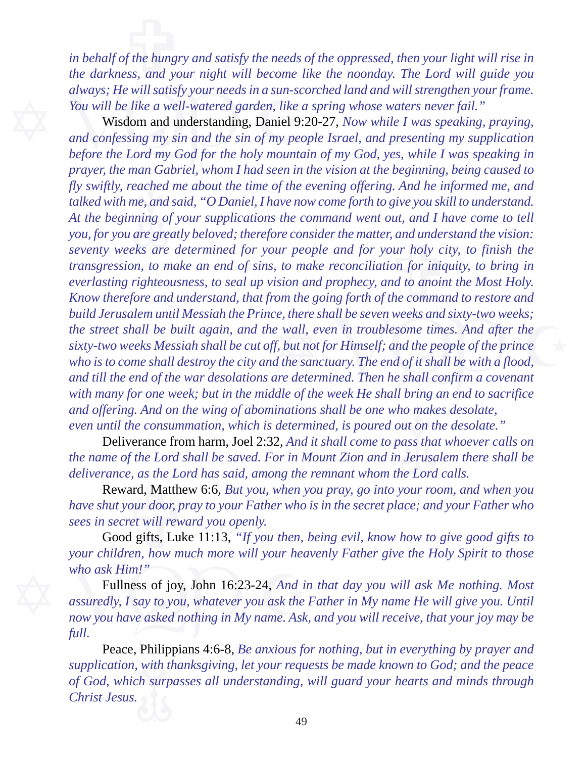*in behalf of the hungry and satisfy the needs of the oppressed, then your light will rise in the darkness, and your night will become like the noonday. The Lord will guide you always; He will satisfy your needs in a sun-scorched land and will strengthen your frame. You will be like a well-watered garden, like a spring whose waters never fail."*

Wisdom and understanding, Daniel 9:20-27, *Now while I was speaking, praying, and confessing my sin and the sin of my people Israel, and presenting my supplication before the Lord my God for the holy mountain of my God, yes, while I was speaking in prayer, the man Gabriel, whom I had seen in the vision at the beginning, being caused to fly swiftly, reached me about the time of the evening offering. And he informed me, and talked with me, and said, "O Daniel, I have now come forth to give you skill to understand. At the beginning of your supplications the command went out, and I have come to tell you, for you are greatly beloved; therefore consider the matter, and understand the vision: seventy weeks are determined for your people and for your holy city, to finish the transgression, to make an end of sins, to make reconciliation for iniquity, to bring in everlasting righteousness, to seal up vision and prophecy, and to anoint the Most Holy. Know therefore and understand, that from the going forth of the command to restore and build Jerusalem until Messiah the Prince, there shall be seven weeks and sixty-two weeks; the street shall be built again, and the wall, even in troublesome times. And after the sixty-two weeks Messiah shall be cut off, but not for Himself; and the people of the prince who is to come shall destroy the city and the sanctuary. The end of it shall be with a flood, and till the end of the war desolations are determined. Then he shall confirm a covenant with many for one week; but in the middle of the week He shall bring an end to sacrifice and offering. And on the wing of abominations shall be one who makes desolate, even until the consummation, which is determined, is poured out on the desolate."*

Deliverance from harm, Joel 2:32, *And it shall come to pass that whoever calls on the name of the Lord shall be saved. For in Mount Zion and in Jerusalem there shall be deliverance, as the Lord has said, among the remnant whom the Lord calls.*

Reward, Matthew 6:6, *But you, when you pray, go into your room, and when you have shut your door, pray to your Father who is in the secret place; and your Father who sees in secret will reward you openly.*

Good gifts, Luke 11:13, *"If you then, being evil, know how to give good gifts to your children, how much more will your heavenly Father give the Holy Spirit to those who ask Him!"*

Fullness of joy, John 16:23-24, *And in that day you will ask Me nothing. Most assuredly, I say to you, whatever you ask the Father in My name He will give you. Until now you have asked nothing in My name. Ask, and you will receive, that your joy may be full.*

Peace, Philippians 4:6-8, *Be anxious for nothing, but in everything by prayer and supplication, with thanksgiving, let your requests be made known to God; and the peace of God, which surpasses all understanding, will guard your hearts and minds through Christ Jesus.*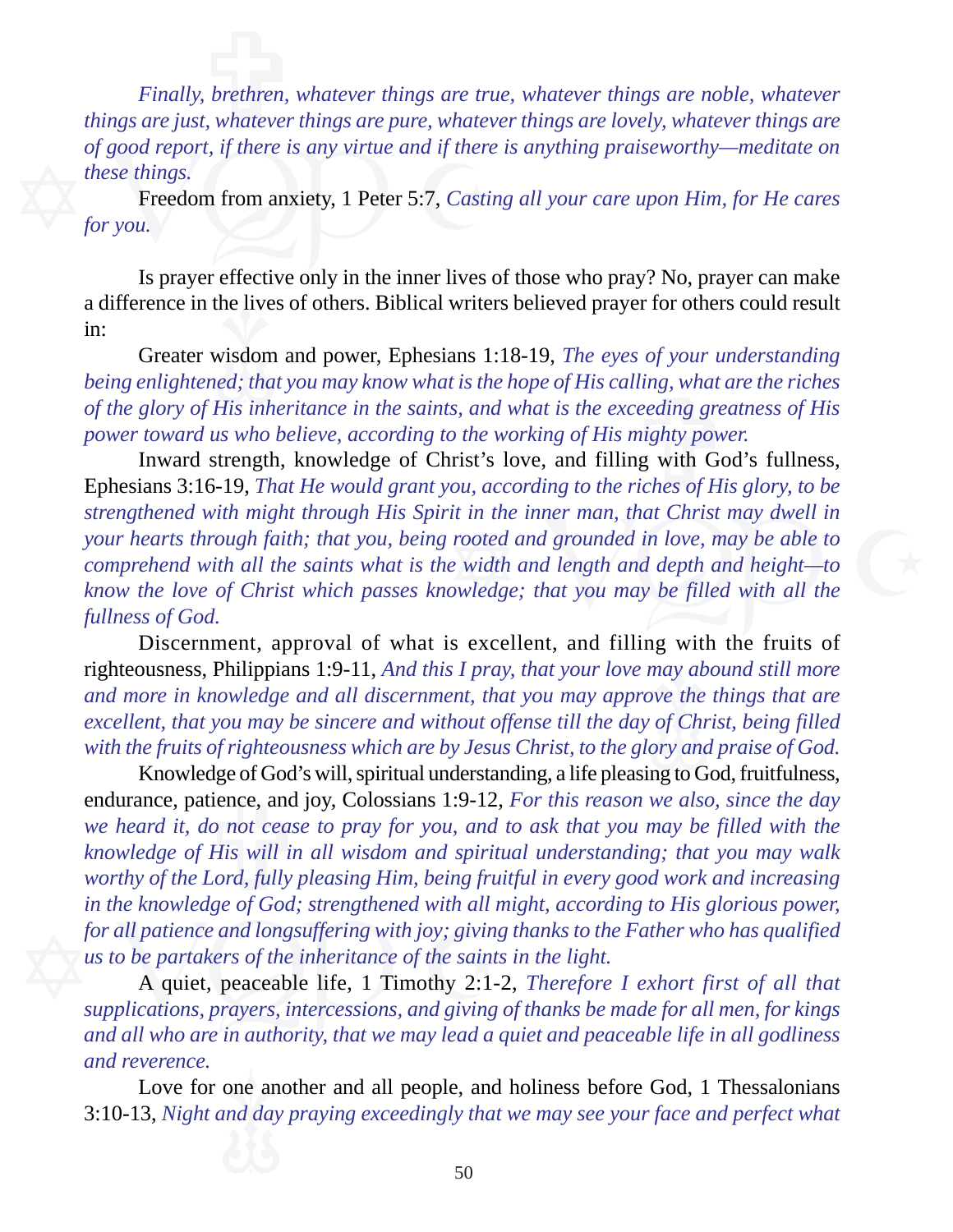*Finally, brethren, whatever things are true, whatever things are noble, whatever things are just, whatever things are pure, whatever things are lovely, whatever things are of good report, if there is any virtue and if there is anything praiseworthy—meditate on these things.*

Freedom from anxiety, 1 Peter 5:7, *Casting all your care upon Him, for He cares for you.*

Is prayer effective only in the inner lives of those who pray? No, prayer can make a difference in the lives of others. Biblical writers believed prayer for others could result in:

Greater wisdom and power, Ephesians 1:18-19, *The eyes of your understanding being enlightened; that you may know what is the hope of His calling, what are the riches of the glory of His inheritance in the saints, and what is the exceeding greatness of His power toward us who believe, according to the working of His mighty power.*

Inward strength, knowledge of Christ's love, and filling with God's fullness, Ephesians 3:16-19, *That He would grant you, according to the riches of His glory, to be strengthened with might through His Spirit in the inner man, that Christ may dwell in your hearts through faith; that you, being rooted and grounded in love, may be able to comprehend with all the saints what is the width and length and depth and height—to know the love of Christ which passes knowledge; that you may be filled with all the fullness of God.*

Discernment, approval of what is excellent, and filling with the fruits of righteousness, Philippians 1:9-11, *And this I pray, that your love may abound still more and more in knowledge and all discernment, that you may approve the things that are excellent, that you may be sincere and without offense till the day of Christ, being filled with the fruits of righteousness which are by Jesus Christ, to the glory and praise of God.*

Knowledge of God's will, spiritual understanding, a life pleasing to God, fruitfulness, endurance, patience, and joy, Colossians 1:9-12, *For this reason we also, since the day we heard it, do not cease to pray for you, and to ask that you may be filled with the knowledge of His will in all wisdom and spiritual understanding; that you may walk worthy of the Lord, fully pleasing Him, being fruitful in every good work and increasing in the knowledge of God; strengthened with all might, according to His glorious power, for all patience and longsuffering with joy; giving thanks to the Father who has qualified us to be partakers of the inheritance of the saints in the light.*

A quiet, peaceable life, 1 Timothy 2:1-2, *Therefore I exhort first of all that supplications, prayers, intercessions, and giving of thanks be made for all men, for kings and all who are in authority, that we may lead a quiet and peaceable life in all godliness and reverence.*

Love for one another and all people, and holiness before God, 1 Thessalonians 3:10-13, *Night and day praying exceedingly that we may see your face and perfect what*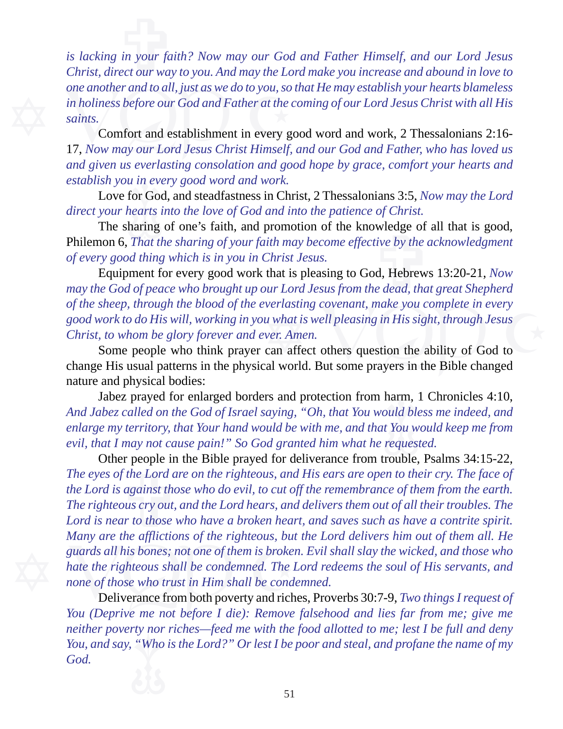*is lacking in your faith? Now may our God and Father Himself, and our Lord Jesus Christ, direct our way to you. And may the Lord make you increase and abound in love to one another and to all, just as we do to you, so that He may establish your hearts blameless in holiness before our God and Father at the coming of our Lord Jesus Christ with all His saints.*

Comfort and establishment in every good word and work, 2 Thessalonians 2:16-17, *Now may our Lord Jesus Christ Himself, and our God and Father, who has loved us and given us everlasting consolation and good hope by grace, comfort your hearts and establish you in every good word and work.*

Love for God, and steadfastness in Christ, 2 Thessalonians 3:5, *Now may the Lord direct your hearts into the love of God and into the patience of Christ.*

The sharing of one's faith, and promotion of the knowledge of all that is good, Philemon 6, *That the sharing of your faith may become effective by the acknowledgment of every good thing which is in you in Christ Jesus.*

Equipment for every good work that is pleasing to God, Hebrews 13:20-21, *Now may the God of peace who brought up our Lord Jesus from the dead, that great Shepherd of the sheep, through the blood of the everlasting covenant, make you complete in every good work to do His will, working in you what is well pleasing in His sight, through Jesus Christ, to whom be glory forever and ever. Amen.*

Some people who think prayer can affect others question the ability of God to change His usual patterns in the physical world. But some prayers in the Bible changed nature and physical bodies:

Jabez prayed for enlarged borders and protection from harm, 1 Chronicles 4:10, *And Jabez called on the God of Israel saying, "Oh, that You would bless me indeed, and enlarge my territory, that Your hand would be with me, and that You would keep me from evil, that I may not cause pain!" So God granted him what he requested.*

Other people in the Bible prayed for deliverance from trouble, Psalms 34:15-22, *The eyes of the Lord are on the righteous, and His ears are open to their cry. The face of the Lord is against those who do evil, to cut off the remembrance of them from the earth. The righteous cry out, and the Lord hears, and delivers them out of all their troubles. The Lord is near to those who have a broken heart, and saves such as have a contrite spirit. Many are the afflictions of the righteous, but the Lord delivers him out of them all. He guards all his bones; not one of them is broken. Evil shall slay the wicked, and those who hate the righteous shall be condemned. The Lord redeems the soul of His servants, and none of those who trust in Him shall be condemned.*

Deliverance from both poverty and riches, Proverbs 30:7-9, *Two things I request of You (Deprive me not before I die): Remove falsehood and lies far from me; give me neither poverty nor riches—feed me with the food allotted to me; lest I be full and deny You, and say, "Who is the Lord?" Or lest I be poor and steal, and profane the name of my God.*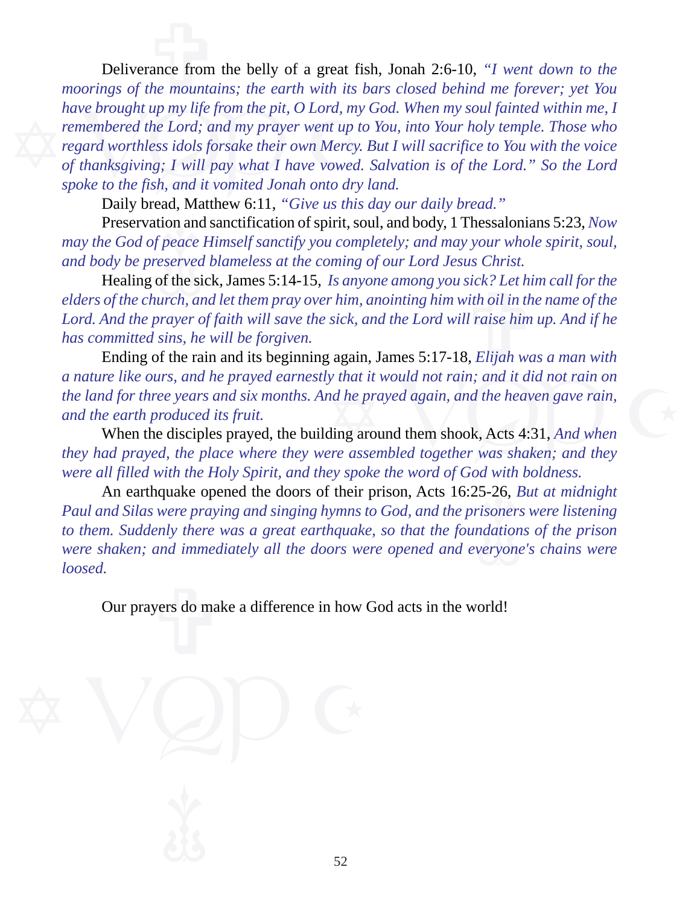Deliverance from the belly of a great fish, Jonah 2:6-10, *"I went down to the moorings of the mountains; the earth with its bars closed behind me forever; yet You have brought up my life from the pit, O Lord, my God. When my soul fainted within me, I remembered the Lord; and my prayer went up to You, into Your holy temple. Those who regard worthless idols forsake their own Mercy. But I will sacrifice to You with the voice of thanksgiving; I will pay what I have vowed. Salvation is of the Lord." So the Lord spoke to the fish, and it vomited Jonah onto dry land.*

Daily bread, Matthew 6:11, *"Give us this day our daily bread."*

Preservation and sanctification of spirit, soul, and body, 1 Thessalonians 5:23, *Now may the God of peace Himself sanctify you completely; and may your whole spirit, soul, and body be preserved blameless at the coming of our Lord Jesus Christ.*

Healing of the sick, James 5:14-15, *Is anyone among you sick? Let him call for the elders of the church, and let them pray over him, anointing him with oil in the name of the Lord. And the prayer of faith will save the sick, and the Lord will raise him up. And if he has committed sins, he will be forgiven.*

Ending of the rain and its beginning again, James 5:17-18, *Elijah was a man with a nature like ours, and he prayed earnestly that it would not rain; and it did not rain on the land for three years and six months. And he prayed again, and the heaven gave rain, and the earth produced its fruit.*

When the disciples prayed, the building around them shook, Acts 4:31, *And when they had prayed, the place where they were assembled together was shaken; and they were all filled with the Holy Spirit, and they spoke the word of God with boldness.*

An earthquake opened the doors of their prison, Acts 16:25-26, *But at midnight Paul and Silas were praying and singing hymns to God, and the prisoners were listening to them. Suddenly there was a great earthquake, so that the foundations of the prison were shaken; and immediately all the doors were opened and everyone's chains were loosed.*

Our prayers do make a difference in how God acts in the world!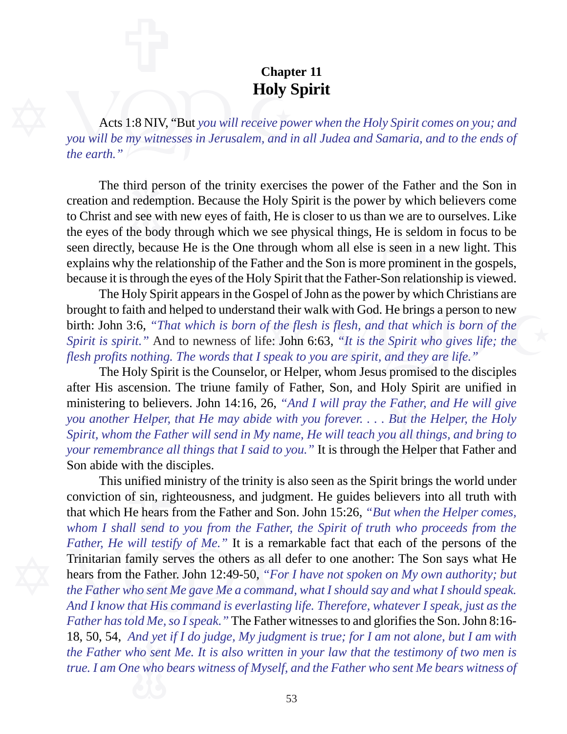**Chapter 11**

# Holy Spirit

Acts 1:8 NIV, "But *you will receive power when the Holy Spirit comes on you; and you will be my witnesses in Jerusalem, and in all Judea and Samaria, and to the ends of the earth."*

The third person of the trinity exercises the power of the Father and the Son in creation and redemption. Because the Holy Spirit is the power by which believers come to Christ and see with new eyes of faith, He is closer to us than we are to ourselves. Like the eyes of the body through which we see physical things, He is seldom in focus to be seen directly, because He is the One through whom all else is seen in a new light. This explains why the relationship of the Father and the Son is more prominent in the gospels, because it is through the eyes of the Holy Spirit that the Father-Son relationship is viewed.

The Holy Spirit appears in the Gospel of John as the power by which Christians are brought to faith and helped to understand their walk with God. He brings a person to new birth: John 3:6, *"That which is born of the flesh is flesh, and that which is born of the Spirit is spirit."* And to newness of life: John 6:63, *"It is the Spirit who gives life; the flesh profits nothing. The words that I speak to you are spirit, and they are life."*

The Holy Spirit is the Counselor, or Helper, whom Jesus promised to the disciples after His ascension. The triune family of Father, Son, and Holy Spirit are unified in ministering to believers. John 14:16, 26, *"And I will pray the Father, and He will give you another Helper, that He may abide with you forever. . . . But the Helper, the Holy Spirit, whom the Father will send in My name, He will teach you all things, and bring to your remembrance all things that I said to you."* It is through the Helper that Father and Son abide with the disciples.

This unified ministry of the trinity is also seen as the Spirit brings the world under conviction of sin, righteousness, and judgment. He guides believers into all truth with that which He hears from the Father and Son. John 15:26, *"But when the Helper comes, whom I shall send to you from the Father, the Spirit of truth who proceeds from the Father, He will testify of Me."* It is a remarkable fact that each of the persons of the Trinitarian family serves the others as all defer to one another: The Son says what He hears from the Father. John 12:49-50, *"For I have not spoken on My own authority; but the Father who sent Me gave Me a command, what I should say and what I should speak. And I know that His command is everlasting life. Therefore, whatever I speak, just as the Father has told Me, so I speak."* The Father witnesses to and glorifies the Son. John 8:16-18, 50, 54, *And yet if I do judge, My judgment is true; for I am not alone, but I am with the Father who sent Me. It is also written in your law that the testimony of two men is true. I am One who bears witness of Myself, and the Father who sent Me bears witness of*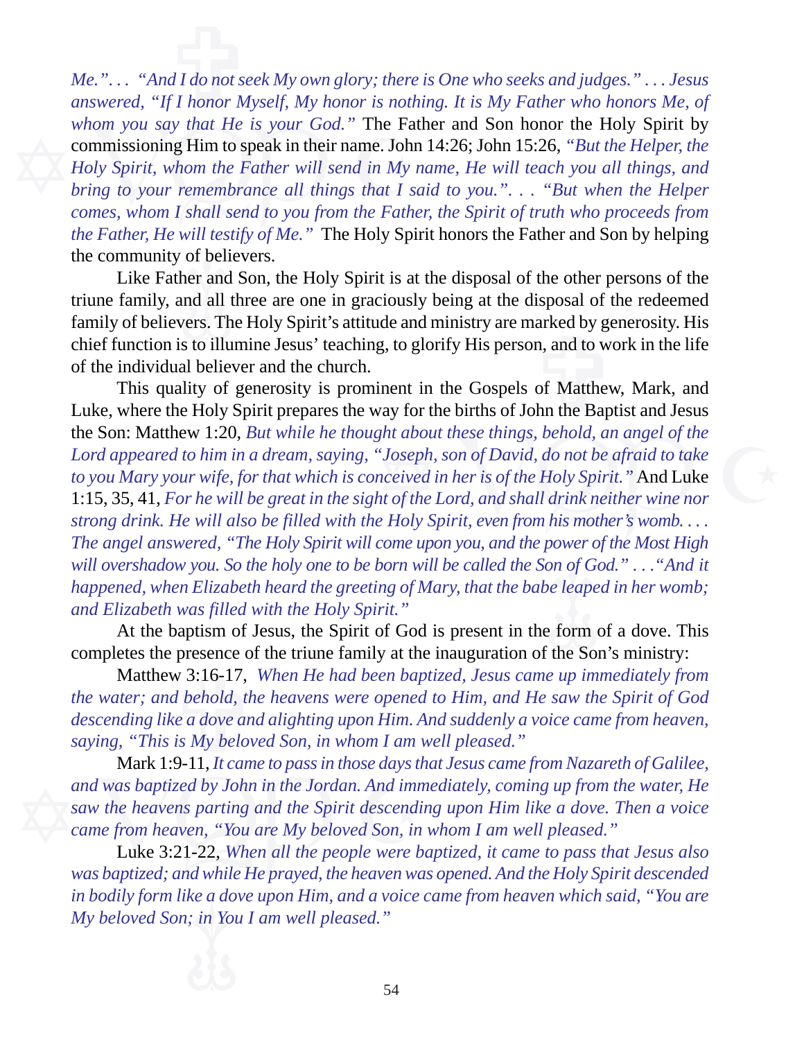*Me.". . . "And I do not seek My own glory; there is One who seeks and judges." . . . Jesus answered, "If I honor Myself, My honor is nothing. It is My Father who honors Me, of whom you say that He is your God."* The Father and Son honor the Holy Spirit by commissioning Him to speak in their name. John 14:26; John 15:26, *"But the Helper, the Holy Spirit, whom the Father will send in My name, He will teach you all things, and bring to your remembrance all things that I said to you.". . . "But when the Helper comes, whom I shall send to you from the Father, the Spirit of truth who proceeds from the Father, He will testify of Me."* The Holy Spirit honors the Father and Son by helping the community of believers.

Like Father and Son, the Holy Spirit is at the disposal of the other persons of the triune family, and all three are one in graciously being at the disposal of the redeemed family of believers. The Holy Spirit's attitude and ministry are marked by generosity. His chief function is to illumine Jesus' teaching, to glorify His person, and to work in the life of the individual believer and the church.

This quality of generosity is prominent in the Gospels of Matthew, Mark, and Luke, where the Holy Spirit prepares the way for the births of John the Baptist and Jesus the Son: Matthew 1:20, *But while he thought about these things, behold, an angel of the Lord appeared to him in a dream, saying, "Joseph, son of David, do not be afraid to take to you Mary your wife, for that which is conceived in her is of the Holy Spirit."* And Luke 1:15, 35, 41, *For he will be great in the sight of the Lord, and shall drink neither wine nor strong drink. He will also be filled with the Holy Spirit, even from his mother's womb. . . . The angel answered, "The Holy Spirit will come upon you, and the power of the Most High will overshadow you. So the holy one to be born will be called the Son of God." . . ."And it happened, when Elizabeth heard the greeting of Mary, that the babe leaped in her womb; and Elizabeth was filled with the Holy Spirit."*

At the baptism of Jesus, the Spirit of God is present in the form of a dove. This completes the presence of the triune family at the inauguration of the Son's ministry:

Matthew 3:16-17, *When He had been baptized, Jesus came up immediately from the water; and behold, the heavens were opened to Him, and He saw the Spirit of God descending like a dove and alighting upon Him. And suddenly a voice came from heaven, saying, "This is My beloved Son, in whom I am well pleased."*

Mark 1:9-11, *It came to pass in those days that Jesus came from Nazareth of Galilee, and was baptized by John in the Jordan. And immediately, coming up from the water, He saw the heavens parting and the Spirit descending upon Him like a dove. Then a voice came from heaven, "You are My beloved Son, in whom I am well pleased."*

Luke 3:21-22, *When all the people were baptized, it came to pass that Jesus also was baptized; and while He prayed, the heaven was opened. And the Holy Spirit descended in bodily form like a dove upon Him, and a voice came from heaven which said, "You are My beloved Son; in You I am well pleased."*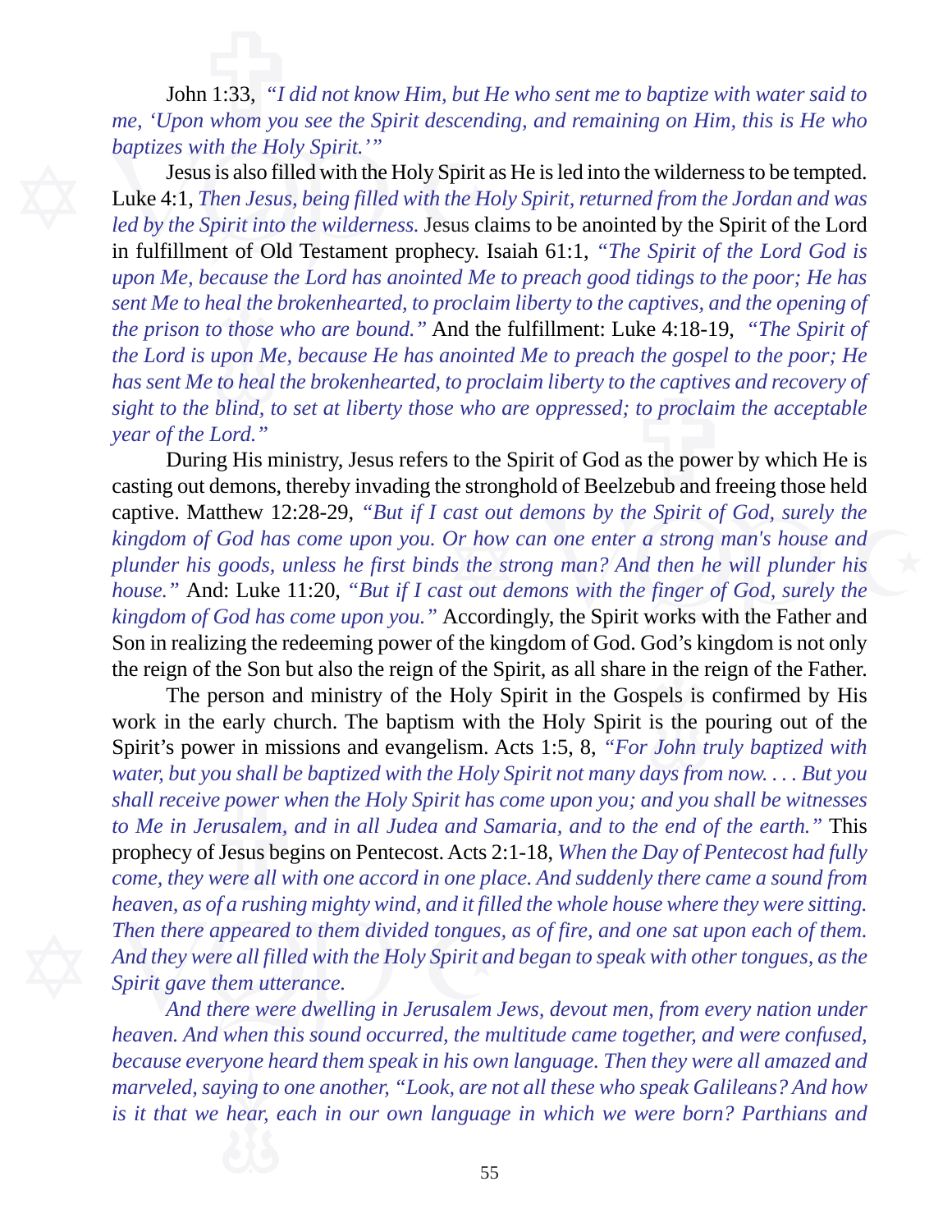John 1:33, *"I did not know Him, but He who sent me to baptize with water said to me, 'Upon whom you see the Spirit descending, and remaining on Him, this is He who baptizes with the Holy Spirit.'"*

Jesus is also filled with the Holy Spirit as He is led into the wilderness to be tempted. Luke 4:1, *Then Jesus, being filled with the Holy Spirit, returned from the Jordan and was led by the Spirit into the wilderness.* Jesus claims to be anointed by the Spirit of the Lord in fulfillment of Old Testament prophecy. Isaiah 61:1, *"The Spirit of the Lord God is upon Me, because the Lord has anointed Me to preach good tidings to the poor; He has sent Me to heal the brokenhearted, to proclaim liberty to the captives, and the opening of the prison to those who are bound."* And the fulfillment: Luke 4:18-19, *"The Spirit of the Lord is upon Me, because He has anointed Me to preach the gospel to the poor; He has sent Me to heal the brokenhearted, to proclaim liberty to the captives and recovery of sight to the blind, to set at liberty those who are oppressed; to proclaim the acceptable year of the Lord."*

During His ministry, Jesus refers to the Spirit of God as the power by which He is casting out demons, thereby invading the stronghold of Beelzebub and freeing those held captive. Matthew 12:28-29, *"But if I cast out demons by the Spirit of God, surely the kingdom of God has come upon you. Or how can one enter a strong man's house and plunder his goods, unless he first binds the strong man? And then he will plunder his house."* And: Luke 11:20, *"But if I cast out demons with the finger of God, surely the kingdom of God has come upon you."* Accordingly, the Spirit works with the Father and Son in realizing the redeeming power of the kingdom of God. God's kingdom is not only the reign of the Son but also the reign of the Spirit, as all share in the reign of the Father.

The person and ministry of the Holy Spirit in the Gospels is confirmed by His work in the early church. The baptism with the Holy Spirit is the pouring out of the Spirit's power in missions and evangelism. Acts 1:5, 8, *"For John truly baptized with water, but you shall be baptized with the Holy Spirit not many days from now. . . . But you shall receive power when the Holy Spirit has come upon you; and you shall be witnesses to Me in Jerusalem, and in all Judea and Samaria, and to the end of the earth."* This prophecy of Jesus begins on Pentecost. Acts 2:1-18, *When the Day of Pentecost had fully come, they were all with one accord in one place. And suddenly there came a sound from heaven, as of a rushing mighty wind, and it filled the whole house where they were sitting. Then there appeared to them divided tongues, as of fire, and one sat upon each of them. And they were all filled with the Holy Spirit and began to speak with other tongues, as the Spirit gave them utterance.*

*And there were dwelling in Jerusalem Jews, devout men, from every nation under heaven. And when this sound occurred, the multitude came together, and were confused, because everyone heard them speak in his own language. Then they were all amazed and marveled, saying to one another, "Look, are not all these who speak Galileans? And how is it that we hear, each in our own language in which we were born? Parthians and*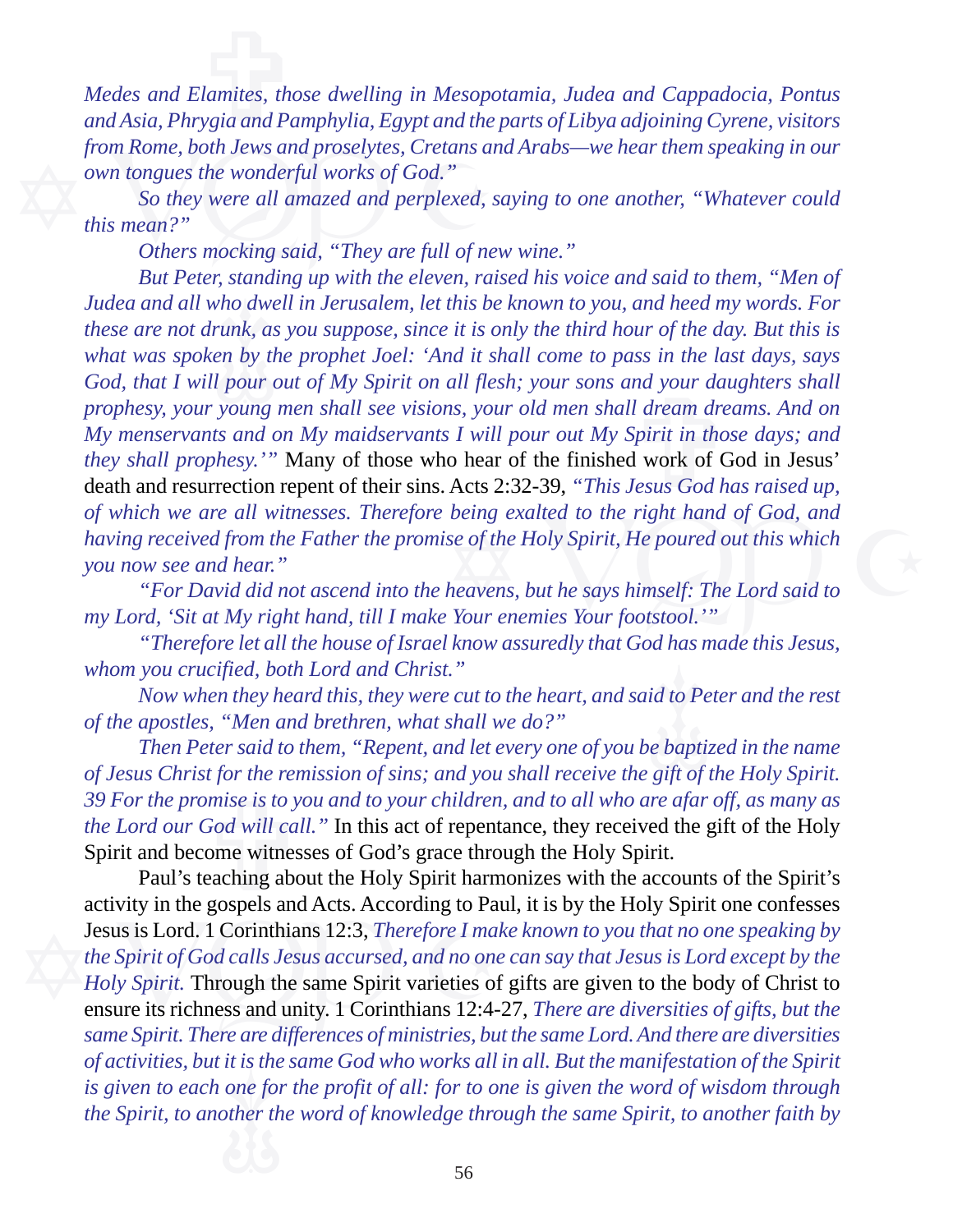*Medes and Elamites, those dwelling in Mesopotamia, Judea and Cappadocia, Pontus and Asia, Phrygia and Pamphylia, Egypt and the parts of Libya adjoining Cyrene, visitors from Rome, both Jews and proselytes, Cretans and Arabs—we hear them speaking in our own tongues the wonderful works of God."*

*So they were all amazed and perplexed, saying to one another, "Whatever could this mean?"*

*Others mocking said, "They are full of new wine."*

*But Peter, standing up with the eleven, raised his voice and said to them, "Men of Judea and all who dwell in Jerusalem, let this be known to you, and heed my words. For these are not drunk, as you suppose, since it is only the third hour of the day. But this is what was spoken by the prophet Joel: 'And it shall come to pass in the last days, says God, that I will pour out of My Spirit on all flesh; your sons and your daughters shall prophesy, your young men shall see visions, your old men shall dream dreams. And on My menservants and on My maidservants I will pour out My Spirit in those days; and they shall prophesy.'"* Many of those who hear of the finished work of God in Jesus' death and resurrection repent of their sins. Acts 2:32-39, *"This Jesus God has raised up, of which we are all witnesses. Therefore being exalted to the right hand of God, and having received from the Father the promise of the Holy Spirit, He poured out this which you now see and hear."*

*"For David did not ascend into the heavens, but he says himself: The Lord said to my Lord, 'Sit at My right hand, till I make Your enemies Your footstool.'"*

*"Therefore let all the house of Israel know assuredly that God has made this Jesus, whom you crucified, both Lord and Christ."*

*Now when they heard this, they were cut to the heart, and said to Peter and the rest of the apostles, "Men and brethren, what shall we do?"*

*Then Peter said to them, "Repent, and let every one of you be baptized in the name of Jesus Christ for the remission of sins; and you shall receive the gift of the Holy Spirit. 39 For the promise is to you and to your children, and to all who are afar off, as many as the Lord our God will call."* In this act of repentance, they received the gift of the Holy Spirit and become witnesses of God's grace through the Holy Spirit.

Paul's teaching about the Holy Spirit harmonizes with the accounts of the Spirit's activity in the gospels and Acts. According to Paul, it is by the Holy Spirit one confesses Jesus is Lord. 1 Corinthians 12:3, *Therefore I make known to you that no one speaking by the Spirit of God calls Jesus accursed, and no one can say that Jesus is Lord except by the Holy Spirit.* Through the same Spirit varieties of gifts are given to the body of Christ to ensure its richness and unity. 1 Corinthians 12:4-27, *There are diversities of gifts, but the same Spirit. There are differences of ministries, but the same Lord. And there are diversities of activities, but it is the same God who works all in all. But the manifestation of the Spirit is given to each one for the profit of all: for to one is given the word of wisdom through the Spirit, to another the word of knowledge through the same Spirit, to another faith by*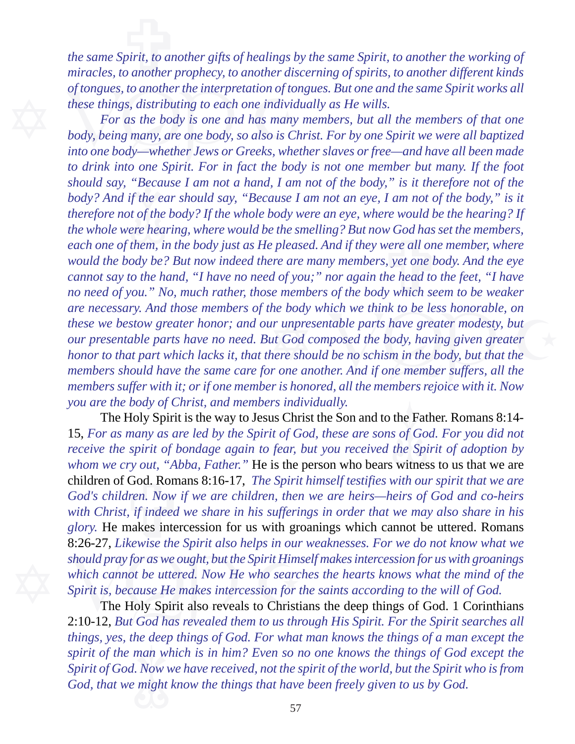*the same Spirit, to another gifts of healings by the same Spirit, to another the working of miracles, to another prophecy, to another discerning of spirits, to another different kinds of tongues, to another the interpretation of tongues. But one and the same Spirit works all these things, distributing to each one individually as He wills.*

*For as the body is one and has many members, but all the members of that one body, being many, are one body, so also is Christ. For by one Spirit we were all baptized into one body—whether Jews or Greeks, whether slaves or free—and have all been made to drink into one Spirit. For in fact the body is not one member but many. If the foot should say, "Because I am not a hand, I am not of the body," is it therefore not of the body? And if the ear should say, "Because I am not an eye, I am not of the body," is it therefore not of the body? If the whole body were an eye, where would be the hearing? If the whole were hearing, where would be the smelling? But now God has set the members, each one of them, in the body just as He pleased. And if they were all one member, where would the body be? But now indeed there are many members, yet one body. And the eye cannot say to the hand, "I have no need of you;" nor again the head to the feet, "I have no need of you." No, much rather, those members of the body which seem to be weaker are necessary. And those members of the body which we think to be less honorable, on these we bestow greater honor; and our unpresentable parts have greater modesty, but our presentable parts have no need. But God composed the body, having given greater honor to that part which lacks it, that there should be no schism in the body, but that the members should have the same care for one another. And if one member suffers, all the members suffer with it; or if one member is honored, all the members rejoice with it. Now you are the body of Christ, and members individually.*

The Holy Spirit is the way to Jesus Christ the Son and to the Father. Romans 8:14-15, *For as many as are led by the Spirit of God, these are sons of God. For you did not receive the spirit of bondage again to fear, but you received the Spirit of adoption by whom we cry out, "Abba, Father."* He is the person who bears witness to us that we are children of God. Romans 8:16-17, *The Spirit himself testifies with our spirit that we are God's children. Now if we are children, then we are heirs—heirs of God and co-heirs with Christ, if indeed we share in his sufferings in order that we may also share in his glory.* He makes intercession for us with groanings which cannot be uttered. Romans 8:26-27, *Likewise the Spirit also helps in our weaknesses. For we do not know what we should pray for as we ought, but the Spirit Himself makes intercession for us with groanings which cannot be uttered. Now He who searches the hearts knows what the mind of the Spirit is, because He makes intercession for the saints according to the will of God.*

The Holy Spirit also reveals to Christians the deep things of God. 1 Corinthians 2:10-12, *But God has revealed them to us through His Spirit. For the Spirit searches all things, yes, the deep things of God. For what man knows the things of a man except the spirit of the man which is in him? Even so no one knows the things of God except the Spirit of God. Now we have received, not the spirit of the world, but the Spirit who is from God, that we might know the things that have been freely given to us by God.*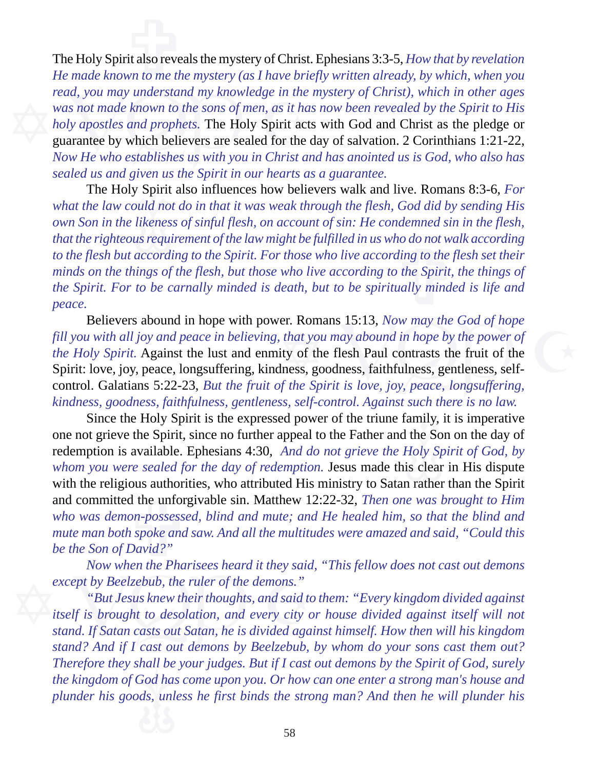The Holy Spirit also reveals the mystery of Christ. Ephesians 3:3-5, *How that by revelation He made known to me the mystery (as I have briefly written already, by which, when you read, you may understand my knowledge in the mystery of Christ), which in other ages was not made known to the sons of men, as it has now been revealed by the Spirit to His holy apostles and prophets.* The Holy Spirit acts with God and Christ as the pledge or guarantee by which believers are sealed for the day of salvation. 2 Corinthians 1:21-22, *Now He who establishes us with you in Christ and has anointed us is God, who also has sealed us and given us the Spirit in our hearts as a guarantee.*

The Holy Spirit also influences how believers walk and live. Romans 8:3-6, *For what the law could not do in that it was weak through the flesh, God did by sending His own Son in the likeness of sinful flesh, on account of sin: He condemned sin in the flesh, that the righteous requirement of the law might be fulfilled in us who do not walk according to the flesh but according to the Spirit. For those who live according to the flesh set their minds on the things of the flesh, but those who live according to the Spirit, the things of the Spirit. For to be carnally minded is death, but to be spiritually minded is life and peace.*

Believers abound in hope with power. Romans 15:13, *Now may the God of hope fill you with all joy and peace in believing, that you may abound in hope by the power of the Holy Spirit.* Against the lust and enmity of the flesh Paul contrasts the fruit of the Spirit: love, joy, peace, longsuffering, kindness, goodness, faithfulness, gentleness, self-control. Galatians 5:22-23, *But the fruit of the Spirit is love, joy, peace, longsuffering, kindness, goodness, faithfulness, gentleness, self-control. Against such there is no law.*

Since the Holy Spirit is the expressed power of the triune family, it is imperative one not grieve the Spirit, since no further appeal to the Father and the Son on the day of redemption is available. Ephesians 4:30, *And do not grieve the Holy Spirit of God, by whom you were sealed for the day of redemption.* Jesus made this clear in His dispute with the religious authorities, who attributed His ministry to Satan rather than the Spirit and committed the unforgivable sin. Matthew 12:22-32, *Then one was brought to Him who was demon-possessed, blind and mute; and He healed him, so that the blind and mute man both spoke and saw. And all the multitudes were amazed and said, "Could this be the Son of David?"*

*Now when the Pharisees heard it they said, "This fellow does not cast out demons except by Beelzebub, the ruler of the demons."*

*"But Jesus knew their thoughts, and said to them: "Every kingdom divided against itself is brought to desolation, and every city or house divided against itself will not stand. If Satan casts out Satan, he is divided against himself. How then will his kingdom stand? And if I cast out demons by Beelzebub, by whom do your sons cast them out? Therefore they shall be your judges. But if I cast out demons by the Spirit of God, surely the kingdom of God has come upon you. Or how can one enter a strong man's house and plunder his goods, unless he first binds the strong man? And then he will plunder his*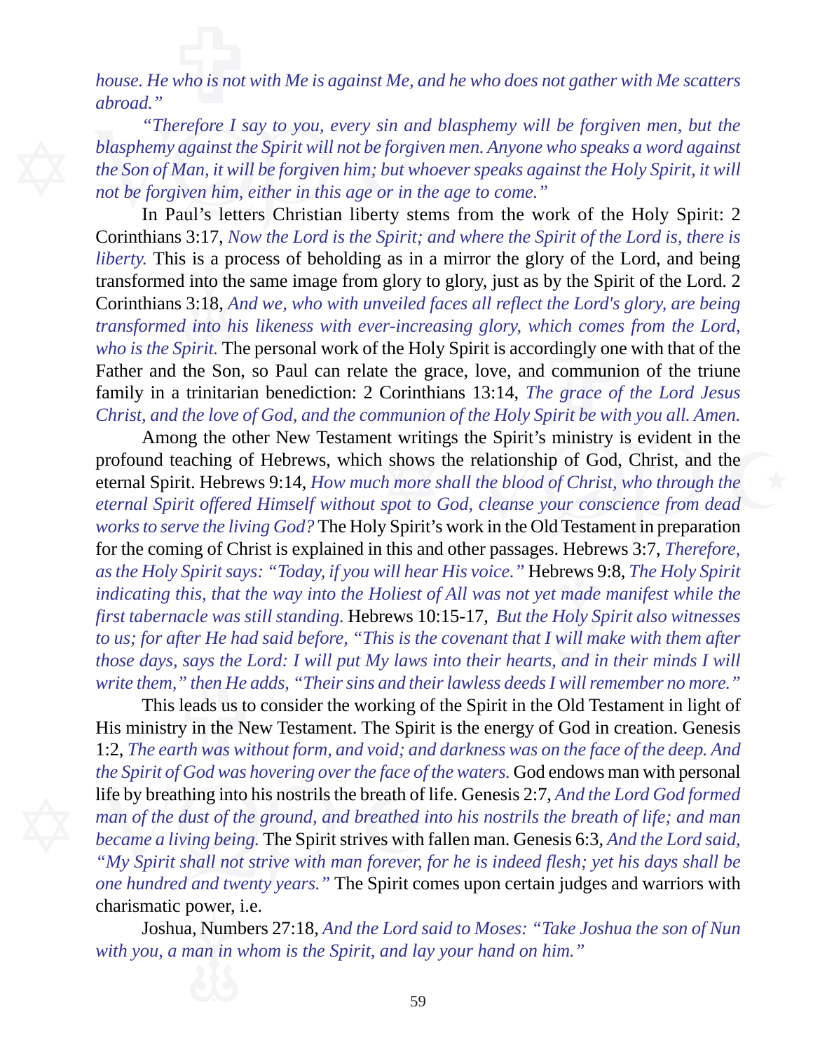*house. He who is not with Me is against Me, and he who does not gather with Me scatters abroad."*

*"Therefore I say to you, every sin and blasphemy will be forgiven men, but the blasphemy against the Spirit will not be forgiven men. Anyone who speaks a word against the Son of Man, it will be forgiven him; but whoever speaks against the Holy Spirit, it will not be forgiven him, either in this age or in the age to come."*

In Paul's letters Christian liberty stems from the work of the Holy Spirit: 2 Corinthians 3:17, *Now the Lord is the Spirit; and where the Spirit of the Lord is, there is liberty.* This is a process of beholding as in a mirror the glory of the Lord, and being transformed into the same image from glory to glory, just as by the Spirit of the Lord. 2 Corinthians 3:18, *And we, who with unveiled faces all reflect the Lord's glory, are being transformed into his likeness with ever-increasing glory, which comes from the Lord, who is the Spirit.* The personal work of the Holy Spirit is accordingly one with that of the Father and the Son, so Paul can relate the grace, love, and communion of the triune family in a trinitarian benediction: 2 Corinthians 13:14, *The grace of the Lord Jesus Christ, and the love of God, and the communion of the Holy Spirit be with you all. Amen.*

Among the other New Testament writings the Spirit's ministry is evident in the profound teaching of Hebrews, which shows the relationship of God, Christ, and the eternal Spirit. Hebrews 9:14, *How much more shall the blood of Christ, who through the eternal Spirit offered Himself without spot to God, cleanse your conscience from dead works to serve the living God?* The Holy Spirit's work in the Old Testament in preparation for the coming of Christ is explained in this and other passages. Hebrews 3:7, *Therefore, as the Holy Spirit says: "Today, if you will hear His voice."* Hebrews 9:8, *The Holy Spirit indicating this, that the way into the Holiest of All was not yet made manifest while the first tabernacle was still standing.* Hebrews 10:15-17, *But the Holy Spirit also witnesses to us; for after He had said before, "This is the covenant that I will make with them after those days, says the Lord: I will put My laws into their hearts, and in their minds I will write them," then He adds, "Their sins and their lawless deeds I will remember no more."*

This leads us to consider the working of the Spirit in the Old Testament in light of His ministry in the New Testament. The Spirit is the energy of God in creation. Genesis 1:2, *The earth was without form, and void; and darkness was on the face of the deep. And the Spirit of God was hovering over the face of the waters.* God endows man with personal life by breathing into his nostrils the breath of life. Genesis 2:7, *And the Lord God formed man of the dust of the ground, and breathed into his nostrils the breath of life; and man became a living being.* The Spirit strives with fallen man. Genesis 6:3, *And the Lord said, "My Spirit shall not strive with man forever, for he is indeed flesh; yet his days shall be one hundred and twenty years."* The Spirit comes upon certain judges and warriors with charismatic power, i.e.

Joshua, Numbers 27:18, *And the Lord said to Moses: "Take Joshua the son of Nun with you, a man in whom is the Spirit, and lay your hand on him."*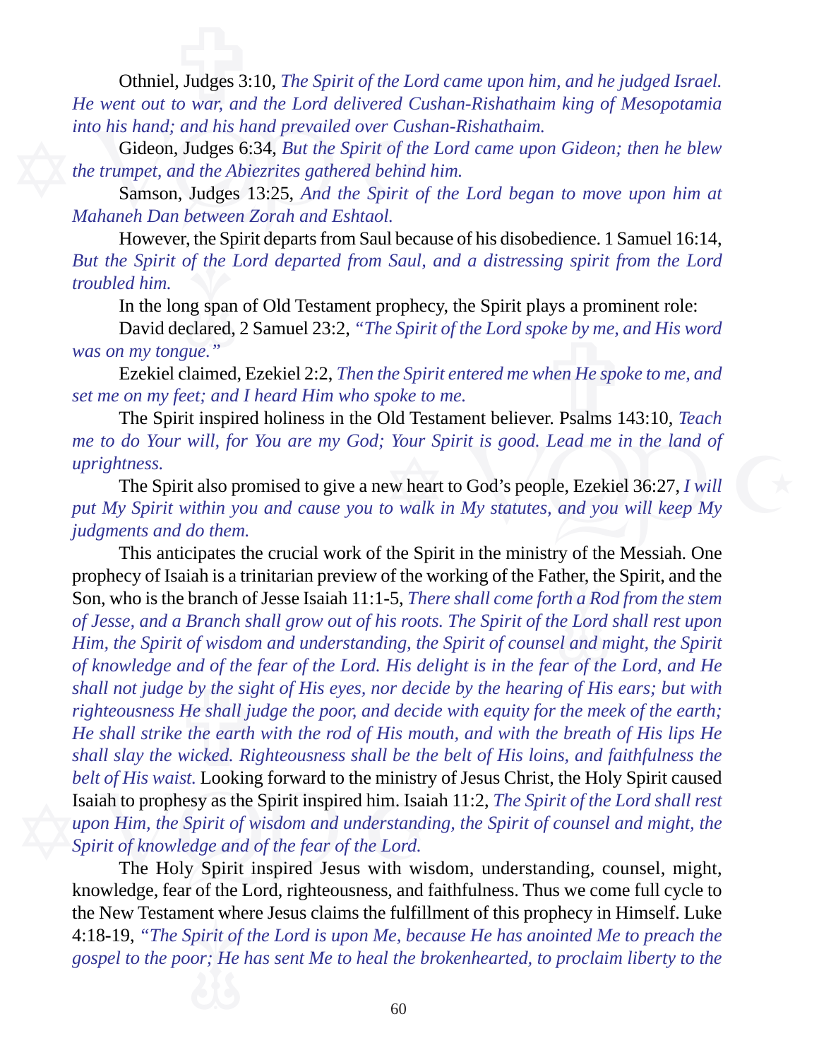Othniel, Judges 3:10, *The Spirit of the Lord came upon him, and he judged Israel. He went out to war, and the Lord delivered Cushan-Rishathaim king of Mesopotamia into his hand; and his hand prevailed over Cushan-Rishathaim.*

Gideon, Judges 6:34, *But the Spirit of the Lord came upon Gideon; then he blew the trumpet, and the Abiezrites gathered behind him.*

Samson, Judges 13:25, *And the Spirit of the Lord began to move upon him at Mahaneh Dan between Zorah and Eshtaol.*

However, the Spirit departs from Saul because of his disobedience. 1 Samuel 16:14, *But the Spirit of the Lord departed from Saul, and a distressing spirit from the Lord troubled him.*

In the long span of Old Testament prophecy, the Spirit plays a prominent role:

David declared, 2 Samuel 23:2, *"The Spirit of the Lord spoke by me, and His word was on my tongue."*

Ezekiel claimed, Ezekiel 2:2, *Then the Spirit entered me when He spoke to me, and set me on my feet; and I heard Him who spoke to me.*

The Spirit inspired holiness in the Old Testament believer. Psalms 143:10, *Teach me to do Your will, for You are my God; Your Spirit is good. Lead me in the land of uprightness.*

The Spirit also promised to give a new heart to God's people, Ezekiel 36:27, *I will put My Spirit within you and cause you to walk in My statutes, and you will keep My judgments and do them.*

This anticipates the crucial work of the Spirit in the ministry of the Messiah. One prophecy of Isaiah is a trinitarian preview of the working of the Father, the Spirit, and the Son, who is the branch of Jesse Isaiah 11:1-5, *There shall come forth a Rod from the stem of Jesse, and a Branch shall grow out of his roots. The Spirit of the Lord shall rest upon Him, the Spirit of wisdom and understanding, the Spirit of counsel and might, the Spirit of knowledge and of the fear of the Lord. His delight is in the fear of the Lord, and He shall not judge by the sight of His eyes, nor decide by the hearing of His ears; but with righteousness He shall judge the poor, and decide with equity for the meek of the earth; He shall strike the earth with the rod of His mouth, and with the breath of His lips He shall slay the wicked. Righteousness shall be the belt of His loins, and faithfulness the belt of His waist.* Looking forward to the ministry of Jesus Christ, the Holy Spirit caused Isaiah to prophesy as the Spirit inspired him. Isaiah 11:2, *The Spirit of the Lord shall rest upon Him, the Spirit of wisdom and understanding, the Spirit of counsel and might, the Spirit of knowledge and of the fear of the Lord.*

The Holy Spirit inspired Jesus with wisdom, understanding, counsel, might, knowledge, fear of the Lord, righteousness, and faithfulness. Thus we come full cycle to the New Testament where Jesus claims the fulfillment of this prophecy in Himself. Luke 4:18-19, *"The Spirit of the Lord is upon Me, because He has anointed Me to preach the gospel to the poor; He has sent Me to heal the brokenhearted, to proclaim liberty to the*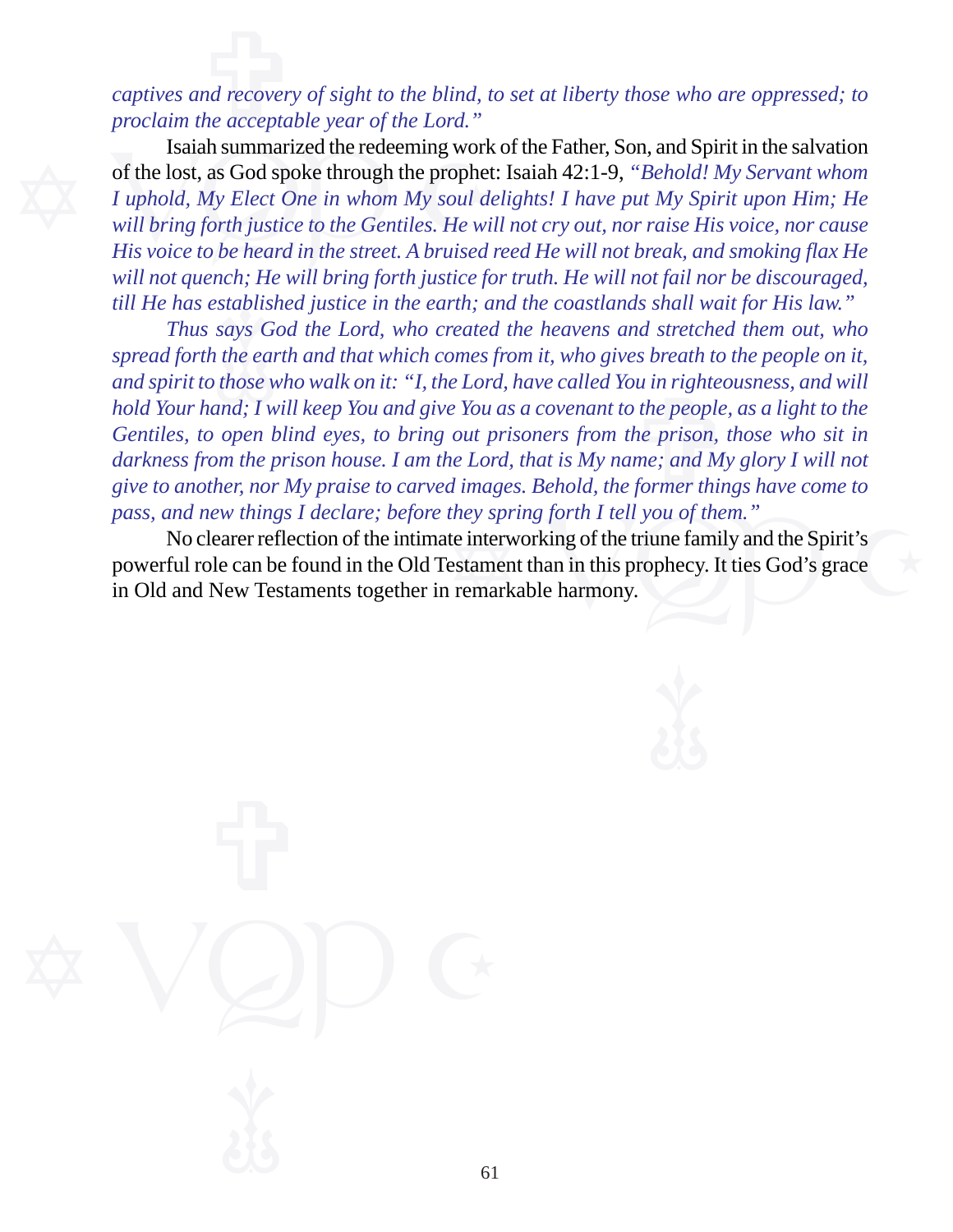*captives and recovery of sight to the blind, to set at liberty those who are oppressed; to proclaim the acceptable year of the Lord."*

Isaiah summarized the redeeming work of the Father, Son, and Spirit in the salvation of the lost, as God spoke through the prophet: Isaiah 42:1-9, *"Behold! My Servant whom I uphold, My Elect One in whom My soul delights! I have put My Spirit upon Him; He will bring forth justice to the Gentiles. He will not cry out, nor raise His voice, nor cause His voice to be heard in the street. A bruised reed He will not break, and smoking flax He will not quench; He will bring forth justice for truth. He will not fail nor be discouraged, till He has established justice in the earth; and the coastlands shall wait for His law."*

*Thus says God the Lord, who created the heavens and stretched them out, who spread forth the earth and that which comes from it, who gives breath to the people on it, and spirit to those who walk on it: "I, the Lord, have called You in righteousness, and will hold Your hand; I will keep You and give You as a covenant to the people, as a light to the Gentiles, to open blind eyes, to bring out prisoners from the prison, those who sit in darkness from the prison house. I am the Lord, that is My name; and My glory I will not give to another, nor My praise to carved images. Behold, the former things have come to pass, and new things I declare; before they spring forth I tell you of them."*

No clearer reflection of the intimate interworking of the triune family and the Spirit's powerful role can be found in the Old Testament than in this prophecy. It ties God's grace in Old and New Testaments together in remarkable harmony.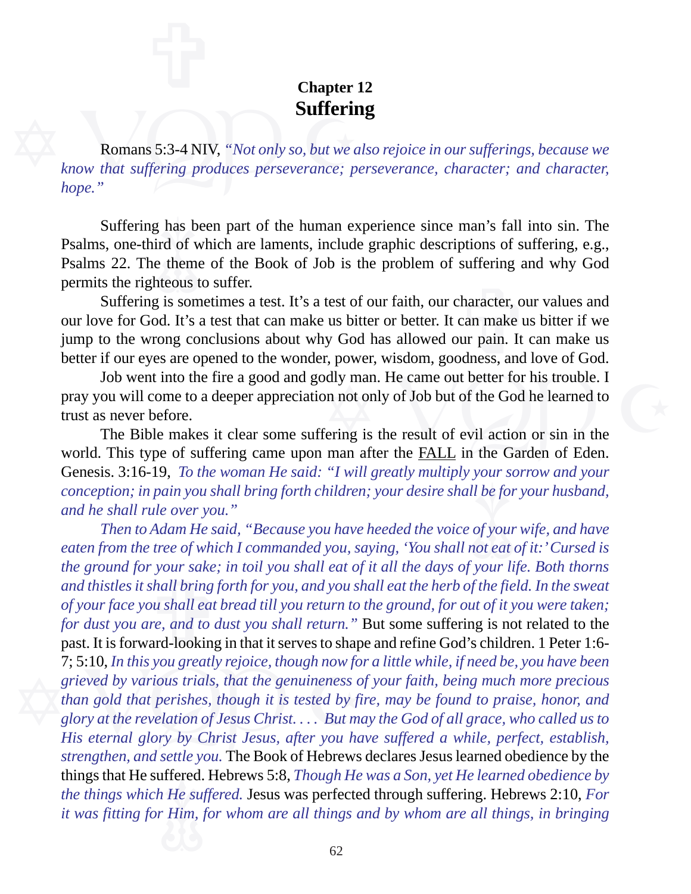## Chapter 12

# Suffering

Romans 5:3-4 NIV, *"Not only so, but we also rejoice in our sufferings, because we know that suffering produces perseverance; perseverance, character; and character, hope."*

Suffering has been part of the human experience since man's fall into sin. The Psalms, one-third of which are laments, include graphic descriptions of suffering, e.g., Psalms 22. The theme of the Book of Job is the problem of suffering and why God permits the righteous to suffer.

Suffering is sometimes a test. It's a test of our faith, our character, our values and our love for God. It's a test that can make us bitter or better. It can make us bitter if we jump to the wrong conclusions about why God has allowed our pain. It can make us better if our eyes are opened to the wonder, power, wisdom, goodness, and love of God.

Job went into the fire a good and godly man. He came out better for his trouble. I pray you will come to a deeper appreciation not only of Job but of the God he learned to trust as never before.

The Bible makes it clear some suffering is the result of evil action or sin in the world. This type of suffering came upon man after the <u>FALL</u> in the Garden of Eden. Genesis. 3:16-19, *To the woman He said: "I will greatly multiply your sorrow and your conception; in pain you shall bring forth children; your desire shall be for your husband, and he shall rule over you."*

*Then to Adam He said, "Because you have heeded the voice of your wife, and have eaten from the tree of which I commanded you, saying, 'You shall not eat of it:' Cursed is the ground for your sake; in toil you shall eat of it all the days of your life. Both thorns and thistles it shall bring forth for you, and you shall eat the herb of the field. In the sweat of your face you shall eat bread till you return to the ground, for out of it you were taken; for dust you are, and to dust you shall return."* But some suffering is not related to the past. It is forward-looking in that it serves to shape and refine God's children. 1 Peter 1:6-7; 5:10, *In this you greatly rejoice, though now for a little while, if need be, you have been grieved by various trials, that the genuineness of your faith, being much more precious than gold that perishes, though it is tested by fire, may be found to praise, honor, and glory at the revelation of Jesus Christ. . . . But may the God of all grace, who called us to His eternal glory by Christ Jesus, after you have suffered a while, perfect, establish, strengthen, and settle you.* The Book of Hebrews declares Jesus learned obedience by the things that He suffered. Hebrews 5:8, *Though He was a Son, yet He learned obedience by the things which He suffered.* Jesus was perfected through suffering. Hebrews 2:10, *For it was fitting for Him, for whom are all things and by whom are all things, in bringing*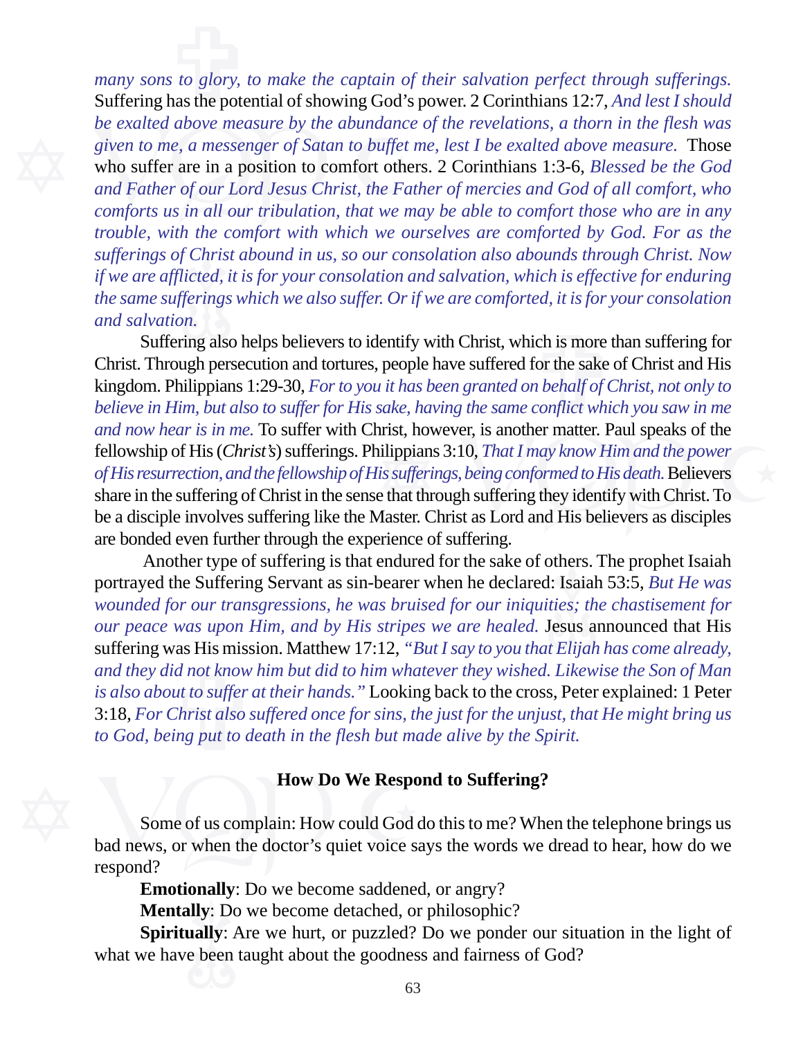*many sons to glory, to make the captain of their salvation perfect through sufferings.* Suffering has the potential of showing God's power. 2 Corinthians 12:7, *And lest I should be exalted above measure by the abundance of the revelations, a thorn in the flesh was given to me, a messenger of Satan to buffet me, lest I be exalted above measure.* Those who suffer are in a position to comfort others. 2 Corinthians 1:3-6, *Blessed be the God and Father of our Lord Jesus Christ, the Father of mercies and God of all comfort, who comforts us in all our tribulation, that we may be able to comfort those who are in any trouble, with the comfort with which we ourselves are comforted by God. For as the sufferings of Christ abound in us, so our consolation also abounds through Christ. Now if we are afflicted, it is for your consolation and salvation, which is effective for enduring the same sufferings which we also suffer. Or if we are comforted, it is for your consolation and salvation.*

Suffering also helps believers to identify with Christ, which is more than suffering for Christ. Through persecution and tortures, people have suffered for the sake of Christ and His kingdom. Philippians 1:29-30, *For to you it has been granted on behalf of Christ, not only to believe in Him, but also to suffer for His sake, having the same conflict which you saw in me and now hear is in me.* To suffer with Christ, however, is another matter. Paul speaks of the fellowship of His (*Christ's*) sufferings. Philippians 3:10, *That I may know Him and the power of His resurrection, and the fellowship of His sufferings, being conformed to His death.* Believers share in the suffering of Christ in the sense that through suffering they identify with Christ. To be a disciple involves suffering like the Master. Christ as Lord and His believers as disciples are bonded even further through the experience of suffering.

Another type of suffering is that endured for the sake of others. The prophet Isaiah portrayed the Suffering Servant as sin-bearer when he declared: Isaiah 53:5, *But He was wounded for our transgressions, he was bruised for our iniquities; the chastisement for our peace was upon Him, and by His stripes we are healed.* Jesus announced that His suffering was His mission. Matthew 17:12, *"But I say to you that Elijah has come already, and they did not know him but did to him whatever they wished. Likewise the Son of Man is also about to suffer at their hands."* Looking back to the cross, Peter explained: 1 Peter 3:18, *For Christ also suffered once for sins, the just for the unjust, that He might bring us to God, being put to death in the flesh but made alive by the Spirit.*

## How Do We Respond to Suffering?

Some of us complain: How could God do this to me? When the telephone brings us bad news, or when the doctor's quiet voice says the words we dread to hear, how do we respond?

**Emotionally**: Do we become saddened, or angry?

**Mentally**: Do we become detached, or philosophic?

**Spiritually**: Are we hurt, or puzzled? Do we ponder our situation in the light of what we have been taught about the goodness and fairness of God?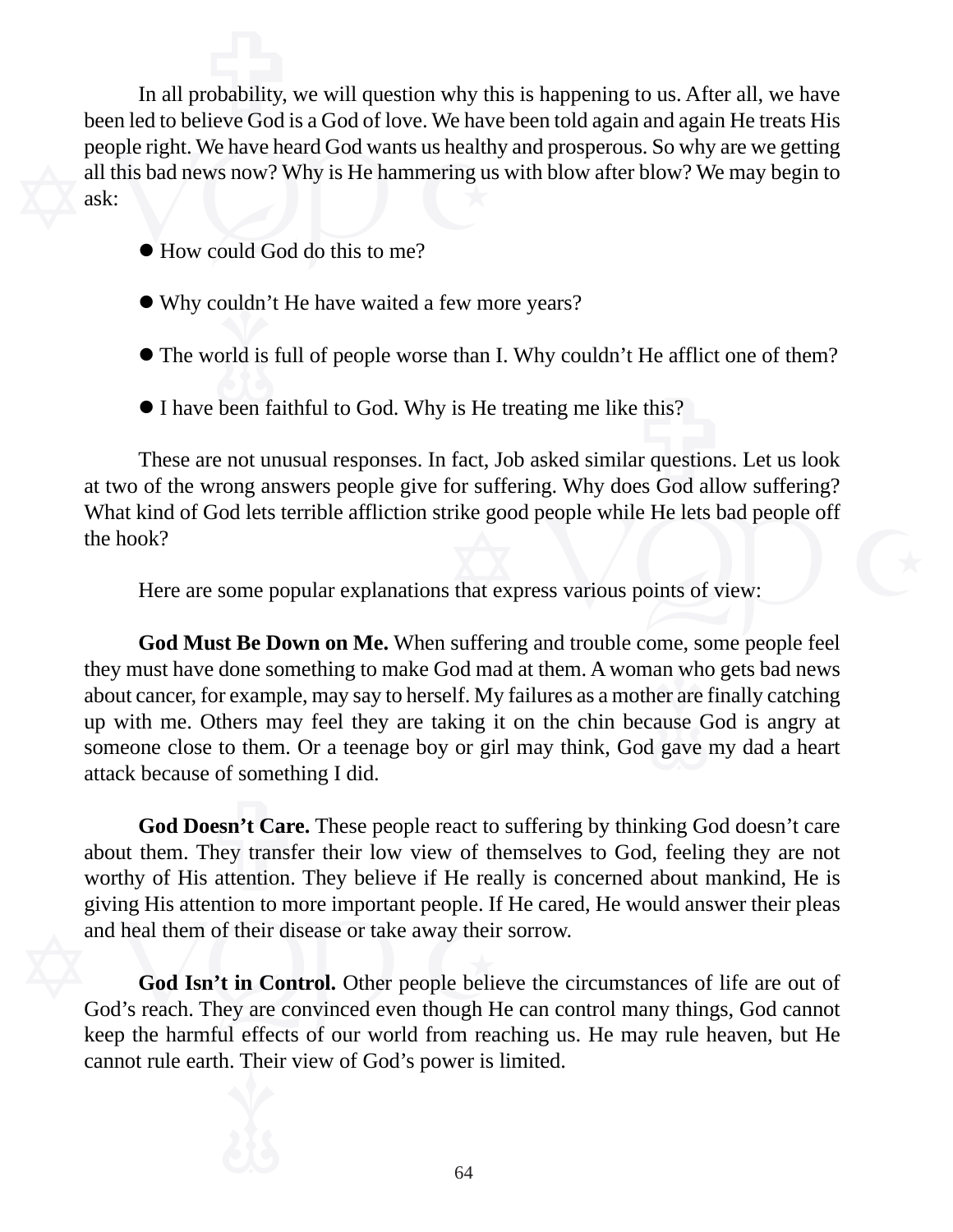In all probability, we will question why this is happening to us. After all, we have been led to believe God is a God of love. We have been told again and again He treats His people right. We have heard God wants us healthy and prosperous. So why are we getting all this bad news now? Why is He hammering us with blow after blow? We may begin to ask:

- How could God do this to me?
- Why couldn't He have waited a few more years?
- The world is full of people worse than I. Why couldn't He afflict one of them?
- I have been faithful to God. Why is He treating me like this?

These are not unusual responses. In fact, Job asked similar questions. Let us look at two of the wrong answers people give for suffering. Why does God allow suffering? What kind of God lets terrible affliction strike good people while He lets bad people off the hook?

Here are some popular explanations that express various points of view:

**God Must Be Down on Me.** When suffering and trouble come, some people feel they must have done something to make God mad at them. A woman who gets bad news about cancer, for example, may say to herself. My failures as a mother are finally catching up with me. Others may feel they are taking it on the chin because God is angry at someone close to them. Or a teenage boy or girl may think, God gave my dad a heart attack because of something I did.

**God Doesn't Care.** These people react to suffering by thinking God doesn't care about them. They transfer their low view of themselves to God, feeling they are not worthy of His attention. They believe if He really is concerned about mankind, He is giving His attention to more important people. If He cared, He would answer their pleas and heal them of their disease or take away their sorrow.

**God Isn't in Control.** Other people believe the circumstances of life are out of God's reach. They are convinced even though He can control many things, God cannot keep the harmful effects of our world from reaching us. He may rule heaven, but He cannot rule earth. Their view of God's power is limited.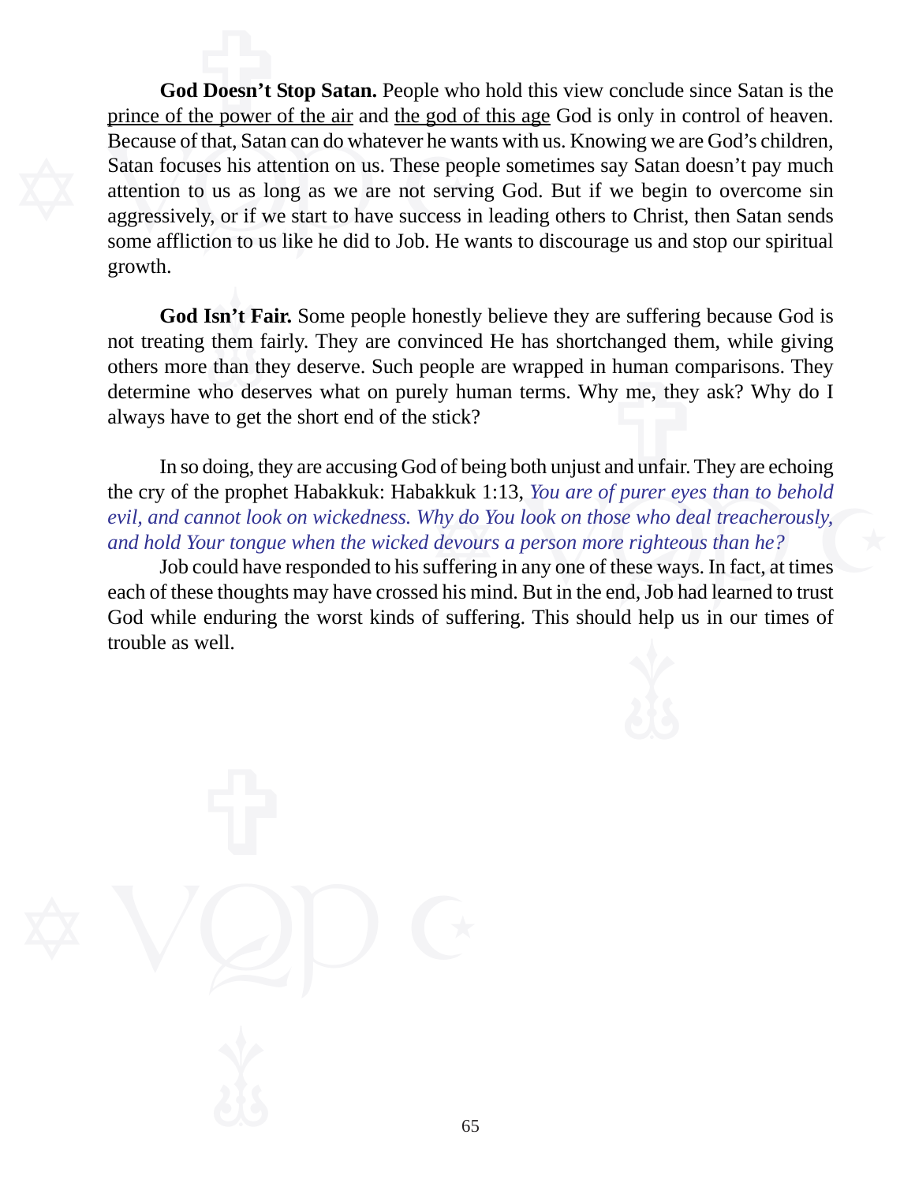**God Doesn't Stop Satan.** People who hold this view conclude since Satan is the prince of the power of the air and the god of this age God is only in control of heaven. Because of that, Satan can do whatever he wants with us. Knowing we are God's children, Satan focuses his attention on us. These people sometimes say Satan doesn't pay much attention to us as long as we are not serving God. But if we begin to overcome sin aggressively, or if we start to have success in leading others to Christ, then Satan sends some affliction to us like he did to Job. He wants to discourage us and stop our spiritual growth.

**God Isn't Fair.** Some people honestly believe they are suffering because God is not treating them fairly. They are convinced He has shortchanged them, while giving others more than they deserve. Such people are wrapped in human comparisons. They determine who deserves what on purely human terms. Why me, they ask? Why do I always have to get the short end of the stick?

In so doing, they are accusing God of being both unjust and unfair. They are echoing the cry of the prophet Habakkuk: Habakkuk 1:13, *You are of purer eyes than to behold evil, and cannot look on wickedness. Why do You look on those who deal treacherously, and hold Your tongue when the wicked devours a person more righteous than he?*

Job could have responded to his suffering in any one of these ways. In fact, at times each of these thoughts may have crossed his mind. But in the end, Job had learned to trust God while enduring the worst kinds of suffering. This should help us in our times of trouble as well.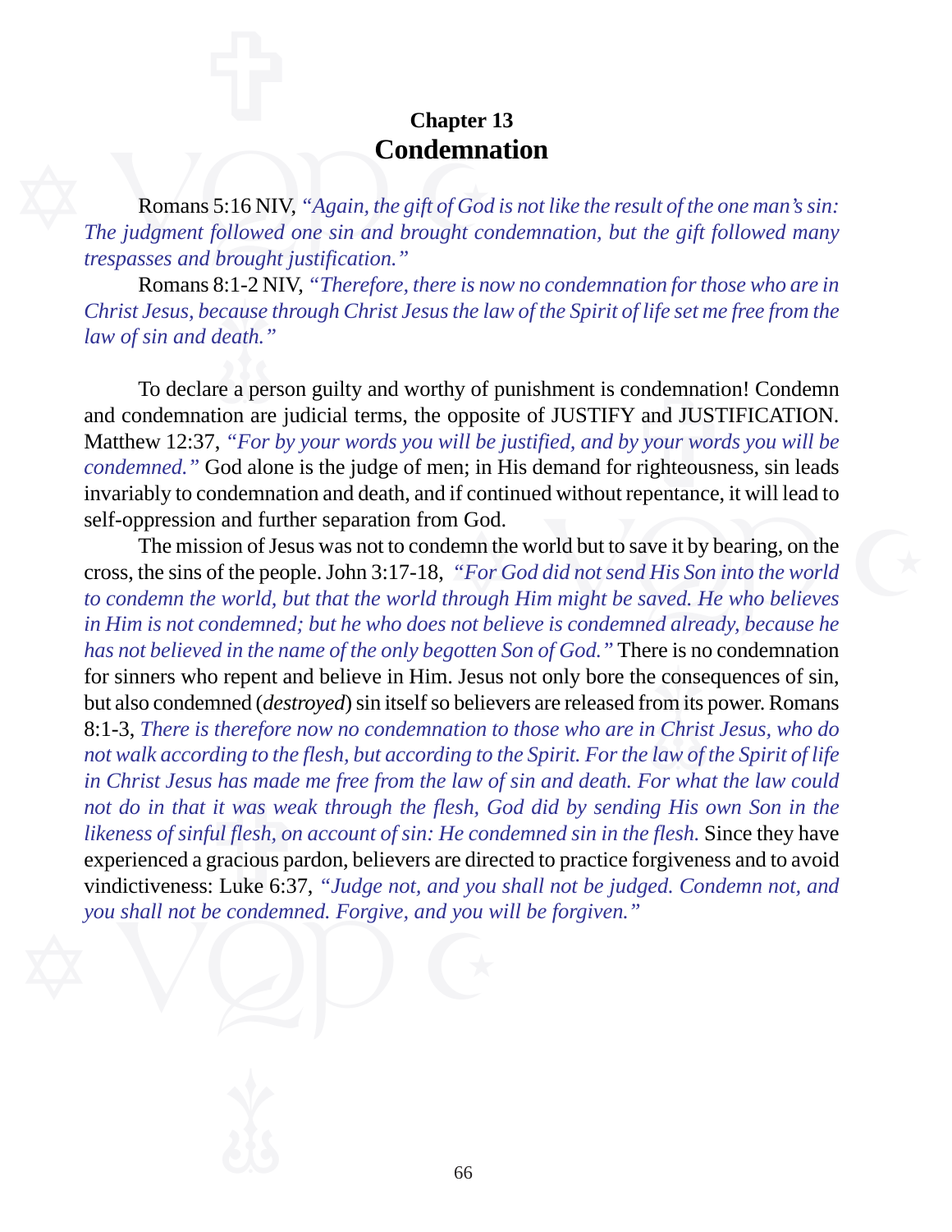**Chapter 13**

# Condemnation

Romans 5:16 NIV, *"Again, the gift of God is not like the result of the one man's sin: The judgment followed one sin and brought condemnation, but the gift followed many trespasses and brought justification."*

Romans 8:1-2 NIV, *"Therefore, there is now no condemnation for those who are in Christ Jesus, because through Christ Jesus the law of the Spirit of life set me free from the law of sin and death."*

To declare a person guilty and worthy of punishment is condemnation! Condemn and condemnation are judicial terms, the opposite of JUSTIFY and JUSTIFICATION. Matthew 12:37, *"For by your words you will be justified, and by your words you will be condemned."* God alone is the judge of men; in His demand for righteousness, sin leads invariably to condemnation and death, and if continued without repentance, it will lead to self-oppression and further separation from God.

The mission of Jesus was not to condemn the world but to save it by bearing, on the cross, the sins of the people. John 3:17-18, *"For God did not send His Son into the world to condemn the world, but that the world through Him might be saved. He who believes in Him is not condemned; but he who does not believe is condemned already, because he has not believed in the name of the only begotten Son of God."* There is no condemnation for sinners who repent and believe in Him. Jesus not only bore the consequences of sin, but also condemned (*destroyed*) sin itself so believers are released from its power. Romans 8:1-3, *There is therefore now no condemnation to those who are in Christ Jesus, who do not walk according to the flesh, but according to the Spirit. For the law of the Spirit of life in Christ Jesus has made me free from the law of sin and death. For what the law could not do in that it was weak through the flesh, God did by sending His own Son in the likeness of sinful flesh, on account of sin: He condemned sin in the flesh.* Since they have experienced a gracious pardon, believers are directed to practice forgiveness and to avoid vindictiveness: Luke 6:37, *"Judge not, and you shall not be judged. Condemn not, and you shall not be condemned. Forgive, and you will be forgiven."*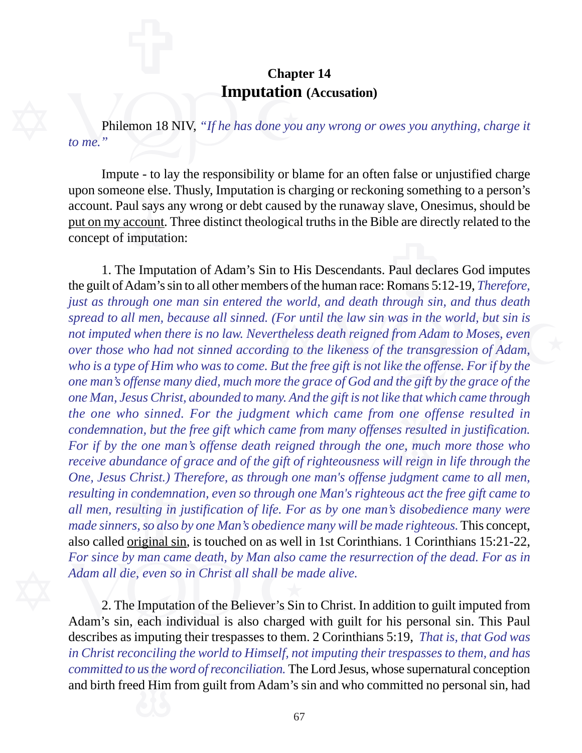# Chapter 14
## Imputation (Accusation)

Philemon 18 NIV, *"If he has done you any wrong or owes you anything, charge it to me."*

Impute - to lay the responsibility or blame for an often false or unjustified charge upon someone else. Thusly, Imputation is charging or reckoning something to a person's account. Paul says any wrong or debt caused by the runaway slave, Onesimus, should be put on my account. Three distinct theological truths in the Bible are directly related to the concept of imputation:

1. The Imputation of Adam's Sin to His Descendants. Paul declares God imputes the guilt of Adam's sin to all other members of the human race: Romans 5:12-19, *Therefore, just as through one man sin entered the world, and death through sin, and thus death spread to all men, because all sinned. (For until the law sin was in the world, but sin is not imputed when there is no law. Nevertheless death reigned from Adam to Moses, even over those who had not sinned according to the likeness of the transgression of Adam, who is a type of Him who was to come. But the free gift is not like the offense. For if by the one man's offense many died, much more the grace of God and the gift by the grace of the one Man, Jesus Christ, abounded to many. And the gift is not like that which came through the one who sinned. For the judgment which came from one offense resulted in condemnation, but the free gift which came from many offenses resulted in justification. For if by the one man's offense death reigned through the one, much more those who receive abundance of grace and of the gift of righteousness will reign in life through the One, Jesus Christ.) Therefore, as through one man's offense judgment came to all men, resulting in condemnation, even so through one Man's righteous act the free gift came to all men, resulting in justification of life. For as by one man's disobedience many were made sinners, so also by one Man's obedience many will be made righteous.* This concept, also called original sin, is touched on as well in 1st Corinthians. 1 Corinthians 15:21-22, *For since by man came death, by Man also came the resurrection of the dead. For as in Adam all die, even so in Christ all shall be made alive.*

2. The Imputation of the Believer's Sin to Christ. In addition to guilt imputed from Adam's sin, each individual is also charged with guilt for his personal sin. This Paul describes as imputing their trespasses to them. 2 Corinthians 5:19, *That is, that God was in Christ reconciling the world to Himself, not imputing their trespasses to them, and has committed to us the word of reconciliation.* The Lord Jesus, whose supernatural conception and birth freed Him from guilt from Adam's sin and who committed no personal sin, had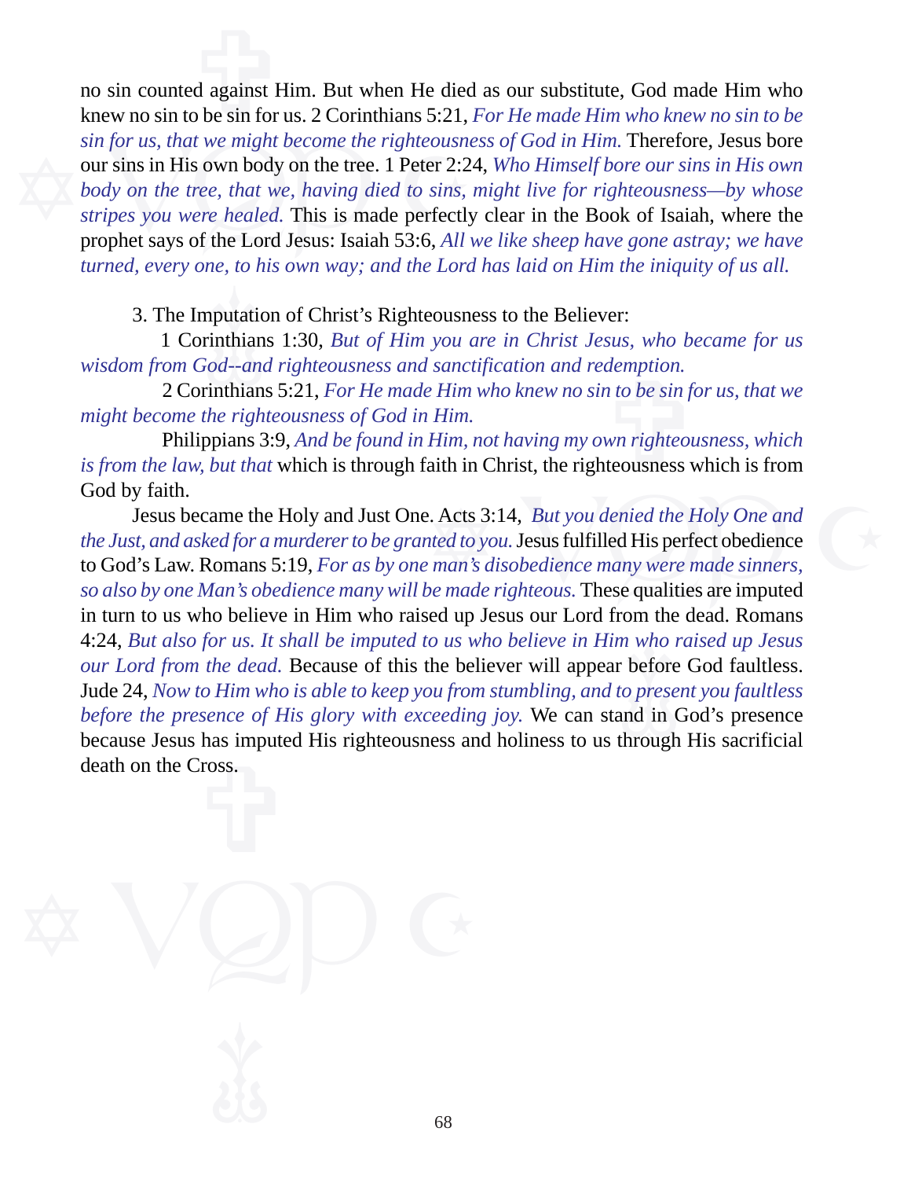no sin counted against Him. But when He died as our substitute, God made Him who knew no sin to be sin for us. 2 Corinthians 5:21, *For He made Him who knew no sin to be sin for us, that we might become the righteousness of God in Him.* Therefore, Jesus bore our sins in His own body on the tree. 1 Peter 2:24, *Who Himself bore our sins in His own body on the tree, that we, having died to sins, might live for righteousness—by whose stripes you were healed.* This is made perfectly clear in the Book of Isaiah, where the prophet says of the Lord Jesus: Isaiah 53:6, *All we like sheep have gone astray; we have turned, every one, to his own way; and the Lord has laid on Him the iniquity of us all.*

3. The Imputation of Christ's Righteousness to the Believer:

1 Corinthians 1:30, *But of Him you are in Christ Jesus, who became for us wisdom from God--and righteousness and sanctification and redemption.*

2 Corinthians 5:21, *For He made Him who knew no sin to be sin for us, that we might become the righteousness of God in Him.*

Philippians 3:9, *And be found in Him, not having my own righteousness, which is from the law, but that* which is through faith in Christ, the righteousness which is from God by faith.

Jesus became the Holy and Just One. Acts 3:14, *But you denied the Holy One and the Just, and asked for a murderer to be granted to you.* Jesus fulfilled His perfect obedience to God's Law. Romans 5:19, *For as by one man's disobedience many were made sinners, so also by one Man's obedience many will be made righteous.* These qualities are imputed in turn to us who believe in Him who raised up Jesus our Lord from the dead. Romans 4:24, *But also for us. It shall be imputed to us who believe in Him who raised up Jesus our Lord from the dead.* Because of this the believer will appear before God faultless. Jude 24, *Now to Him who is able to keep you from stumbling, and to present you faultless before the presence of His glory with exceeding joy.* We can stand in God's presence because Jesus has imputed His righteousness and holiness to us through His sacrificial death on the Cross.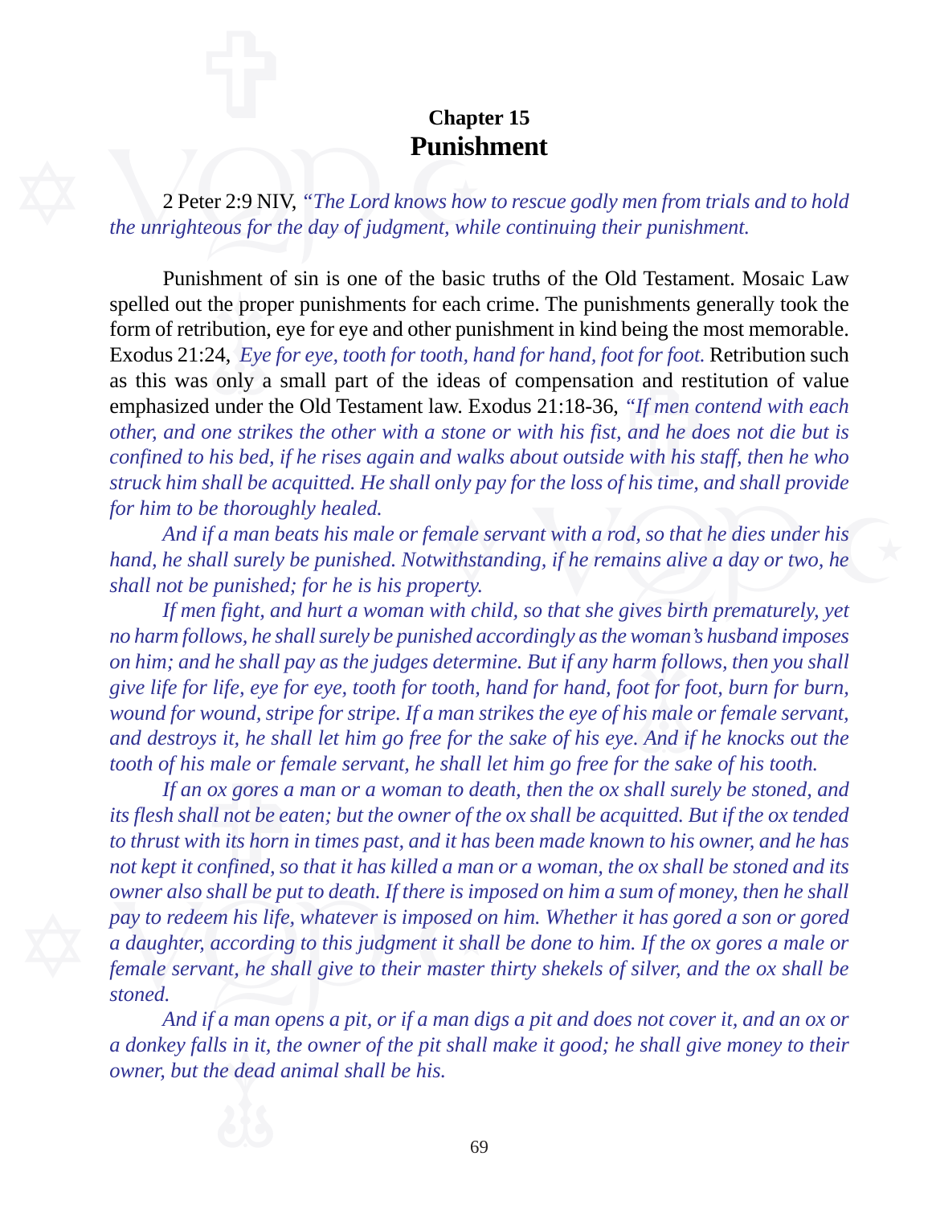### Chapter 15

# Punishment

2 Peter 2:9 NIV, *"The Lord knows how to rescue godly men from trials and to hold the unrighteous for the day of judgment, while continuing their punishment.*

Punishment of sin is one of the basic truths of the Old Testament. Mosaic Law spelled out the proper punishments for each crime. The punishments generally took the form of retribution, eye for eye and other punishment in kind being the most memorable. Exodus 21:24, *Eye for eye, tooth for tooth, hand for hand, foot for foot.* Retribution such as this was only a small part of the ideas of compensation and restitution of value emphasized under the Old Testament law. Exodus 21:18-36, *"If men contend with each other, and one strikes the other with a stone or with his fist, and he does not die but is confined to his bed, if he rises again and walks about outside with his staff, then he who struck him shall be acquitted. He shall only pay for the loss of his time, and shall provide for him to be thoroughly healed.*

*And if a man beats his male or female servant with a rod, so that he dies under his hand, he shall surely be punished. Notwithstanding, if he remains alive a day or two, he shall not be punished; for he is his property.*

*If men fight, and hurt a woman with child, so that she gives birth prematurely, yet no harm follows, he shall surely be punished accordingly as the woman's husband imposes on him; and he shall pay as the judges determine. But if any harm follows, then you shall give life for life, eye for eye, tooth for tooth, hand for hand, foot for foot, burn for burn, wound for wound, stripe for stripe. If a man strikes the eye of his male or female servant, and destroys it, he shall let him go free for the sake of his eye. And if he knocks out the tooth of his male or female servant, he shall let him go free for the sake of his tooth.*

*If an ox gores a man or a woman to death, then the ox shall surely be stoned, and its flesh shall not be eaten; but the owner of the ox shall be acquitted. But if the ox tended to thrust with its horn in times past, and it has been made known to his owner, and he has not kept it confined, so that it has killed a man or a woman, the ox shall be stoned and its owner also shall be put to death. If there is imposed on him a sum of money, then he shall pay to redeem his life, whatever is imposed on him. Whether it has gored a son or gored a daughter, according to this judgment it shall be done to him. If the ox gores a male or female servant, he shall give to their master thirty shekels of silver, and the ox shall be stoned.*

*And if a man opens a pit, or if a man digs a pit and does not cover it, and an ox or a donkey falls in it, the owner of the pit shall make it good; he shall give money to their owner, but the dead animal shall be his.*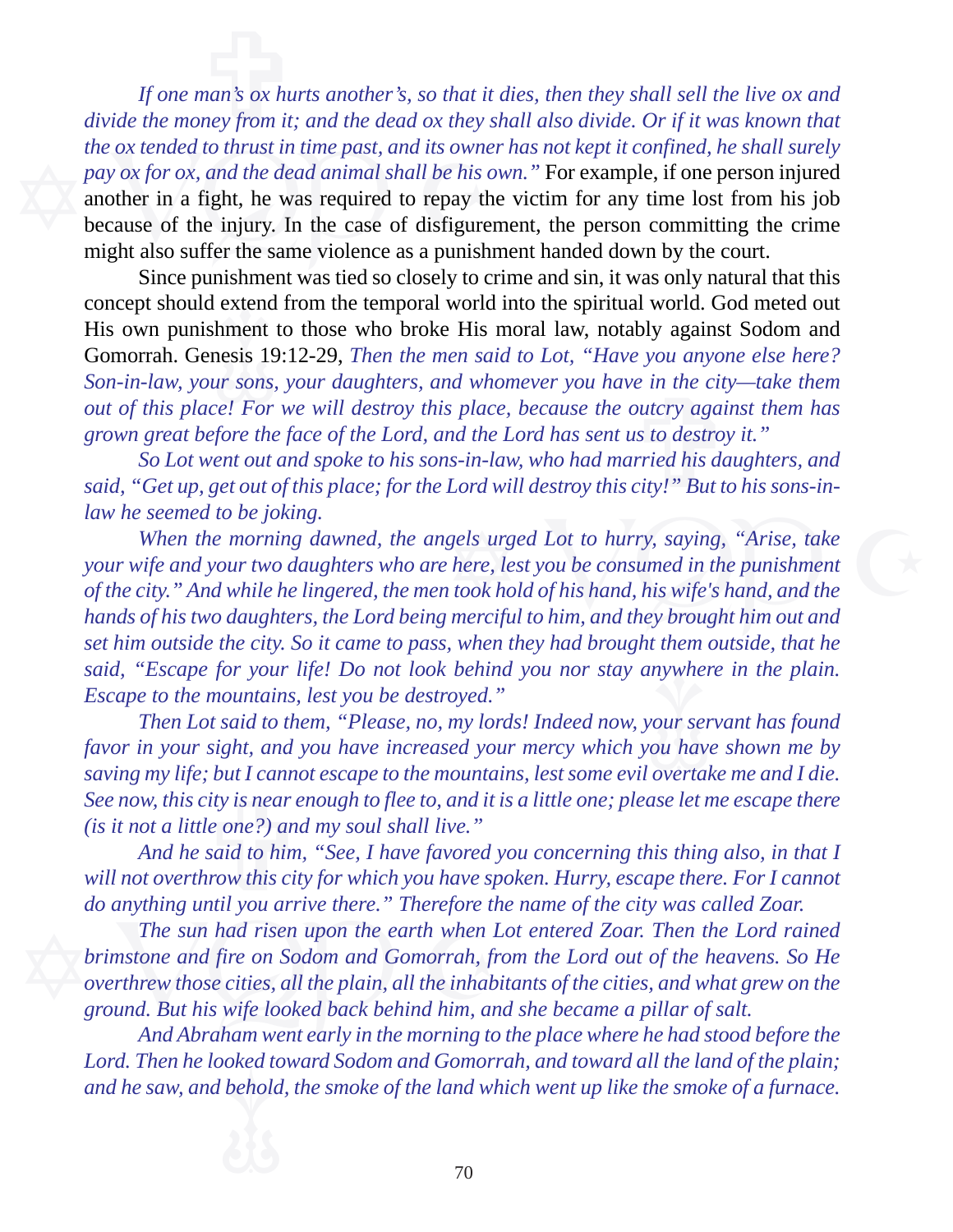*If one man's ox hurts another's, so that it dies, then they shall sell the live ox and divide the money from it; and the dead ox they shall also divide. Or if it was known that the ox tended to thrust in time past, and its owner has not kept it confined, he shall surely pay ox for ox, and the dead animal shall be his own."* For example, if one person injured another in a fight, he was required to repay the victim for any time lost from his job because of the injury. In the case of disfigurement, the person committing the crime might also suffer the same violence as a punishment handed down by the court.

Since punishment was tied so closely to crime and sin, it was only natural that this concept should extend from the temporal world into the spiritual world. God meted out His own punishment to those who broke His moral law, notably against Sodom and Gomorrah. Genesis 19:12-29, *Then the men said to Lot, "Have you anyone else here? Son-in-law, your sons, your daughters, and whomever you have in the city—take them out of this place! For we will destroy this place, because the outcry against them has grown great before the face of the Lord, and the Lord has sent us to destroy it."*

*So Lot went out and spoke to his sons-in-law, who had married his daughters, and said, "Get up, get out of this place; for the Lord will destroy this city!" But to his sons-in-law he seemed to be joking.*

*When the morning dawned, the angels urged Lot to hurry, saying, "Arise, take your wife and your two daughters who are here, lest you be consumed in the punishment of the city." And while he lingered, the men took hold of his hand, his wife's hand, and the hands of his two daughters, the Lord being merciful to him, and they brought him out and set him outside the city. So it came to pass, when they had brought them outside, that he said, "Escape for your life! Do not look behind you nor stay anywhere in the plain. Escape to the mountains, lest you be destroyed."*

*Then Lot said to them, "Please, no, my lords! Indeed now, your servant has found favor in your sight, and you have increased your mercy which you have shown me by saving my life; but I cannot escape to the mountains, lest some evil overtake me and I die. See now, this city is near enough to flee to, and it is a little one; please let me escape there (is it not a little one?) and my soul shall live."*

*And he said to him, "See, I have favored you concerning this thing also, in that I will not overthrow this city for which you have spoken. Hurry, escape there. For I cannot do anything until you arrive there." Therefore the name of the city was called Zoar.*

*The sun had risen upon the earth when Lot entered Zoar. Then the Lord rained brimstone and fire on Sodom and Gomorrah, from the Lord out of the heavens. So He overthrew those cities, all the plain, all the inhabitants of the cities, and what grew on the ground. But his wife looked back behind him, and she became a pillar of salt.*

*And Abraham went early in the morning to the place where he had stood before the Lord. Then he looked toward Sodom and Gomorrah, and toward all the land of the plain; and he saw, and behold, the smoke of the land which went up like the smoke of a furnace.*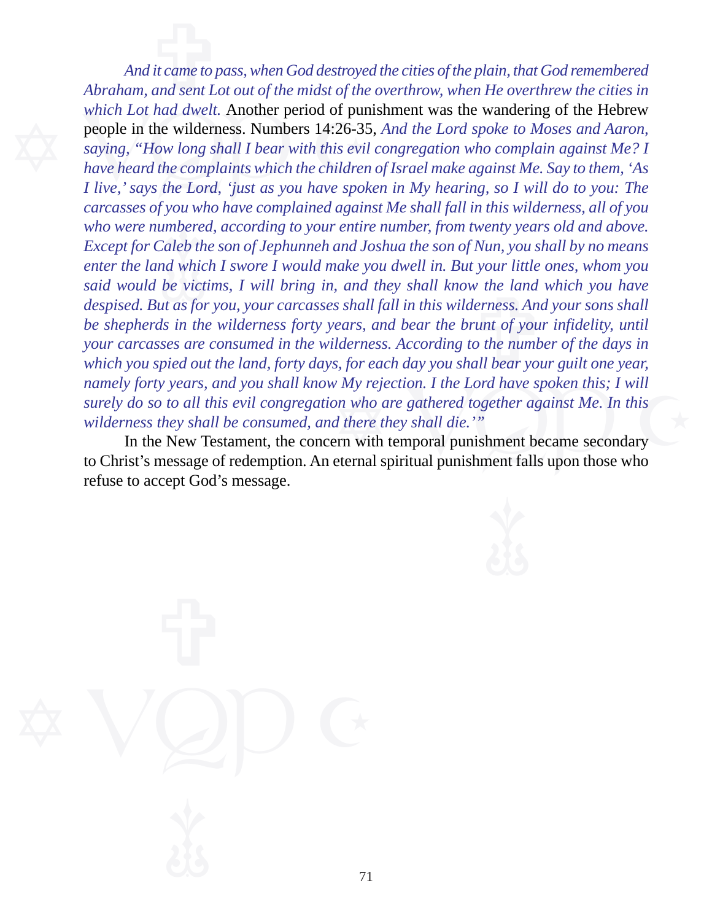*And it came to pass, when God destroyed the cities of the plain, that God remembered Abraham, and sent Lot out of the midst of the overthrow, when He overthrew the cities in which Lot had dwelt.* Another period of punishment was the wandering of the Hebrew people in the wilderness. Numbers 14:26-35, *And the Lord spoke to Moses and Aaron, saying, "How long shall I bear with this evil congregation who complain against Me? I have heard the complaints which the children of Israel make against Me. Say to them, 'As I live,' says the Lord, 'just as you have spoken in My hearing, so I will do to you: The carcasses of you who have complained against Me shall fall in this wilderness, all of you who were numbered, according to your entire number, from twenty years old and above. Except for Caleb the son of Jephunneh and Joshua the son of Nun, you shall by no means enter the land which I swore I would make you dwell in. But your little ones, whom you said would be victims, I will bring in, and they shall know the land which you have despised. But as for you, your carcasses shall fall in this wilderness. And your sons shall be shepherds in the wilderness forty years, and bear the brunt of your infidelity, until your carcasses are consumed in the wilderness. According to the number of the days in which you spied out the land, forty days, for each day you shall bear your guilt one year, namely forty years, and you shall know My rejection. I the Lord have spoken this; I will surely do so to all this evil congregation who are gathered together against Me. In this wilderness they shall be consumed, and there they shall die.'"*

In the New Testament, the concern with temporal punishment became secondary to Christ's message of redemption. An eternal spiritual punishment falls upon those who refuse to accept God's message.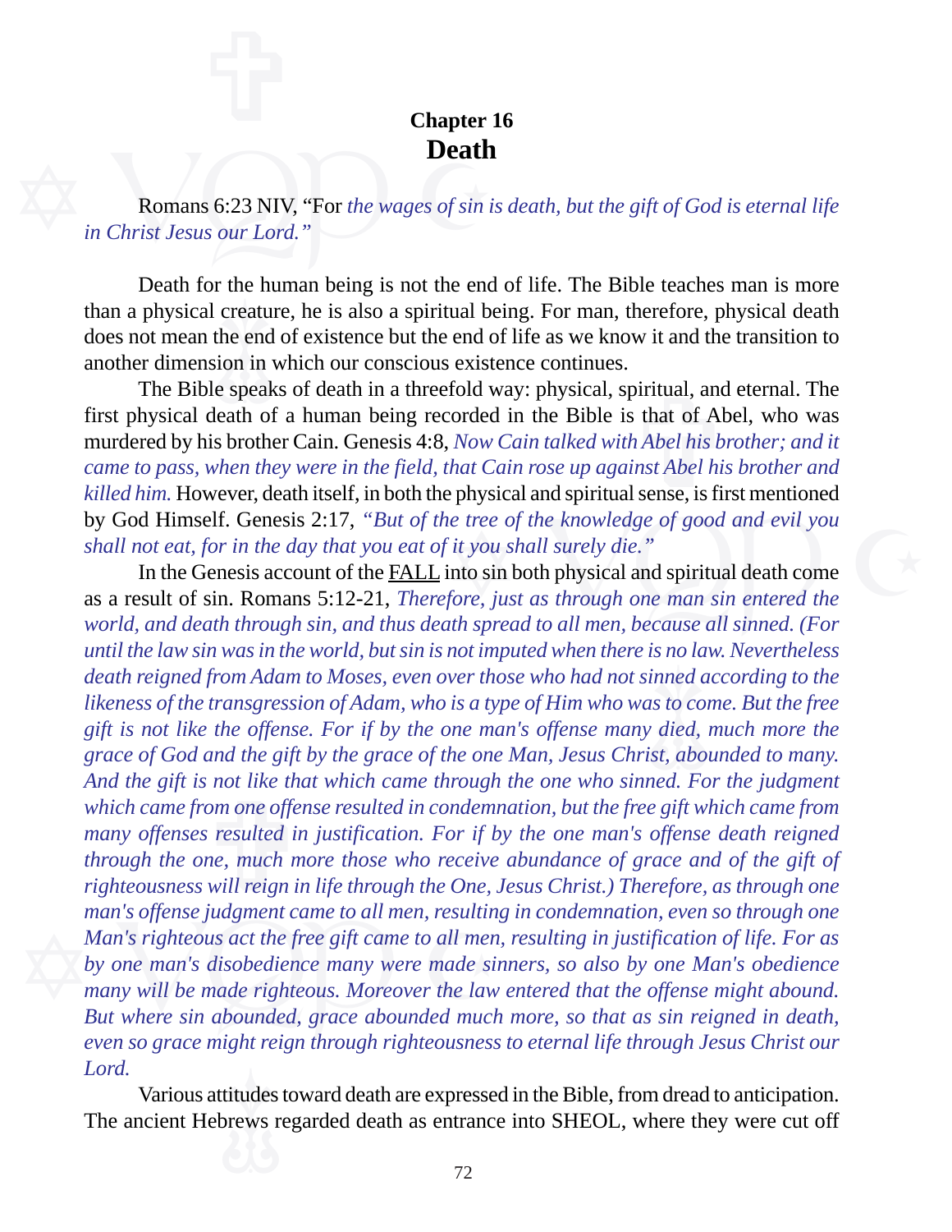## Chapter 16
# Death

Romans 6:23 NIV, "For *the wages of sin is death, but the gift of God is eternal life in Christ Jesus our Lord."*

Death for the human being is not the end of life. The Bible teaches man is more than a physical creature, he is also a spiritual being. For man, therefore, physical death does not mean the end of existence but the end of life as we know it and the transition to another dimension in which our conscious existence continues.

The Bible speaks of death in a threefold way: physical, spiritual, and eternal. The first physical death of a human being recorded in the Bible is that of Abel, who was murdered by his brother Cain. Genesis 4:8, *Now Cain talked with Abel his brother; and it came to pass, when they were in the field, that Cain rose up against Abel his brother and killed him.* However, death itself, in both the physical and spiritual sense, is first mentioned by God Himself. Genesis 2:17, *"But of the tree of the knowledge of good and evil you shall not eat, for in the day that you eat of it you shall surely die."*

In the Genesis account of the <u>FALL</u> into sin both physical and spiritual death come as a result of sin. Romans 5:12-21, *Therefore, just as through one man sin entered the world, and death through sin, and thus death spread to all men, because all sinned. (For until the law sin was in the world, but sin is not imputed when there is no law. Nevertheless death reigned from Adam to Moses, even over those who had not sinned according to the likeness of the transgression of Adam, who is a type of Him who was to come. But the free gift is not like the offense. For if by the one man's offense many died, much more the grace of God and the gift by the grace of the one Man, Jesus Christ, abounded to many. And the gift is not like that which came through the one who sinned. For the judgment which came from one offense resulted in condemnation, but the free gift which came from many offenses resulted in justification. For if by the one man's offense death reigned through the one, much more those who receive abundance of grace and of the gift of righteousness will reign in life through the One, Jesus Christ.) Therefore, as through one man's offense judgment came to all men, resulting in condemnation, even so through one Man's righteous act the free gift came to all men, resulting in justification of life. For as by one man's disobedience many were made sinners, so also by one Man's obedience many will be made righteous. Moreover the law entered that the offense might abound. But where sin abounded, grace abounded much more, so that as sin reigned in death, even so grace might reign through righteousness to eternal life through Jesus Christ our Lord.*

Various attitudes toward death are expressed in the Bible, from dread to anticipation. The ancient Hebrews regarded death as entrance into SHEOL, where they were cut off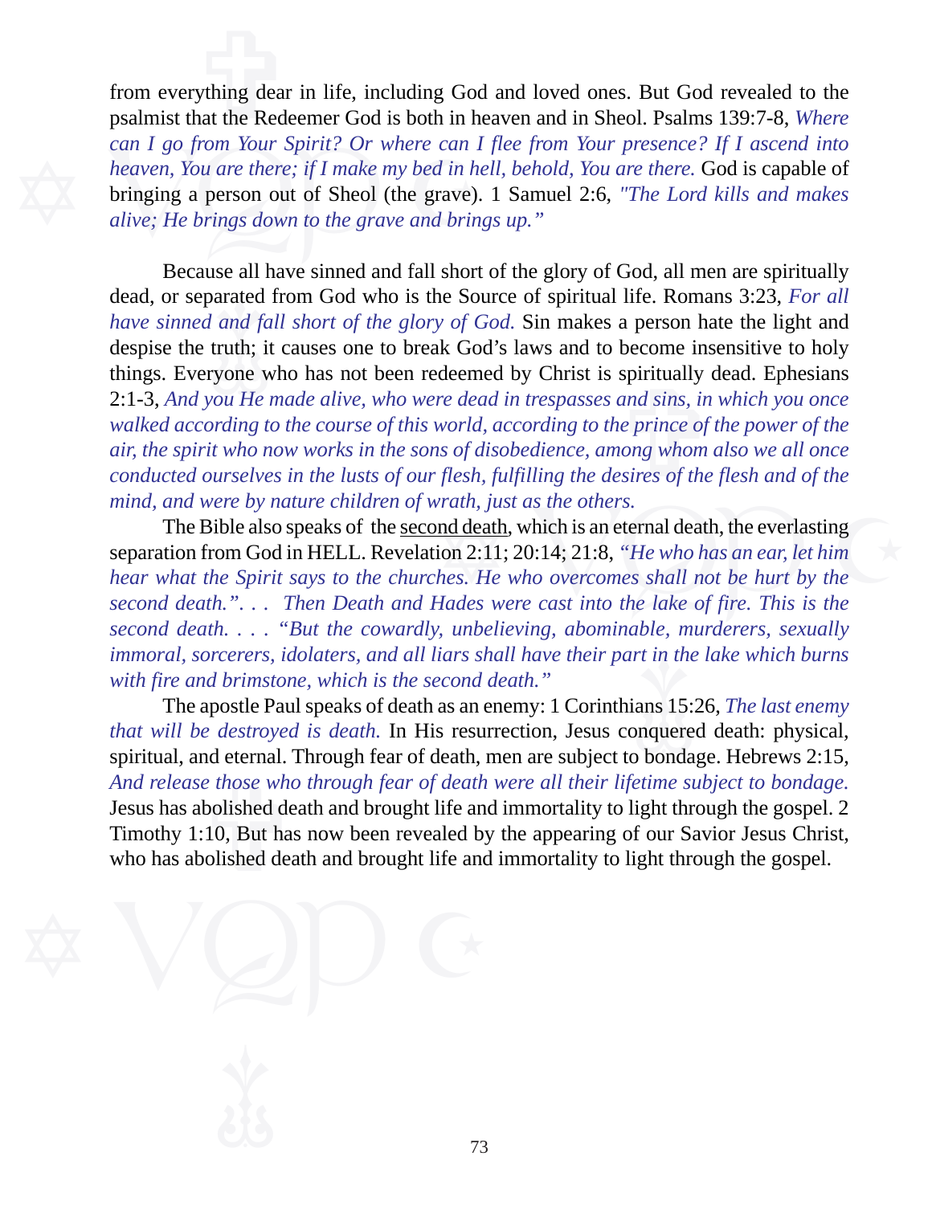from everything dear in life, including God and loved ones. But God revealed to the psalmist that the Redeemer God is both in heaven and in Sheol. Psalms 139:7-8, *Where can I go from Your Spirit? Or where can I flee from Your presence? If I ascend into heaven, You are there; if I make my bed in hell, behold, You are there.* God is capable of bringing a person out of Sheol (the grave). 1 Samuel 2:6, *"The Lord kills and makes alive; He brings down to the grave and brings up."*

Because all have sinned and fall short of the glory of God, all men are spiritually dead, or separated from God who is the Source of spiritual life. Romans 3:23, *For all have sinned and fall short of the glory of God.* Sin makes a person hate the light and despise the truth; it causes one to break God's laws and to become insensitive to holy things. Everyone who has not been redeemed by Christ is spiritually dead. Ephesians 2:1-3, *And you He made alive, who were dead in trespasses and sins, in which you once walked according to the course of this world, according to the prince of the power of the air, the spirit who now works in the sons of disobedience, among whom also we all once conducted ourselves in the lusts of our flesh, fulfilling the desires of the flesh and of the mind, and were by nature children of wrath, just as the others.*

The Bible also speaks of the <u>second death</u>, which is an eternal death, the everlasting separation from God in HELL. Revelation 2:11; 20:14; 21:8, *"He who has an ear, let him hear what the Spirit says to the churches. He who overcomes shall not be hurt by the second death.". . . Then Death and Hades were cast into the lake of fire. This is the second death. . . . "But the cowardly, unbelieving, abominable, murderers, sexually immoral, sorcerers, idolaters, and all liars shall have their part in the lake which burns with fire and brimstone, which is the second death."*

The apostle Paul speaks of death as an enemy: 1 Corinthians 15:26, *The last enemy that will be destroyed is death.* In His resurrection, Jesus conquered death: physical, spiritual, and eternal. Through fear of death, men are subject to bondage. Hebrews 2:15, *And release those who through fear of death were all their lifetime subject to bondage.* Jesus has abolished death and brought life and immortality to light through the gospel. 2 Timothy 1:10, But has now been revealed by the appearing of our Savior Jesus Christ, who has abolished death and brought life and immortality to light through the gospel.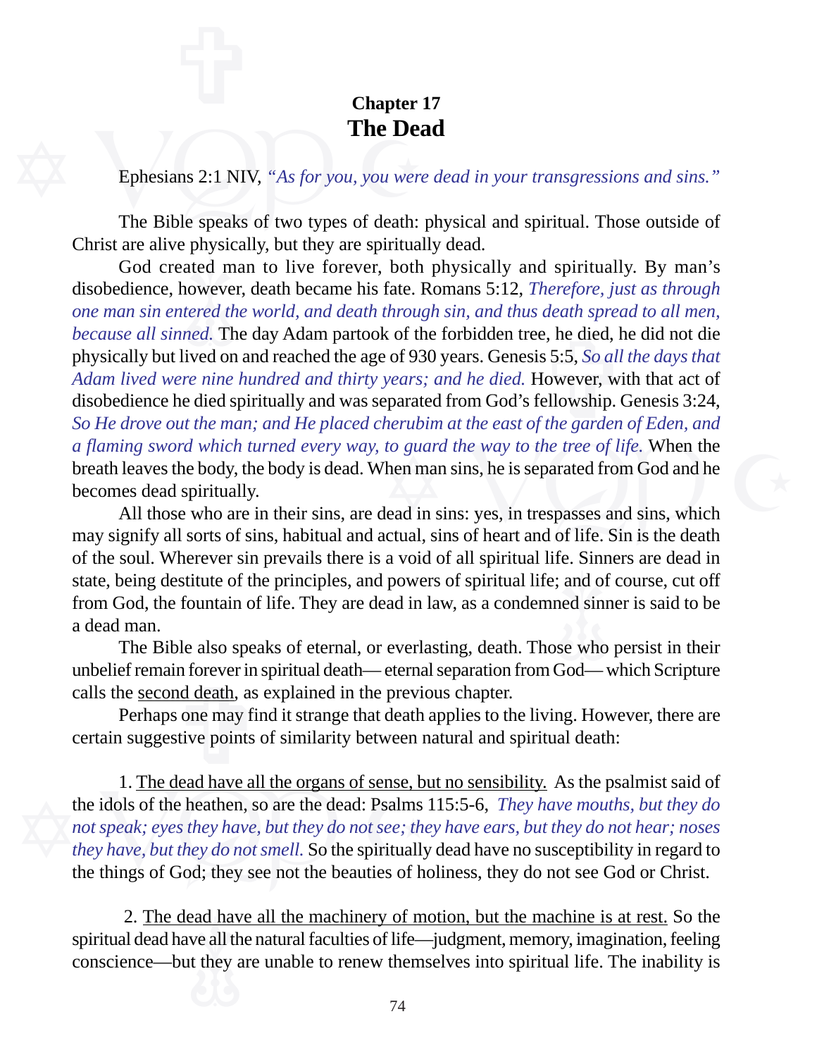**Chapter 17**

# The Dead

Ephesians 2:1 NIV, *"As for you, you were dead in your transgressions and sins."*

The Bible speaks of two types of death: physical and spiritual. Those outside of Christ are alive physically, but they are spiritually dead.

God created man to live forever, both physically and spiritually. By man's disobedience, however, death became his fate. Romans 5:12, *Therefore, just as through one man sin entered the world, and death through sin, and thus death spread to all men, because all sinned.* The day Adam partook of the forbidden tree, he died, he did not die physically but lived on and reached the age of 930 years. Genesis 5:5, *So all the days that Adam lived were nine hundred and thirty years; and he died.* However, with that act of disobedience he died spiritually and was separated from God's fellowship. Genesis 3:24, *So He drove out the man; and He placed cherubim at the east of the garden of Eden, and a flaming sword which turned every way, to guard the way to the tree of life.* When the breath leaves the body, the body is dead. When man sins, he is separated from God and he becomes dead spiritually.

All those who are in their sins, are dead in sins: yes, in trespasses and sins, which may signify all sorts of sins, habitual and actual, sins of heart and of life. Sin is the death of the soul. Wherever sin prevails there is a void of all spiritual life. Sinners are dead in state, being destitute of the principles, and powers of spiritual life; and of course, cut off from God, the fountain of life. They are dead in law, as a condemned sinner is said to be a dead man.

The Bible also speaks of eternal, or everlasting, death. Those who persist in their unbelief remain forever in spiritual death— eternal separation from God— which Scripture calls the <u>second death</u>, as explained in the previous chapter.

Perhaps one may find it strange that death applies to the living. However, there are certain suggestive points of similarity between natural and spiritual death:

1. <u>The dead have all the organs of sense, but no sensibility.</u> As the psalmist said of the idols of the heathen, so are the dead: Psalms 115:5-6, *They have mouths, but they do not speak; eyes they have, but they do not see; they have ears, but they do not hear; noses they have, but they do not smell.* So the spiritually dead have no susceptibility in regard to the things of God; they see not the beauties of holiness, they do not see God or Christ.

2. <u>The dead have all the machinery of motion, but the machine is at rest.</u> So the spiritual dead have all the natural faculties of life—judgment, memory, imagination, feeling conscience—but they are unable to renew themselves into spiritual life. The inability is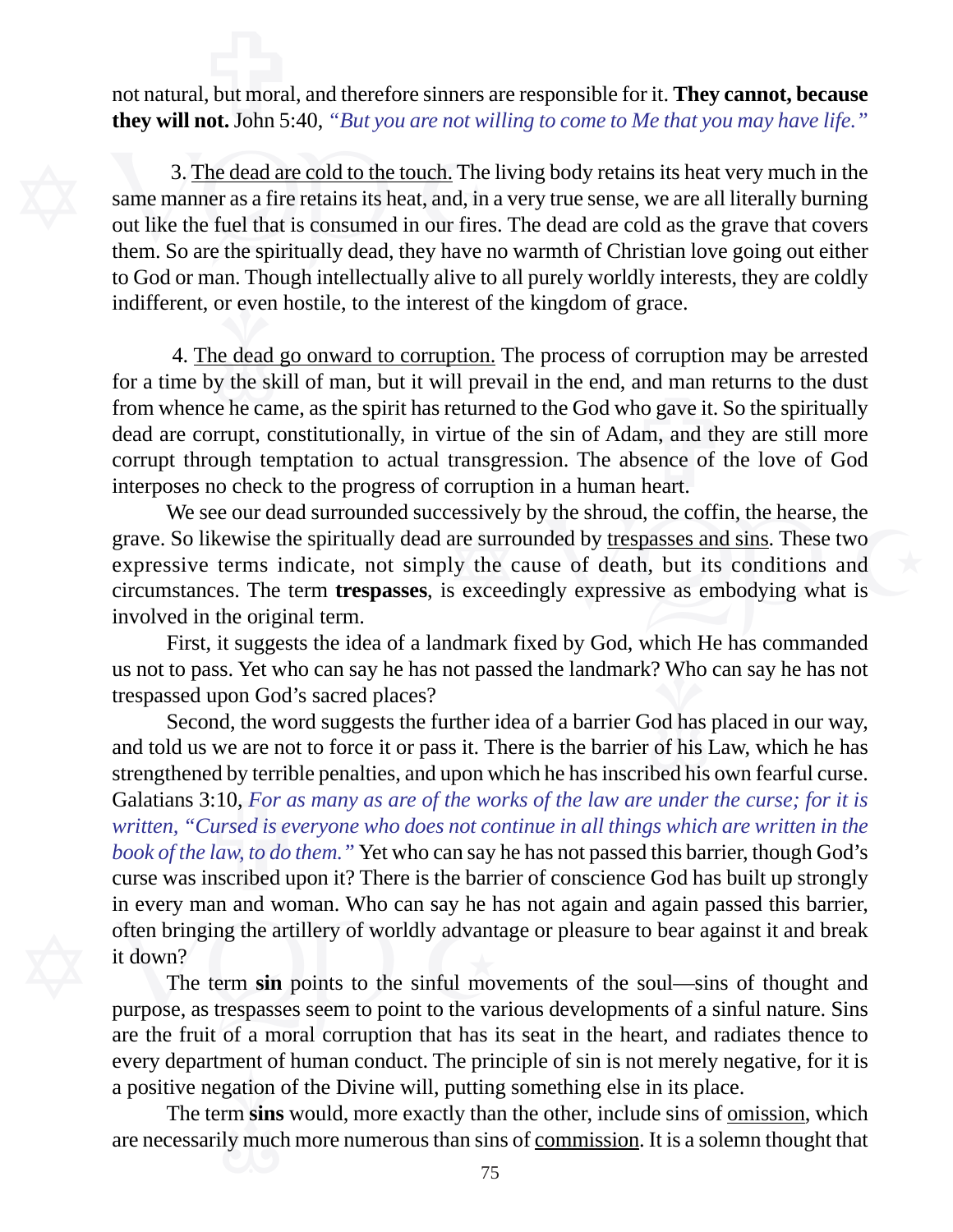not natural, but moral, and therefore sinners are responsible for it. **They cannot, because they will not.** John 5:40, *"But you are not willing to come to Me that you may have life."*

3. <u>The dead are cold to the touch.</u> The living body retains its heat very much in the same manner as a fire retains its heat, and, in a very true sense, we are all literally burning out like the fuel that is consumed in our fires. The dead are cold as the grave that covers them. So are the spiritually dead, they have no warmth of Christian love going out either to God or man. Though intellectually alive to all purely worldly interests, they are coldly indifferent, or even hostile, to the interest of the kingdom of grace.

4. <u>The dead go onward to corruption.</u> The process of corruption may be arrested for a time by the skill of man, but it will prevail in the end, and man returns to the dust from whence he came, as the spirit has returned to the God who gave it. So the spiritually dead are corrupt, constitutionally, in virtue of the sin of Adam, and they are still more corrupt through temptation to actual transgression. The absence of the love of God interposes no check to the progress of corruption in a human heart.

We see our dead surrounded successively by the shroud, the coffin, the hearse, the grave. So likewise the spiritually dead are surrounded by <u>trespasses and sins</u>. These two expressive terms indicate, not simply the cause of death, but its conditions and circumstances. The term **trespasses**, is exceedingly expressive as embodying what is involved in the original term.

First, it suggests the idea of a landmark fixed by God, which He has commanded us not to pass. Yet who can say he has not passed the landmark? Who can say he has not trespassed upon God's sacred places?

Second, the word suggests the further idea of a barrier God has placed in our way, and told us we are not to force it or pass it. There is the barrier of his Law, which he has strengthened by terrible penalties, and upon which he has inscribed his own fearful curse. Galatians 3:10, *For as many as are of the works of the law are under the curse; for it is written, "Cursed is everyone who does not continue in all things which are written in the book of the law, to do them."* Yet who can say he has not passed this barrier, though God's curse was inscribed upon it? There is the barrier of conscience God has built up strongly in every man and woman. Who can say he has not again and again passed this barrier, often bringing the artillery of worldly advantage or pleasure to bear against it and break it down?

The term **sin** points to the sinful movements of the soul—sins of thought and purpose, as trespasses seem to point to the various developments of a sinful nature. Sins are the fruit of a moral corruption that has its seat in the heart, and radiates thence to every department of human conduct. The principle of sin is not merely negative, for it is a positive negation of the Divine will, putting something else in its place.

The term **sins** would, more exactly than the other, include sins of <u>omission</u>, which are necessarily much more numerous than sins of <u>commission</u>. It is a solemn thought that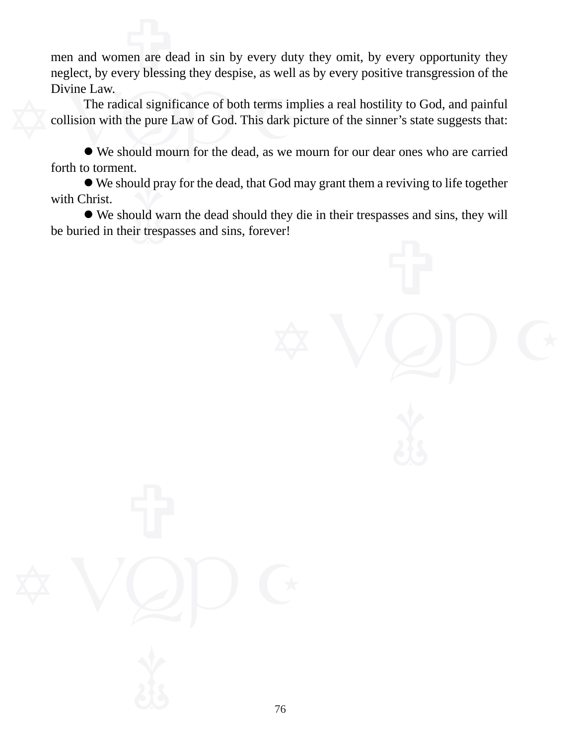men and women are dead in sin by every duty they omit, by every opportunity they neglect, by every blessing they despise, as well as by every positive transgression of the Divine Law.

The radical significance of both terms implies a real hostility to God, and painful collision with the pure Law of God. This dark picture of the sinner's state suggests that:

- We should mourn for the dead, as we mourn for our dear ones who are carried forth to torment.
- We should pray for the dead, that God may grant them a reviving to life together with Christ.
- We should warn the dead should they die in their trespasses and sins, they will be buried in their trespasses and sins, forever!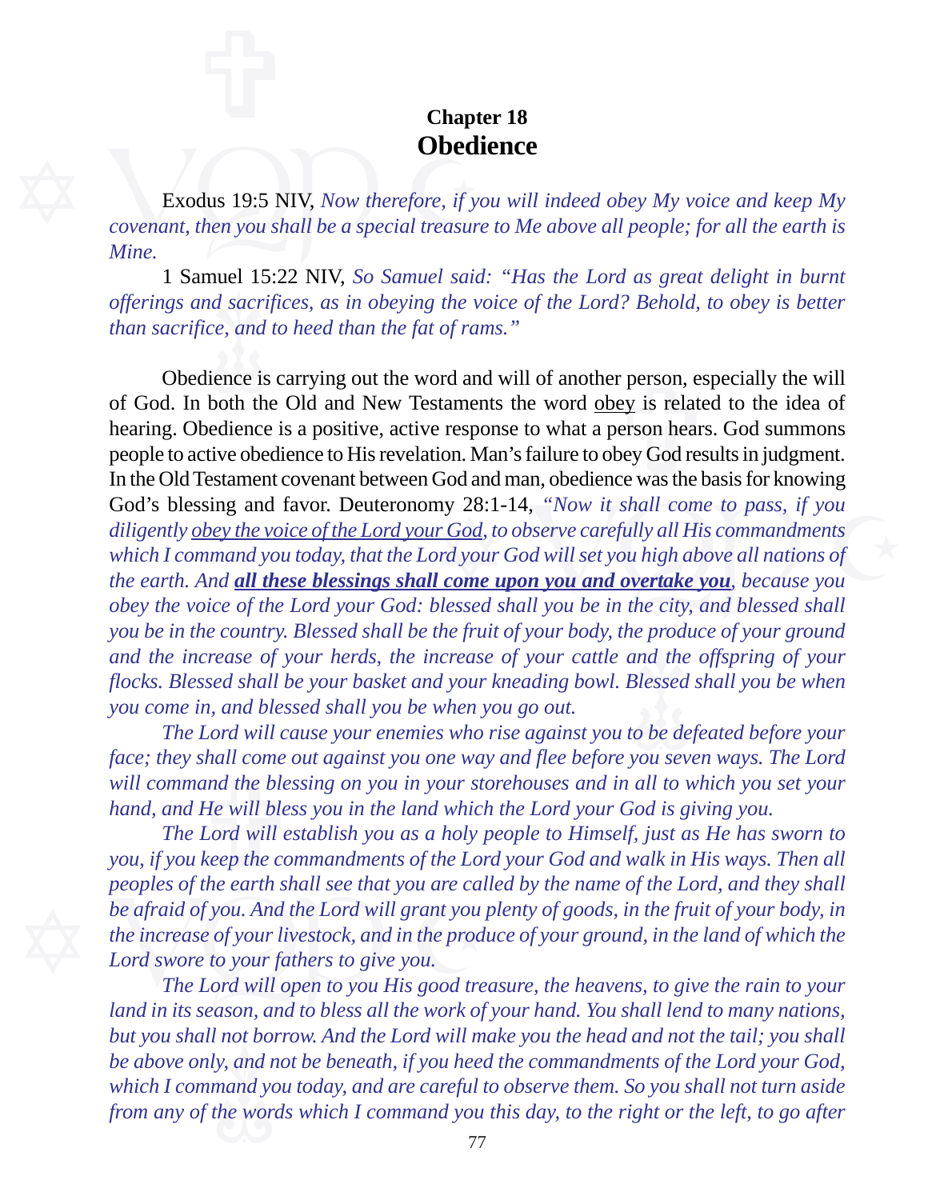## Chapter 18
# Obedience

Exodus 19:5 NIV, *Now therefore, if you will indeed obey My voice and keep My covenant, then you shall be a special treasure to Me above all people; for all the earth is Mine.*

1 Samuel 15:22 NIV, *So Samuel said: "Has the Lord as great delight in burnt offerings and sacrifices, as in obeying the voice of the Lord? Behold, to obey is better than sacrifice, and to heed than the fat of rams."*

Obedience is carrying out the word and will of another person, especially the will of God. In both the Old and New Testaments the word <u>obey</u> is related to the idea of hearing. Obedience is a positive, active response to what a person hears. God summons people to active obedience to His revelation. Man's failure to obey God results in judgment. In the Old Testament covenant between God and man, obedience was the basis for knowing God's blessing and favor. Deuteronomy 28:1-14, *"Now it shall come to pass, if you diligently <u>obey the voice of the Lord your God</u>, to observe carefully all His commandments which I command you today, that the Lord your God will set you high above all nations of the earth. And **<u>all these blessings shall come upon you and overtake you</u>**, because you obey the voice of the Lord your God: blessed shall you be in the city, and blessed shall you be in the country. Blessed shall be the fruit of your body, the produce of your ground and the increase of your herds, the increase of your cattle and the offspring of your flocks. Blessed shall be your basket and your kneading bowl. Blessed shall you be when you come in, and blessed shall you be when you go out.*

*The Lord will cause your enemies who rise against you to be defeated before your face; they shall come out against you one way and flee before you seven ways. The Lord will command the blessing on you in your storehouses and in all to which you set your hand, and He will bless you in the land which the Lord your God is giving you.*

*The Lord will establish you as a holy people to Himself, just as He has sworn to you, if you keep the commandments of the Lord your God and walk in His ways. Then all peoples of the earth shall see that you are called by the name of the Lord, and they shall be afraid of you. And the Lord will grant you plenty of goods, in the fruit of your body, in the increase of your livestock, and in the produce of your ground, in the land of which the Lord swore to your fathers to give you.*

*The Lord will open to you His good treasure, the heavens, to give the rain to your land in its season, and to bless all the work of your hand. You shall lend to many nations, but you shall not borrow. And the Lord will make you the head and not the tail; you shall be above only, and not be beneath, if you heed the commandments of the Lord your God, which I command you today, and are careful to observe them. So you shall not turn aside from any of the words which I command you this day, to the right or the left, to go after*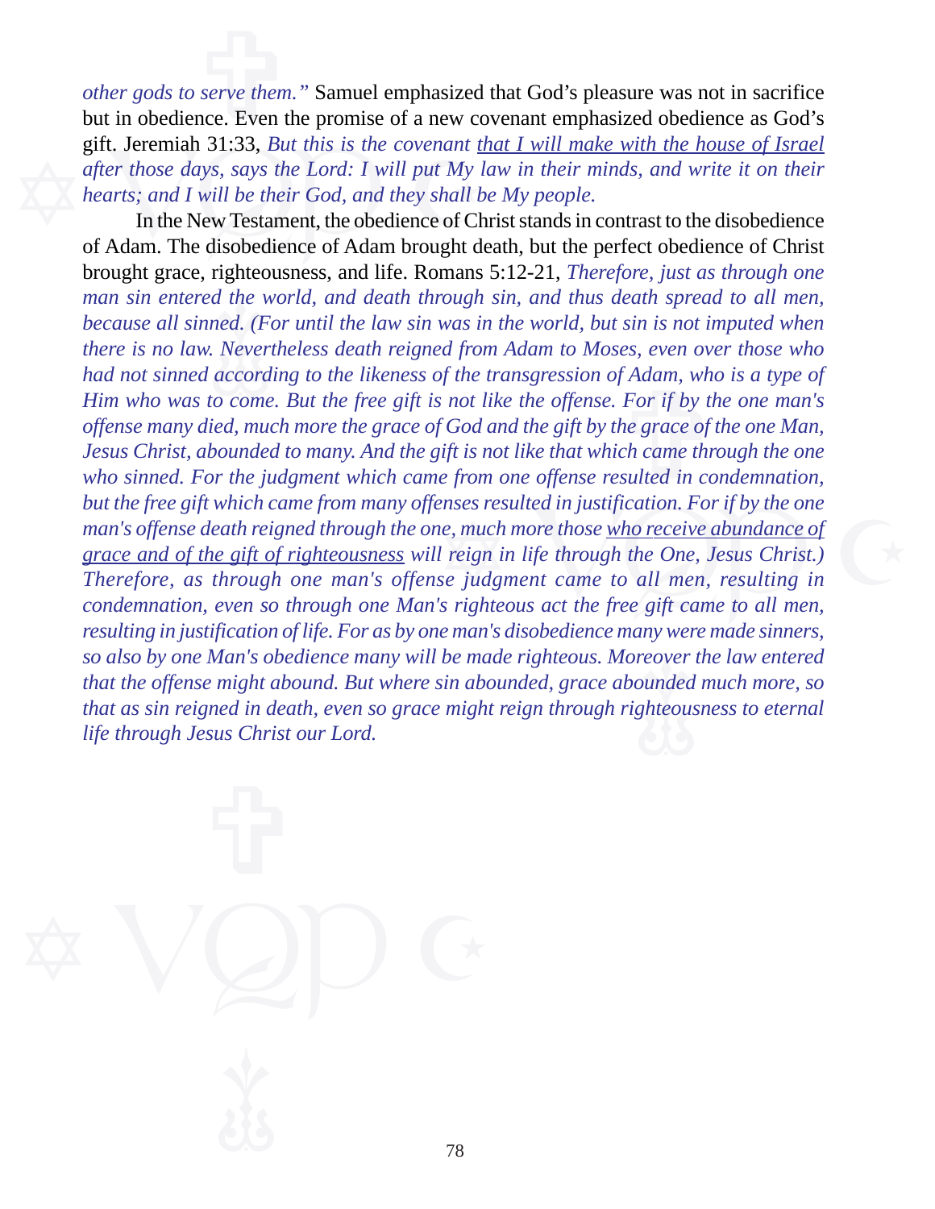*other gods to serve them."* Samuel emphasized that God's pleasure was not in sacrifice but in obedience. Even the promise of a new covenant emphasized obedience as God's gift. Jeremiah 31:33, *But this is the covenant <u>that I will make with the house of Israel</u> after those days, says the Lord: I will put My law in their minds, and write it on their hearts; and I will be their God, and they shall be My people.*

In the New Testament, the obedience of Christ stands in contrast to the disobedience of Adam. The disobedience of Adam brought death, but the perfect obedience of Christ brought grace, righteousness, and life. Romans 5:12-21, *Therefore, just as through one man sin entered the world, and death through sin, and thus death spread to all men, because all sinned. (For until the law sin was in the world, but sin is not imputed when there is no law. Nevertheless death reigned from Adam to Moses, even over those who had not sinned according to the likeness of the transgression of Adam, who is a type of Him who was to come. But the free gift is not like the offense. For if by the one man's offense many died, much more the grace of God and the gift by the grace of the one Man, Jesus Christ, abounded to many. And the gift is not like that which came through the one who sinned. For the judgment which came from one offense resulted in condemnation, but the free gift which came from many offenses resulted in justification. For if by the one man's offense death reigned through the one, much more those <u>who receive abundance of grace and of the gift of righteousness</u> will reign in life through the One, Jesus Christ.) Therefore, as through one man's offense judgment came to all men, resulting in condemnation, even so through one Man's righteous act the free gift came to all men, resulting in justification of life. For as by one man's disobedience many were made sinners, so also by one Man's obedience many will be made righteous. Moreover the law entered that the offense might abound. But where sin abounded, grace abounded much more, so that as sin reigned in death, even so grace might reign through righteousness to eternal life through Jesus Christ our Lord.*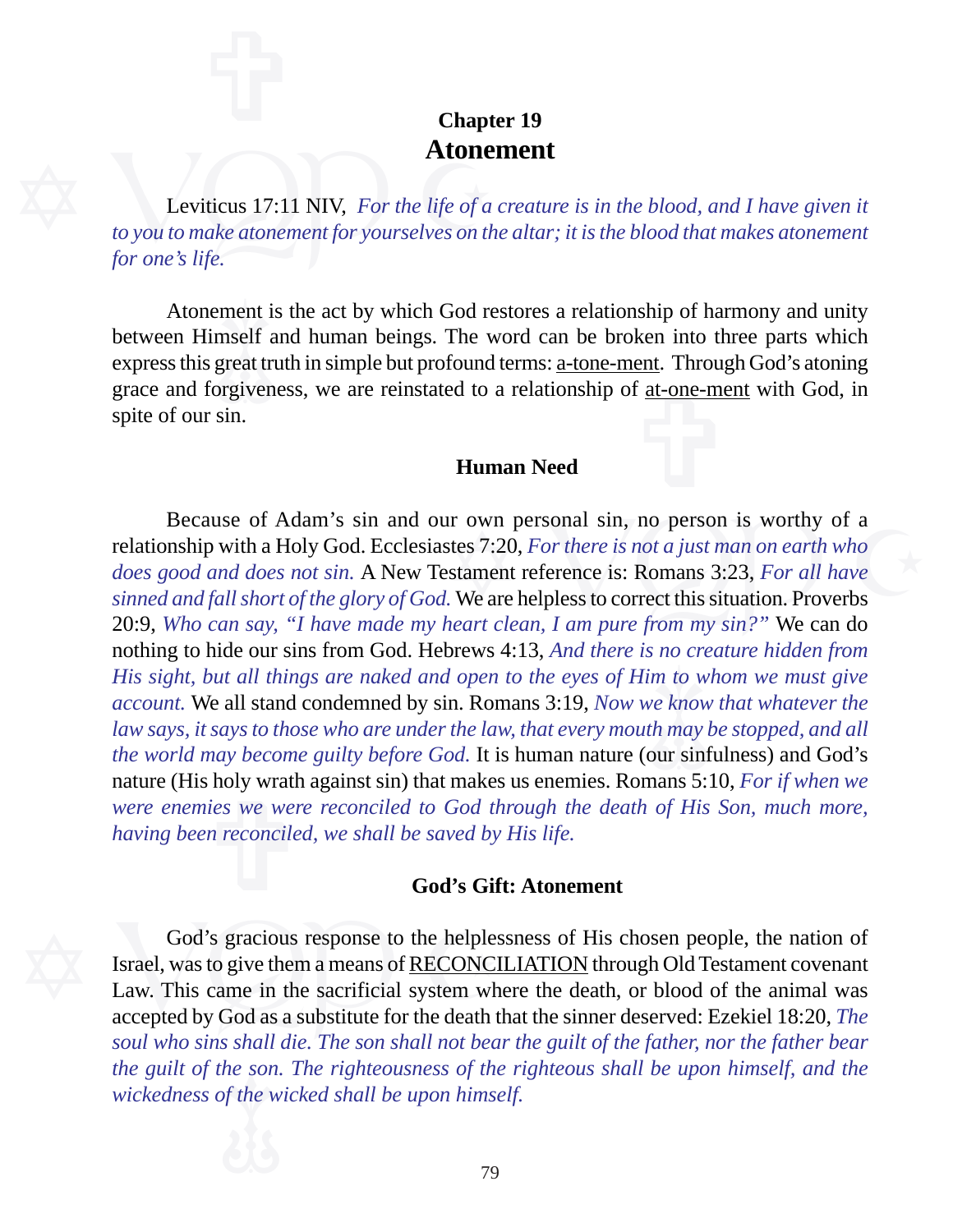## Chapter 19
# Atonement

Leviticus 17:11 NIV, *For the life of a creature is in the blood, and I have given it to you to make atonement for yourselves on the altar; it is the blood that makes atonement for one's life.*

Atonement is the act by which God restores a relationship of harmony and unity between Himself and human beings. The word can be broken into three parts which express this great truth in simple but profound terms: <u>a-tone-ment</u>. Through God's atoning grace and forgiveness, we are reinstated to a relationship of <u>at-one-ment</u> with God, in spite of our sin.

### Human Need

Because of Adam's sin and our own personal sin, no person is worthy of a relationship with a Holy God. Ecclesiastes 7:20, *For there is not a just man on earth who does good and does not sin.* A New Testament reference is: Romans 3:23, *For all have sinned and fall short of the glory of God.* We are helpless to correct this situation. Proverbs 20:9, *Who can say, "I have made my heart clean, I am pure from my sin?"* We can do nothing to hide our sins from God. Hebrews 4:13, *And there is no creature hidden from His sight, but all things are naked and open to the eyes of Him to whom we must give account.* We all stand condemned by sin. Romans 3:19, *Now we know that whatever the law says, it says to those who are under the law, that every mouth may be stopped, and all the world may become guilty before God.* It is human nature (our sinfulness) and God's nature (His holy wrath against sin) that makes us enemies. Romans 5:10, *For if when we were enemies we were reconciled to God through the death of His Son, much more, having been reconciled, we shall be saved by His life.*

### God's Gift: Atonement

God's gracious response to the helplessness of His chosen people, the nation of Israel, was to give them a means of <u>RECONCILIATION</u> through Old Testament covenant Law. This came in the sacrificial system where the death, or blood of the animal was accepted by God as a substitute for the death that the sinner deserved: Ezekiel 18:20, *The soul who sins shall die. The son shall not bear the guilt of the father, nor the father bear the guilt of the son. The righteousness of the righteous shall be upon himself, and the wickedness of the wicked shall be upon himself.*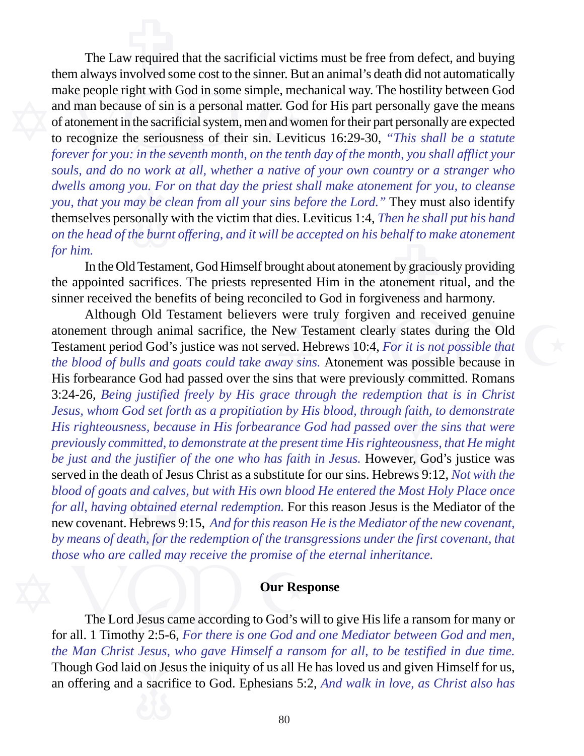The Law required that the sacrificial victims must be free from defect, and buying them always involved some cost to the sinner. But an animal's death did not automatically make people right with God in some simple, mechanical way. The hostility between God and man because of sin is a personal matter. God for His part personally gave the means of atonement in the sacrificial system, men and women for their part personally are expected to recognize the seriousness of their sin. Leviticus 16:29-30, *"This shall be a statute forever for you: in the seventh month, on the tenth day of the month, you shall afflict your souls, and do no work at all, whether a native of your own country or a stranger who dwells among you. For on that day the priest shall make atonement for you, to cleanse you, that you may be clean from all your sins before the Lord."* They must also identify themselves personally with the victim that dies. Leviticus 1:4, *Then he shall put his hand on the head of the burnt offering, and it will be accepted on his behalf to make atonement for him.*

In the Old Testament, God Himself brought about atonement by graciously providing the appointed sacrifices. The priests represented Him in the atonement ritual, and the sinner received the benefits of being reconciled to God in forgiveness and harmony.

Although Old Testament believers were truly forgiven and received genuine atonement through animal sacrifice, the New Testament clearly states during the Old Testament period God's justice was not served. Hebrews 10:4, *For it is not possible that the blood of bulls and goats could take away sins.* Atonement was possible because in His forbearance God had passed over the sins that were previously committed. Romans 3:24-26, *Being justified freely by His grace through the redemption that is in Christ Jesus, whom God set forth as a propitiation by His blood, through faith, to demonstrate His righteousness, because in His forbearance God had passed over the sins that were previously committed, to demonstrate at the present time His righteousness, that He might be just and the justifier of the one who has faith in Jesus.* However, God's justice was served in the death of Jesus Christ as a substitute for our sins. Hebrews 9:12, *Not with the blood of goats and calves, but with His own blood He entered the Most Holy Place once for all, having obtained eternal redemption.* For this reason Jesus is the Mediator of the new covenant. Hebrews 9:15, *And for this reason He is the Mediator of the new covenant, by means of death, for the redemption of the transgressions under the first covenant, that those who are called may receive the promise of the eternal inheritance.*

## Our Response

The Lord Jesus came according to God's will to give His life a ransom for many or for all. 1 Timothy 2:5-6, *For there is one God and one Mediator between God and men, the Man Christ Jesus, who gave Himself a ransom for all, to be testified in due time.* Though God laid on Jesus the iniquity of us all He has loved us and given Himself for us, an offering and a sacrifice to God. Ephesians 5:2, *And walk in love, as Christ also has*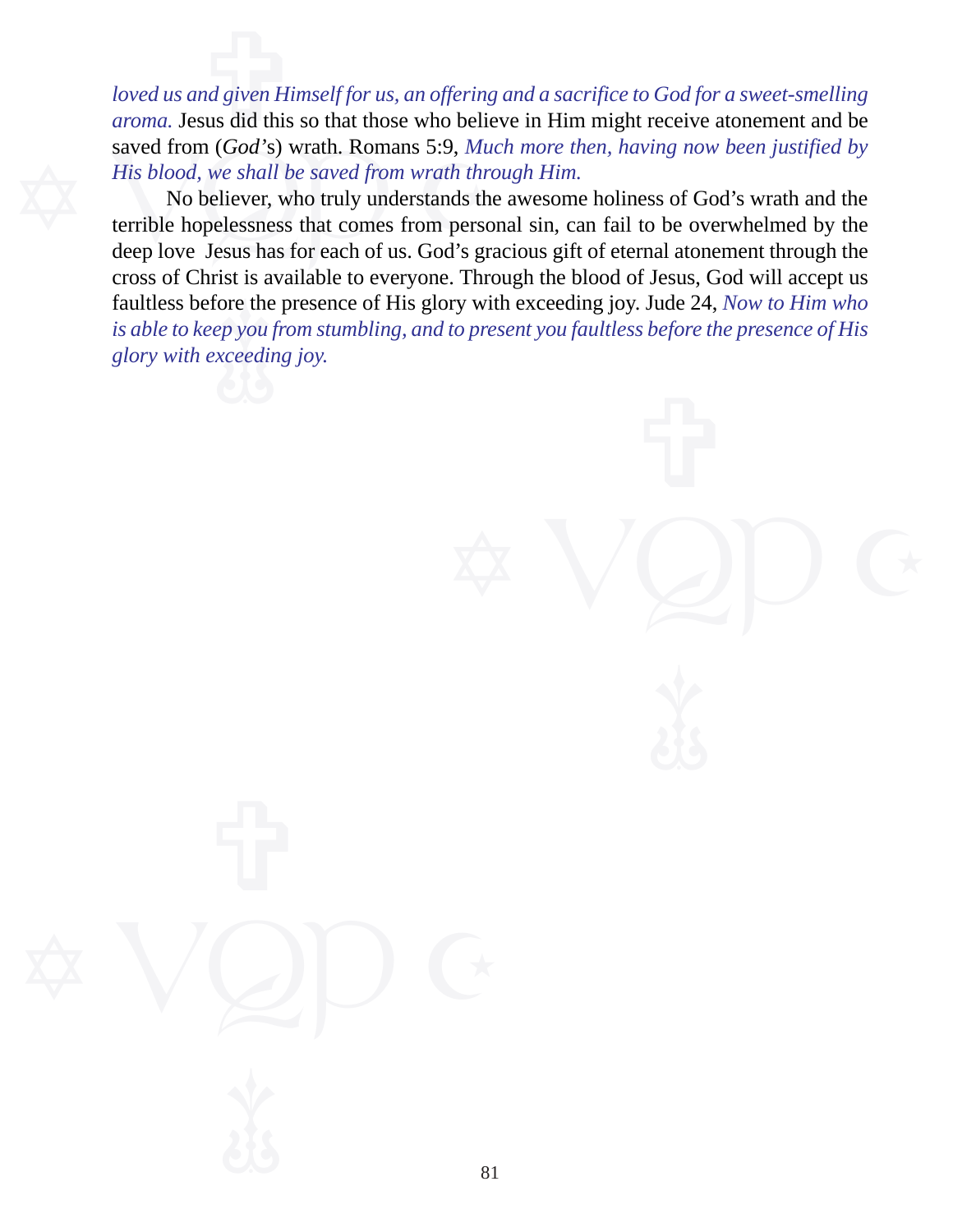*loved us and given Himself for us, an offering and a sacrifice to God for a sweet-smelling aroma.* Jesus did this so that those who believe in Him might receive atonement and be saved from (*God's*) wrath. Romans 5:9, *Much more then, having now been justified by His blood, we shall be saved from wrath through Him.*

No believer, who truly understands the awesome holiness of God's wrath and the terrible hopelessness that comes from personal sin, can fail to be overwhelmed by the deep love Jesus has for each of us. God's gracious gift of eternal atonement through the cross of Christ is available to everyone. Through the blood of Jesus, God will accept us faultless before the presence of His glory with exceeding joy. Jude 24, *Now to Him who is able to keep you from stumbling, and to present you faultless before the presence of His glory with exceeding joy.*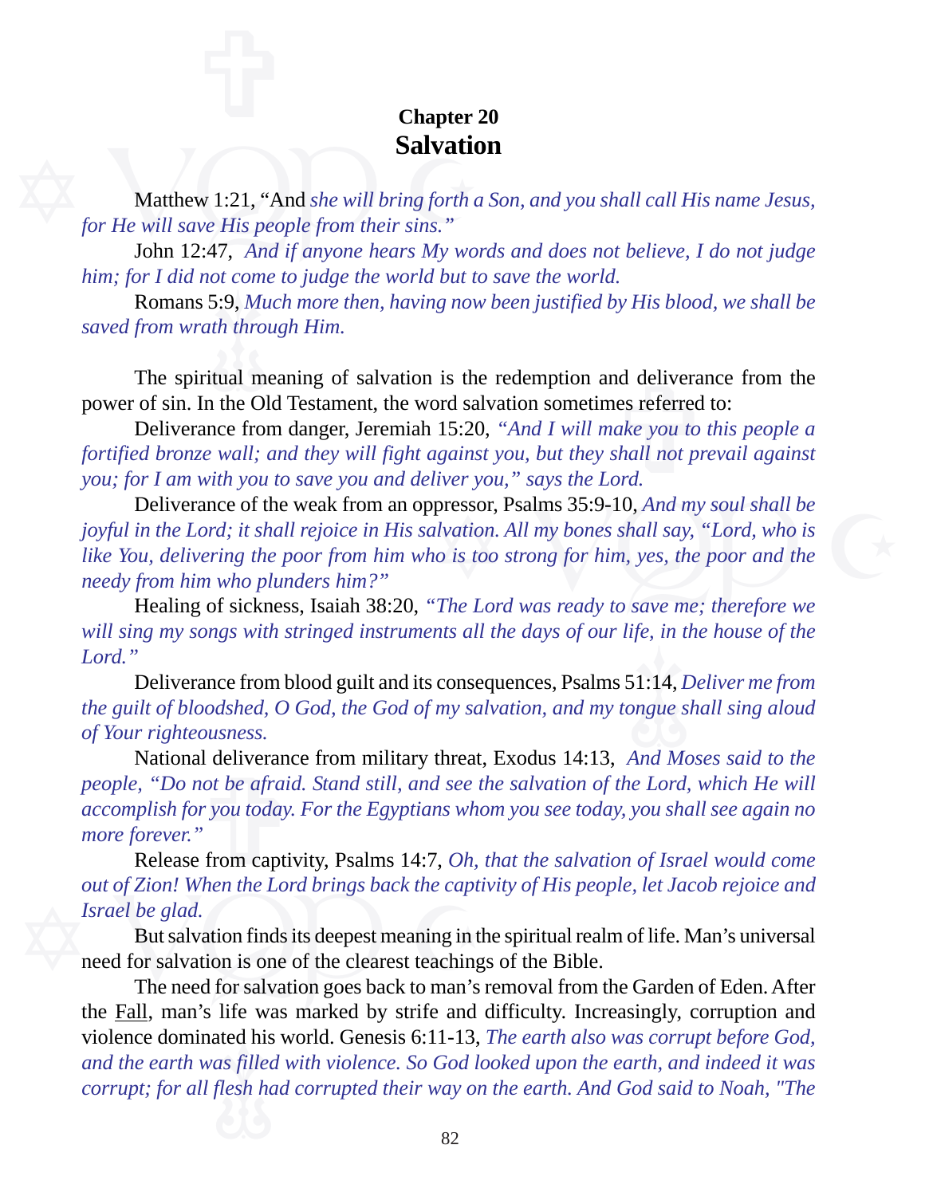## Chapter 20
# Salvation

Matthew 1:21, "And *she will bring forth a Son, and you shall call His name Jesus, for He will save His people from their sins."*

John 12:47, *And if anyone hears My words and does not believe, I do not judge him; for I did not come to judge the world but to save the world.*

Romans 5:9, *Much more then, having now been justified by His blood, we shall be saved from wrath through Him.*

The spiritual meaning of salvation is the redemption and deliverance from the power of sin. In the Old Testament, the word salvation sometimes referred to:

Deliverance from danger, Jeremiah 15:20, *"And I will make you to this people a fortified bronze wall; and they will fight against you, but they shall not prevail against you; for I am with you to save you and deliver you," says the Lord.*

Deliverance of the weak from an oppressor, Psalms 35:9-10, *And my soul shall be joyful in the Lord; it shall rejoice in His salvation. All my bones shall say, "Lord, who is like You, delivering the poor from him who is too strong for him, yes, the poor and the needy from him who plunders him?"*

Healing of sickness, Isaiah 38:20, *"The Lord was ready to save me; therefore we will sing my songs with stringed instruments all the days of our life, in the house of the Lord."*

Deliverance from blood guilt and its consequences, Psalms 51:14, *Deliver me from the guilt of bloodshed, O God, the God of my salvation, and my tongue shall sing aloud of Your righteousness.*

National deliverance from military threat, Exodus 14:13, *And Moses said to the people, "Do not be afraid. Stand still, and see the salvation of the Lord, which He will accomplish for you today. For the Egyptians whom you see today, you shall see again no more forever."*

Release from captivity, Psalms 14:7, *Oh, that the salvation of Israel would come out of Zion! When the Lord brings back the captivity of His people, let Jacob rejoice and Israel be glad.*

But salvation finds its deepest meaning in the spiritual realm of life. Man's universal need for salvation is one of the clearest teachings of the Bible.

The need for salvation goes back to man's removal from the Garden of Eden. After the Fall, man's life was marked by strife and difficulty. Increasingly, corruption and violence dominated his world. Genesis 6:11-13, *The earth also was corrupt before God, and the earth was filled with violence. So God looked upon the earth, and indeed it was corrupt; for all flesh had corrupted their way on the earth. And God said to Noah, "The*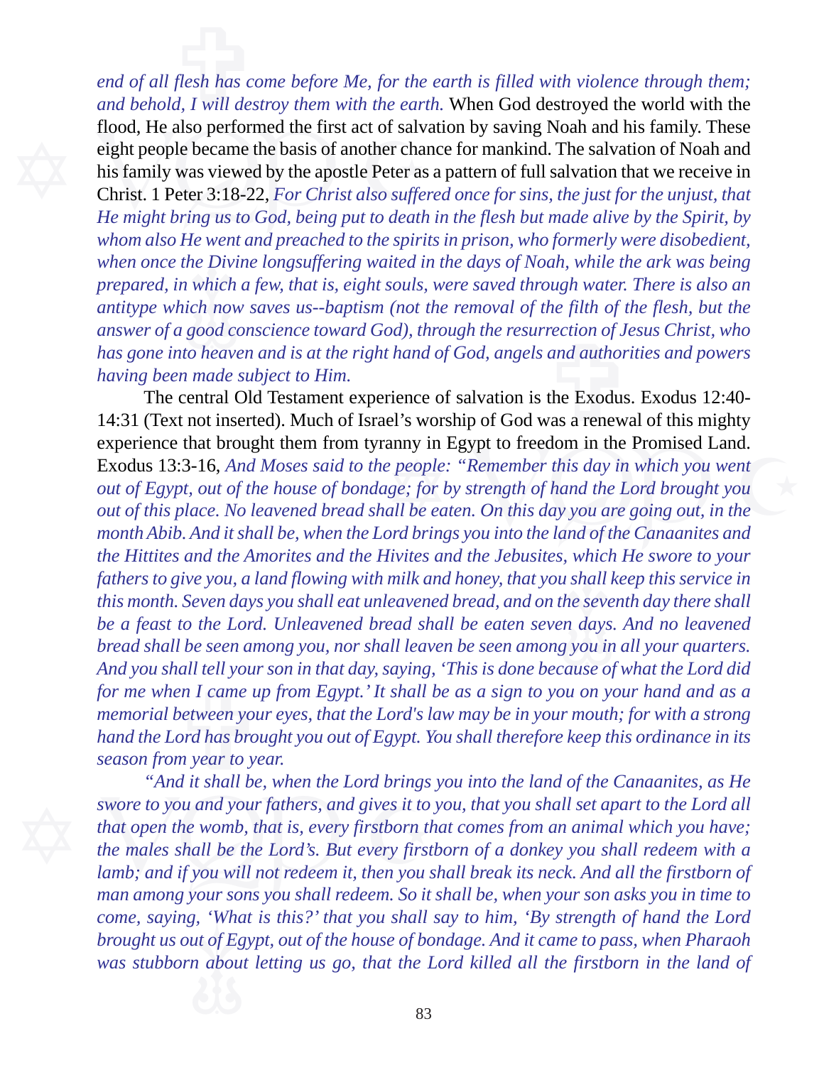*end of all flesh has come before Me, for the earth is filled with violence through them; and behold, I will destroy them with the earth.* When God destroyed the world with the flood, He also performed the first act of salvation by saving Noah and his family. These eight people became the basis of another chance for mankind. The salvation of Noah and his family was viewed by the apostle Peter as a pattern of full salvation that we receive in Christ. 1 Peter 3:18-22, *For Christ also suffered once for sins, the just for the unjust, that He might bring us to God, being put to death in the flesh but made alive by the Spirit, by whom also He went and preached to the spirits in prison, who formerly were disobedient, when once the Divine longsuffering waited in the days of Noah, while the ark was being prepared, in which a few, that is, eight souls, were saved through water. There is also an antitype which now saves us--baptism (not the removal of the filth of the flesh, but the answer of a good conscience toward God), through the resurrection of Jesus Christ, who has gone into heaven and is at the right hand of God, angels and authorities and powers having been made subject to Him.*

The central Old Testament experience of salvation is the Exodus. Exodus 12:40-14:31 (Text not inserted). Much of Israel's worship of God was a renewal of this mighty experience that brought them from tyranny in Egypt to freedom in the Promised Land. Exodus 13:3-16, *And Moses said to the people: "Remember this day in which you went out of Egypt, out of the house of bondage; for by strength of hand the Lord brought you out of this place. No leavened bread shall be eaten. On this day you are going out, in the month Abib. And it shall be, when the Lord brings you into the land of the Canaanites and the Hittites and the Amorites and the Hivites and the Jebusites, which He swore to your fathers to give you, a land flowing with milk and honey, that you shall keep this service in this month. Seven days you shall eat unleavened bread, and on the seventh day there shall be a feast to the Lord. Unleavened bread shall be eaten seven days. And no leavened bread shall be seen among you, nor shall leaven be seen among you in all your quarters. And you shall tell your son in that day, saying, 'This is done because of what the Lord did for me when I came up from Egypt.' It shall be as a sign to you on your hand and as a memorial between your eyes, that the Lord's law may be in your mouth; for with a strong hand the Lord has brought you out of Egypt. You shall therefore keep this ordinance in its season from year to year.*

*"And it shall be, when the Lord brings you into the land of the Canaanites, as He swore to you and your fathers, and gives it to you, that you shall set apart to the Lord all that open the womb, that is, every firstborn that comes from an animal which you have; the males shall be the Lord's. But every firstborn of a donkey you shall redeem with a lamb; and if you will not redeem it, then you shall break its neck. And all the firstborn of man among your sons you shall redeem. So it shall be, when your son asks you in time to come, saying, 'What is this?' that you shall say to him, 'By strength of hand the Lord brought us out of Egypt, out of the house of bondage. And it came to pass, when Pharaoh was stubborn about letting us go, that the Lord killed all the firstborn in the land of*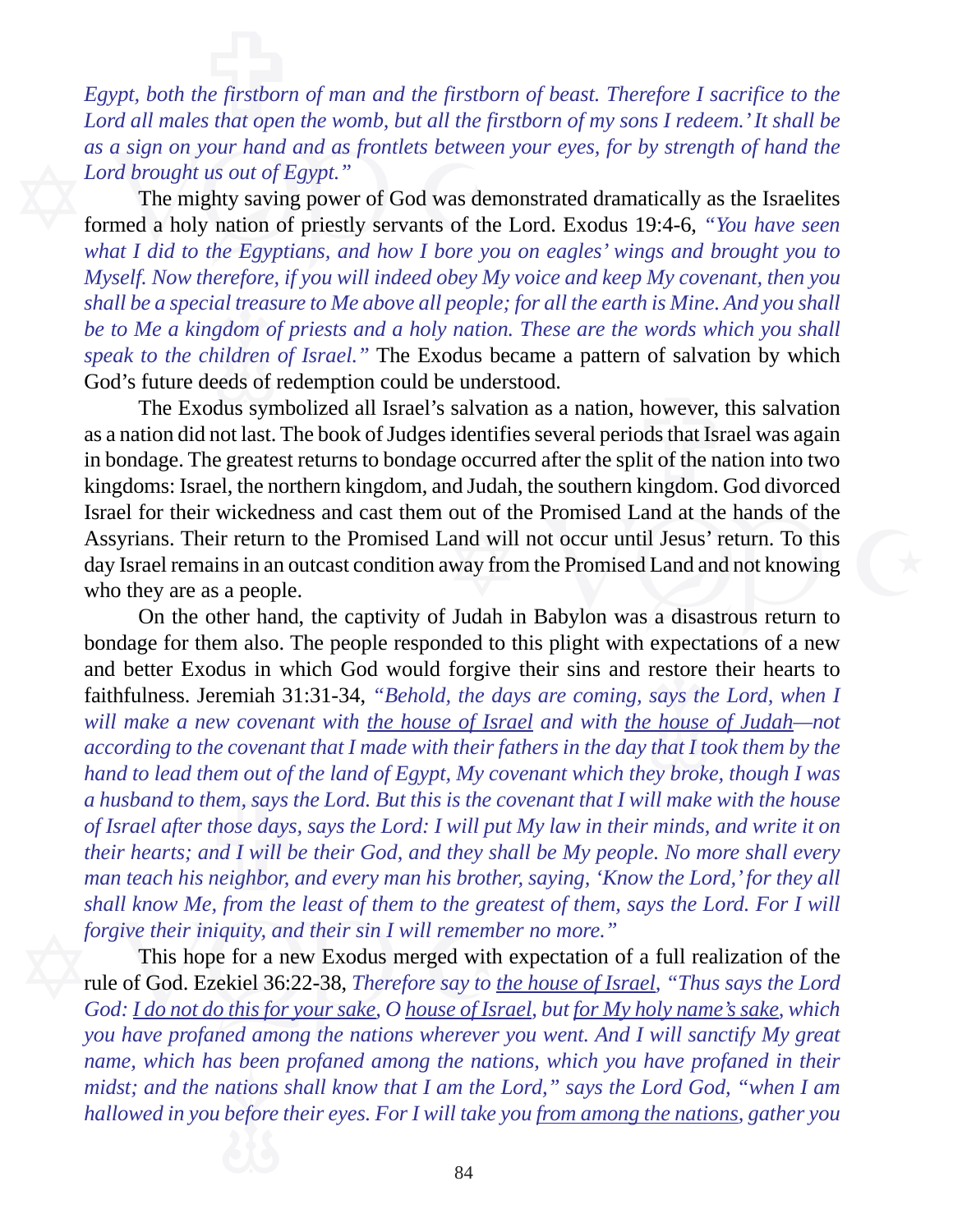*Egypt, both the firstborn of man and the firstborn of beast. Therefore I sacrifice to the Lord all males that open the womb, but all the firstborn of my sons I redeem.' It shall be as a sign on your hand and as frontlets between your eyes, for by strength of hand the Lord brought us out of Egypt."*

The mighty saving power of God was demonstrated dramatically as the Israelites formed a holy nation of priestly servants of the Lord. Exodus 19:4-6, *"You have seen what I did to the Egyptians, and how I bore you on eagles' wings and brought you to Myself. Now therefore, if you will indeed obey My voice and keep My covenant, then you shall be a special treasure to Me above all people; for all the earth is Mine. And you shall be to Me a kingdom of priests and a holy nation. These are the words which you shall speak to the children of Israel."* The Exodus became a pattern of salvation by which God's future deeds of redemption could be understood.

The Exodus symbolized all Israel's salvation as a nation, however, this salvation as a nation did not last. The book of Judges identifies several periods that Israel was again in bondage. The greatest returns to bondage occurred after the split of the nation into two kingdoms: Israel, the northern kingdom, and Judah, the southern kingdom. God divorced Israel for their wickedness and cast them out of the Promised Land at the hands of the Assyrians. Their return to the Promised Land will not occur until Jesus' return. To this day Israel remains in an outcast condition away from the Promised Land and not knowing who they are as a people.

On the other hand, the captivity of Judah in Babylon was a disastrous return to bondage for them also. The people responded to this plight with expectations of a new and better Exodus in which God would forgive their sins and restore their hearts to faithfulness. Jeremiah 31:31-34, *"Behold, the days are coming, says the Lord, when I will make a new covenant with <u>the house of Israel</u> and with <u>the house of Judah</u>—not according to the covenant that I made with their fathers in the day that I took them by the hand to lead them out of the land of Egypt, My covenant which they broke, though I was a husband to them, says the Lord. But this is the covenant that I will make with the house of Israel after those days, says the Lord: I will put My law in their minds, and write it on their hearts; and I will be their God, and they shall be My people. No more shall every man teach his neighbor, and every man his brother, saying, 'Know the Lord,' for they all shall know Me, from the least of them to the greatest of them, says the Lord. For I will forgive their iniquity, and their sin I will remember no more."*

This hope for a new Exodus merged with expectation of a full realization of the rule of God. Ezekiel 36:22-38, *Therefore say to <u>the house of Israel</u>, "Thus says the Lord God: <u>I do not do this for your sake</u>, O <u>house of Israel</u>, but <u>for My holy name's sake</u>, which you have profaned among the nations wherever you went. And I will sanctify My great name, which has been profaned among the nations, which you have profaned in their midst; and the nations shall know that I am the Lord," says the Lord God, "when I am hallowed in you before their eyes. For I will take you <u>from among the nations</u>, gather you*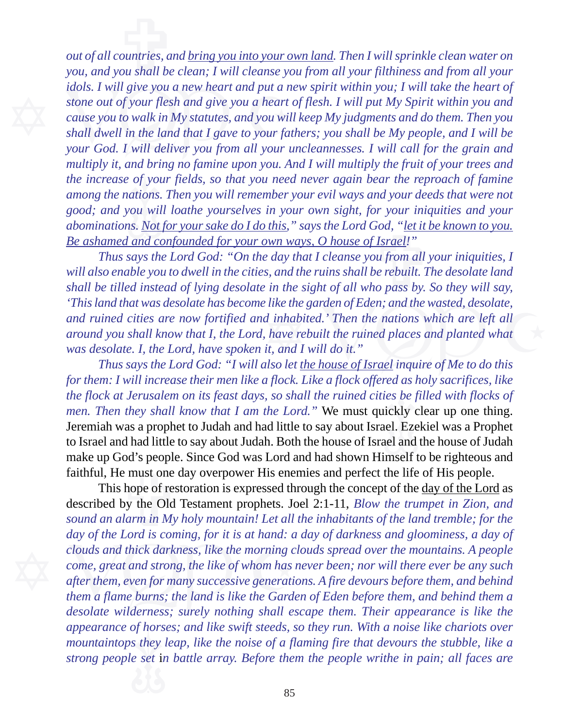*out of all countries, and <u>bring you into your own land</u>. Then I will sprinkle clean water on you, and you shall be clean; I will cleanse you from all your filthiness and from all your idols. I will give you a new heart and put a new spirit within you; I will take the heart of stone out of your flesh and give you a heart of flesh. I will put My Spirit within you and cause you to walk in My statutes, and you will keep My judgments and do them. Then you shall dwell in the land that I gave to your fathers; you shall be My people, and I will be your God. I will deliver you from all your uncleannesses. I will call for the grain and multiply it, and bring no famine upon you. And I will multiply the fruit of your trees and the increase of your fields, so that you need never again bear the reproach of famine among the nations. Then you will remember your evil ways and your deeds that were not good; and you will loathe yourselves in your own sight, for your iniquities and your abominations. <u>Not for your sake do I do this</u>," says the Lord God, "<u>let it be known to you. Be ashamed and confounded for your own ways, O house of Israel</u>!"*

*Thus says the Lord God: "On the day that I cleanse you from all your iniquities, I will also enable you to dwell in the cities, and the ruins shall be rebuilt. The desolate land shall be tilled instead of lying desolate in the sight of all who pass by. So they will say, 'This land that was desolate has become like the garden of Eden; and the wasted, desolate, and ruined cities are now fortified and inhabited.' Then the nations which are left all around you shall know that I, the Lord, have rebuilt the ruined places and planted what was desolate. I, the Lord, have spoken it, and I will do it."*

*Thus says the Lord God: "I will also let <u>the house of Israel</u> inquire of Me to do this for them: I will increase their men like a flock. Like a flock offered as holy sacrifices, like the flock at Jerusalem on its feast days, so shall the ruined cities be filled with flocks of men. Then they shall know that I am the Lord."* We must quickly clear up one thing. Jeremiah was a prophet to Judah and had little to say about Israel. Ezekiel was a Prophet to Israel and had little to say about Judah. Both the house of Israel and the house of Judah make up God's people. Since God was Lord and had shown Himself to be righteous and faithful, He must one day overpower His enemies and perfect the life of His people.

This hope of restoration is expressed through the concept of the <u>day of the Lord</u> as described by the Old Testament prophets. Joel 2:1-11, *Blow the trumpet in Zion, and sound an alarm in My holy mountain! Let all the inhabitants of the land tremble; for the day of the Lord is coming, for it is at hand: a day of darkness and gloominess, a day of clouds and thick darkness, like the morning clouds spread over the mountains. A people come, great and strong, the like of whom has never been; nor will there ever be any such after them, even for many successive generations. A fire devours before them, and behind them a flame burns; the land is like the Garden of Eden before them, and behind them a desolate wilderness; surely nothing shall escape them. Their appearance is like the appearance of horses; and like swift steeds, so they run. With a noise like chariots over mountaintops they leap, like the noise of a flaming fire that devours the stubble, like a strong people set in battle array. Before them the people writhe in pain; all faces are*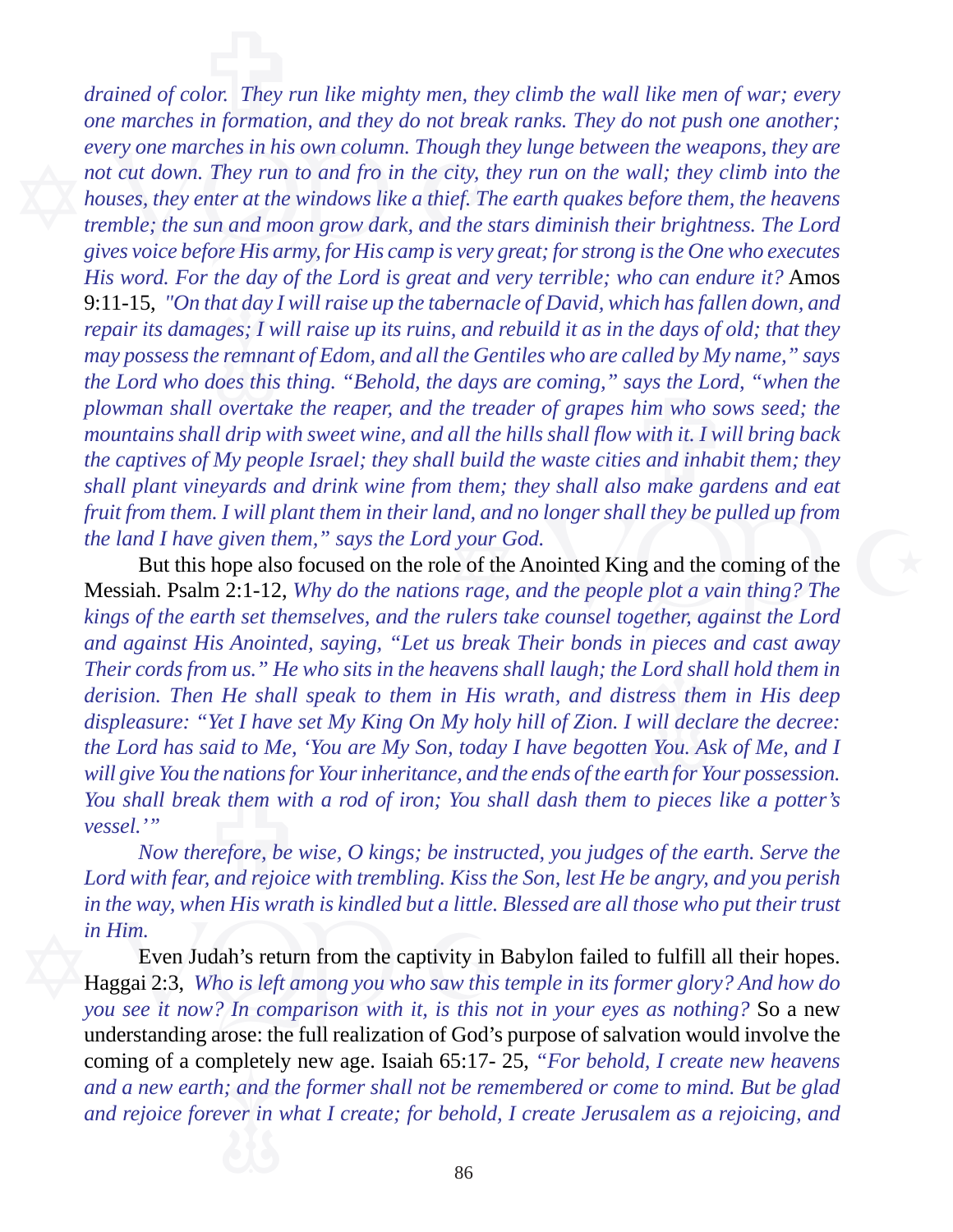*drained of color. They run like mighty men, they climb the wall like men of war; every one marches in formation, and they do not break ranks. They do not push one another; every one marches in his own column. Though they lunge between the weapons, they are not cut down. They run to and fro in the city, they run on the wall; they climb into the houses, they enter at the windows like a thief. The earth quakes before them, the heavens tremble; the sun and moon grow dark, and the stars diminish their brightness. The Lord gives voice before His army, for His camp is very great; for strong is the One who executes His word. For the day of the Lord is great and very terrible; who can endure it?* Amos 9:11-15, *"On that day I will raise up the tabernacle of David, which has fallen down, and repair its damages; I will raise up its ruins, and rebuild it as in the days of old; that they may possess the remnant of Edom, and all the Gentiles who are called by My name," says the Lord who does this thing. "Behold, the days are coming," says the Lord, "when the plowman shall overtake the reaper, and the treader of grapes him who sows seed; the mountains shall drip with sweet wine, and all the hills shall flow with it. I will bring back the captives of My people Israel; they shall build the waste cities and inhabit them; they shall plant vineyards and drink wine from them; they shall also make gardens and eat fruit from them. I will plant them in their land, and no longer shall they be pulled up from the land I have given them," says the Lord your God.*

But this hope also focused on the role of the Anointed King and the coming of the Messiah. Psalm 2:1-12, *Why do the nations rage, and the people plot a vain thing? The kings of the earth set themselves, and the rulers take counsel together, against the Lord and against His Anointed, saying, "Let us break Their bonds in pieces and cast away Their cords from us." He who sits in the heavens shall laugh; the Lord shall hold them in derision. Then He shall speak to them in His wrath, and distress them in His deep displeasure: "Yet I have set My King On My holy hill of Zion. I will declare the decree: the Lord has said to Me, 'You are My Son, today I have begotten You. Ask of Me, and I will give You the nations for Your inheritance, and the ends of the earth for Your possession. You shall break them with a rod of iron; You shall dash them to pieces like a potter's vessel.'"*

*Now therefore, be wise, O kings; be instructed, you judges of the earth. Serve the Lord with fear, and rejoice with trembling. Kiss the Son, lest He be angry, and you perish in the way, when His wrath is kindled but a little. Blessed are all those who put their trust in Him.*

Even Judah's return from the captivity in Babylon failed to fulfill all their hopes. Haggai 2:3, *Who is left among you who saw this temple in its former glory? And how do you see it now? In comparison with it, is this not in your eyes as nothing?* So a new understanding arose: the full realization of God's purpose of salvation would involve the coming of a completely new age. Isaiah 65:17- 25, *"For behold, I create new heavens and a new earth; and the former shall not be remembered or come to mind. But be glad and rejoice forever in what I create; for behold, I create Jerusalem as a rejoicing, and*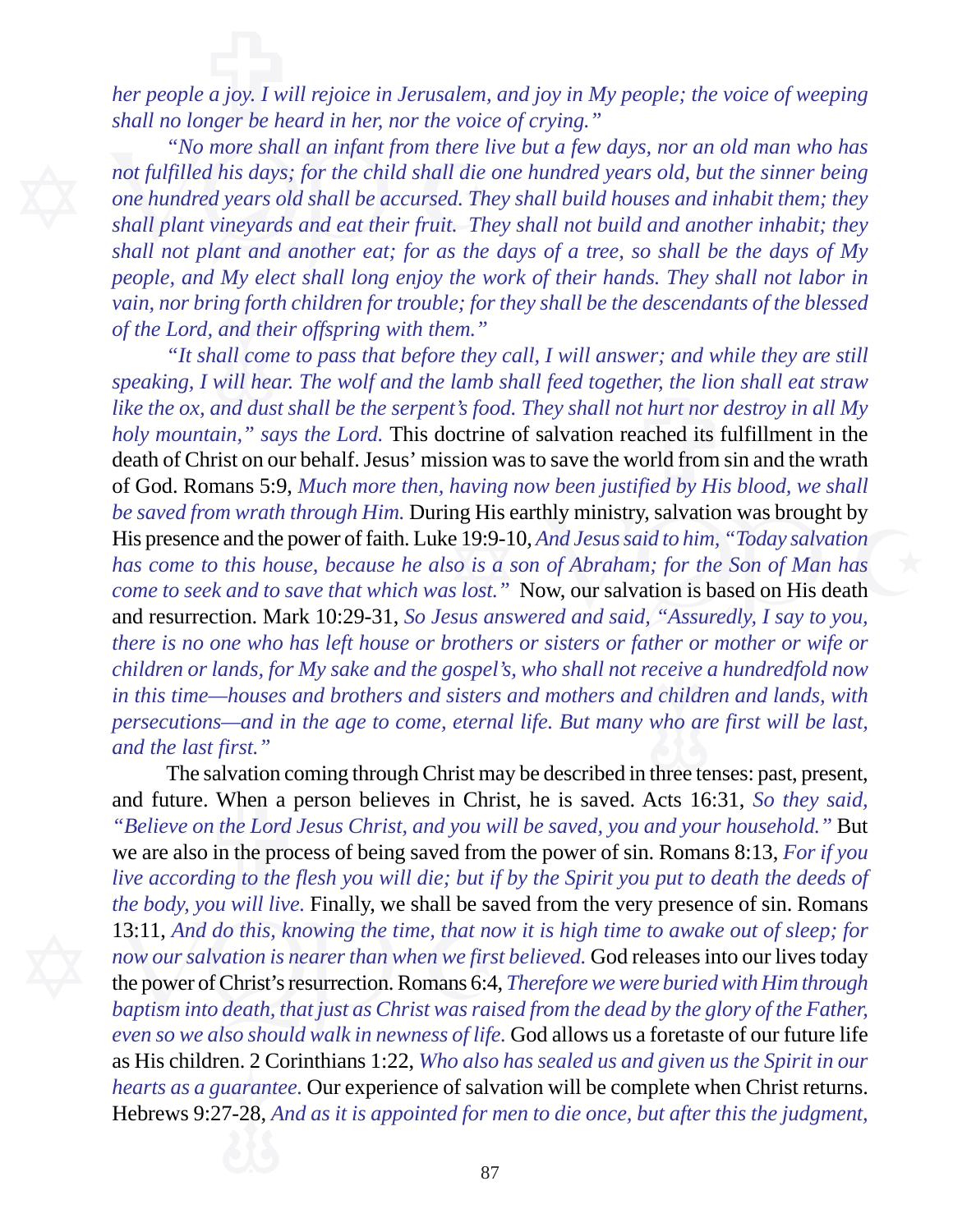*her people a joy. I will rejoice in Jerusalem, and joy in My people; the voice of weeping shall no longer be heard in her, nor the voice of crying."*

*"No more shall an infant from there live but a few days, nor an old man who has not fulfilled his days; for the child shall die one hundred years old, but the sinner being one hundred years old shall be accursed. They shall build houses and inhabit them; they shall plant vineyards and eat their fruit. They shall not build and another inhabit; they shall not plant and another eat; for as the days of a tree, so shall be the days of My people, and My elect shall long enjoy the work of their hands. They shall not labor in vain, nor bring forth children for trouble; for they shall be the descendants of the blessed of the Lord, and their offspring with them."*

*"It shall come to pass that before they call, I will answer; and while they are still speaking, I will hear. The wolf and the lamb shall feed together, the lion shall eat straw like the ox, and dust shall be the serpent's food. They shall not hurt nor destroy in all My holy mountain," says the Lord.* This doctrine of salvation reached its fulfillment in the death of Christ on our behalf. Jesus' mission was to save the world from sin and the wrath of God. Romans 5:9, *Much more then, having now been justified by His blood, we shall be saved from wrath through Him.* During His earthly ministry, salvation was brought by His presence and the power of faith. Luke 19:9-10, *And Jesus said to him, "Today salvation has come to this house, because he also is a son of Abraham; for the Son of Man has come to seek and to save that which was lost."* Now, our salvation is based on His death and resurrection. Mark 10:29-31, *So Jesus answered and said, "Assuredly, I say to you, there is no one who has left house or brothers or sisters or father or mother or wife or children or lands, for My sake and the gospel's, who shall not receive a hundredfold now in this time—houses and brothers and sisters and mothers and children and lands, with persecutions—and in the age to come, eternal life. But many who are first will be last, and the last first."*

The salvation coming through Christ may be described in three tenses: past, present, and future. When a person believes in Christ, he is saved. Acts 16:31, *So they said, "Believe on the Lord Jesus Christ, and you will be saved, you and your household."* But we are also in the process of being saved from the power of sin. Romans 8:13, *For if you live according to the flesh you will die; but if by the Spirit you put to death the deeds of the body, you will live.* Finally, we shall be saved from the very presence of sin. Romans 13:11, *And do this, knowing the time, that now it is high time to awake out of sleep; for now our salvation is nearer than when we first believed.* God releases into our lives today the power of Christ's resurrection. Romans 6:4, *Therefore we were buried with Him through baptism into death, that just as Christ was raised from the dead by the glory of the Father, even so we also should walk in newness of life.* God allows us a foretaste of our future life as His children. 2 Corinthians 1:22, *Who also has sealed us and given us the Spirit in our hearts as a guarantee.* Our experience of salvation will be complete when Christ returns. Hebrews 9:27-28, *And as it is appointed for men to die once, but after this the judgment,*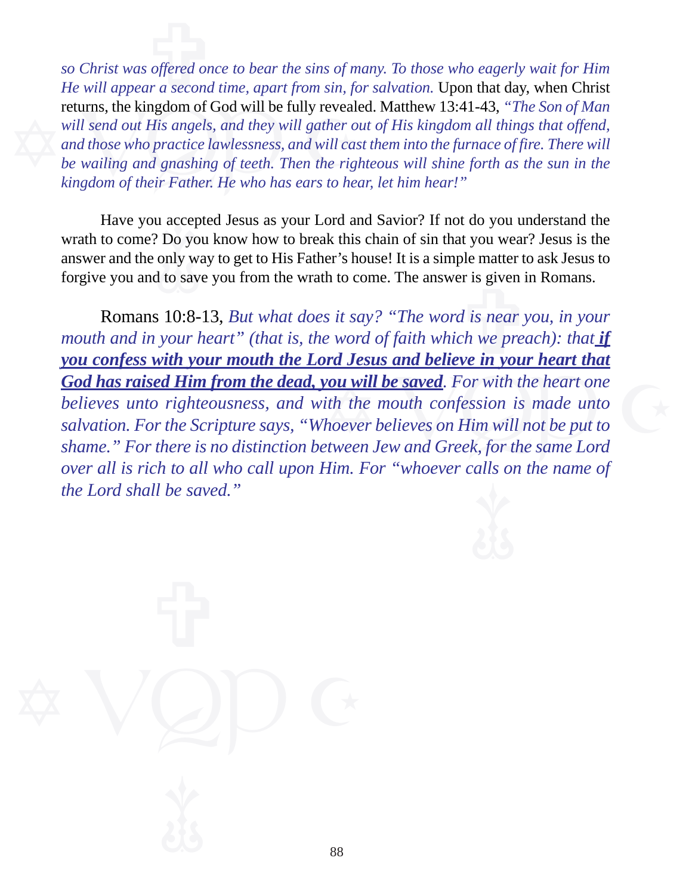*so Christ was offered once to bear the sins of many. To those who eagerly wait for Him He will appear a second time, apart from sin, for salvation.* Upon that day, when Christ returns, the kingdom of God will be fully revealed. Matthew 13:41-43, *"The Son of Man will send out His angels, and they will gather out of His kingdom all things that offend, and those who practice lawlessness, and will cast them into the furnace of fire. There will be wailing and gnashing of teeth. Then the righteous will shine forth as the sun in the kingdom of their Father. He who has ears to hear, let him hear!"*

Have you accepted Jesus as your Lord and Savior? If not do you understand the wrath to come? Do you know how to break this chain of sin that you wear? Jesus is the answer and the only way to get to His Father's house! It is a simple matter to ask Jesus to forgive you and to save you from the wrath to come. The answer is given in Romans.

Romans 10:8-13, *But what does it say? "The word is near you, in your mouth and in your heart" (that is, the word of faith which we preach): that **<u>if you confess with your mouth the Lord Jesus and believe in your heart that God has raised Him from the dead, you will be saved</u>**. For with the heart one believes unto righteousness, and with the mouth confession is made unto salvation. For the Scripture says, "Whoever believes on Him will not be put to shame." For there is no distinction between Jew and Greek, for the same Lord over all is rich to all who call upon Him. For "whoever calls on the name of the Lord shall be saved."*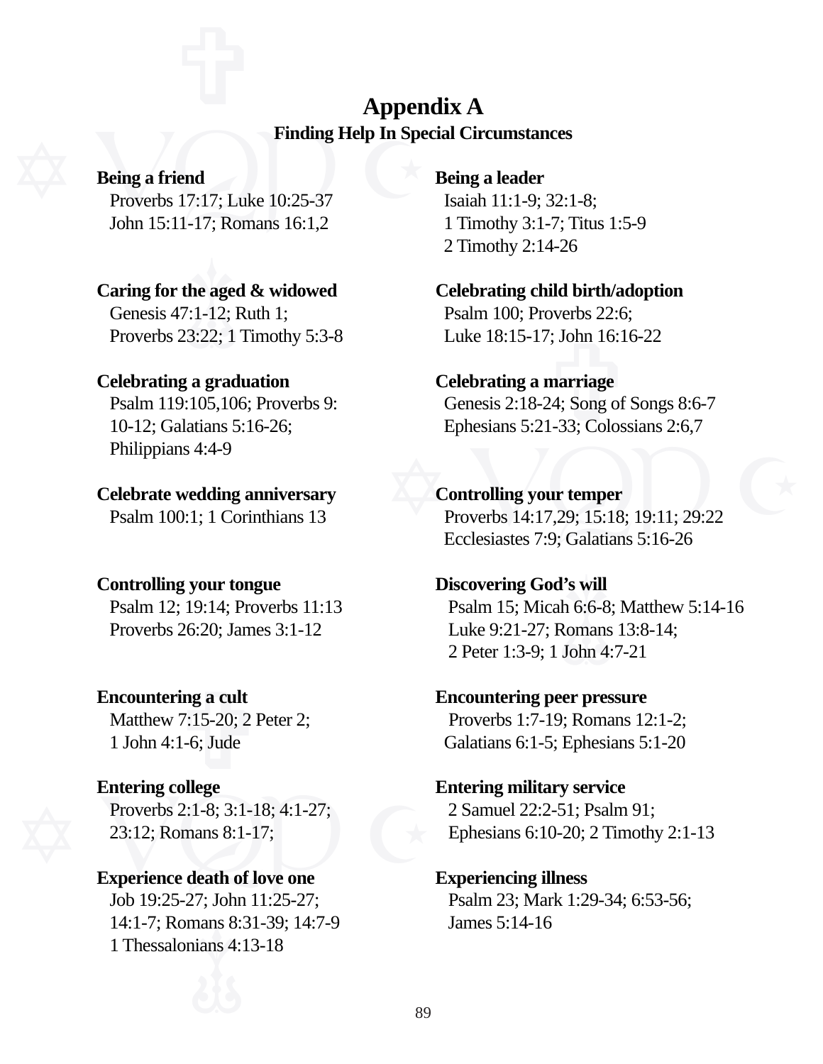# Appendix A

## Finding Help In Special Circumstances

**Being a friend**
Proverbs 17:17; Luke 10:25-37
John 15:11-17; Romans 16:1,2

**Being a leader**
Isaiah 11:1-9; 32:1-8;
1 Timothy 3:1-7; Titus 1:5-9
2 Timothy 2:14-26

**Caring for the aged & widowed**
Genesis 47:1-12; Ruth 1;
Proverbs 23:22; 1 Timothy 5:3-8

**Celebrating child birth/adoption**
Psalm 100; Proverbs 22:6;
Luke 18:15-17; John 16:16-22

**Celebrating a graduation**
Psalm 119:105,106; Proverbs 9:
10-12; Galatians 5:16-26;
Philippians 4:4-9

**Celebrating a marriage**
Genesis 2:18-24; Song of Songs 8:6-7
Ephesians 5:21-33; Colossians 2:6,7

**Celebrate wedding anniversary**
Psalm 100:1; 1 Corinthians 13

**Controlling your temper**
Proverbs 14:17,29; 15:18; 19:11; 29:22
Ecclesiastes 7:9; Galatians 5:16-26

**Controlling your tongue**
Psalm 12; 19:14; Proverbs 11:13
Proverbs 26:20; James 3:1-12

**Discovering God's will**
Psalm 15; Micah 6:6-8; Matthew 5:14-16
Luke 9:21-27; Romans 13:8-14;
2 Peter 1:3-9; 1 John 4:7-21

**Encountering a cult**
Matthew 7:15-20; 2 Peter 2;
1 John 4:1-6; Jude

**Encountering peer pressure**
Proverbs 1:7-19; Romans 12:1-2;
Galatians 6:1-5; Ephesians 5:1-20

**Entering college**
Proverbs 2:1-8; 3:1-18; 4:1-27;
23:12; Romans 8:1-17;

**Entering military service**
2 Samuel 22:2-51; Psalm 91;
Ephesians 6:10-20; 2 Timothy 2:1-13

**Experience death of love one**
Job 19:25-27; John 11:25-27;
14:1-7; Romans 8:31-39; 14:7-9
1 Thessalonians 4:13-18

**Experiencing illness**
Psalm 23; Mark 1:29-34; 6:53-56;
James 5:14-16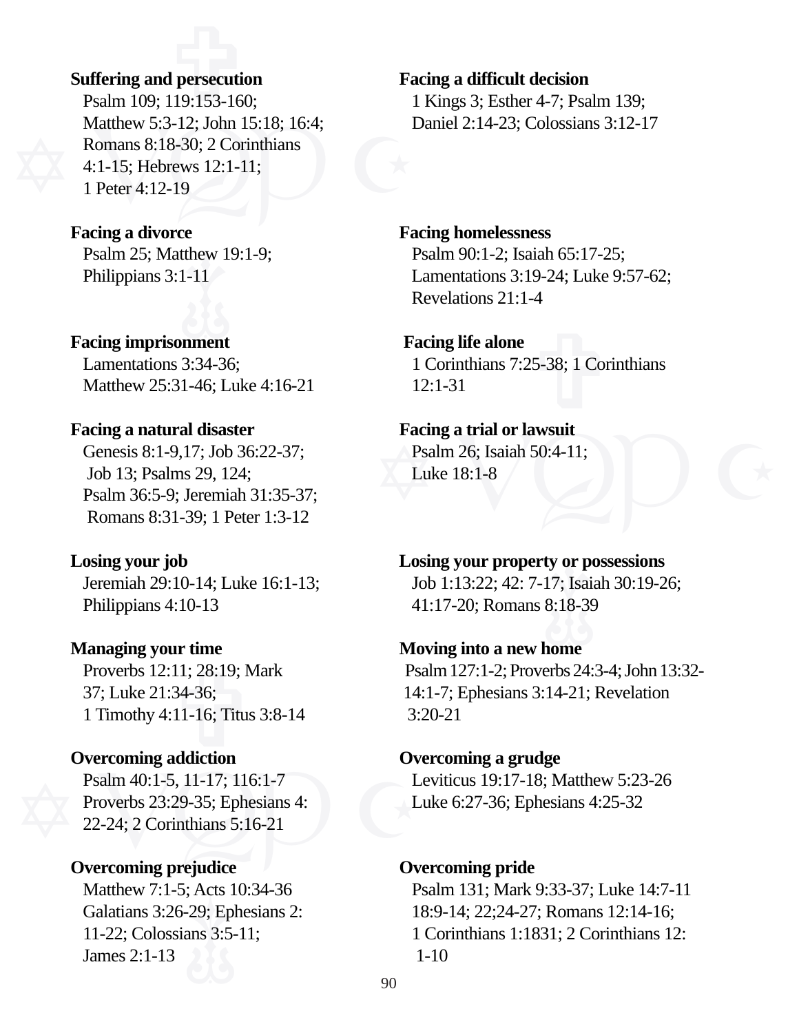**Suffering and persecution**
Psalm 109; 119:153-160; Matthew 5:3-12; John 15:18; 16:4; Romans 8:18-30; 2 Corinthians 4:1-15; Hebrews 12:1-11; 1 Peter 4:12-19

**Facing a divorce**
Psalm 25; Matthew 19:1-9; Philippians 3:1-11

**Facing imprisonment**
Lamentations 3:34-36; Matthew 25:31-46; Luke 4:16-21

**Facing a natural disaster**
Genesis 8:1-9,17; Job 36:22-37; Job 13; Psalms 29, 124; Psalm 36:5-9; Jeremiah 31:35-37; Romans 8:31-39; 1 Peter 1:3-12

**Losing your job**
Jeremiah 29:10-14; Luke 16:1-13; Philippians 4:10-13

**Managing your time**
Proverbs 12:11; 28:19; Mark 37; Luke 21:34-36; 1 Timothy 4:11-16; Titus 3:8-14

**Overcoming addiction**
Psalm 40:1-5, 11-17; 116:1-7 Proverbs 23:29-35; Ephesians 4: 22-24; 2 Corinthians 5:16-21

**Overcoming prejudice**
Matthew 7:1-5; Acts 10:34-36 Galatians 3:26-29; Ephesians 2: 11-22; Colossians 3:5-11; James 2:1-13

**Facing a difficult decision**
1 Kings 3; Esther 4-7; Psalm 139; Daniel 2:14-23; Colossians 3:12-17

**Facing homelessness**
Psalm 90:1-2; Isaiah 65:17-25; Lamentations 3:19-24; Luke 9:57-62; Revelations 21:1-4

**Facing life alone**
1 Corinthians 7:25-38; 1 Corinthians 12:1-31

**Facing a trial or lawsuit**
Psalm 26; Isaiah 50:4-11; Luke 18:1-8

**Losing your property or possessions**
Job 1:13:22; 42: 7-17; Isaiah 30:19-26; 41:17-20; Romans 8:18-39

**Moving into a new home**
Psalm 127:1-2; Proverbs 24:3-4; John 13:32-14:1-7; Ephesians 3:14-21; Revelation 3:20-21

**Overcoming a grudge**
Leviticus 19:17-18; Matthew 5:23-26 Luke 6:27-36; Ephesians 4:25-32

**Overcoming pride**
Psalm 131; Mark 9:33-37; Luke 14:7-11 18:9-14; 22;24-27; Romans 12:14-16; 1 Corinthians 1:1831; 2 Corinthians 12: 1-10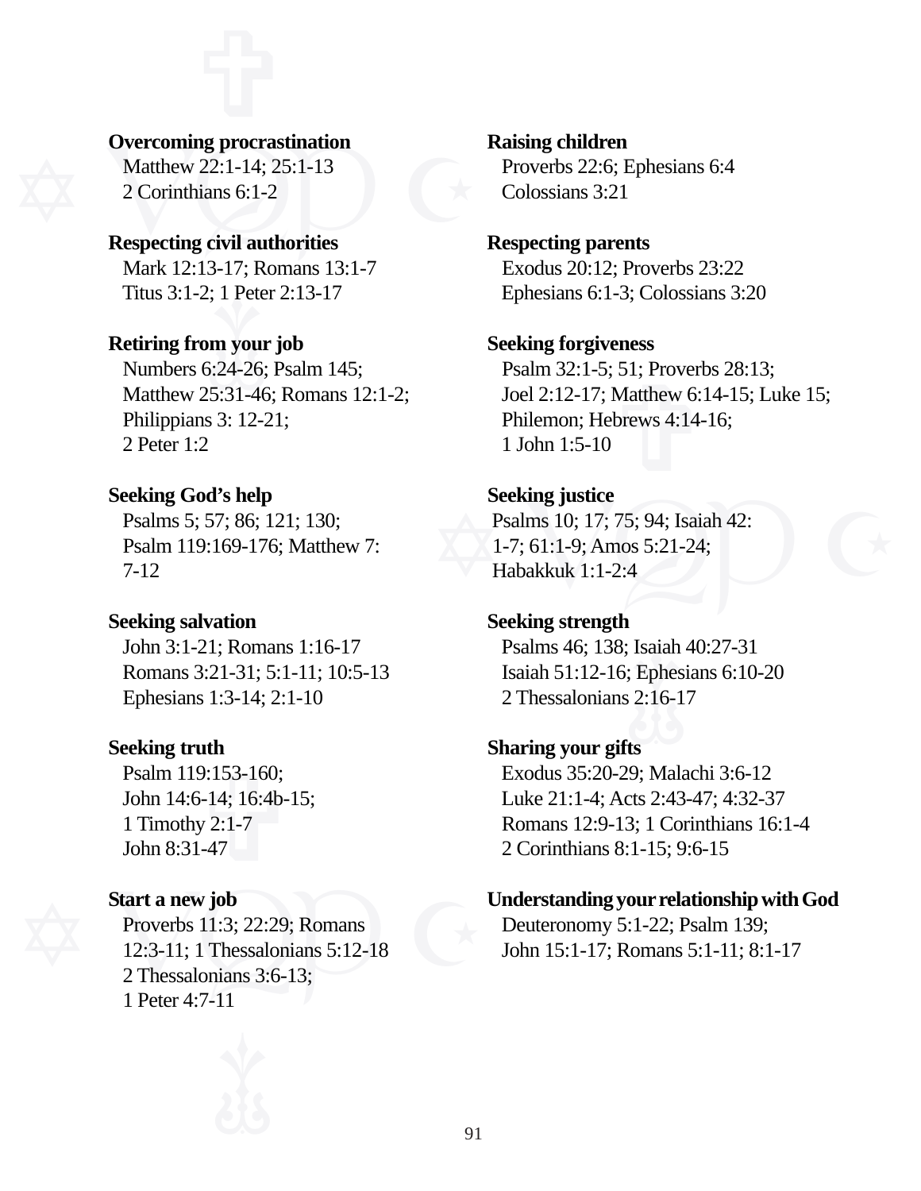**Overcoming procrastination**
Matthew 22:1-14; 25:1-13
2 Corinthians 6:1-2

**Respecting civil authorities**
Mark 12:13-17; Romans 13:1-7
Titus 3:1-2; 1 Peter 2:13-17

**Retiring from your job**
Numbers 6:24-26; Psalm 145;
Matthew 25:31-46; Romans 12:1-2;
Philippians 3: 12-21;
2 Peter 1:2

**Seeking God's help**
Psalms 5; 57; 86; 121; 130;
Psalm 119:169-176; Matthew 7:
7-12

**Seeking salvation**
John 3:1-21; Romans 1:16-17
Romans 3:21-31; 5:1-11; 10:5-13
Ephesians 1:3-14; 2:1-10

**Seeking truth**
Psalm 119:153-160;
John 14:6-14; 16:4b-15;
1 Timothy 2:1-7
John 8:31-47

**Start a new job**
Proverbs 11:3; 22:29; Romans
12:3-11; 1 Thessalonians 5:12-18
2 Thessalonians 3:6-13;
1 Peter 4:7-11

**Raising children**
Proverbs 22:6; Ephesians 6:4
Colossians 3:21

**Respecting parents**
Exodus 20:12; Proverbs 23:22
Ephesians 6:1-3; Colossians 3:20

**Seeking forgiveness**
Psalm 32:1-5; 51; Proverbs 28:13;
Joel 2:12-17; Matthew 6:14-15; Luke 15;
Philemon; Hebrews 4:14-16;
1 John 1:5-10

**Seeking justice**
Psalms 10; 17; 75; 94; Isaiah 42:
1-7; 61:1-9; Amos 5:21-24;
Habakkuk 1:1-2:4

**Seeking strength**
Psalms 46; 138; Isaiah 40:27-31
Isaiah 51:12-16; Ephesians 6:10-20
2 Thessalonians 2:16-17

**Sharing your gifts**
Exodus 35:20-29; Malachi 3:6-12
Luke 21:1-4; Acts 2:43-47; 4:32-37
Romans 12:9-13; 1 Corinthians 16:1-4
2 Corinthians 8:1-15; 9:6-15

**Understanding your relationship with God**
Deuteronomy 5:1-22; Psalm 139;
John 15:1-17; Romans 5:1-11; 8:1-17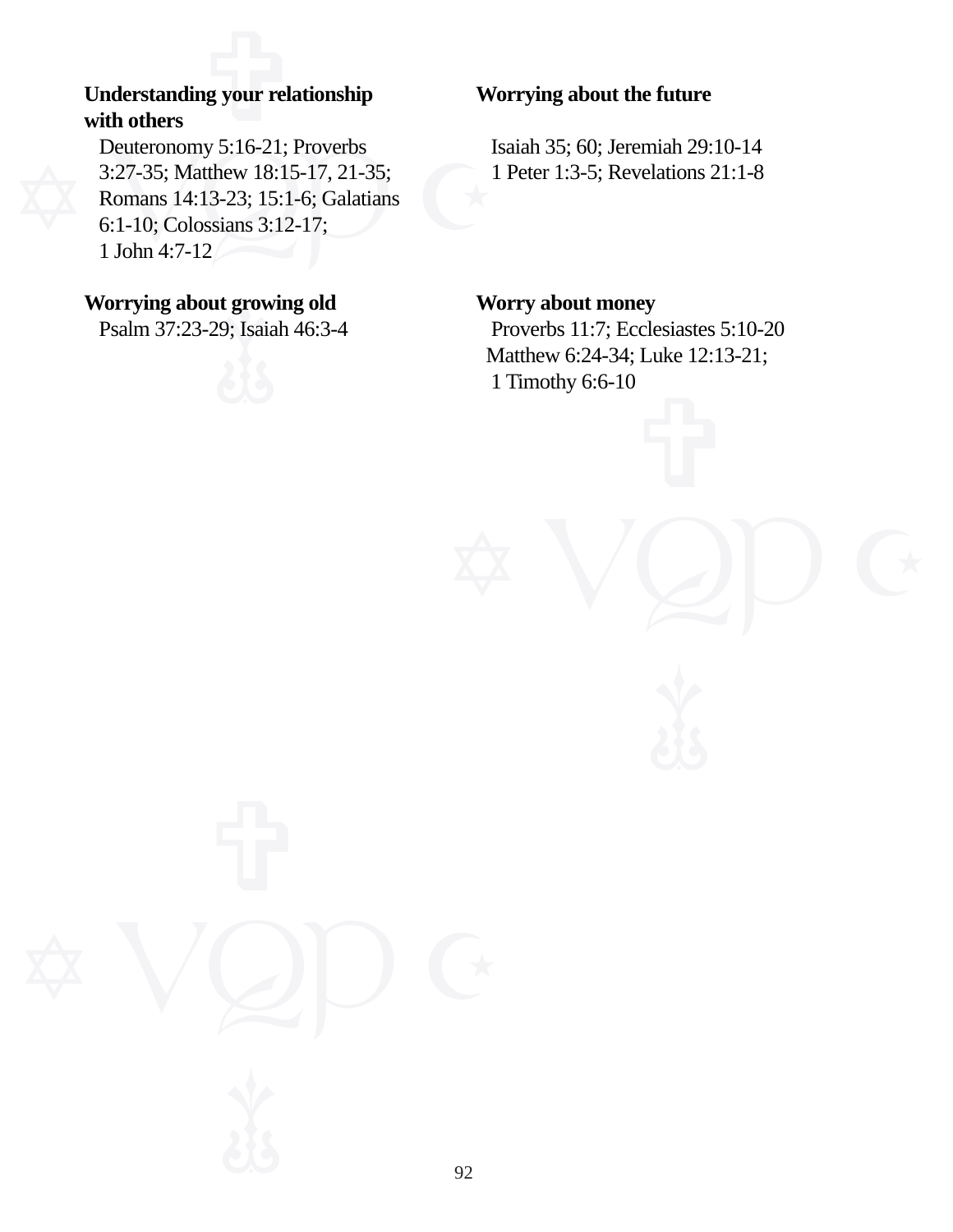**Understanding your relationship with others**

Deuteronomy 5:16-21; Proverbs 3:27-35; Matthew 18:15-17, 21-35; Romans 14:13-23; 15:1-6; Galatians 6:1-10; Colossians 3:12-17; 1 John 4:7-12

**Worrying about growing old**

Psalm 37:23-29; Isaiah 46:3-4

**Worrying about the future**

Isaiah 35; 60; Jeremiah 29:10-14
1 Peter 1:3-5; Revelations 21:1-8

**Worry about money**

Proverbs 11:7; Ecclesiastes 5:10-20
Matthew 6:24-34; Luke 12:13-21;
1 Timothy 6:6-10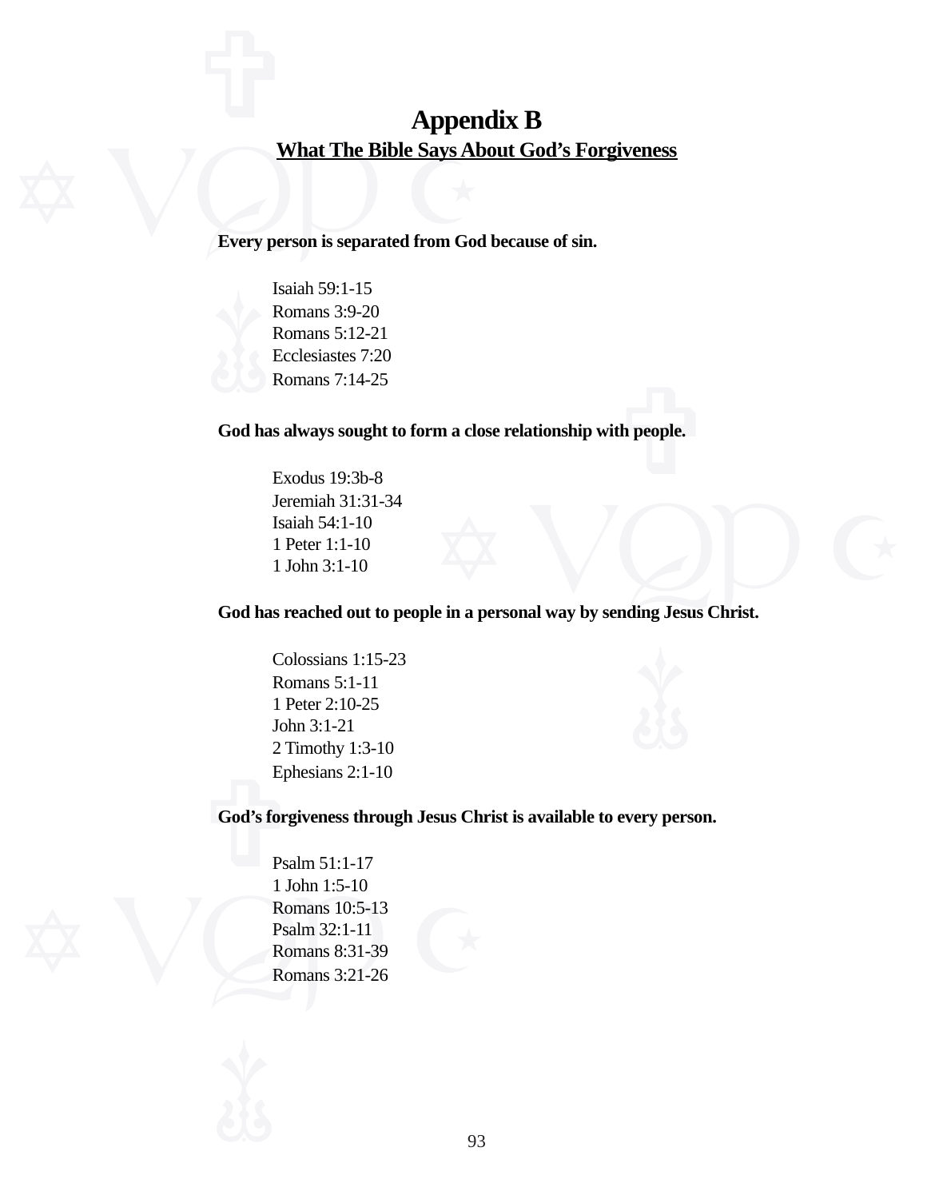# Appendix B

## What The Bible Says About God's Forgiveness

**Every person is separated from God because of sin.**

Isaiah 59:1-15
Romans 3:9-20
Romans 5:12-21
Ecclesiastes 7:20
Romans 7:14-25

**God has always sought to form a close relationship with people.**

Exodus 19:3b-8
Jeremiah 31:31-34
Isaiah 54:1-10
1 Peter 1:1-10
1 John 3:1-10

**God has reached out to people in a personal way by sending Jesus Christ.**

Colossians 1:15-23
Romans 5:1-11
1 Peter 2:10-25
John 3:1-21
2 Timothy 1:3-10
Ephesians 2:1-10

**God's forgiveness through Jesus Christ is available to every person.**

Psalm 51:1-17
1 John 1:5-10
Romans 10:5-13
Psalm 32:1-11
Romans 8:31-39
Romans 3:21-26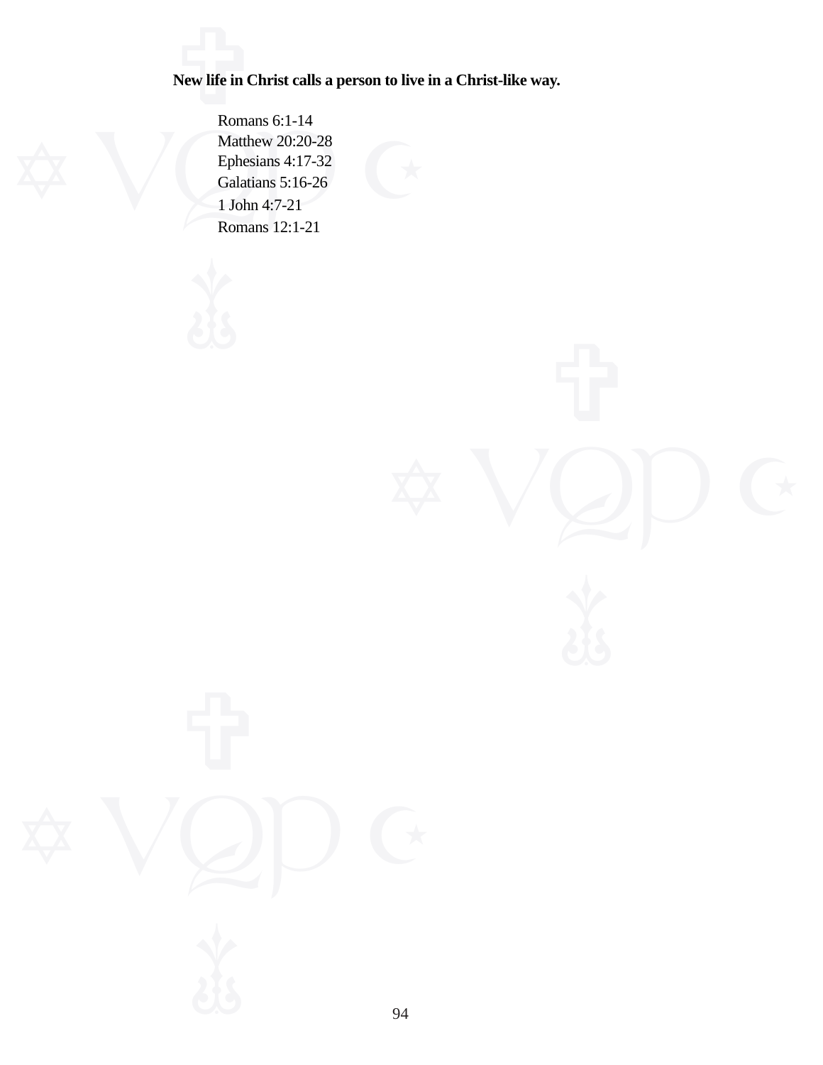**New life in Christ calls a person to live in a Christ-like way.**

Romans 6:1-14
Matthew 20:20-28
Ephesians 4:17-32
Galatians 5:16-26
1 John 4:7-21
Romans 12:1-21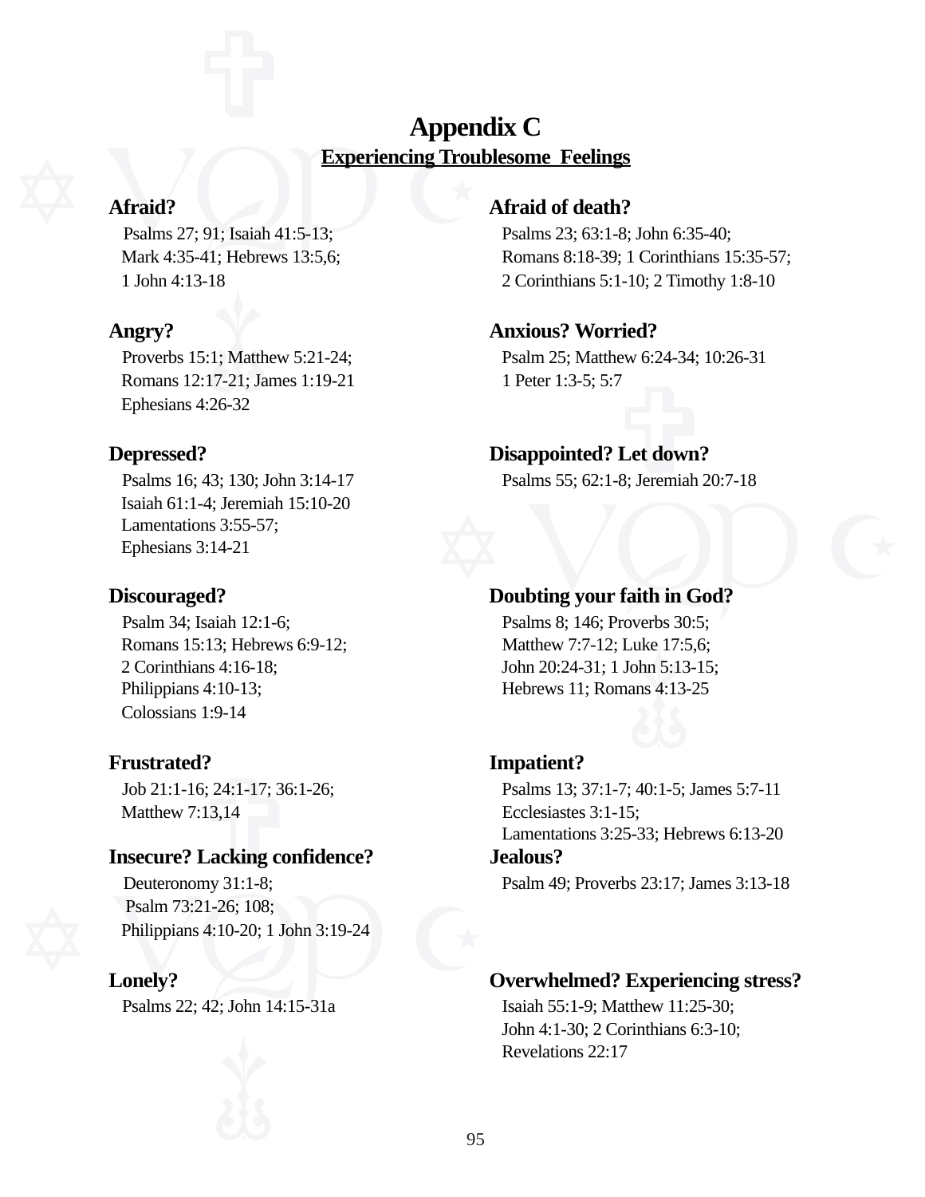# Appendix C

## Experiencing Troublesome Feelings

**Afraid?**
Psalms 27; 91; Isaiah 41:5-13;
Mark 4:35-41; Hebrews 13:5,6;
1 John 4:13-18

**Afraid of death?**
Psalms 23; 63:1-8; John 6:35-40;
Romans 8:18-39; 1 Corinthians 15:35-57;
2 Corinthians 5:1-10; 2 Timothy 1:8-10

**Angry?**
Proverbs 15:1; Matthew 5:21-24;
Romans 12:17-21; James 1:19-21
Ephesians 4:26-32

**Anxious? Worried?**
Psalm 25; Matthew 6:24-34; 10:26-31
1 Peter 1:3-5; 5:7

**Depressed?**
Psalms 16; 43; 130; John 3:14-17
Isaiah 61:1-4; Jeremiah 15:10-20
Lamentations 3:55-57;
Ephesians 3:14-21

**Disappointed? Let down?**
Psalms 55; 62:1-8; Jeremiah 20:7-18

**Discouraged?**
Psalm 34; Isaiah 12:1-6;
Romans 15:13; Hebrews 6:9-12;
2 Corinthians 4:16-18;
Philippians 4:10-13;
Colossians 1:9-14

**Doubting your faith in God?**
Psalms 8; 146; Proverbs 30:5;
Matthew 7:7-12; Luke 17:5,6;
John 20:24-31; 1 John 5:13-15;
Hebrews 11; Romans 4:13-25

**Frustrated?**
Job 21:1-16; 24:1-17; 36:1-26;
Matthew 7:13,14

**Impatient?**
Psalms 13; 37:1-7; 40:1-5; James 5:7-11
Ecclesiastes 3:1-15;
Lamentations 3:25-33; Hebrews 6:13-20

**Insecure? Lacking confidence?**
Deuteronomy 31:1-8;
Psalm 73:21-26; 108;
Philippians 4:10-20; 1 John 3:19-24

**Jealous?**
Psalm 49; Proverbs 23:17; James 3:13-18

**Lonely?**
Psalms 22; 42; John 14:15-31a

**Overwhelmed? Experiencing stress?**
Isaiah 55:1-9; Matthew 11:25-30;
John 4:1-30; 2 Corinthians 6:3-10;
Revelations 22:17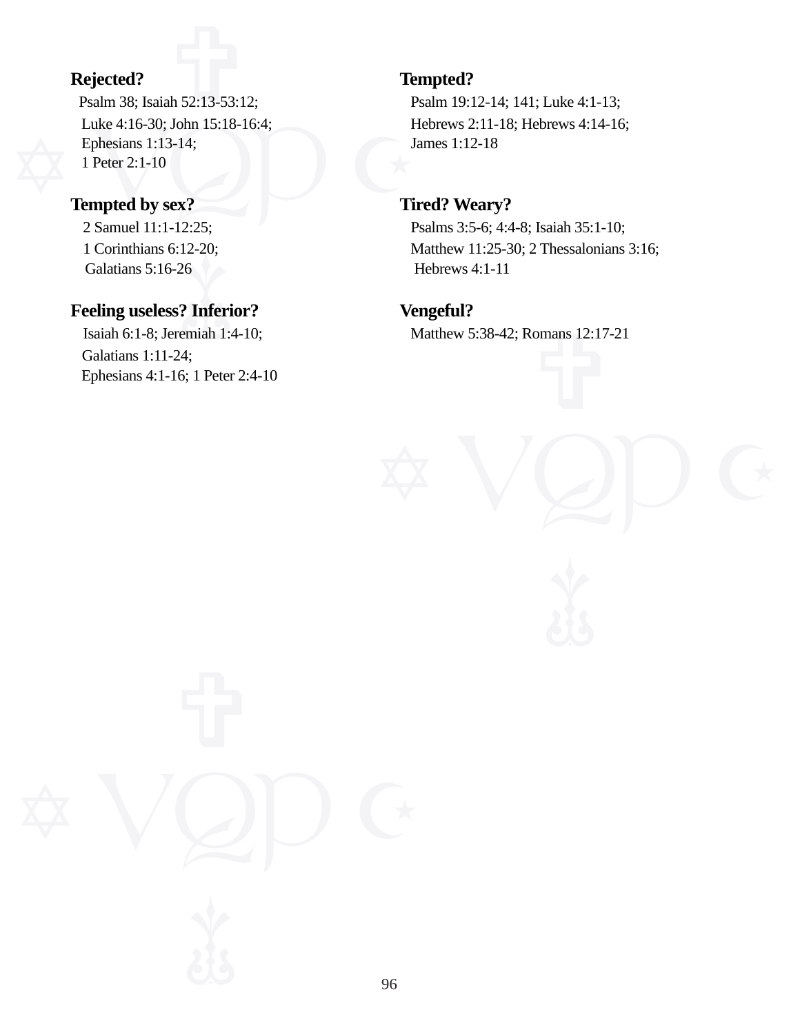**Rejected?**

Psalm 38; Isaiah 52:13-53:12;
Luke 4:16-30; John 15:18-16:4;
Ephesians 1:13-14;
1 Peter 2:1-10

**Tempted by sex?**

2 Samuel 11:1-12:25;
1 Corinthians 6:12-20;
Galatians 5:16-26

**Feeling useless? Inferior?**

Isaiah 6:1-8; Jeremiah 1:4-10;
Galatians 1:11-24;
Ephesians 4:1-16; 1 Peter 2:4-10

**Tempted?**

Psalm 19:12-14; 141; Luke 4:1-13;
Hebrews 2:11-18; Hebrews 4:14-16;
James 1:12-18

**Tired? Weary?**

Psalms 3:5-6; 4:4-8; Isaiah 35:1-10;
Matthew 11:25-30; 2 Thessalonians 3:16;
Hebrews 4:1-11

**Vengeful?**

Matthew 5:38-42; Romans 12:17-21